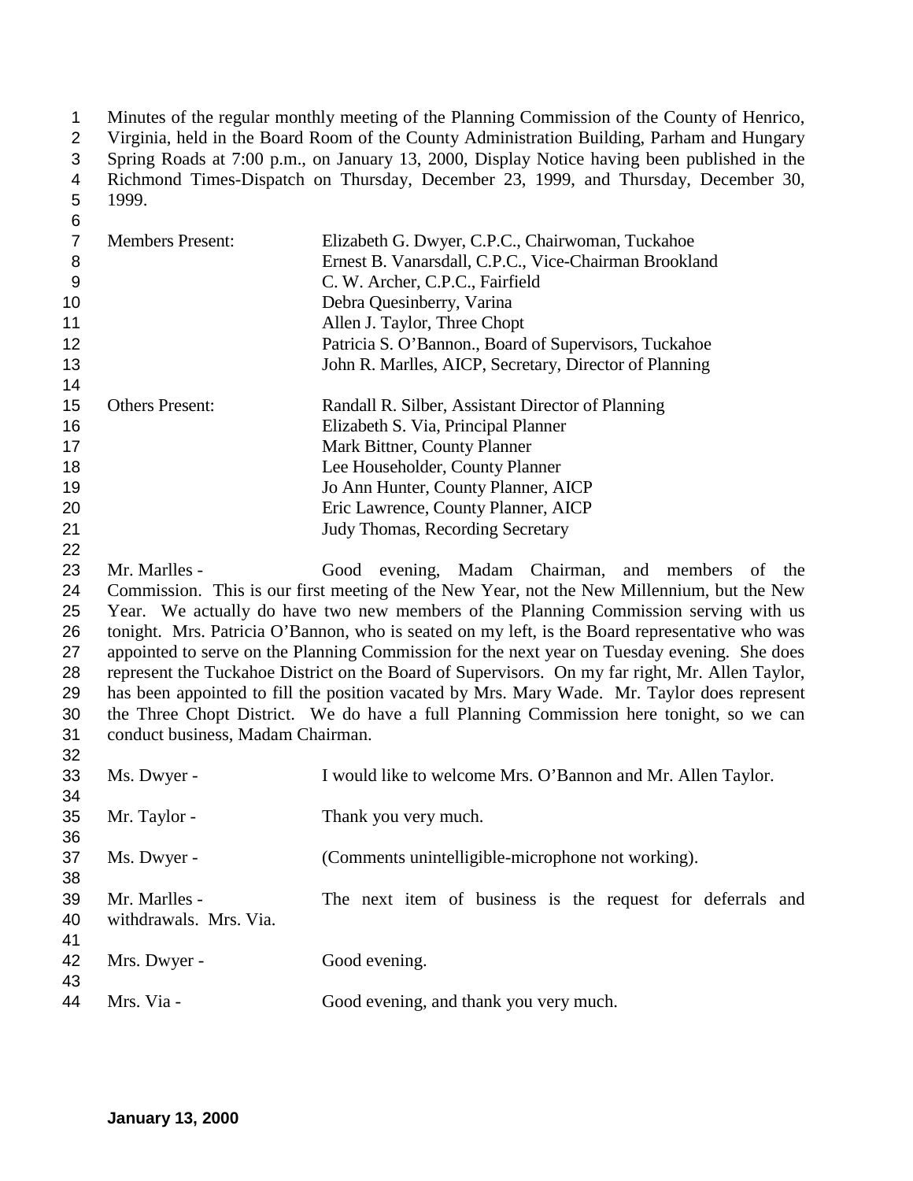Minutes of the regular monthly meeting of the Planning Commission of the County of Henrico, Virginia, held in the Board Room of the County Administration Building, Parham and Hungary Spring Roads at 7:00 p.m., on January 13, 2000, Display Notice having been published in the Richmond Times-Dispatch on Thursday, December 23, 1999, and Thursday, December 30, 1999.

| | |
|---|---|
| Members Present: | Elizabeth G. Dwyer, C.P.C., Chairwoman, Tuckahoe |
| | Ernest B. Vanarsdall, C.P.C., Vice-Chairman Brookland |
| | C. W. Archer, C.P.C., Fairfield |
| | Debra Quesinberry, Varina |
| | Allen J. Taylor, Three Chopt |
| | Patricia S. O'Bannon., Board of Supervisors, Tuckahoe |
| | John R. Marlles, AICP, Secretary, Director of Planning |
| Others Present: | Randall R. Silber, Assistant Director of Planning |
| | Elizabeth S. Via, Principal Planner |
| | Mark Bittner, County Planner |
| | Lee Householder, County Planner |
| | Jo Ann Hunter, County Planner, AICP |
| | Eric Lawrence, County Planner, AICP |
| | Judy Thomas, Recording Secretary |

Mr. Marlles - Good evening, Madam Chairman, and members of the Commission. This is our first meeting of the New Year, not the New Millennium, but the New Year. We actually do have two new members of the Planning Commission serving with us tonight. Mrs. Patricia O'Bannon, who is seated on my left, is the Board representative who was appointed to serve on the Planning Commission for the next year on Tuesday evening. She does represent the Tuckahoe District on the Board of Supervisors. On my far right, Mr. Allen Taylor, has been appointed to fill the position vacated by Mrs. Mary Wade. Mr. Taylor does represent the Three Chopt District. We do have a full Planning Commission here tonight, so we can conduct business, Madam Chairman.

Ms. Dwyer - I would like to welcome Mrs. O'Bannon and Mr. Allen Taylor.

Mr. Taylor - Thank you very much.

Ms. Dwyer - (Comments unintelligible-microphone not working).

Mr. Marlles - The next item of business is the request for deferrals and withdrawals. Mrs. Via.

Mrs. Dwyer - Good evening.

Mrs. Via - Good evening, and thank you very much.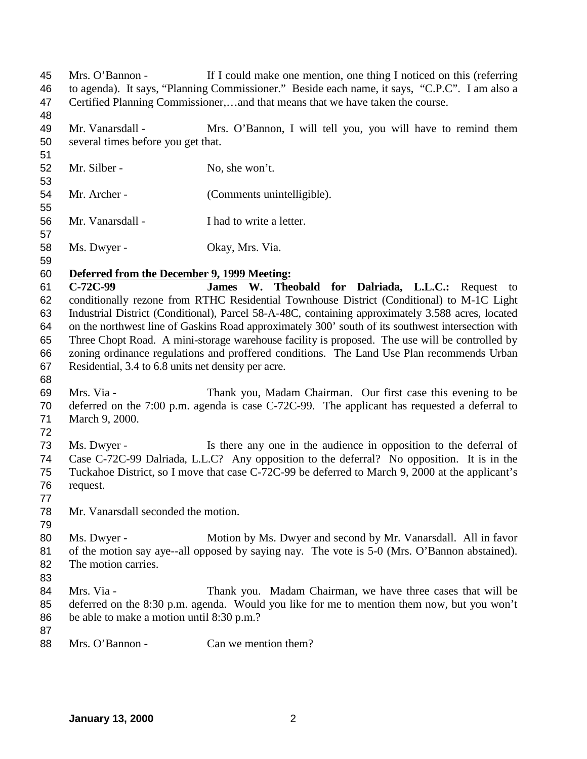Mrs. O'Bannon - If I could make one mention, one thing I noticed on this (referring to agenda). It says, "Planning Commissioner." Beside each name, it says, "C.P.C". I am also a Certified Planning Commissioner,…and that means that we have taken the course.

Mr. Vanarsdall - Mrs. O'Bannon, I will tell you, you will have to remind them several times before you get that.

Mr. Silber - No, she won't.

Mr. Archer - (Comments unintelligible).

Mr. Vanarsdall - I had to write a letter.

Ms. Dwyer - Okay, Mrs. Via.

**Deferred from the December 9, 1999 Meeting:**

**C-72C-99 James W. Theobald for Dalriada, L.L.C.:** Request to conditionally rezone from RTHC Residential Townhouse District (Conditional) to M-1C Light Industrial District (Conditional), Parcel 58-A-48C, containing approximately 3.588 acres, located on the northwest line of Gaskins Road approximately 300' south of its southwest intersection with Three Chopt Road. A mini-storage warehouse facility is proposed. The use will be controlled by zoning ordinance regulations and proffered conditions. The Land Use Plan recommends Urban Residential, 3.4 to 6.8 units net density per acre.

Mrs. Via - Thank you, Madam Chairman. Our first case this evening to be deferred on the 7:00 p.m. agenda is case C-72C-99. The applicant has requested a deferral to March 9, 2000.

Ms. Dwyer - Is there any one in the audience in opposition to the deferral of Case C-72C-99 Dalriada, L.L.C? Any opposition to the deferral? No opposition. It is in the Tuckahoe District, so I move that case C-72C-99 be deferred to March 9, 2000 at the applicant's request.

Mr. Vanarsdall seconded the motion.

Ms. Dwyer - Motion by Ms. Dwyer and second by Mr. Vanarsdall. All in favor of the motion say aye--all opposed by saying nay. The vote is 5-0 (Mrs. O'Bannon abstained). The motion carries.

Mrs. Via - Thank you. Madam Chairman, we have three cases that will be deferred on the 8:30 p.m. agenda. Would you like for me to mention them now, but you won't be able to make a motion until 8:30 p.m.?

Mrs. O'Bannon - Can we mention them?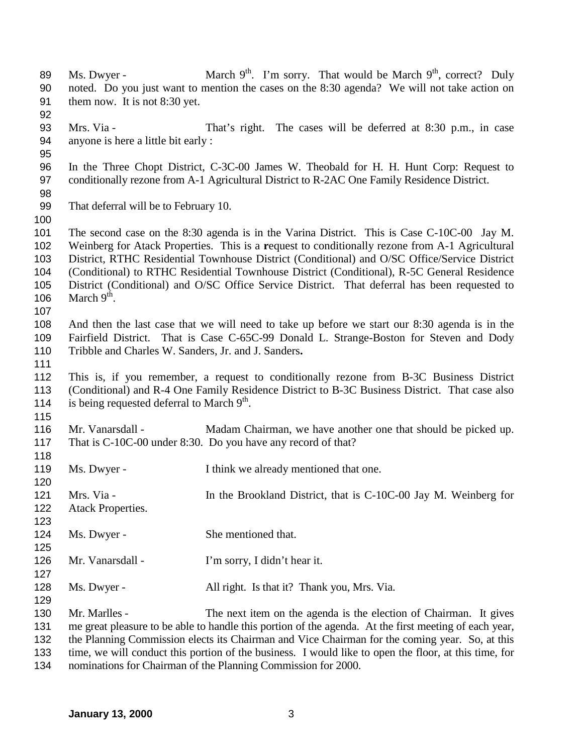Ms. Dwyer - March 9th. I'm sorry. That would be March 9th, correct? Duly noted. Do you just want to mention the cases on the 8:30 agenda? We will not take action on them now. It is not 8:30 yet.

Mrs. Via - That's right. The cases will be deferred at 8:30 p.m., in case anyone is here a little bit early :

In the Three Chopt District, C-3C-00 James W. Theobald for H. H. Hunt Corp: Request to conditionally rezone from A-1 Agricultural District to R-2AC One Family Residence District.

That deferral will be to February 10.

The second case on the 8:30 agenda is in the Varina District. This is Case C-10C-00 Jay M. Weinberg for Atack Properties. This is a **r**equest to conditionally rezone from A-1 Agricultural District, RTHC Residential Townhouse District (Conditional) and O/SC Office/Service District (Conditional) to RTHC Residential Townhouse District (Conditional), R-5C General Residence District (Conditional) and O/SC Office Service District. That deferral has been requested to March 9th.

And then the last case that we will need to take up before we start our 8:30 agenda is in the Fairfield District. That is Case C-65C-99 Donald L. Strange-Boston for Steven and Dody Tribble and Charles W. Sanders, Jr. and J. Sanders**.**

This is, if you remember, a request to conditionally rezone from B-3C Business District (Conditional) and R-4 One Family Residence District to B-3C Business District. That case also is being requested deferral to March 9th.

Mr. Vanarsdall - Madam Chairman, we have another one that should be picked up. That is C-10C-00 under 8:30. Do you have any record of that?

Ms. Dwyer - I think we already mentioned that one.

Mrs. Via - In the Brookland District, that is C-10C-00 Jay M. Weinberg for Atack Properties.

Ms. Dwyer - She mentioned that.

Mr. Vanarsdall - I'm sorry, I didn't hear it.

Ms. Dwyer - All right. Is that it? Thank you, Mrs. Via.

Mr. Marlles - The next item on the agenda is the election of Chairman. It gives me great pleasure to be able to handle this portion of the agenda. At the first meeting of each year, the Planning Commission elects its Chairman and Vice Chairman for the coming year. So, at this time, we will conduct this portion of the business. I would like to open the floor, at this time, for nominations for Chairman of the Planning Commission for 2000.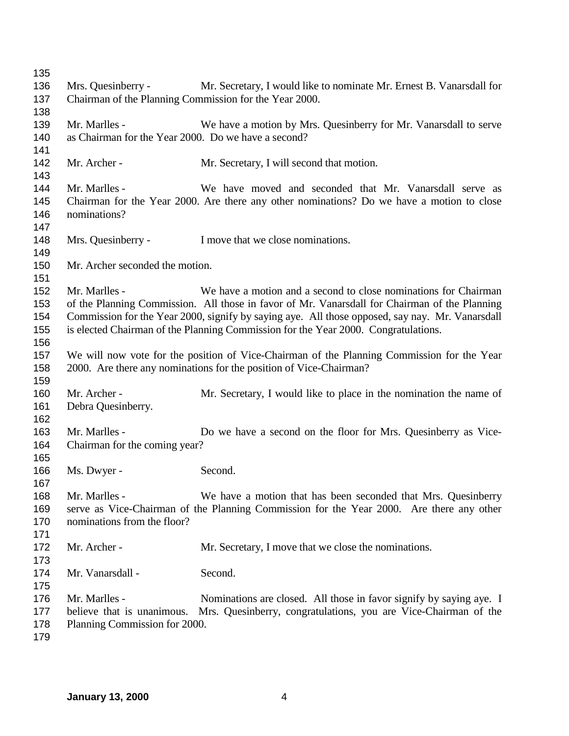Mrs. Quesinberry - Mr. Secretary, I would like to nominate Mr. Ernest B. Vanarsdall for Chairman of the Planning Commission for the Year 2000.

Mr. Marlles - We have a motion by Mrs. Quesinberry for Mr. Vanarsdall to serve as Chairman for the Year 2000. Do we have a second?

Mr. Archer - Mr. Secretary, I will second that motion.

Mr. Marlles - We have moved and seconded that Mr. Vanarsdall serve as Chairman for the Year 2000. Are there any other nominations? Do we have a motion to close nominations?

Mrs. Quesinberry - I move that we close nominations.

Mr. Archer seconded the motion.

Mr. Marlles - We have a motion and a second to close nominations for Chairman of the Planning Commission. All those in favor of Mr. Vanarsdall for Chairman of the Planning Commission for the Year 2000, signify by saying aye. All those opposed, say nay. Mr. Vanarsdall is elected Chairman of the Planning Commission for the Year 2000. Congratulations.

We will now vote for the position of Vice-Chairman of the Planning Commission for the Year 2000. Are there any nominations for the position of Vice-Chairman?

Mr. Archer - Mr. Secretary, I would like to place in the nomination the name of Debra Quesinberry.

Mr. Marlles - Do we have a second on the floor for Mrs. Quesinberry as Vice-Chairman for the coming year?

Ms. Dwyer - Second.

Mr. Marlles - We have a motion that has been seconded that Mrs. Quesinberry serve as Vice-Chairman of the Planning Commission for the Year 2000. Are there any other nominations from the floor?

Mr. Archer - Mr. Secretary, I move that we close the nominations.

Mr. Vanarsdall - Second.

Mr. Marlles - Nominations are closed. All those in favor signify by saying aye. I believe that is unanimous. Mrs. Quesinberry, congratulations, you are Vice-Chairman of the Planning Commission for 2000.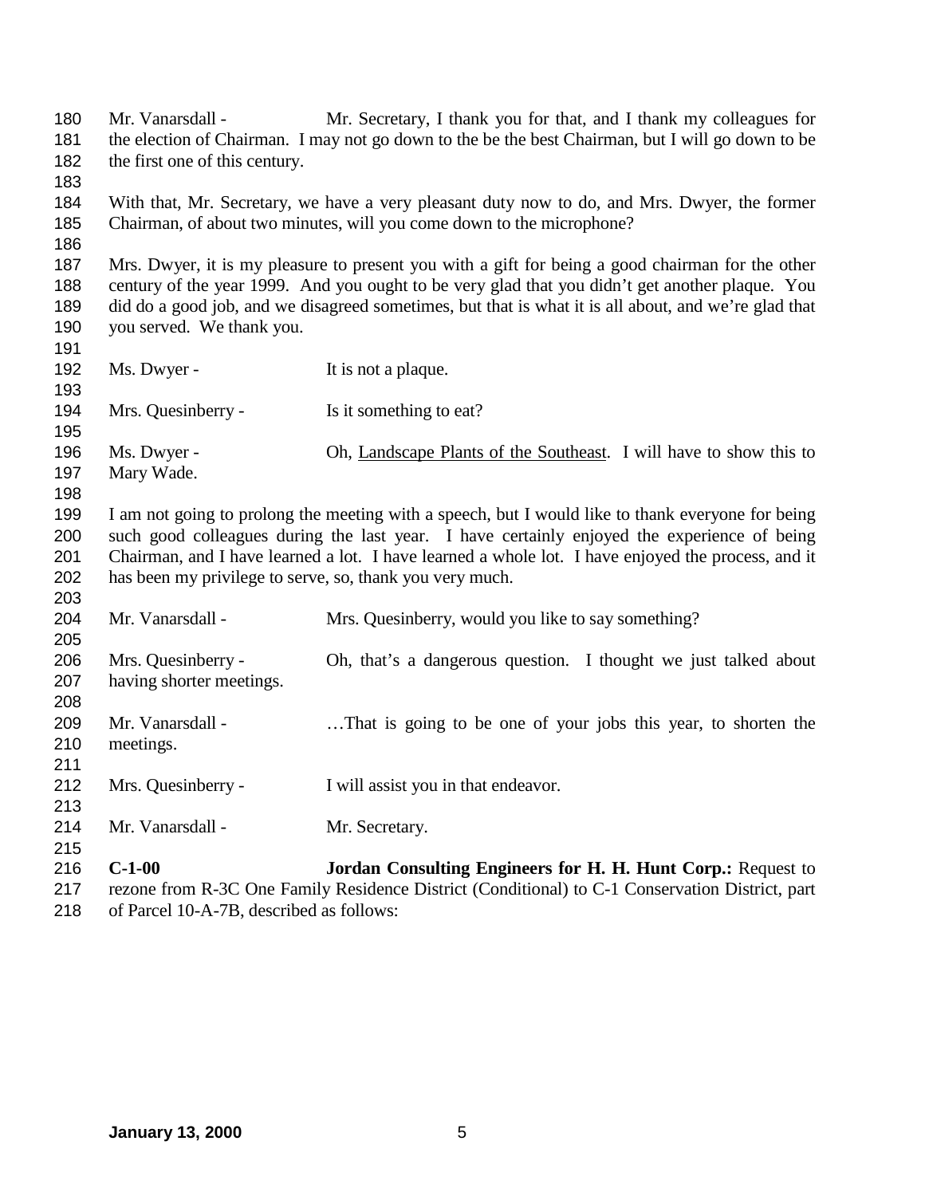Mr. Vanarsdall - Mr. Secretary, I thank you for that, and I thank my colleagues for the election of Chairman. I may not go down to the be the best Chairman, but I will go down to be the first one of this century.

With that, Mr. Secretary, we have a very pleasant duty now to do, and Mrs. Dwyer, the former Chairman, of about two minutes, will you come down to the microphone?

Mrs. Dwyer, it is my pleasure to present you with a gift for being a good chairman for the other century of the year 1999. And you ought to be very glad that you didn't get another plaque. You did do a good job, and we disagreed sometimes, but that is what it is all about, and we're glad that you served. We thank you.

Ms. Dwyer - It is not a plaque.

Mrs. Quesinberry - Is it something to eat?

Ms. Dwyer - Oh, Landscape Plants of the Southeast. I will have to show this to Mary Wade.

I am not going to prolong the meeting with a speech, but I would like to thank everyone for being such good colleagues during the last year. I have certainly enjoyed the experience of being Chairman, and I have learned a lot. I have learned a whole lot. I have enjoyed the process, and it has been my privilege to serve, so, thank you very much.

Mr. Vanarsdall - Mrs. Quesinberry, would you like to say something?

Mrs. Quesinberry - Oh, that's a dangerous question. I thought we just talked about having shorter meetings.

Mr. Vanarsdall - …That is going to be one of your jobs this year, to shorten the meetings.

Mrs. Quesinberry - I will assist you in that endeavor.

Mr. Vanarsdall - Mr. Secretary.

**C-1-00** **Jordan Consulting Engineers for H. H. Hunt Corp.:** Request to rezone from R-3C One Family Residence District (Conditional) to C-1 Conservation District, part of Parcel 10-A-7B, described as follows: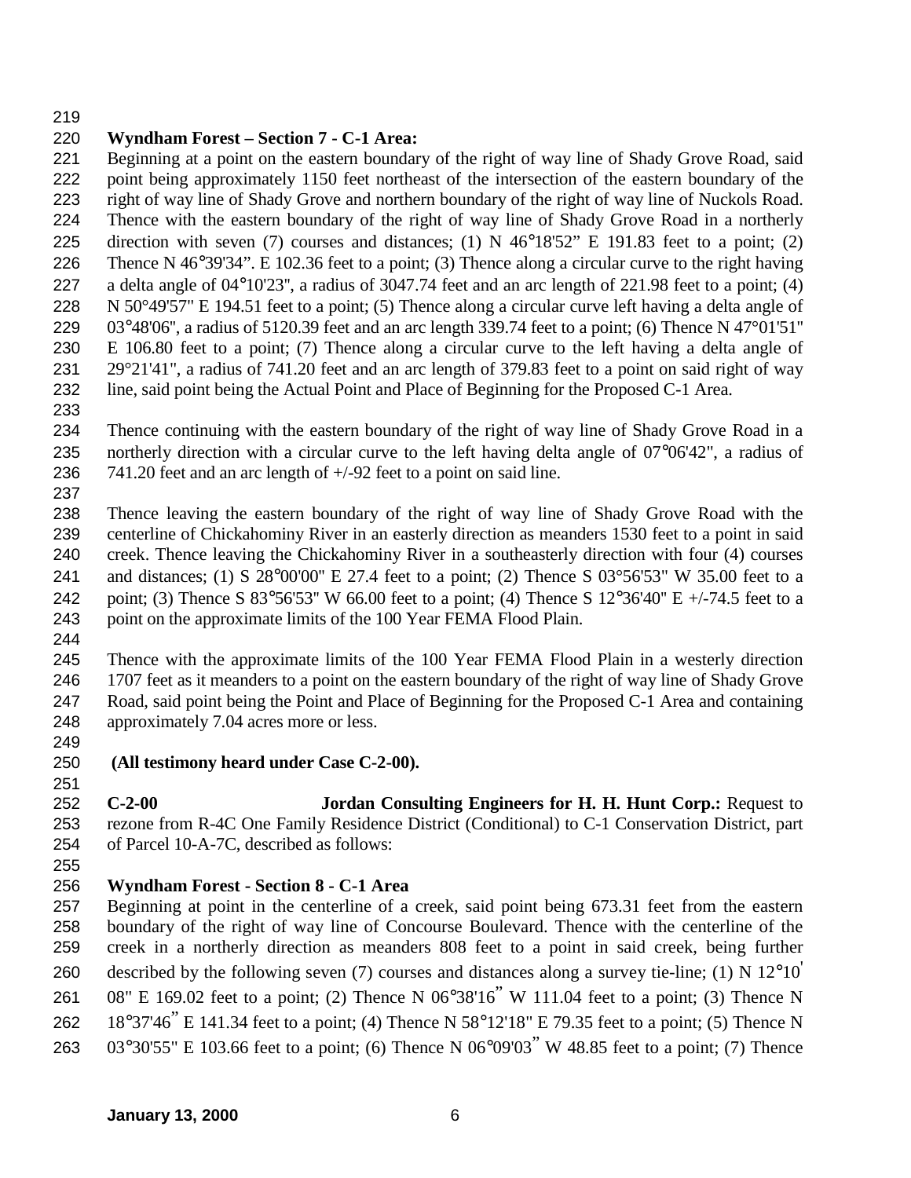**Wyndham Forest – Section 7 - C-1 Area:**

Beginning at a point on the eastern boundary of the right of way line of Shady Grove Road, said point being approximately 1150 feet northeast of the intersection of the eastern boundary of the right of way line of Shady Grove and northern boundary of the right of way line of Nuckols Road. Thence with the eastern boundary of the right of way line of Shady Grove Road in a northerly direction with seven (7) courses and distances; (1) N 46°18'52" E 191.83 feet to a point; (2) Thence N 46°39'34". E 102.36 feet to a point; (3) Thence along a circular curve to the right having a delta angle of 04°10'23", a radius of 3047.74 feet and an arc length of 221.98 feet to a point; (4) N 50°49'57" E 194.51 feet to a point; (5) Thence along a circular curve left having a delta angle of 03°48'06", a radius of 5120.39 feet and an arc length 339.74 feet to a point; (6) Thence N 47°01'51" E 106.80 feet to a point; (7) Thence along a circular curve to the left having a delta angle of 29°21'41", a radius of 741.20 feet and an arc length of 379.83 feet to a point on said right of way line, said point being the Actual Point and Place of Beginning for the Proposed C-1 Area.

Thence continuing with the eastern boundary of the right of way line of Shady Grove Road in a northerly direction with a circular curve to the left having delta angle of 07°06'42", a radius of 741.20 feet and an arc length of +/-92 feet to a point on said line.

Thence leaving the eastern boundary of the right of way line of Shady Grove Road with the centerline of Chickahominy River in an easterly direction as meanders 1530 feet to a point in said creek. Thence leaving the Chickahominy River in a southeasterly direction with four (4) courses and distances; (1) S 28°00'00" E 27.4 feet to a point; (2) Thence S 03°56'53" W 35.00 feet to a point; (3) Thence S 83°56'53" W 66.00 feet to a point; (4) Thence S 12°36'40" E +/-74.5 feet to a point on the approximate limits of the 100 Year FEMA Flood Plain.

Thence with the approximate limits of the 100 Year FEMA Flood Plain in a westerly direction 1707 feet as it meanders to a point on the eastern boundary of the right of way line of Shady Grove Road, said point being the Point and Place of Beginning for the Proposed C-1 Area and containing approximately 7.04 acres more or less.

**(All testimony heard under Case C-2-00).**

**C-2-00 Jordan Consulting Engineers for H. H. Hunt Corp.:** Request to rezone from R-4C One Family Residence District (Conditional) to C-1 Conservation District, part of Parcel 10-A-7C, described as follows:

**Wyndham Forest - Section 8 - C-1 Area**

Beginning at point in the centerline of a creek, said point being 673.31 feet from the eastern boundary of the right of way line of Concourse Boulevard. Thence with the centerline of the creek in a northerly direction as meanders 808 feet to a point in said creek, being further described by the following seven (7) courses and distances along a survey tie-line; (1) N 12°10' 08" E 169.02 feet to a point; (2) Thence N 06°38'16" W 111.04 feet to a point; (3) Thence N 18°37'46" E 141.34 feet to a point; (4) Thence N 58°12'18" E 79.35 feet to a point; (5) Thence N 03°30'55" E 103.66 feet to a point; (6) Thence N 06°09'03" W 48.85 feet to a point; (7) Thence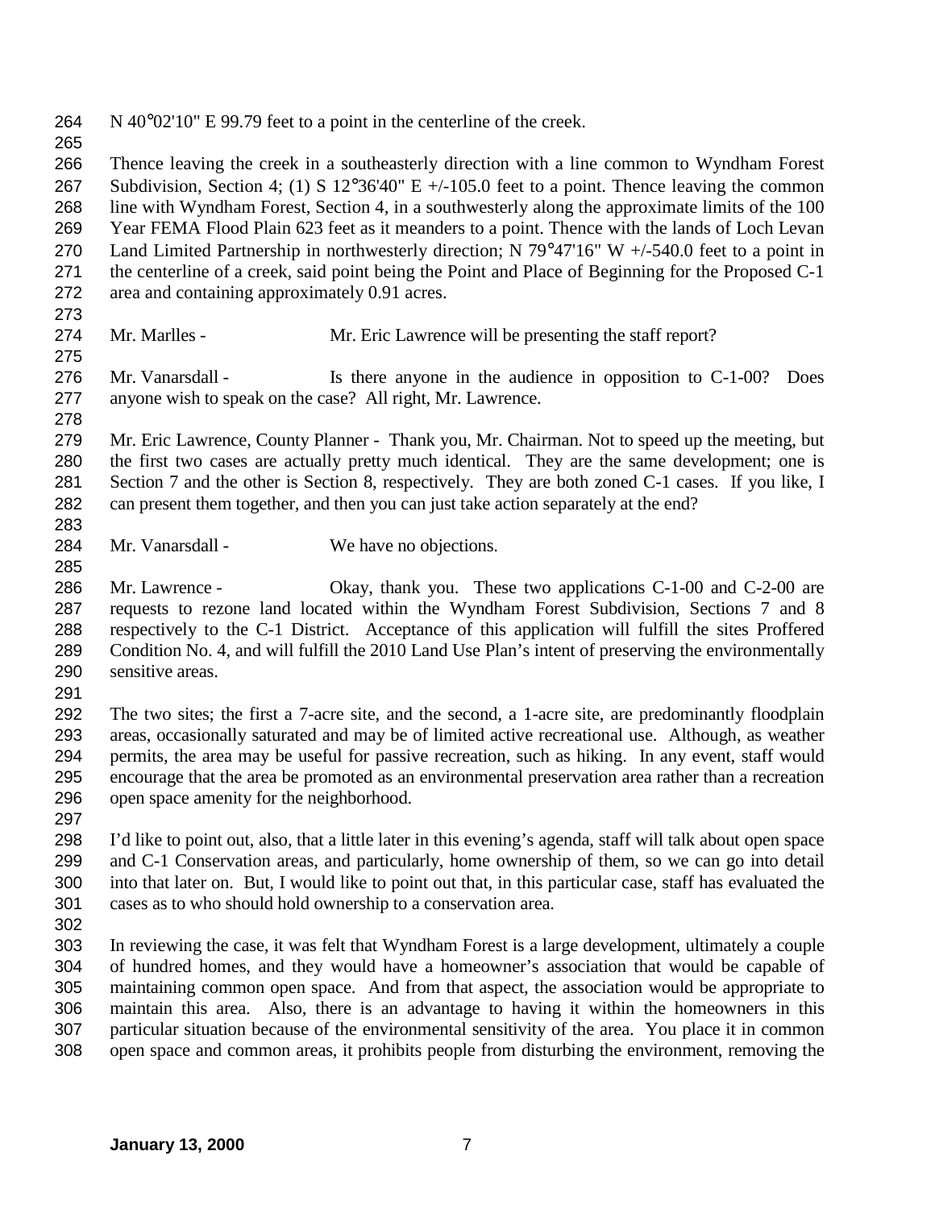N 40°02'10" E 99.79 feet to a point in the centerline of the creek.

Thence leaving the creek in a southeasterly direction with a line common to Wyndham Forest Subdivision, Section 4; (1) S 12°36'40" E +/-105.0 feet to a point. Thence leaving the common line with Wyndham Forest, Section 4, in a southwesterly along the approximate limits of the 100 Year FEMA Flood Plain 623 feet as it meanders to a point. Thence with the lands of Loch Levan Land Limited Partnership in northwesterly direction; N 79°47'16" W +/-540.0 feet to a point in the centerline of a creek, said point being the Point and Place of Beginning for the Proposed C-1 area and containing approximately 0.91 acres.

Mr. Marlles - Mr. Eric Lawrence will be presenting the staff report?

Mr. Vanarsdall - Is there anyone in the audience in opposition to C-1-00? Does anyone wish to speak on the case? All right, Mr. Lawrence.

Mr. Eric Lawrence, County Planner - Thank you, Mr. Chairman. Not to speed up the meeting, but the first two cases are actually pretty much identical. They are the same development; one is Section 7 and the other is Section 8, respectively. They are both zoned C-1 cases. If you like, I can present them together, and then you can just take action separately at the end?

Mr. Vanarsdall - We have no objections.

Mr. Lawrence - Okay, thank you. These two applications C-1-00 and C-2-00 are requests to rezone land located within the Wyndham Forest Subdivision, Sections 7 and 8 respectively to the C-1 District. Acceptance of this application will fulfill the sites Proffered Condition No. 4, and will fulfill the 2010 Land Use Plan's intent of preserving the environmentally sensitive areas.

The two sites; the first a 7-acre site, and the second, a 1-acre site, are predominantly floodplain areas, occasionally saturated and may be of limited active recreational use. Although, as weather permits, the area may be useful for passive recreation, such as hiking. In any event, staff would encourage that the area be promoted as an environmental preservation area rather than a recreation open space amenity for the neighborhood.

I'd like to point out, also, that a little later in this evening's agenda, staff will talk about open space and C-1 Conservation areas, and particularly, home ownership of them, so we can go into detail into that later on. But, I would like to point out that, in this particular case, staff has evaluated the cases as to who should hold ownership to a conservation area.

In reviewing the case, it was felt that Wyndham Forest is a large development, ultimately a couple of hundred homes, and they would have a homeowner's association that would be capable of maintaining common open space. And from that aspect, the association would be appropriate to maintain this area. Also, there is an advantage to having it within the homeowners in this particular situation because of the environmental sensitivity of the area. You place it in common open space and common areas, it prohibits people from disturbing the environment, removing the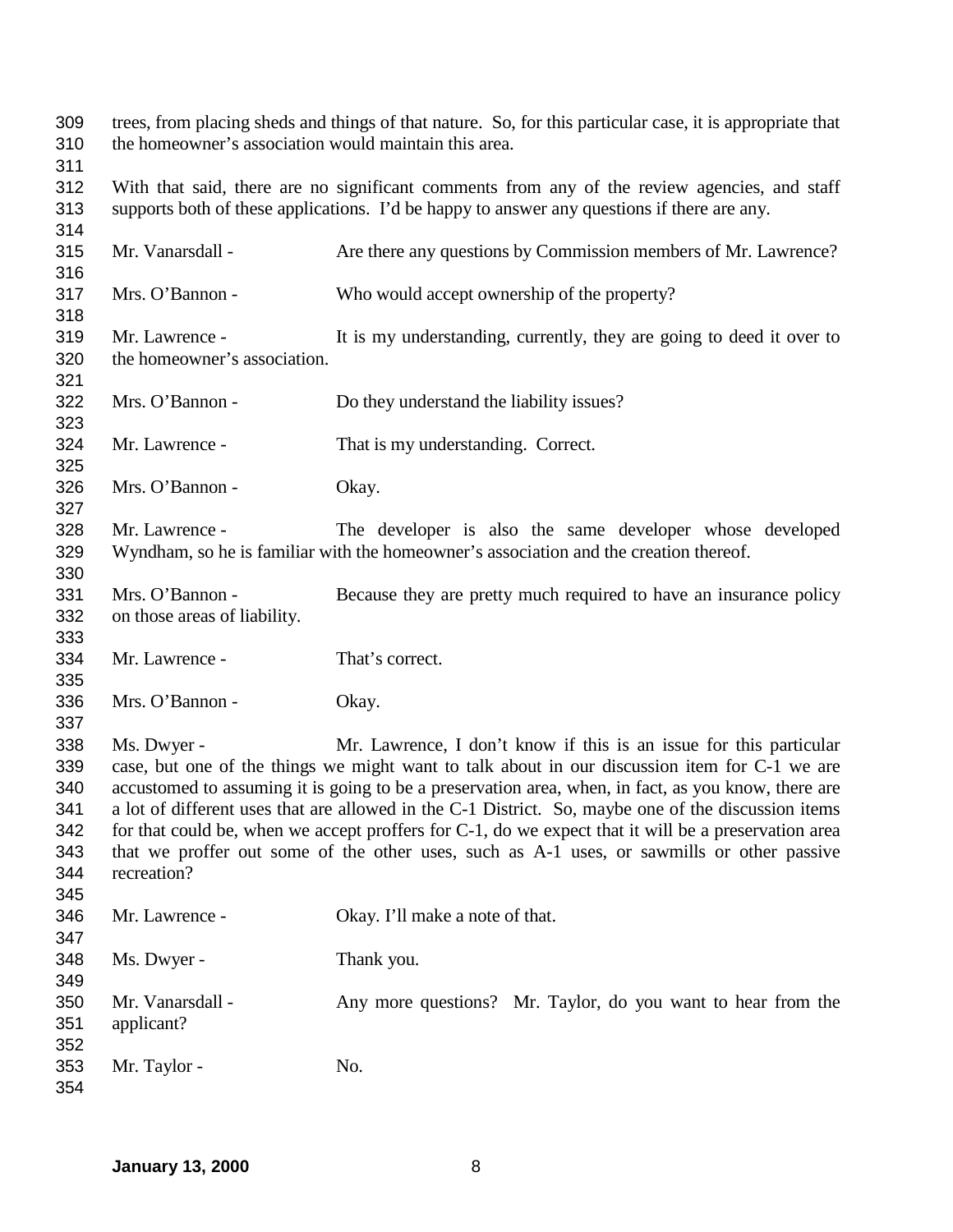trees, from placing sheds and things of that nature. So, for this particular case, it is appropriate that the homeowner's association would maintain this area.

With that said, there are no significant comments from any of the review agencies, and staff supports both of these applications. I'd be happy to answer any questions if there are any.

Mr. Vanarsdall - Are there any questions by Commission members of Mr. Lawrence?

Mrs. O'Bannon - Who would accept ownership of the property?

Mr. Lawrence - It is my understanding, currently, they are going to deed it over to the homeowner's association.

Mrs. O'Bannon - Do they understand the liability issues?

Mr. Lawrence - That is my understanding. Correct.

Mrs. O'Bannon - Okay.

Mr. Lawrence - The developer is also the same developer whose developed Wyndham, so he is familiar with the homeowner's association and the creation thereof.

Mrs. O'Bannon - Because they are pretty much required to have an insurance policy on those areas of liability.

Mr. Lawrence - That's correct.

Mrs. O'Bannon - Okay.

Ms. Dwyer - Mr. Lawrence, I don't know if this is an issue for this particular case, but one of the things we might want to talk about in our discussion item for C-1 we are accustomed to assuming it is going to be a preservation area, when, in fact, as you know, there are a lot of different uses that are allowed in the C-1 District. So, maybe one of the discussion items for that could be, when we accept proffers for C-1, do we expect that it will be a preservation area that we proffer out some of the other uses, such as A-1 uses, or sawmills or other passive recreation?

Mr. Lawrence - Okay. I'll make a note of that.

Ms. Dwyer - Thank you.

Mr. Vanarsdall - Any more questions? Mr. Taylor, do you want to hear from the applicant?

Mr. Taylor - No.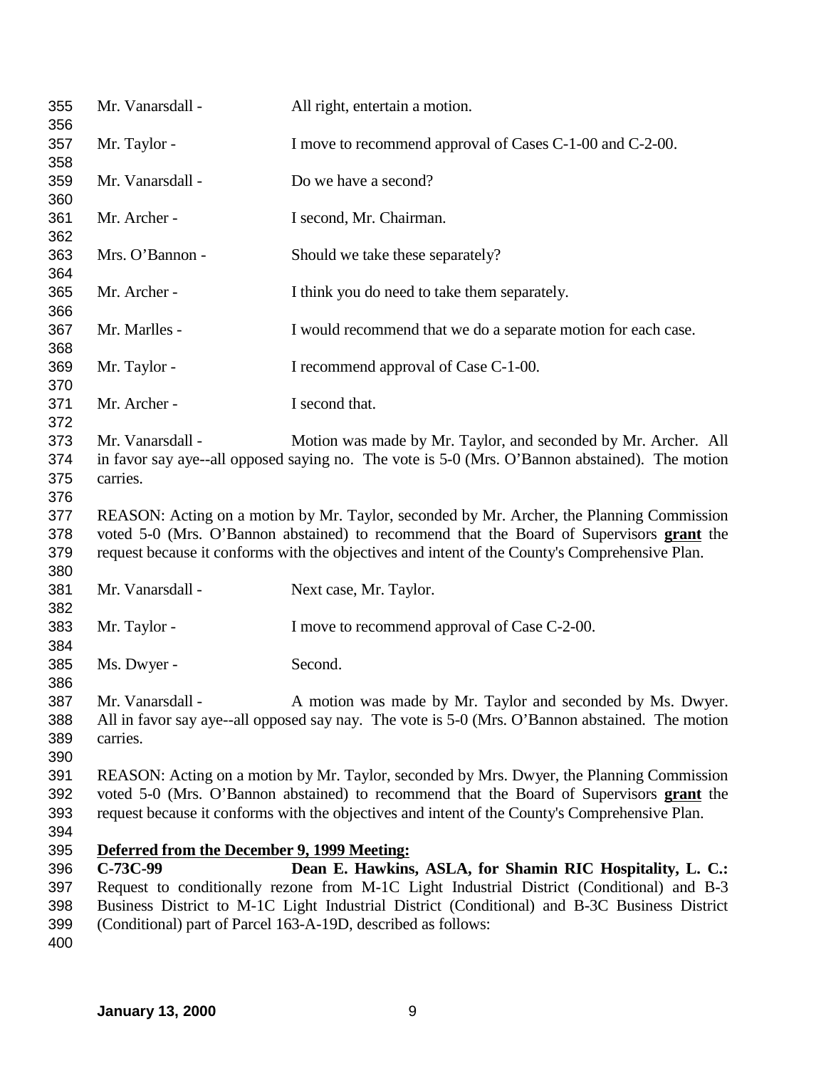Mr. Vanarsdall - All right, entertain a motion.

Mr. Taylor - I move to recommend approval of Cases C-1-00 and C-2-00.

Mr. Vanarsdall - Do we have a second?

Mr. Archer - I second, Mr. Chairman.

Mrs. O'Bannon - Should we take these separately?

Mr. Archer - I think you do need to take them separately.

Mr. Marlles - I would recommend that we do a separate motion for each case.

Mr. Taylor - I recommend approval of Case C-1-00.

Mr. Archer - I second that.

Mr. Vanarsdall - Motion was made by Mr. Taylor, and seconded by Mr. Archer. All in favor say aye--all opposed saying no. The vote is 5-0 (Mrs. O'Bannon abstained). The motion carries.

REASON: Acting on a motion by Mr. Taylor, seconded by Mr. Archer, the Planning Commission voted 5-0 (Mrs. O'Bannon abstained) to recommend that the Board of Supervisors **grant** the request because it conforms with the objectives and intent of the County's Comprehensive Plan.

Mr. Vanarsdall - Next case, Mr. Taylor.

Mr. Taylor - I move to recommend approval of Case C-2-00.

Ms. Dwyer - Second.

Mr. Vanarsdall - A motion was made by Mr. Taylor and seconded by Ms. Dwyer. All in favor say aye--all opposed say nay. The vote is 5-0 (Mrs. O'Bannon abstained. The motion carries.

REASON: Acting on a motion by Mr. Taylor, seconded by Mrs. Dwyer, the Planning Commission voted 5-0 (Mrs. O'Bannon abstained) to recommend that the Board of Supervisors **grant** the request because it conforms with the objectives and intent of the County's Comprehensive Plan.

**Deferred from the December 9, 1999 Meeting:**

**C-73C-99 Dean E. Hawkins, ASLA, for Shamin RIC Hospitality, L. C.:** Request to conditionally rezone from M-1C Light Industrial District (Conditional) and B-3 Business District to M-1C Light Industrial District (Conditional) and B-3C Business District (Conditional) part of Parcel 163-A-19D, described as follows: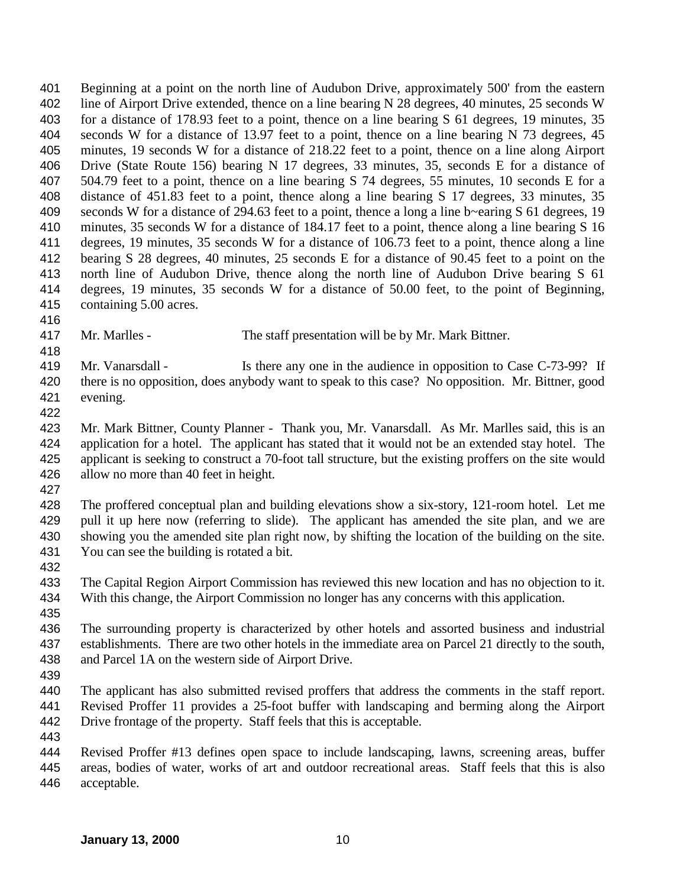Beginning at a point on the north line of Audubon Drive, approximately 500' from the eastern line of Airport Drive extended, thence on a line bearing N 28 degrees, 40 minutes, 25 seconds W for a distance of 178.93 feet to a point, thence on a line bearing S 61 degrees, 19 minutes, 35 seconds W for a distance of 13.97 feet to a point, thence on a line bearing N 73 degrees, 45 minutes, 19 seconds W for a distance of 218.22 feet to a point, thence on a line along Airport Drive (State Route 156) bearing N 17 degrees, 33 minutes, 35, seconds E for a distance of 504.79 feet to a point, thence on a line bearing S 74 degrees, 55 minutes, 10 seconds E for a distance of 451.83 feet to a point, thence along a line bearing S 17 degrees, 33 minutes, 35 seconds W for a distance of 294.63 feet to a point, thence a long a line b~earing S 61 degrees, 19 minutes, 35 seconds W for a distance of 184.17 feet to a point, thence along a line bearing S 16 degrees, 19 minutes, 35 seconds W for a distance of 106.73 feet to a point, thence along a line bearing S 28 degrees, 40 minutes, 25 seconds E for a distance of 90.45 feet to a point on the north line of Audubon Drive, thence along the north line of Audubon Drive bearing S 61 degrees, 19 minutes, 35 seconds W for a distance of 50.00 feet, to the point of Beginning, containing 5.00 acres.

Mr. Marlles - The staff presentation will be by Mr. Mark Bittner.

Mr. Vanarsdall - Is there any one in the audience in opposition to Case C-73-99? If there is no opposition, does anybody want to speak to this case? No opposition. Mr. Bittner, good evening.

Mr. Mark Bittner, County Planner - Thank you, Mr. Vanarsdall. As Mr. Marlles said, this is an application for a hotel. The applicant has stated that it would not be an extended stay hotel. The applicant is seeking to construct a 70-foot tall structure, but the existing proffers on the site would allow no more than 40 feet in height.

The proffered conceptual plan and building elevations show a six-story, 121-room hotel. Let me pull it up here now (referring to slide). The applicant has amended the site plan, and we are showing you the amended site plan right now, by shifting the location of the building on the site. You can see the building is rotated a bit.

The Capital Region Airport Commission has reviewed this new location and has no objection to it. With this change, the Airport Commission no longer has any concerns with this application.

The surrounding property is characterized by other hotels and assorted business and industrial establishments. There are two other hotels in the immediate area on Parcel 21 directly to the south, and Parcel 1A on the western side of Airport Drive.

The applicant has also submitted revised proffers that address the comments in the staff report. Revised Proffer 11 provides a 25-foot buffer with landscaping and berming along the Airport Drive frontage of the property. Staff feels that this is acceptable.

Revised Proffer #13 defines open space to include landscaping, lawns, screening areas, buffer areas, bodies of water, works of art and outdoor recreational areas. Staff feels that this is also acceptable.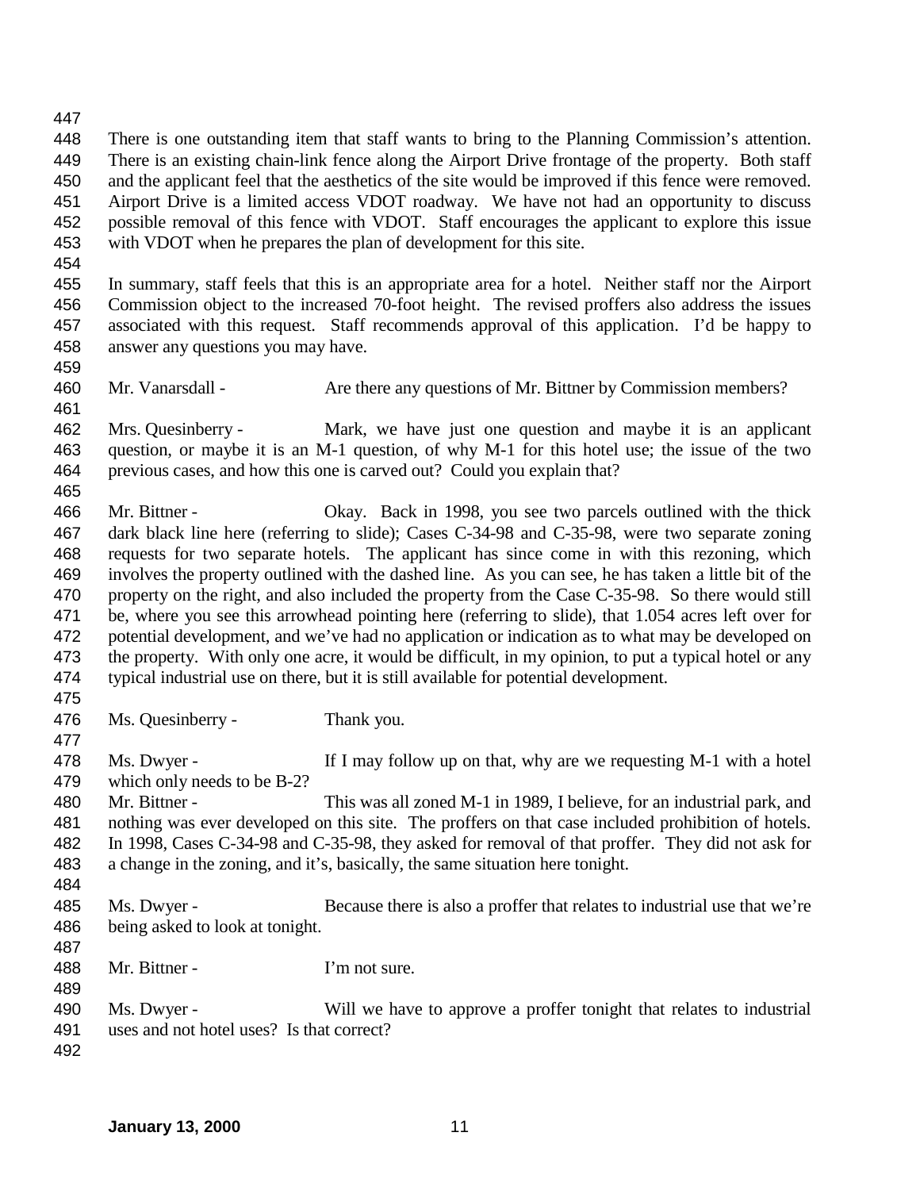There is one outstanding item that staff wants to bring to the Planning Commission's attention. There is an existing chain-link fence along the Airport Drive frontage of the property. Both staff and the applicant feel that the aesthetics of the site would be improved if this fence were removed. Airport Drive is a limited access VDOT roadway. We have not had an opportunity to discuss possible removal of this fence with VDOT. Staff encourages the applicant to explore this issue with VDOT when he prepares the plan of development for this site.

In summary, staff feels that this is an appropriate area for a hotel. Neither staff nor the Airport Commission object to the increased 70-foot height. The revised proffers also address the issues associated with this request. Staff recommends approval of this application. I'd be happy to answer any questions you may have.

Mr. Vanarsdall - Are there any questions of Mr. Bittner by Commission members?

Mrs. Quesinberry - Mark, we have just one question and maybe it is an applicant question, or maybe it is an M-1 question, of why M-1 for this hotel use; the issue of the two previous cases, and how this one is carved out? Could you explain that?

Mr. Bittner - Okay. Back in 1998, you see two parcels outlined with the thick dark black line here (referring to slide); Cases C-34-98 and C-35-98, were two separate zoning requests for two separate hotels. The applicant has since come in with this rezoning, which involves the property outlined with the dashed line. As you can see, he has taken a little bit of the property on the right, and also included the property from the Case C-35-98. So there would still be, where you see this arrowhead pointing here (referring to slide), that 1.054 acres left over for potential development, and we've had no application or indication as to what may be developed on the property. With only one acre, it would be difficult, in my opinion, to put a typical hotel or any typical industrial use on there, but it is still available for potential development.

Ms. Quesinberry - Thank you.

Ms. Dwyer - If I may follow up on that, why are we requesting M-1 with a hotel which only needs to be B-2?

Mr. Bittner - This was all zoned M-1 in 1989, I believe, for an industrial park, and nothing was ever developed on this site. The proffers on that case included prohibition of hotels. In 1998, Cases C-34-98 and C-35-98, they asked for removal of that proffer. They did not ask for a change in the zoning, and it's, basically, the same situation here tonight.

Ms. Dwyer - Because there is also a proffer that relates to industrial use that we're being asked to look at tonight.

Mr. Bittner - I'm not sure.

Ms. Dwyer - Will we have to approve a proffer tonight that relates to industrial uses and not hotel uses? Is that correct?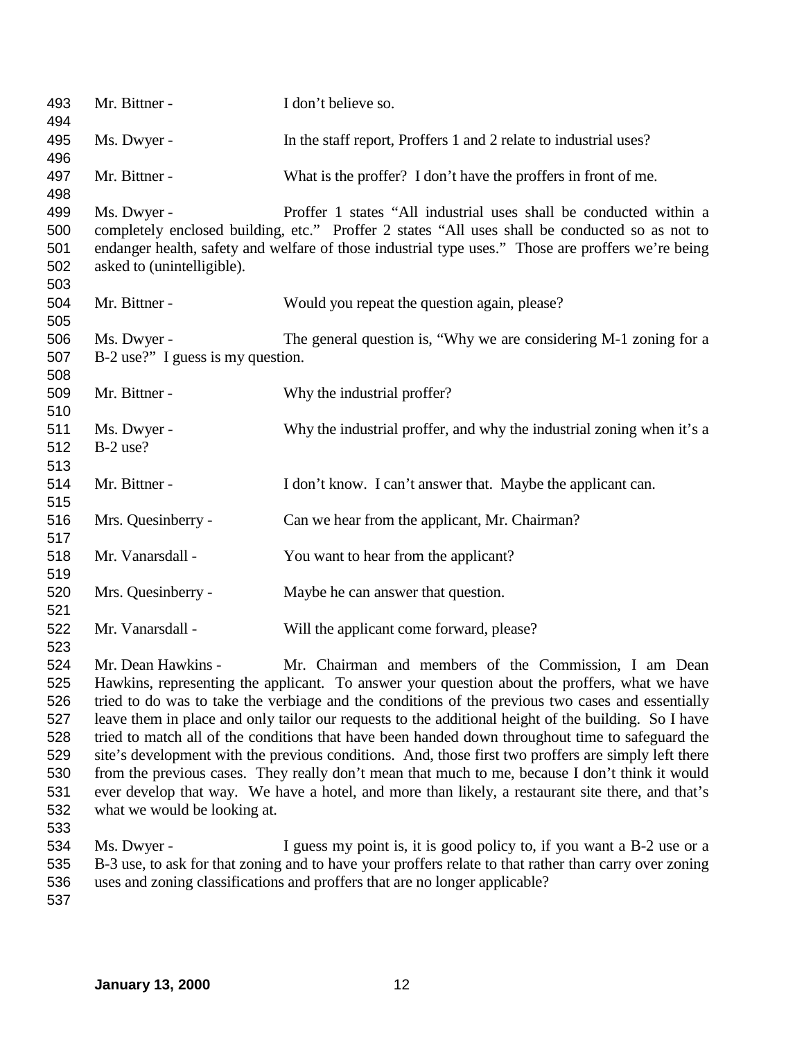Mr. Bittner - I don't believe so.

Ms. Dwyer - In the staff report, Proffers 1 and 2 relate to industrial uses?

Mr. Bittner - What is the proffer? I don't have the proffers in front of me.

Ms. Dwyer - Proffer 1 states "All industrial uses shall be conducted within a completely enclosed building, etc." Proffer 2 states "All uses shall be conducted so as not to endanger health, safety and welfare of those industrial type uses." Those are proffers we're being asked to (unintelligible).

Mr. Bittner - Would you repeat the question again, please?

Ms. Dwyer - The general question is, "Why we are considering M-1 zoning for a B-2 use?" I guess is my question.

Mr. Bittner - Why the industrial proffer?

Ms. Dwyer - Why the industrial proffer, and why the industrial zoning when it's a B-2 use?

Mr. Bittner - I don't know. I can't answer that. Maybe the applicant can.

Mrs. Quesinberry - Can we hear from the applicant, Mr. Chairman?

Mr. Vanarsdall - You want to hear from the applicant?

Mrs. Quesinberry - Maybe he can answer that question.

Mr. Vanarsdall - Will the applicant come forward, please?

Mr. Dean Hawkins - Mr. Chairman and members of the Commission, I am Dean Hawkins, representing the applicant. To answer your question about the proffers, what we have tried to do was to take the verbiage and the conditions of the previous two cases and essentially leave them in place and only tailor our requests to the additional height of the building. So I have tried to match all of the conditions that have been handed down throughout time to safeguard the site's development with the previous conditions. And, those first two proffers are simply left there from the previous cases. They really don't mean that much to me, because I don't think it would ever develop that way. We have a hotel, and more than likely, a restaurant site there, and that's what we would be looking at.

Ms. Dwyer - I guess my point is, it is good policy to, if you want a B-2 use or a B-3 use, to ask for that zoning and to have your proffers relate to that rather than carry over zoning uses and zoning classifications and proffers that are no longer applicable?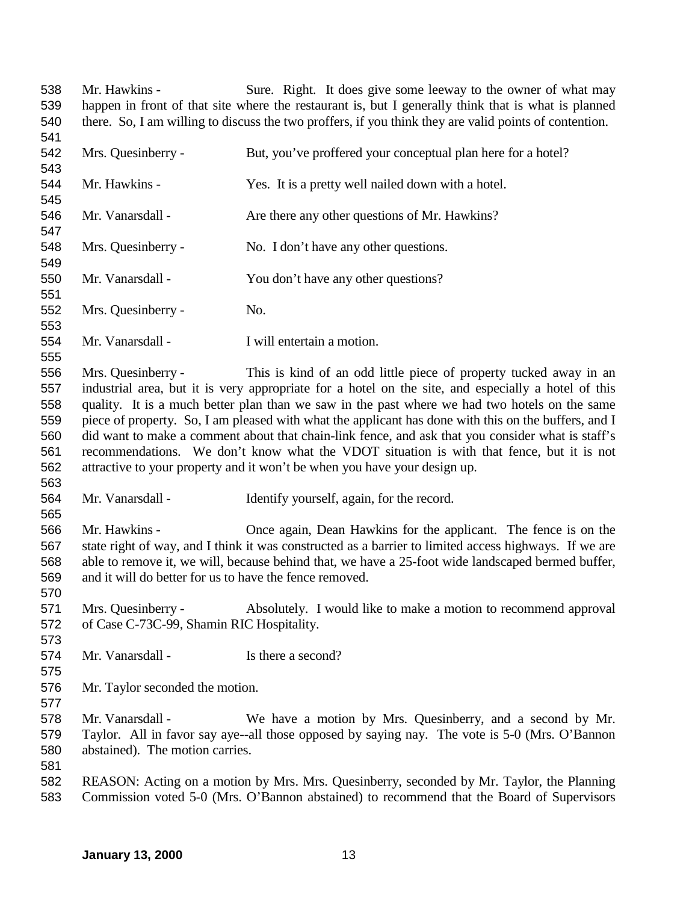Mr. Hawkins - Sure. Right. It does give some leeway to the owner of what may happen in front of that site where the restaurant is, but I generally think that is what is planned there. So, I am willing to discuss the two proffers, if you think they are valid points of contention.

Mrs. Quesinberry - But, you've proffered your conceptual plan here for a hotel?

Mr. Hawkins - Yes. It is a pretty well nailed down with a hotel.

Mr. Vanarsdall - Are there any other questions of Mr. Hawkins?

Mrs. Quesinberry - No. I don't have any other questions.

Mr. Vanarsdall - You don't have any other questions?

Mrs. Quesinberry - No.

Mr. Vanarsdall - I will entertain a motion.

Mrs. Quesinberry - This is kind of an odd little piece of property tucked away in an industrial area, but it is very appropriate for a hotel on the site, and especially a hotel of this quality. It is a much better plan than we saw in the past where we had two hotels on the same piece of property. So, I am pleased with what the applicant has done with this on the buffers, and I did want to make a comment about that chain-link fence, and ask that you consider what is staff's recommendations. We don't know what the VDOT situation is with that fence, but it is not attractive to your property and it won't be when you have your design up.

Mr. Vanarsdall - Identify yourself, again, for the record.

Mr. Hawkins - Once again, Dean Hawkins for the applicant. The fence is on the state right of way, and I think it was constructed as a barrier to limited access highways. If we are able to remove it, we will, because behind that, we have a 25-foot wide landscaped bermed buffer, and it will do better for us to have the fence removed.

Mrs. Quesinberry - Absolutely. I would like to make a motion to recommend approval of Case C-73C-99, Shamin RIC Hospitality.

Mr. Vanarsdall - Is there a second?

Mr. Taylor seconded the motion.

Mr. Vanarsdall - We have a motion by Mrs. Quesinberry, and a second by Mr. Taylor. All in favor say aye--all those opposed by saying nay. The vote is 5-0 (Mrs. O'Bannon abstained). The motion carries.

REASON: Acting on a motion by Mrs. Mrs. Quesinberry, seconded by Mr. Taylor, the Planning Commission voted 5-0 (Mrs. O'Bannon abstained) to recommend that the Board of Supervisors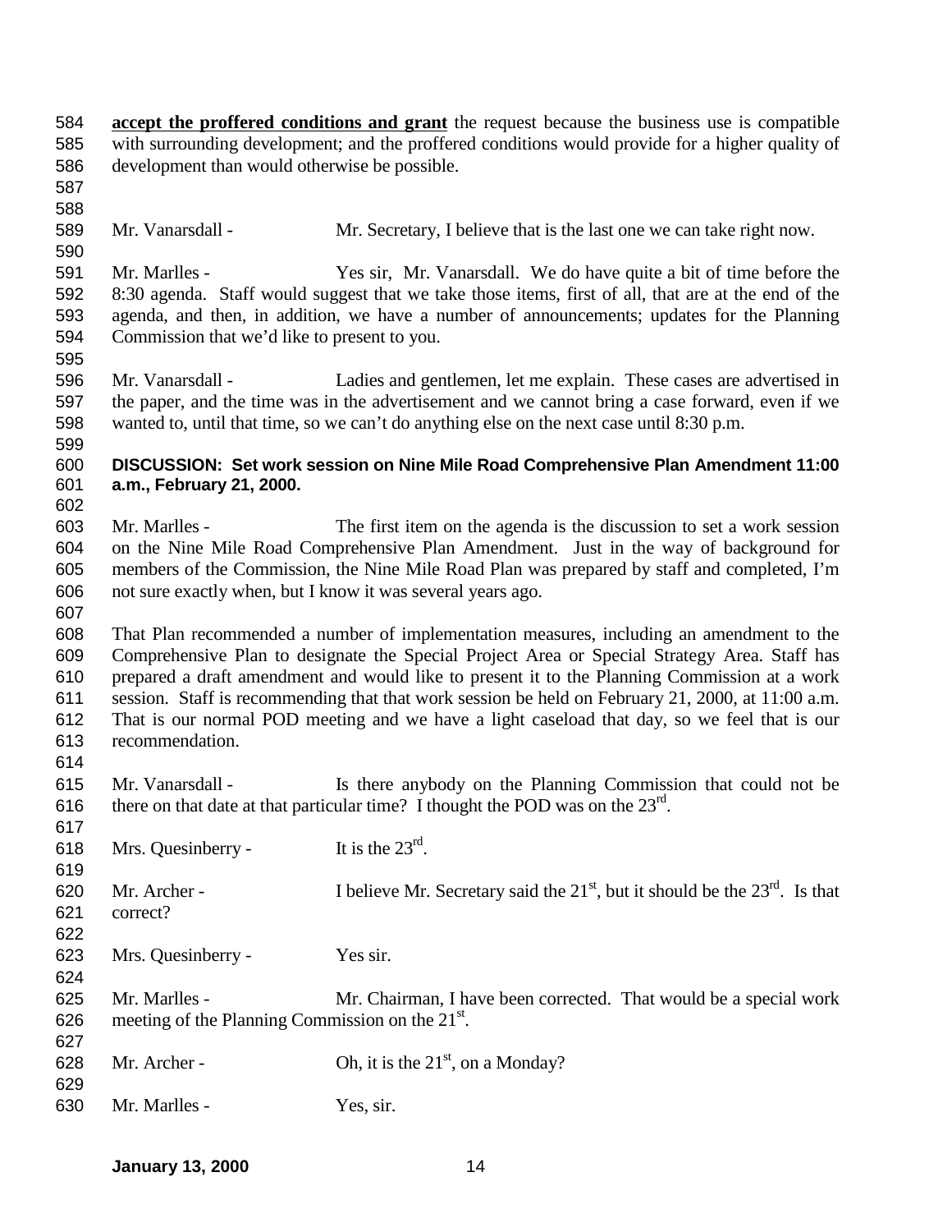**accept the proffered conditions and grant** the request because the business use is compatible with surrounding development; and the proffered conditions would provide for a higher quality of development than would otherwise be possible.

Mr. Vanarsdall - Mr. Secretary, I believe that is the last one we can take right now.

Mr. Marlles - Yes sir, Mr. Vanarsdall. We do have quite a bit of time before the 8:30 agenda. Staff would suggest that we take those items, first of all, that are at the end of the agenda, and then, in addition, we have a number of announcements; updates for the Planning Commission that we'd like to present to you.

Mr. Vanarsdall - Ladies and gentlemen, let me explain. These cases are advertised in the paper, and the time was in the advertisement and we cannot bring a case forward, even if we wanted to, until that time, so we can't do anything else on the next case until 8:30 p.m.

**DISCUSSION: Set work session on Nine Mile Road Comprehensive Plan Amendment 11:00 a.m., February 21, 2000.**

Mr. Marlles - The first item on the agenda is the discussion to set a work session on the Nine Mile Road Comprehensive Plan Amendment. Just in the way of background for members of the Commission, the Nine Mile Road Plan was prepared by staff and completed, I'm not sure exactly when, but I know it was several years ago.

That Plan recommended a number of implementation measures, including an amendment to the Comprehensive Plan to designate the Special Project Area or Special Strategy Area. Staff has prepared a draft amendment and would like to present it to the Planning Commission at a work session. Staff is recommending that that work session be held on February 21, 2000, at 11:00 a.m. That is our normal POD meeting and we have a light caseload that day, so we feel that is our recommendation.

Mr. Vanarsdall - Is there anybody on the Planning Commission that could not be there on that date at that particular time? I thought the POD was on the 23rd.

Mrs. Quesinberry - It is the 23rd.

Mr. Archer - I believe Mr. Secretary said the 21st, but it should be the 23rd. Is that correct?

Mrs. Quesinberry - Yes sir.

Mr. Marlles - Mr. Chairman, I have been corrected. That would be a special work meeting of the Planning Commission on the 21st.

Mr. Archer - Oh, it is the 21st, on a Monday?

Mr. Marlles - Yes, sir.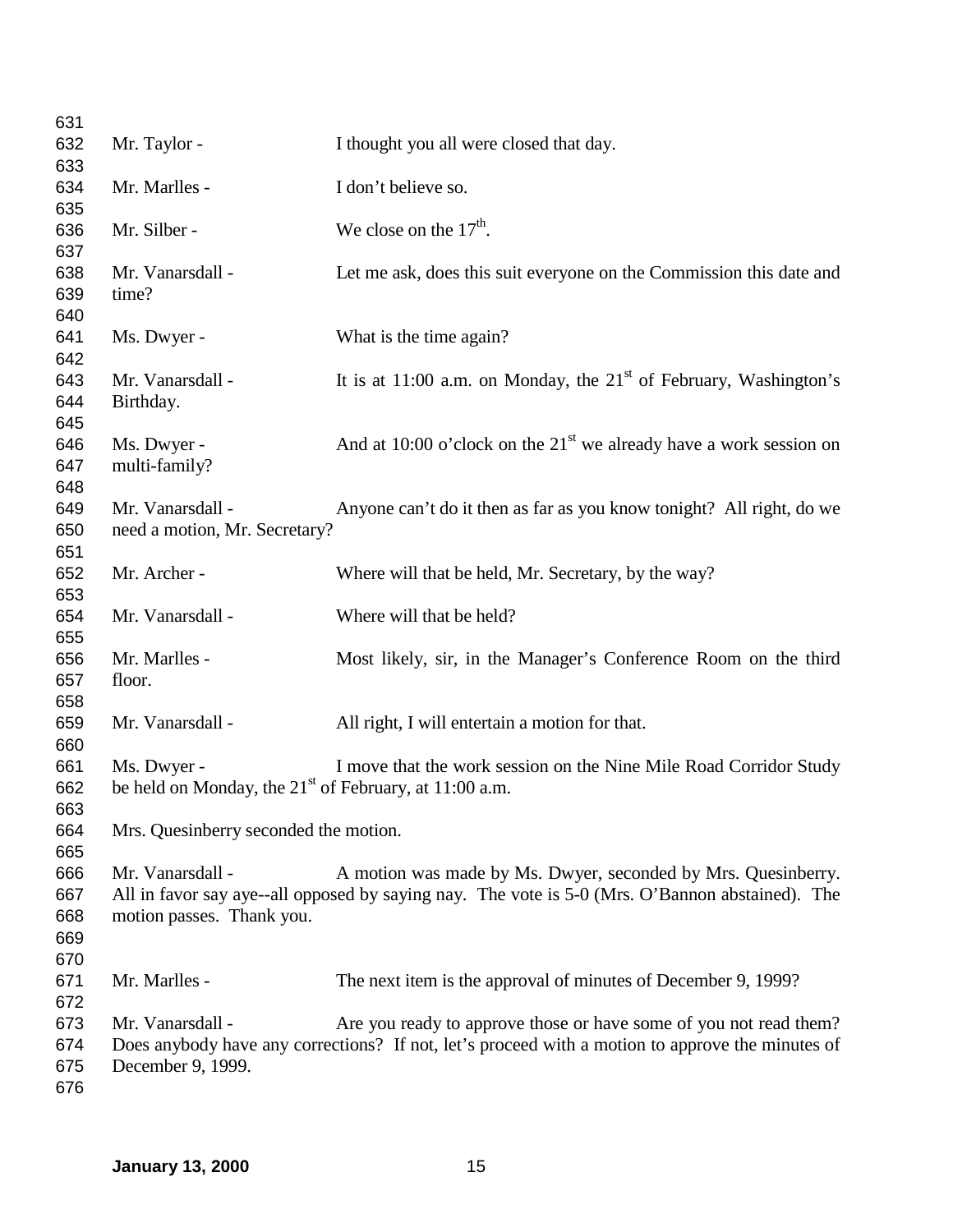Mr. Taylor - I thought you all were closed that day.

Mr. Marlles - I don't believe so.

Mr. Silber - We close on the 17th.

Mr. Vanarsdall - Let me ask, does this suit everyone on the Commission this date and time?

Ms. Dwyer - What is the time again?

Mr. Vanarsdall - It is at 11:00 a.m. on Monday, the 21st of February, Washington's Birthday.

Ms. Dwyer - And at 10:00 o'clock on the 21st we already have a work session on multi-family?

Mr. Vanarsdall - Anyone can't do it then as far as you know tonight? All right, do we need a motion, Mr. Secretary?

Mr. Archer - Where will that be held, Mr. Secretary, by the way?

Mr. Vanarsdall - Where will that be held?

Mr. Marlles - Most likely, sir, in the Manager's Conference Room on the third floor.

Mr. Vanarsdall - All right, I will entertain a motion for that.

Ms. Dwyer - I move that the work session on the Nine Mile Road Corridor Study be held on Monday, the 21st of February, at 11:00 a.m.

Mrs. Quesinberry seconded the motion.

Mr. Vanarsdall - A motion was made by Ms. Dwyer, seconded by Mrs. Quesinberry. All in favor say aye--all opposed by saying nay. The vote is 5-0 (Mrs. O'Bannon abstained). The motion passes. Thank you.

Mr. Marlles - The next item is the approval of minutes of December 9, 1999?

Mr. Vanarsdall - Are you ready to approve those or have some of you not read them? Does anybody have any corrections? If not, let's proceed with a motion to approve the minutes of December 9, 1999.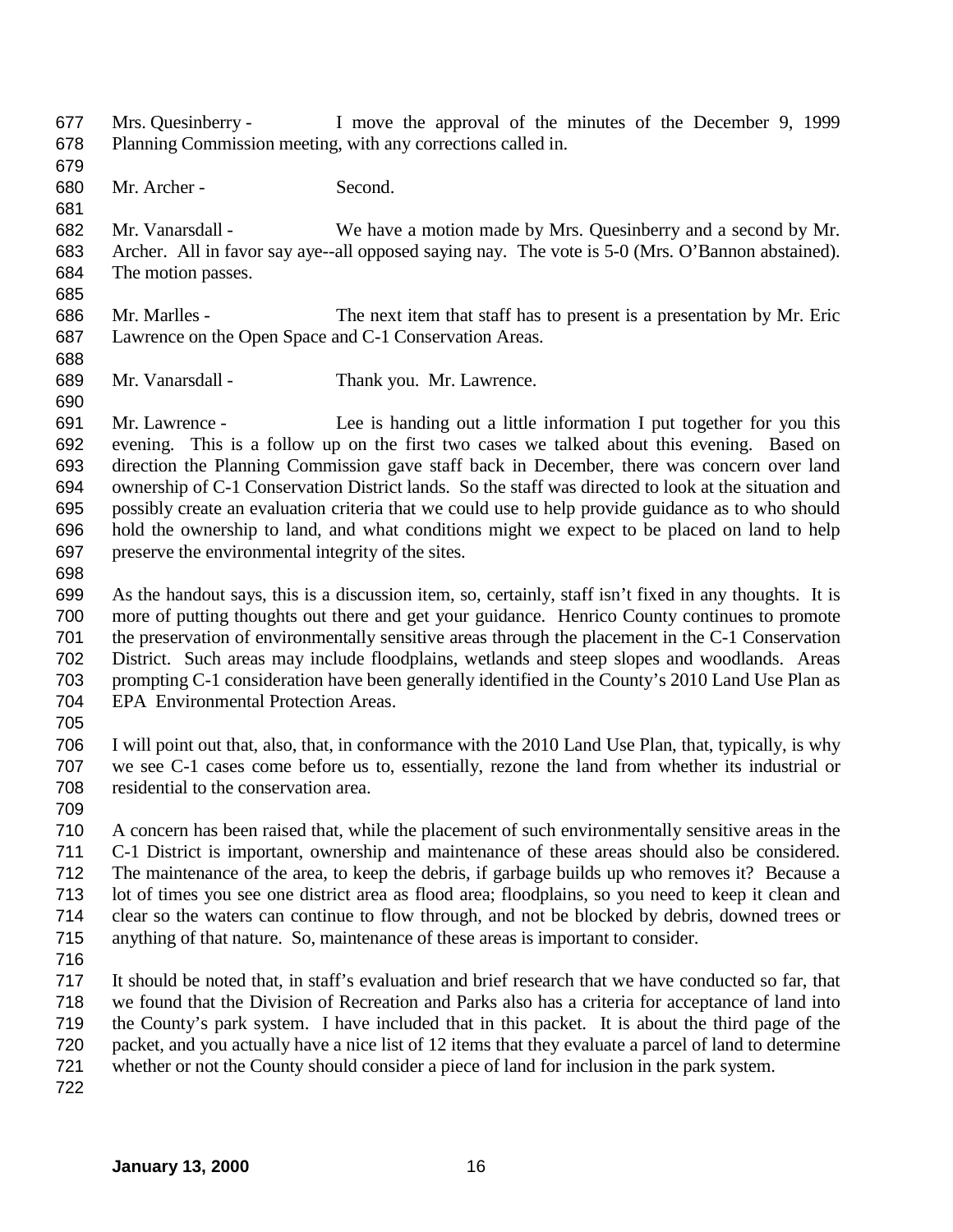Mrs. Quesinberry - I move the approval of the minutes of the December 9, 1999 Planning Commission meeting, with any corrections called in.

Mr. Archer - Second.

Mr. Vanarsdall - We have a motion made by Mrs. Quesinberry and a second by Mr. Archer. All in favor say aye--all opposed saying nay. The vote is 5-0 (Mrs. O'Bannon abstained). The motion passes.

Mr. Marlles - The next item that staff has to present is a presentation by Mr. Eric Lawrence on the Open Space and C-1 Conservation Areas.

Mr. Vanarsdall - Thank you. Mr. Lawrence.

Mr. Lawrence - Lee is handing out a little information I put together for you this evening. This is a follow up on the first two cases we talked about this evening. Based on direction the Planning Commission gave staff back in December, there was concern over land ownership of C-1 Conservation District lands. So the staff was directed to look at the situation and possibly create an evaluation criteria that we could use to help provide guidance as to who should hold the ownership to land, and what conditions might we expect to be placed on land to help preserve the environmental integrity of the sites.

As the handout says, this is a discussion item, so, certainly, staff isn't fixed in any thoughts. It is more of putting thoughts out there and get your guidance. Henrico County continues to promote the preservation of environmentally sensitive areas through the placement in the C-1 Conservation District. Such areas may include floodplains, wetlands and steep slopes and woodlands. Areas prompting C-1 consideration have been generally identified in the County's 2010 Land Use Plan as EPA Environmental Protection Areas.

I will point out that, also, that, in conformance with the 2010 Land Use Plan, that, typically, is why we see C-1 cases come before us to, essentially, rezone the land from whether its industrial or residential to the conservation area.

A concern has been raised that, while the placement of such environmentally sensitive areas in the C-1 District is important, ownership and maintenance of these areas should also be considered. The maintenance of the area, to keep the debris, if garbage builds up who removes it? Because a lot of times you see one district area as flood area; floodplains, so you need to keep it clean and clear so the waters can continue to flow through, and not be blocked by debris, downed trees or anything of that nature. So, maintenance of these areas is important to consider.

It should be noted that, in staff's evaluation and brief research that we have conducted so far, that we found that the Division of Recreation and Parks also has a criteria for acceptance of land into the County's park system. I have included that in this packet. It is about the third page of the packet, and you actually have a nice list of 12 items that they evaluate a parcel of land to determine whether or not the County should consider a piece of land for inclusion in the park system.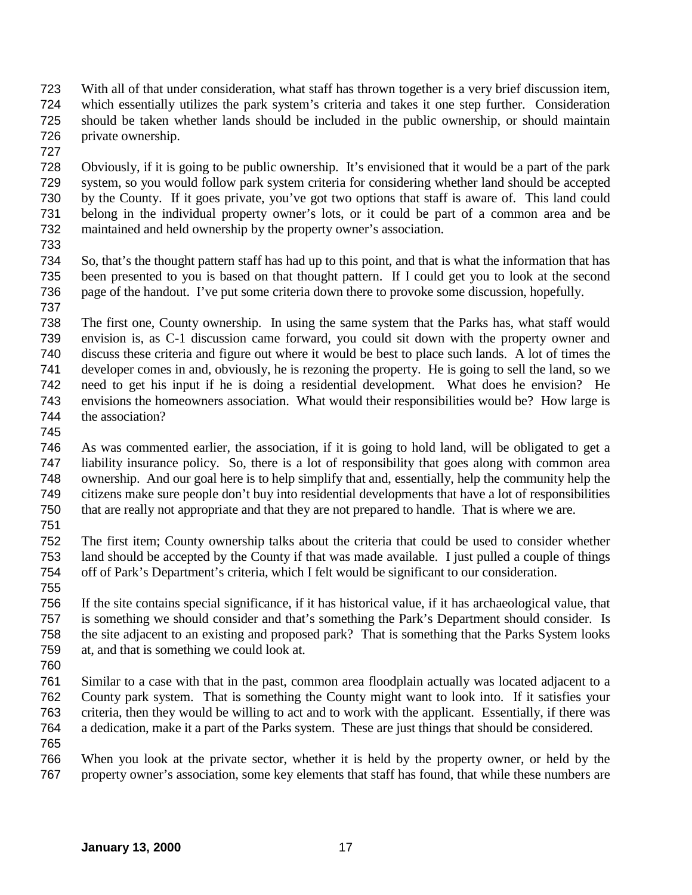With all of that under consideration, what staff has thrown together is a very brief discussion item, which essentially utilizes the park system's criteria and takes it one step further. Consideration should be taken whether lands should be included in the public ownership, or should maintain private ownership.

Obviously, if it is going to be public ownership. It's envisioned that it would be a part of the park system, so you would follow park system criteria for considering whether land should be accepted by the County. If it goes private, you've got two options that staff is aware of. This land could belong in the individual property owner's lots, or it could be part of a common area and be maintained and held ownership by the property owner's association.

So, that's the thought pattern staff has had up to this point, and that is what the information that has been presented to you is based on that thought pattern. If I could get you to look at the second page of the handout. I've put some criteria down there to provoke some discussion, hopefully.

The first one, County ownership. In using the same system that the Parks has, what staff would envision is, as C-1 discussion came forward, you could sit down with the property owner and discuss these criteria and figure out where it would be best to place such lands. A lot of times the developer comes in and, obviously, he is rezoning the property. He is going to sell the land, so we need to get his input if he is doing a residential development. What does he envision? He envisions the homeowners association. What would their responsibilities would be? How large is the association?

As was commented earlier, the association, if it is going to hold land, will be obligated to get a liability insurance policy. So, there is a lot of responsibility that goes along with common area ownership. And our goal here is to help simplify that and, essentially, help the community help the citizens make sure people don't buy into residential developments that have a lot of responsibilities that are really not appropriate and that they are not prepared to handle. That is where we are.

The first item; County ownership talks about the criteria that could be used to consider whether land should be accepted by the County if that was made available. I just pulled a couple of things off of Park's Department's criteria, which I felt would be significant to our consideration.

If the site contains special significance, if it has historical value, if it has archaeological value, that is something we should consider and that's something the Park's Department should consider. Is the site adjacent to an existing and proposed park? That is something that the Parks System looks at, and that is something we could look at.

Similar to a case with that in the past, common area floodplain actually was located adjacent to a County park system. That is something the County might want to look into. If it satisfies your criteria, then they would be willing to act and to work with the applicant. Essentially, if there was a dedication, make it a part of the Parks system. These are just things that should be considered.

When you look at the private sector, whether it is held by the property owner, or held by the property owner's association, some key elements that staff has found, that while these numbers are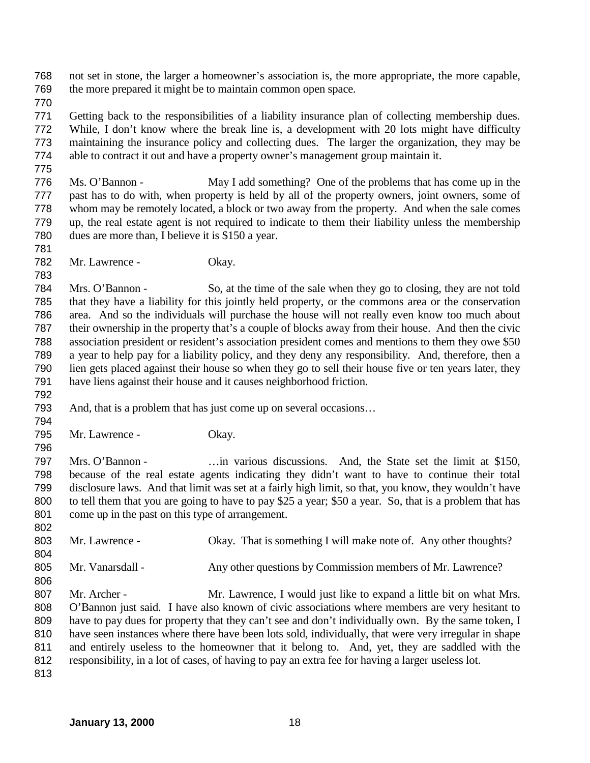not set in stone, the larger a homeowner's association is, the more appropriate, the more capable, the more prepared it might be to maintain common open space.

Getting back to the responsibilities of a liability insurance plan of collecting membership dues. While, I don't know where the break line is, a development with 20 lots might have difficulty maintaining the insurance policy and collecting dues. The larger the organization, they may be able to contract it out and have a property owner's management group maintain it.

Ms. O'Bannon - May I add something? One of the problems that has come up in the past has to do with, when property is held by all of the property owners, joint owners, some of whom may be remotely located, a block or two away from the property. And when the sale comes up, the real estate agent is not required to indicate to them their liability unless the membership dues are more than, I believe it is $150 a year.

Mr. Lawrence - Okay.

Mrs. O'Bannon - So, at the time of the sale when they go to closing, they are not told that they have a liability for this jointly held property, or the commons area or the conservation area. And so the individuals will purchase the house will not really even know too much about their ownership in the property that's a couple of blocks away from their house. And then the civic association president or resident's association president comes and mentions to them they owe $50 a year to help pay for a liability policy, and they deny any responsibility. And, therefore, then a lien gets placed against their house so when they go to sell their house five or ten years later, they have liens against their house and it causes neighborhood friction.

And, that is a problem that has just come up on several occasions…

Mr. Lawrence - Okay.

Mrs. O'Bannon - …in various discussions. And, the State set the limit at $150, because of the real estate agents indicating they didn't want to have to continue their total disclosure laws. And that limit was set at a fairly high limit, so that, you know, they wouldn't have to tell them that you are going to have to pay $25 a year; $50 a year. So, that is a problem that has come up in the past on this type of arrangement.

Mr. Lawrence - Okay. That is something I will make note of. Any other thoughts?

Mr. Vanarsdall - Any other questions by Commission members of Mr. Lawrence?

Mr. Archer - Mr. Lawrence, I would just like to expand a little bit on what Mrs. O'Bannon just said. I have also known of civic associations where members are very hesitant to have to pay dues for property that they can't see and don't individually own. By the same token, I have seen instances where there have been lots sold, individually, that were very irregular in shape and entirely useless to the homeowner that it belong to. And, yet, they are saddled with the responsibility, in a lot of cases, of having to pay an extra fee for having a larger useless lot.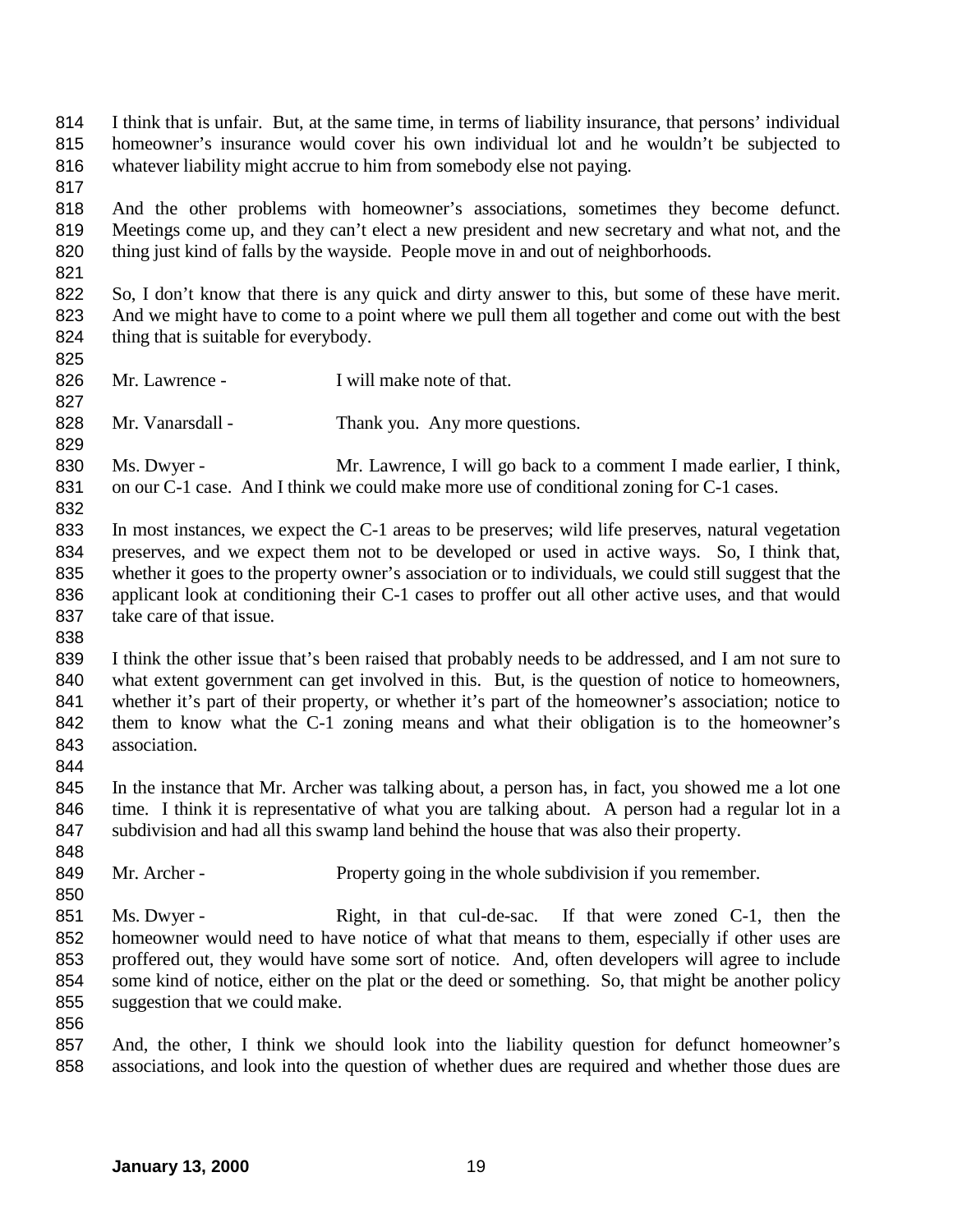I think that is unfair. But, at the same time, in terms of liability insurance, that persons' individual homeowner's insurance would cover his own individual lot and he wouldn't be subjected to whatever liability might accrue to him from somebody else not paying.

And the other problems with homeowner's associations, sometimes they become defunct. Meetings come up, and they can't elect a new president and new secretary and what not, and the thing just kind of falls by the wayside. People move in and out of neighborhoods.

So, I don't know that there is any quick and dirty answer to this, but some of these have merit. And we might have to come to a point where we pull them all together and come out with the best thing that is suitable for everybody.

Mr. Lawrence - I will make note of that.

Mr. Vanarsdall - Thank you. Any more questions.

Ms. Dwyer - Mr. Lawrence, I will go back to a comment I made earlier, I think, on our C-1 case. And I think we could make more use of conditional zoning for C-1 cases.

In most instances, we expect the C-1 areas to be preserves; wild life preserves, natural vegetation preserves, and we expect them not to be developed or used in active ways. So, I think that, whether it goes to the property owner's association or to individuals, we could still suggest that the applicant look at conditioning their C-1 cases to proffer out all other active uses, and that would take care of that issue.

I think the other issue that's been raised that probably needs to be addressed, and I am not sure to what extent government can get involved in this. But, is the question of notice to homeowners, whether it's part of their property, or whether it's part of the homeowner's association; notice to them to know what the C-1 zoning means and what their obligation is to the homeowner's association.

In the instance that Mr. Archer was talking about, a person has, in fact, you showed me a lot one time. I think it is representative of what you are talking about. A person had a regular lot in a subdivision and had all this swamp land behind the house that was also their property.

Mr. Archer - Property going in the whole subdivision if you remember.

Ms. Dwyer - Right, in that cul-de-sac. If that were zoned C-1, then the homeowner would need to have notice of what that means to them, especially if other uses are proffered out, they would have some sort of notice. And, often developers will agree to include some kind of notice, either on the plat or the deed or something. So, that might be another policy suggestion that we could make.

And, the other, I think we should look into the liability question for defunct homeowner's associations, and look into the question of whether dues are required and whether those dues are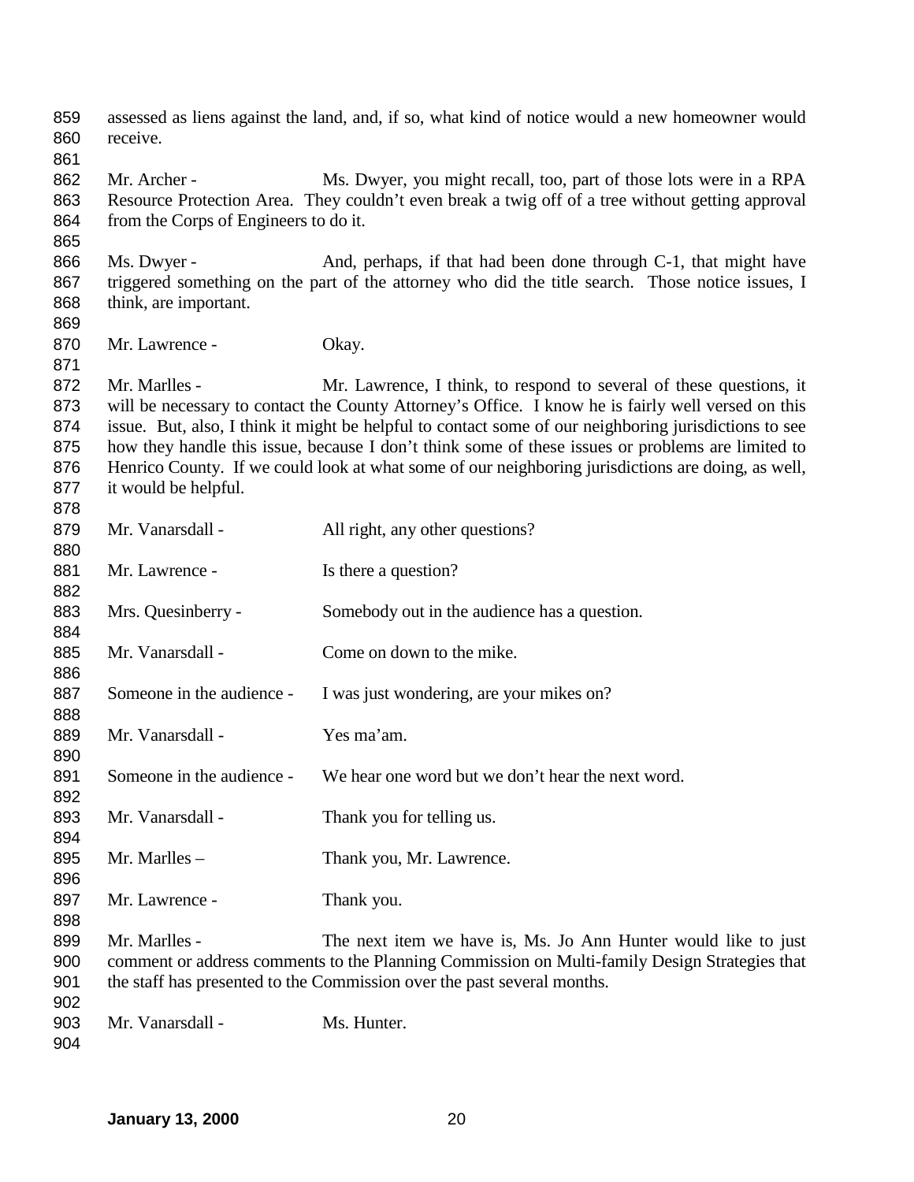assessed as liens against the land, and, if so, what kind of notice would a new homeowner would receive.

Mr. Archer - Ms. Dwyer, you might recall, too, part of those lots were in a RPA Resource Protection Area. They couldn't even break a twig off of a tree without getting approval from the Corps of Engineers to do it.

Ms. Dwyer - And, perhaps, if that had been done through C-1, that might have triggered something on the part of the attorney who did the title search. Those notice issues, I think, are important.

Mr. Lawrence - Okay.

Mr. Marlles - Mr. Lawrence, I think, to respond to several of these questions, it will be necessary to contact the County Attorney's Office. I know he is fairly well versed on this issue. But, also, I think it might be helpful to contact some of our neighboring jurisdictions to see how they handle this issue, because I don't think some of these issues or problems are limited to Henrico County. If we could look at what some of our neighboring jurisdictions are doing, as well, it would be helpful.

Mr. Vanarsdall - All right, any other questions?

Mr. Lawrence - Is there a question?

Mrs. Quesinberry - Somebody out in the audience has a question.

Mr. Vanarsdall - Come on down to the mike.

Someone in the audience - I was just wondering, are your mikes on?

Mr. Vanarsdall - Yes ma'am.

Someone in the audience - We hear one word but we don't hear the next word.

Mr. Vanarsdall - Thank you for telling us.

Mr. Marlles – Thank you, Mr. Lawrence.

Mr. Lawrence - Thank you.

Mr. Marlles - The next item we have is, Ms. Jo Ann Hunter would like to just comment or address comments to the Planning Commission on Multi-family Design Strategies that the staff has presented to the Commission over the past several months.

Mr. Vanarsdall - Ms. Hunter.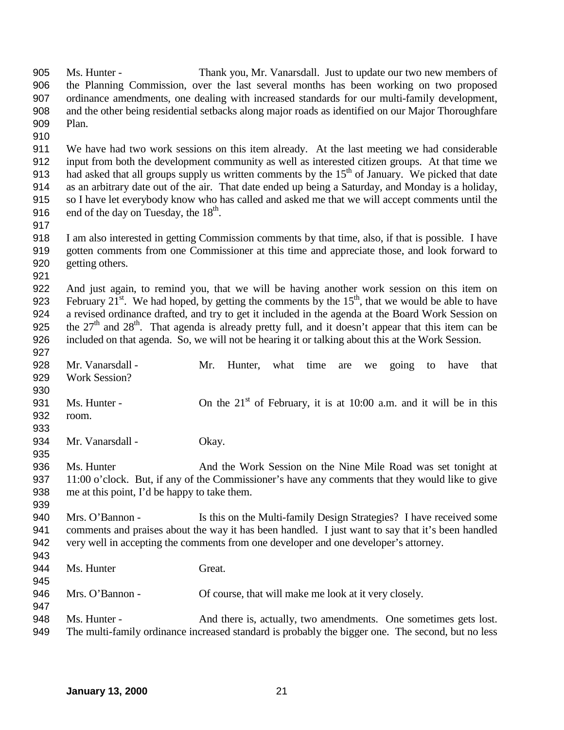Ms. Hunter - Thank you, Mr. Vanarsdall. Just to update our two new members of the Planning Commission, over the last several months has been working on two proposed ordinance amendments, one dealing with increased standards for our multi-family development, and the other being residential setbacks along major roads as identified on our Major Thoroughfare Plan.

We have had two work sessions on this item already. At the last meeting we had considerable input from both the development community as well as interested citizen groups. At that time we had asked that all groups supply us written comments by the 15th of January. We picked that date as an arbitrary date out of the air. That date ended up being a Saturday, and Monday is a holiday, so I have let everybody know who has called and asked me that we will accept comments until the end of the day on Tuesday, the 18th.

I am also interested in getting Commission comments by that time, also, if that is possible. I have gotten comments from one Commissioner at this time and appreciate those, and look forward to getting others.

And just again, to remind you, that we will be having another work session on this item on February 21st. We had hoped, by getting the comments by the 15th, that we would be able to have a revised ordinance drafted, and try to get it included in the agenda at the Board Work Session on the 27th and 28th. That agenda is already pretty full, and it doesn't appear that this item can be included on that agenda. So, we will not be hearing it or talking about this at the Work Session.

Mr. Vanarsdall - Mr. Hunter, what time are we going to have that Work Session?

Ms. Hunter - On the 21st of February, it is at 10:00 a.m. and it will be in this room.

Mr. Vanarsdall - Okay.

Ms. Hunter And the Work Session on the Nine Mile Road was set tonight at 11:00 o'clock. But, if any of the Commissioner's have any comments that they would like to give me at this point, I'd be happy to take them.

Mrs. O'Bannon - Is this on the Multi-family Design Strategies? I have received some comments and praises about the way it has been handled. I just want to say that it's been handled very well in accepting the comments from one developer and one developer's attorney.

Ms. Hunter Great.

Mrs. O'Bannon - Of course, that will make me look at it very closely.

Ms. Hunter - And there is, actually, two amendments. One sometimes gets lost. The multi-family ordinance increased standard is probably the bigger one. The second, but no less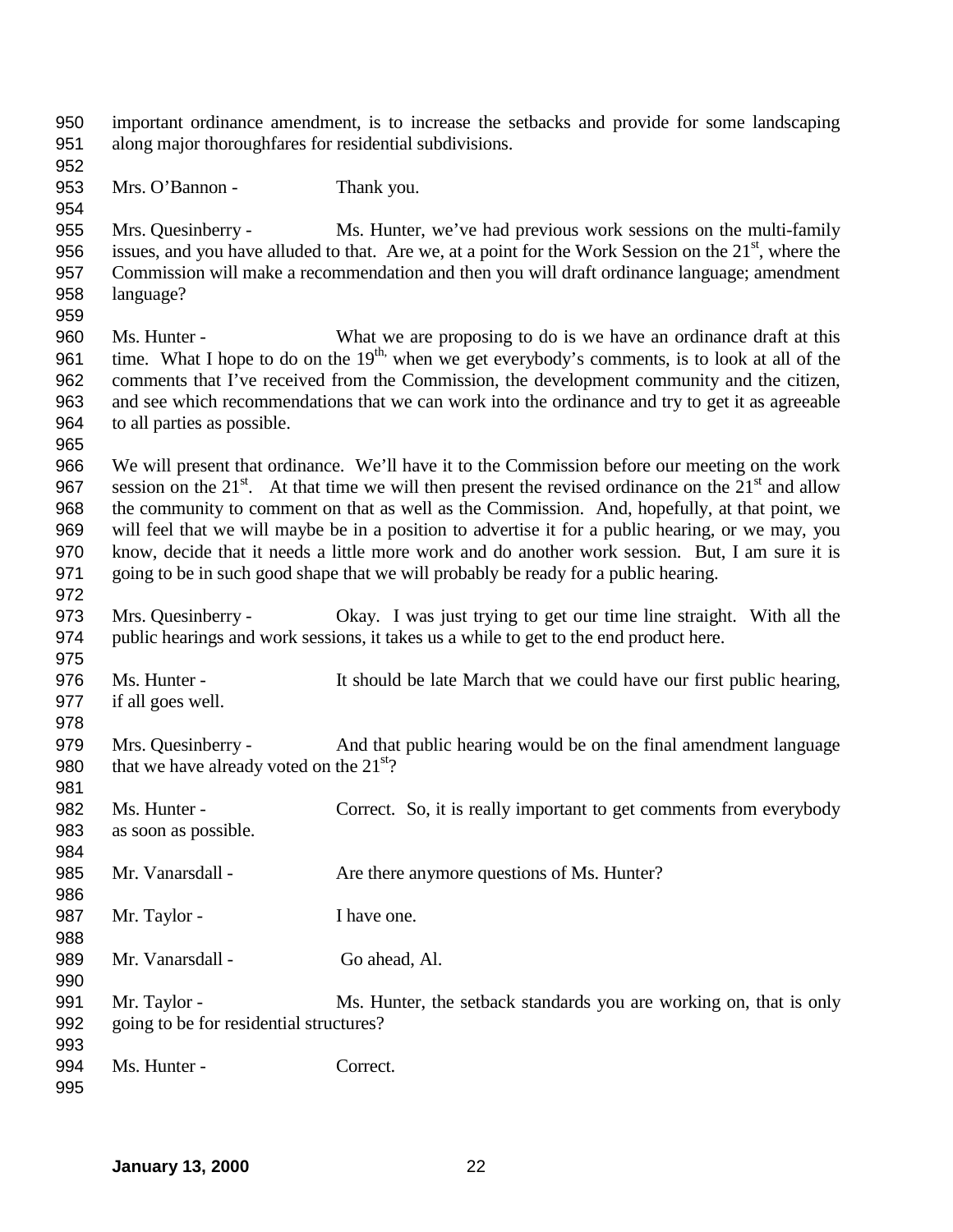important ordinance amendment, is to increase the setbacks and provide for some landscaping along major thoroughfares for residential subdivisions.

Mrs. O'Bannon - Thank you.

Mrs. Quesinberry - Ms. Hunter, we've had previous work sessions on the multi-family issues, and you have alluded to that. Are we, at a point for the Work Session on the 21st, where the Commission will make a recommendation and then you will draft ordinance language; amendment language?

Ms. Hunter - What we are proposing to do is we have an ordinance draft at this time. What I hope to do on the 19th, when we get everybody's comments, is to look at all of the comments that I've received from the Commission, the development community and the citizen, and see which recommendations that we can work into the ordinance and try to get it as agreeable to all parties as possible.

We will present that ordinance. We'll have it to the Commission before our meeting on the work session on the 21st. At that time we will then present the revised ordinance on the 21st and allow the community to comment on that as well as the Commission. And, hopefully, at that point, we will feel that we will maybe be in a position to advertise it for a public hearing, or we may, you know, decide that it needs a little more work and do another work session. But, I am sure it is going to be in such good shape that we will probably be ready for a public hearing.

Mrs. Quesinberry - Okay. I was just trying to get our time line straight. With all the public hearings and work sessions, it takes us a while to get to the end product here.

Ms. Hunter - It should be late March that we could have our first public hearing, if all goes well.

Mrs. Quesinberry - And that public hearing would be on the final amendment language that we have already voted on the 21st?

Ms. Hunter - Correct. So, it is really important to get comments from everybody as soon as possible.

Mr. Vanarsdall - Are there anymore questions of Ms. Hunter?

Mr. Taylor - I have one.

Mr. Vanarsdall - Go ahead, Al.

Mr. Taylor - Ms. Hunter, the setback standards you are working on, that is only going to be for residential structures?

Ms. Hunter - Correct.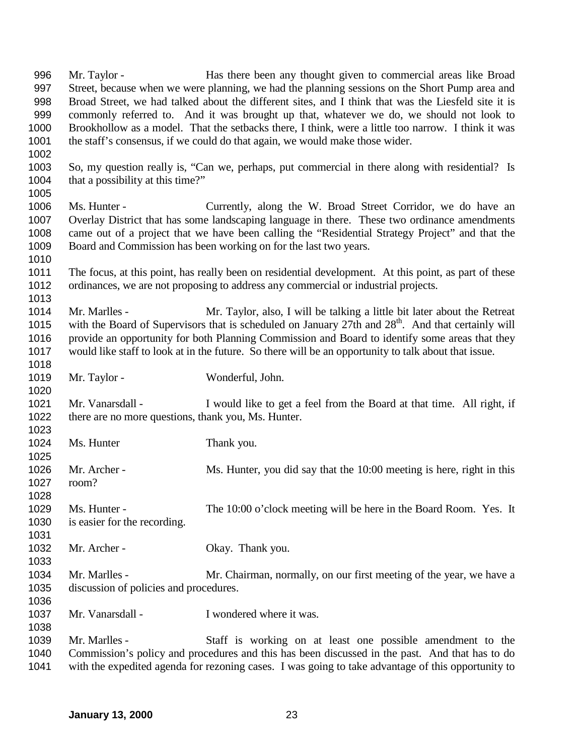Mr. Taylor - Has there been any thought given to commercial areas like Broad Street, because when we were planning, we had the planning sessions on the Short Pump area and Broad Street, we had talked about the different sites, and I think that was the Liesfeld site it is commonly referred to. And it was brought up that, whatever we do, we should not look to Brookhollow as a model. That the setbacks there, I think, were a little too narrow. I think it was the staff's consensus, if we could do that again, we would make those wider.

So, my question really is, "Can we, perhaps, put commercial in there along with residential? Is that a possibility at this time?"

Ms. Hunter - Currently, along the W. Broad Street Corridor, we do have an Overlay District that has some landscaping language in there. These two ordinance amendments came out of a project that we have been calling the "Residential Strategy Project" and that the Board and Commission has been working on for the last two years.

The focus, at this point, has really been on residential development. At this point, as part of these ordinances, we are not proposing to address any commercial or industrial projects.

Mr. Marlles - Mr. Taylor, also, I will be talking a little bit later about the Retreat with the Board of Supervisors that is scheduled on January 27th and 28th. And that certainly will provide an opportunity for both Planning Commission and Board to identify some areas that they would like staff to look at in the future. So there will be an opportunity to talk about that issue.

Mr. Taylor - Wonderful, John.

Mr. Vanarsdall - I would like to get a feel from the Board at that time. All right, if there are no more questions, thank you, Ms. Hunter.

Ms. Hunter Thank you.

Mr. Archer - Ms. Hunter, you did say that the 10:00 meeting is here, right in this room?

Ms. Hunter - The 10:00 o'clock meeting will be here in the Board Room. Yes. It is easier for the recording.

Mr. Archer - Okay. Thank you.

Mr. Marlles - Mr. Chairman, normally, on our first meeting of the year, we have a discussion of policies and procedures.

Mr. Vanarsdall - I wondered where it was.

Mr. Marlles - Staff is working on at least one possible amendment to the Commission's policy and procedures and this has been discussed in the past. And that has to do with the expedited agenda for rezoning cases. I was going to take advantage of this opportunity to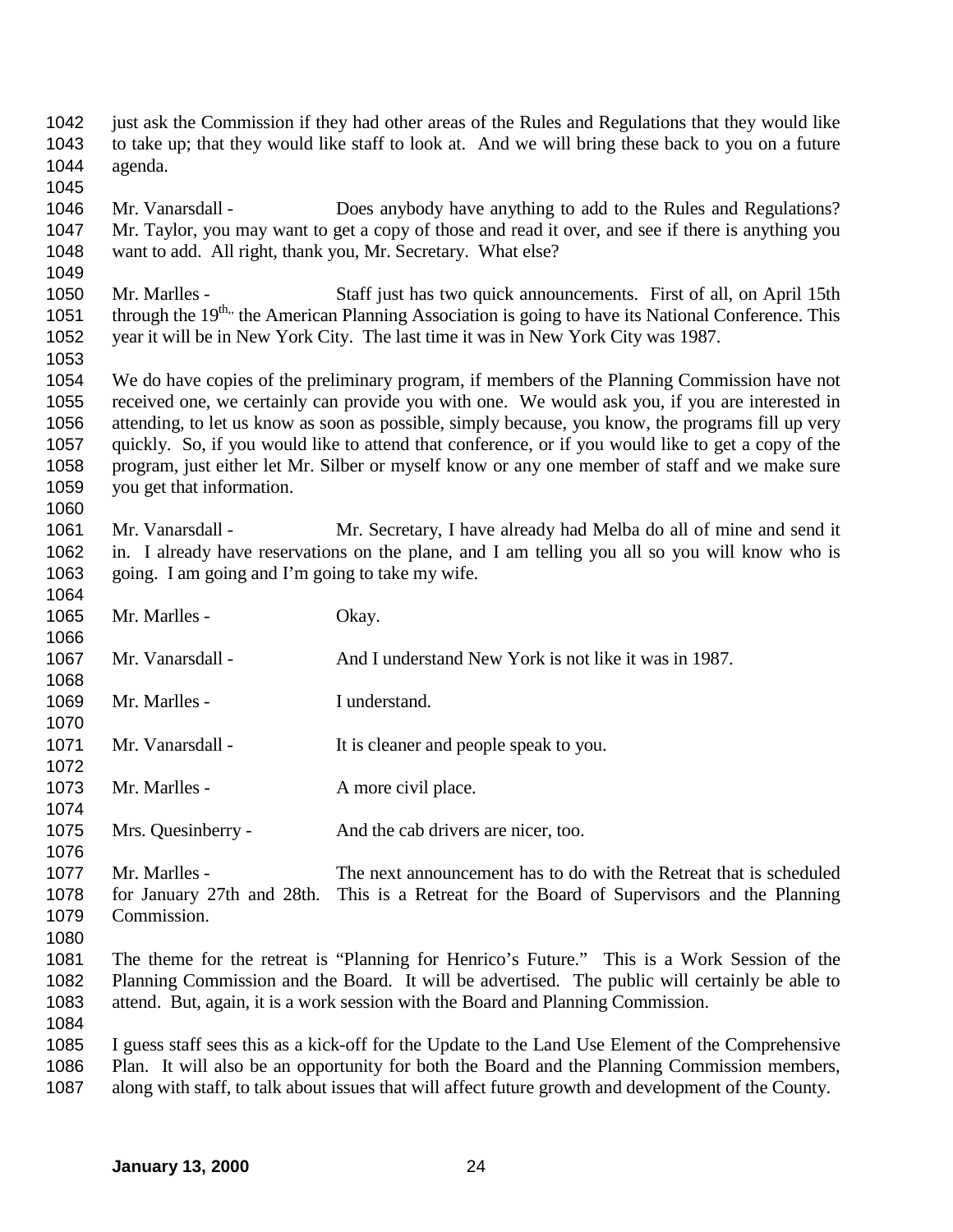just ask the Commission if they had other areas of the Rules and Regulations that they would like to take up; that they would like staff to look at. And we will bring these back to you on a future agenda.

Mr. Vanarsdall - Does anybody have anything to add to the Rules and Regulations? Mr. Taylor, you may want to get a copy of those and read it over, and see if there is anything you want to add. All right, thank you, Mr. Secretary. What else?

Mr. Marlles - Staff just has two quick announcements. First of all, on April 15th through the 19th, the American Planning Association is going to have its National Conference. This year it will be in New York City. The last time it was in New York City was 1987.

We do have copies of the preliminary program, if members of the Planning Commission have not received one, we certainly can provide you with one. We would ask you, if you are interested in attending, to let us know as soon as possible, simply because, you know, the programs fill up very quickly. So, if you would like to attend that conference, or if you would like to get a copy of the program, just either let Mr. Silber or myself know or any one member of staff and we make sure you get that information.

Mr. Vanarsdall - Mr. Secretary, I have already had Melba do all of mine and send it in. I already have reservations on the plane, and I am telling you all so you will know who is going. I am going and I'm going to take my wife.

Mr. Marlles - Okay.

Mr. Vanarsdall - And I understand New York is not like it was in 1987.

Mr. Marlles - I understand.

Mr. Vanarsdall - It is cleaner and people speak to you.

Mr. Marlles - A more civil place.

Mrs. Quesinberry - And the cab drivers are nicer, too.

Mr. Marlles - The next announcement has to do with the Retreat that is scheduled for January 27th and 28th. This is a Retreat for the Board of Supervisors and the Planning Commission.

The theme for the retreat is "Planning for Henrico's Future." This is a Work Session of the Planning Commission and the Board. It will be advertised. The public will certainly be able to attend. But, again, it is a work session with the Board and Planning Commission.

I guess staff sees this as a kick-off for the Update to the Land Use Element of the Comprehensive Plan. It will also be an opportunity for both the Board and the Planning Commission members, along with staff, to talk about issues that will affect future growth and development of the County.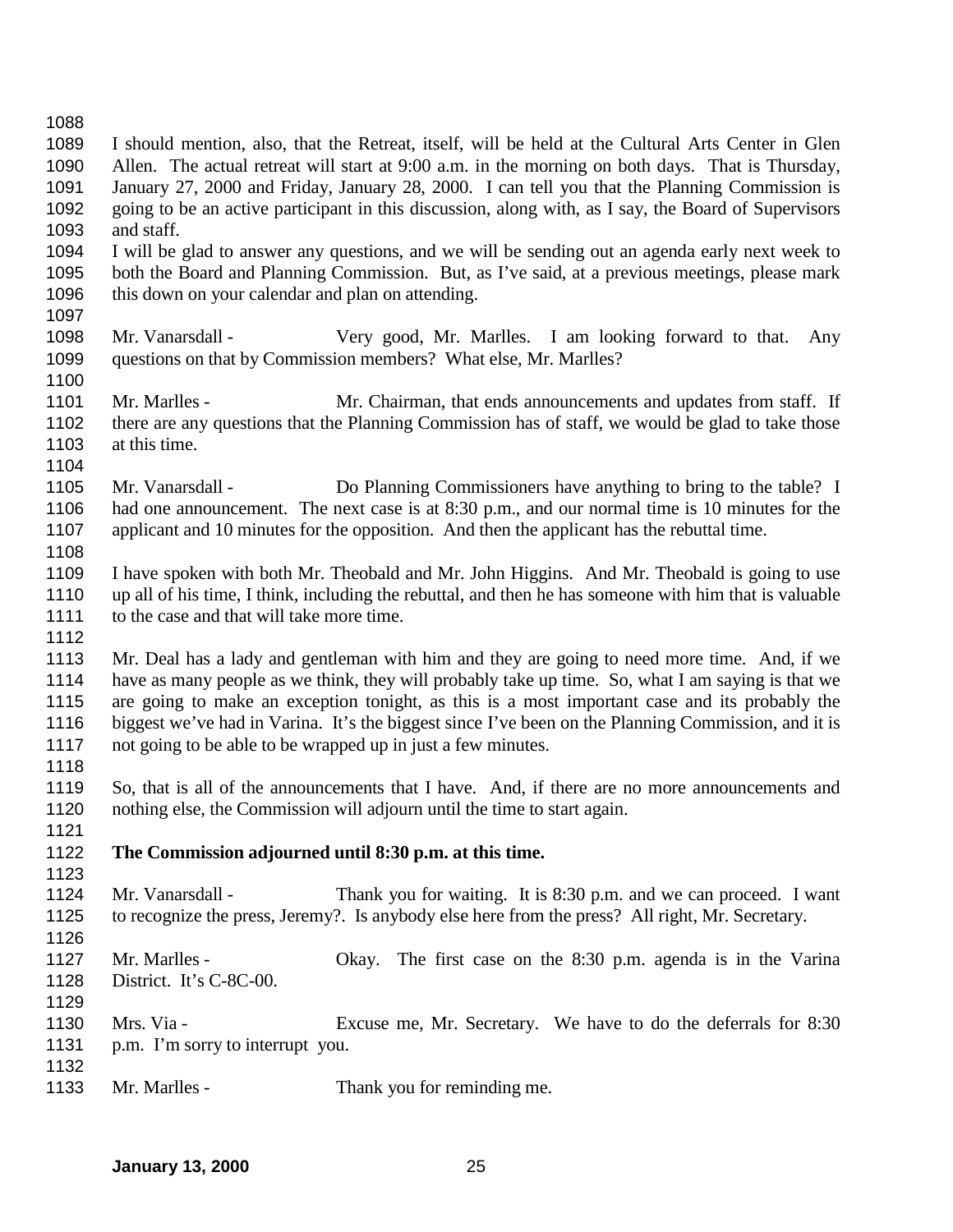I should mention, also, that the Retreat, itself, will be held at the Cultural Arts Center in Glen Allen. The actual retreat will start at 9:00 a.m. in the morning on both days. That is Thursday, January 27, 2000 and Friday, January 28, 2000. I can tell you that the Planning Commission is going to be an active participant in this discussion, along with, as I say, the Board of Supervisors and staff.

I will be glad to answer any questions, and we will be sending out an agenda early next week to both the Board and Planning Commission. But, as I've said, at a previous meetings, please mark this down on your calendar and plan on attending.

Mr. Vanarsdall - Very good, Mr. Marlles. I am looking forward to that. Any questions on that by Commission members? What else, Mr. Marlles?

Mr. Marlles - Mr. Chairman, that ends announcements and updates from staff. If there are any questions that the Planning Commission has of staff, we would be glad to take those at this time.

Mr. Vanarsdall - Do Planning Commissioners have anything to bring to the table? I had one announcement. The next case is at 8:30 p.m., and our normal time is 10 minutes for the applicant and 10 minutes for the opposition. And then the applicant has the rebuttal time.

I have spoken with both Mr. Theobald and Mr. John Higgins. And Mr. Theobald is going to use up all of his time, I think, including the rebuttal, and then he has someone with him that is valuable to the case and that will take more time.

Mr. Deal has a lady and gentleman with him and they are going to need more time. And, if we have as many people as we think, they will probably take up time. So, what I am saying is that we are going to make an exception tonight, as this is a most important case and its probably the biggest we've had in Varina. It's the biggest since I've been on the Planning Commission, and it is not going to be able to be wrapped up in just a few minutes.

So, that is all of the announcements that I have. And, if there are no more announcements and nothing else, the Commission will adjourn until the time to start again.

**The Commission adjourned until 8:30 p.m. at this time.**

Mr. Vanarsdall - Thank you for waiting. It is 8:30 p.m. and we can proceed. I want to recognize the press, Jeremy?. Is anybody else here from the press? All right, Mr. Secretary.

Mr. Marlles - Okay. The first case on the 8:30 p.m. agenda is in the Varina District. It's C-8C-00.

Mrs. Via - Excuse me, Mr. Secretary. We have to do the deferrals for 8:30 p.m. I'm sorry to interrupt you.

Mr. Marlles - Thank you for reminding me.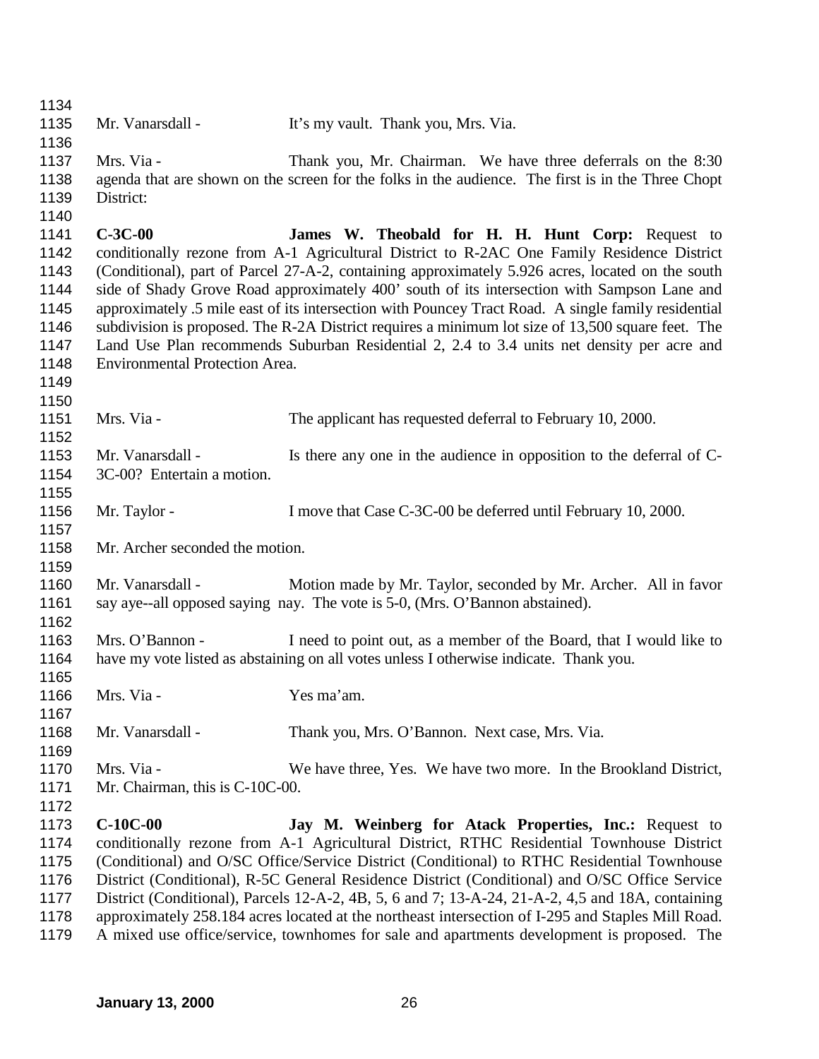Mr. Vanarsdall - It's my vault. Thank you, Mrs. Via.

Mrs. Via - Thank you, Mr. Chairman. We have three deferrals on the 8:30 agenda that are shown on the screen for the folks in the audience. The first is in the Three Chopt District:

**C-3C-00** **James W. Theobald for H. H. Hunt Corp:** Request to conditionally rezone from A-1 Agricultural District to R-2AC One Family Residence District (Conditional), part of Parcel 27-A-2, containing approximately 5.926 acres, located on the south side of Shady Grove Road approximately 400' south of its intersection with Sampson Lane and approximately .5 mile east of its intersection with Pouncey Tract Road. A single family residential subdivision is proposed. The R-2A District requires a minimum lot size of 13,500 square feet. The Land Use Plan recommends Suburban Residential 2, 2.4 to 3.4 units net density per acre and Environmental Protection Area.

Mrs. Via - The applicant has requested deferral to February 10, 2000.

Mr. Vanarsdall - Is there any one in the audience in opposition to the deferral of C-3C-00? Entertain a motion.

Mr. Taylor - I move that Case C-3C-00 be deferred until February 10, 2000.

Mr. Archer seconded the motion.

Mr. Vanarsdall - Motion made by Mr. Taylor, seconded by Mr. Archer. All in favor say aye--all opposed saying nay. The vote is 5-0, (Mrs. O'Bannon abstained).

Mrs. O'Bannon - I need to point out, as a member of the Board, that I would like to have my vote listed as abstaining on all votes unless I otherwise indicate. Thank you.

Mrs. Via - Yes ma'am.

Mr. Vanarsdall - Thank you, Mrs. O'Bannon. Next case, Mrs. Via.

Mrs. Via - We have three, Yes. We have two more. In the Brookland District, Mr. Chairman, this is C-10C-00.

**C-10C-00** **Jay M. Weinberg for Atack Properties, Inc.:** Request to conditionally rezone from A-1 Agricultural District, RTHC Residential Townhouse District (Conditional) and O/SC Office/Service District (Conditional) to RTHC Residential Townhouse District (Conditional), R-5C General Residence District (Conditional) and O/SC Office Service District (Conditional), Parcels 12-A-2, 4B, 5, 6 and 7; 13-A-24, 21-A-2, 4,5 and 18A, containing approximately 258.184 acres located at the northeast intersection of I-295 and Staples Mill Road. A mixed use office/service, townhomes for sale and apartments development is proposed. The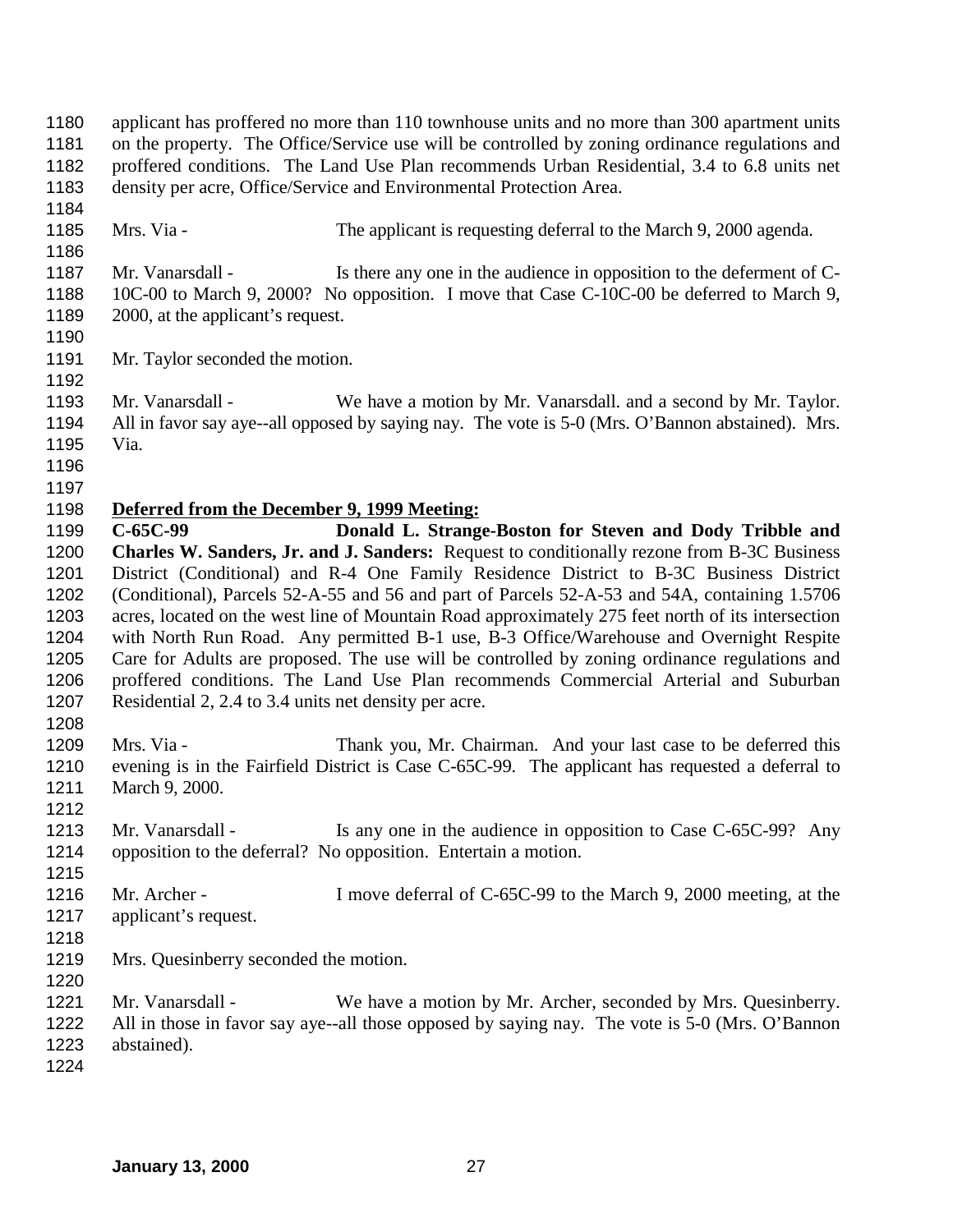applicant has proffered no more than 110 townhouse units and no more than 300 apartment units on the property. The Office/Service use will be controlled by zoning ordinance regulations and proffered conditions. The Land Use Plan recommends Urban Residential, 3.4 to 6.8 units net density per acre, Office/Service and Environmental Protection Area.

Mrs. Via - The applicant is requesting deferral to the March 9, 2000 agenda.

Mr. Vanarsdall - Is there any one in the audience in opposition to the deferment of C-10C-00 to March 9, 2000? No opposition. I move that Case C-10C-00 be deferred to March 9, 2000, at the applicant's request.

Mr. Taylor seconded the motion.

Mr. Vanarsdall - We have a motion by Mr. Vanarsdall. and a second by Mr. Taylor. All in favor say aye--all opposed by saying nay. The vote is 5-0 (Mrs. O'Bannon abstained). Mrs. Via.

**Deferred from the December 9, 1999 Meeting:**

**C-65C-99 Donald L. Strange-Boston for Steven and Dody Tribble and Charles W. Sanders, Jr. and J. Sanders:** Request to conditionally rezone from B-3C Business District (Conditional) and R-4 One Family Residence District to B-3C Business District (Conditional), Parcels 52-A-55 and 56 and part of Parcels 52-A-53 and 54A, containing 1.5706 acres, located on the west line of Mountain Road approximately 275 feet north of its intersection with North Run Road. Any permitted B-1 use, B-3 Office/Warehouse and Overnight Respite Care for Adults are proposed. The use will be controlled by zoning ordinance regulations and proffered conditions. The Land Use Plan recommends Commercial Arterial and Suburban Residential 2, 2.4 to 3.4 units net density per acre.

Mrs. Via - Thank you, Mr. Chairman. And your last case to be deferred this evening is in the Fairfield District is Case C-65C-99. The applicant has requested a deferral to March 9, 2000.

Mr. Vanarsdall - Is any one in the audience in opposition to Case C-65C-99? Any opposition to the deferral? No opposition. Entertain a motion.

Mr. Archer - I move deferral of C-65C-99 to the March 9, 2000 meeting, at the applicant's request.

Mrs. Quesinberry seconded the motion.

Mr. Vanarsdall - We have a motion by Mr. Archer, seconded by Mrs. Quesinberry. All in those in favor say aye--all those opposed by saying nay. The vote is 5-0 (Mrs. O'Bannon abstained).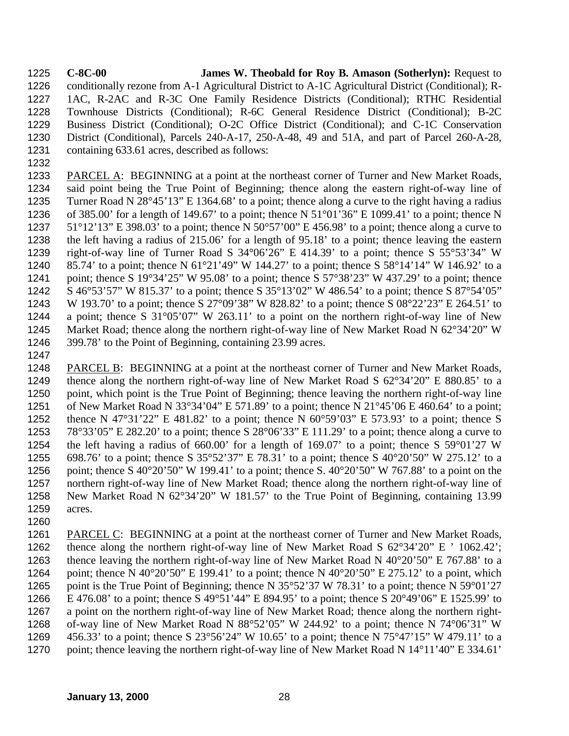**C-8C-00 James W. Theobald for Roy B. Amason (Sotherlyn):** Request to conditionally rezone from A-1 Agricultural District to A-1C Agricultural District (Conditional); R-1AC, R-2AC and R-3C One Family Residence Districts (Conditional); RTHC Residential Townhouse Districts (Conditional); R-6C General Residence District (Conditional); B-2C Business District (Conditional); O-2C Office District (Conditional); and C-1C Conservation District (Conditional), Parcels 240-A-17, 250-A-48, 49 and 51A, and part of Parcel 260-A-28, containing 633.61 acres, described as follows:

PARCEL A: BEGINNING at a point at the northeast corner of Turner and New Market Roads, said point being the True Point of Beginning; thence along the eastern right-of-way line of Turner Road N 28°45'13" E 1364.68' to a point; thence along a curve to the right having a radius of 385.00' for a length of 149.67' to a point; thence N 51°01'36" E 1099.41' to a point; thence N 51°12'13" E 398.03' to a point; thence N 50°57'00" E 456.98' to a point; thence along a curve to the left having a radius of 215.06' for a length of 95.18' to a point; thence leaving the eastern right-of-way line of Turner Road S 34°06'26" E 414.39' to a point; thence S 55°53'34" W 85.74' to a point; thence N 61°21'49" W 144.27' to a point; thence S 58°14'14" W 146.92' to a point; thence S 19°34'25" W 95.08' to a point; thence S 57°38'23" W 437.29' to a point; thence S 46°53'57" W 815.37' to a point; thence S 35°13'02" W 486.54' to a point; thence S 87°54'05" W 193.70' to a point; thence S 27°09'38" W 828.82' to a point; thence S 08°22'23" E 264.51' to a point; thence S 31°05'07" W 263.11' to a point on the northern right-of-way line of New Market Road; thence along the northern right-of-way line of New Market Road N 62°34'20" W 399.78' to the Point of Beginning, containing 23.99 acres.

PARCEL B: BEGINNING at a point at the northeast corner of Turner and New Market Roads, thence along the northern right-of-way line of New Market Road S 62°34'20" E 880.85' to a point, which point is the True Point of Beginning; thence leaving the northern right-of-way line of New Market Road N 33°34'04" E 571.89' to a point; thence N 21°45'06 E 460.64' to a point; thence N 47°31'22" E 481.82' to a point; thence N 60°59'03" E 573.93' to a point; thence S 78°33'05" E 282.20' to a point; thence S 28°06'33" E 111.29' to a point; thence along a curve to the left having a radius of 660.00' for a length of 169.07' to a point; thence S 59°01'27 W 698.76' to a point; thence S 35°52'37" E 78.31' to a point; thence S 40°20'50" W 275.12' to a point; thence S 40°20'50" W 199.41' to a point; thence S. 40°20'50" W 767.88' to a point on the northern right-of-way line of New Market Road; thence along the northern right-of-way line of New Market Road N 62°34'20" W 181.57' to the True Point of Beginning, containing 13.99 acres.

PARCEL C: BEGINNING at a point at the northeast corner of Turner and New Market Roads, thence along the northern right-of-way line of New Market Road S 62°34'20" E ' 1062.42'; thence leaving the northern right-of-way line of New Market Road N 40°20'50" E 767.88' to a point; thence N 40°20'50" E 199.41' to a point; thence N 40°20'50" E 275.12' to a point, which point is the True Point of Beginning; thence N 35°52'37 W 78.31' to a point; thence N 59°01'27 E 476.08' to a point; thence S 49°51'44" E 894.95' to a point; thence S 20°49'06" E 1525.99' to a point on the northern right-of-way line of New Market Road; thence along the northern right-of-way line of New Market Road N 88°52'05" W 244.92' to a point; thence N 74°06'31" W 456.33' to a point; thence S 23°56'24" W 10.65' to a point; thence N 75°47'15" W 479.11' to a point; thence leaving the northern right-of-way line of New Market Road N 14°11'40" E 334.61'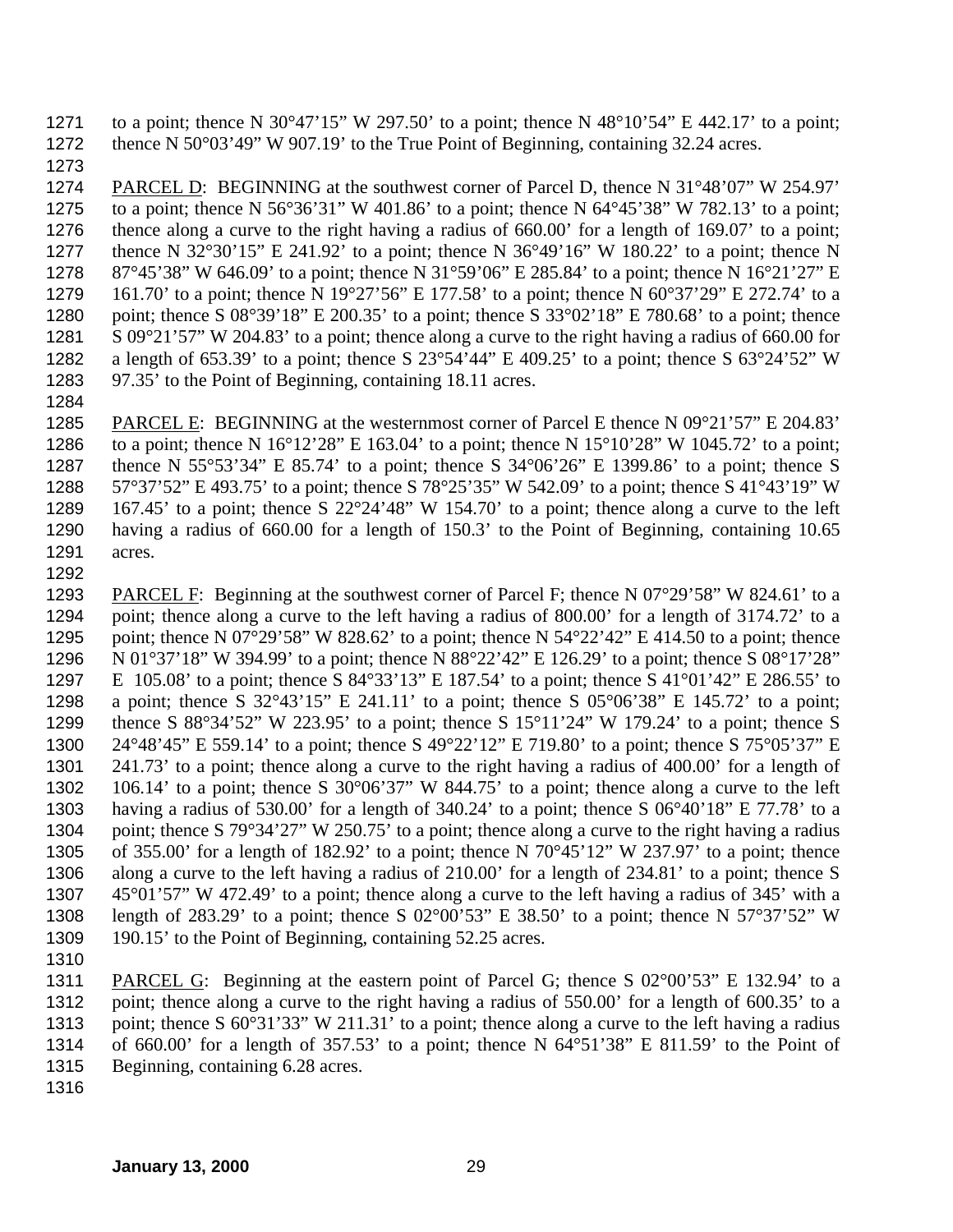to a point; thence N 30°47'15" W 297.50' to a point; thence N 48°10'54" E 442.17' to a point; thence N 50°03'49" W 907.19' to the True Point of Beginning, containing 32.24 acres.

<u>PARCEL D</u>: BEGINNING at the southwest corner of Parcel D, thence N 31°48'07" W 254.97' to a point; thence N 56°36'31" W 401.86' to a point; thence N 64°45'38" W 782.13' to a point; thence along a curve to the right having a radius of 660.00' for a length of 169.07' to a point; thence N 32°30'15" E 241.92' to a point; thence N 36°49'16" W 180.22' to a point; thence N 87°45'38" W 646.09' to a point; thence N 31°59'06" E 285.84' to a point; thence N 16°21'27" E 161.70' to a point; thence N 19°27'56" E 177.58' to a point; thence N 60°37'29" E 272.74' to a point; thence S 08°39'18" E 200.35' to a point; thence S 33°02'18" E 780.68' to a point; thence S 09°21'57" W 204.83' to a point; thence along a curve to the right having a radius of 660.00 for a length of 653.39' to a point; thence S 23°54'44" E 409.25' to a point; thence S 63°24'52" W 97.35' to the Point of Beginning, containing 18.11 acres.

<u>PARCEL E</u>: BEGINNING at the westernmost corner of Parcel E thence N 09°21'57" E 204.83' to a point; thence N 16°12'28" E 163.04' to a point; thence N 15°10'28" W 1045.72' to a point; thence N 55°53'34" E 85.74' to a point; thence S 34°06'26" E 1399.86' to a point; thence S 57°37'52" E 493.75' to a point; thence S 78°25'35" W 542.09' to a point; thence S 41°43'19" W 167.45' to a point; thence S 22°24'48" W 154.70' to a point; thence along a curve to the left having a radius of 660.00 for a length of 150.3' to the Point of Beginning, containing 10.65 acres.

<u>PARCEL F</u>: Beginning at the southwest corner of Parcel F; thence N 07°29'58" W 824.61' to a point; thence along a curve to the left having a radius of 800.00' for a length of 3174.72' to a point; thence N 07°29'58" W 828.62' to a point; thence N 54°22'42" E 414.50 to a point; thence N 01°37'18" W 394.99' to a point; thence N 88°22'42" E 126.29' to a point; thence S 08°17'28" E 105.08' to a point; thence S 84°33'13" E 187.54' to a point; thence S 41°01'42" E 286.55' to a point; thence S 32°43'15" E 241.11' to a point; thence S 05°06'38" E 145.72' to a point; thence S 88°34'52" W 223.95' to a point; thence S 15°11'24" W 179.24' to a point; thence S 24°48'45" E 559.14' to a point; thence S 49°22'12" E 719.80' to a point; thence S 75°05'37" E 241.73' to a point; thence along a curve to the right having a radius of 400.00' for a length of 106.14' to a point; thence S 30°06'37" W 844.75' to a point; thence along a curve to the left having a radius of 530.00' for a length of 340.24' to a point; thence S 06°40'18" E 77.78' to a point; thence S 79°34'27" W 250.75' to a point; thence along a curve to the right having a radius of 355.00' for a length of 182.92' to a point; thence N 70°45'12" W 237.97' to a point; thence along a curve to the left having a radius of 210.00' for a length of 234.81' to a point; thence S 45°01'57" W 472.49' to a point; thence along a curve to the left having a radius of 345' with a length of 283.29' to a point; thence S 02°00'53" E 38.50' to a point; thence N 57°37'52" W 190.15' to the Point of Beginning, containing 52.25 acres.

<u>PARCEL G</u>: Beginning at the eastern point of Parcel G; thence S 02°00'53" E 132.94' to a point; thence along a curve to the right having a radius of 550.00' for a length of 600.35' to a point; thence S 60°31'33" W 211.31' to a point; thence along a curve to the left having a radius of 660.00' for a length of 357.53' to a point; thence N 64°51'38" E 811.59' to the Point of Beginning, containing 6.28 acres.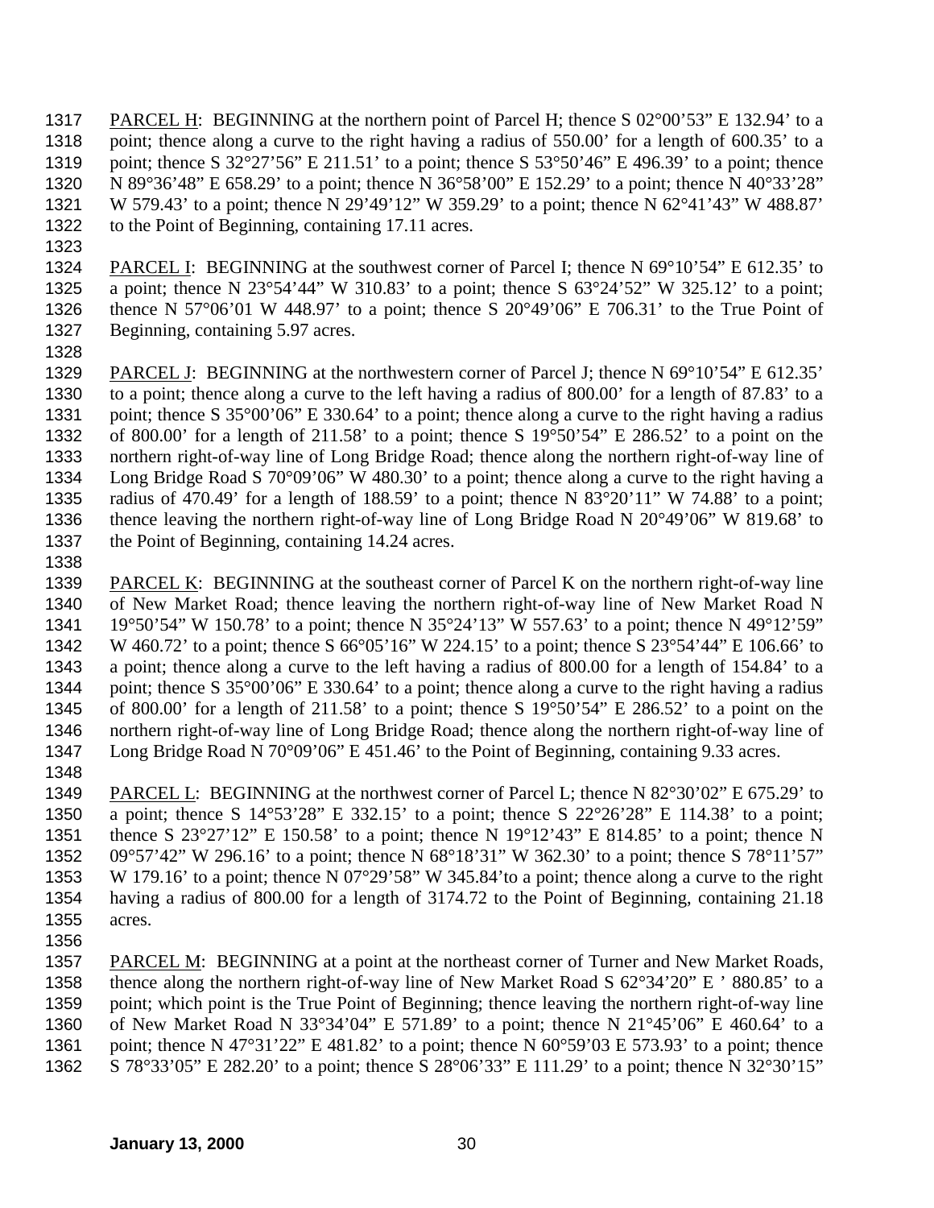PARCEL H: BEGINNING at the northern point of Parcel H; thence S 02°00'53" E 132.94' to a point; thence along a curve to the right having a radius of 550.00' for a length of 600.35' to a point; thence S 32°27'56" E 211.51' to a point; thence S 53°50'46" E 496.39' to a point; thence N 89°36'48" E 658.29' to a point; thence N 36°58'00" E 152.29' to a point; thence N 40°33'28" W 579.43' to a point; thence N 29'49'12" W 359.29' to a point; thence N 62°41'43" W 488.87' to the Point of Beginning, containing 17.11 acres.

PARCEL I: BEGINNING at the southwest corner of Parcel I; thence N 69°10'54" E 612.35' to a point; thence N 23°54'44" W 310.83' to a point; thence S 63°24'52" W 325.12' to a point; thence N 57°06'01 W 448.97' to a point; thence S 20°49'06" E 706.31' to the True Point of Beginning, containing 5.97 acres.

PARCEL J: BEGINNING at the northwestern corner of Parcel J; thence N 69°10'54" E 612.35' to a point; thence along a curve to the left having a radius of 800.00' for a length of 87.83' to a point; thence S 35°00'06" E 330.64' to a point; thence along a curve to the right having a radius of 800.00' for a length of 211.58' to a point; thence S 19°50'54" E 286.52' to a point on the northern right-of-way line of Long Bridge Road; thence along the northern right-of-way line of Long Bridge Road S 70°09'06" W 480.30' to a point; thence along a curve to the right having a radius of 470.49' for a length of 188.59' to a point; thence N 83°20'11" W 74.88' to a point; thence leaving the northern right-of-way line of Long Bridge Road N 20°49'06" W 819.68' to the Point of Beginning, containing 14.24 acres.

PARCEL K: BEGINNING at the southeast corner of Parcel K on the northern right-of-way line of New Market Road; thence leaving the northern right-of-way line of New Market Road N 19°50'54" W 150.78' to a point; thence N 35°24'13" W 557.63' to a point; thence N 49°12'59" W 460.72' to a point; thence S 66°05'16" W 224.15' to a point; thence S 23°54'44" E 106.66' to a point; thence along a curve to the left having a radius of 800.00 for a length of 154.84' to a point; thence S 35°00'06" E 330.64' to a point; thence along a curve to the right having a radius of 800.00' for a length of 211.58' to a point; thence S 19°50'54" E 286.52' to a point on the northern right-of-way line of Long Bridge Road; thence along the northern right-of-way line of Long Bridge Road N 70°09'06" E 451.46' to the Point of Beginning, containing 9.33 acres.

PARCEL L: BEGINNING at the northwest corner of Parcel L; thence N 82°30'02" E 675.29' to a point; thence S 14°53'28" E 332.15' to a point; thence S 22°26'28" E 114.38' to a point; thence S 23°27'12" E 150.58' to a point; thence N 19°12'43" E 814.85' to a point; thence N 09°57'42" W 296.16' to a point; thence N 68°18'31" W 362.30' to a point; thence S 78°11'57" W 179.16' to a point; thence N 07°29'58" W 345.84'to a point; thence along a curve to the right having a radius of 800.00 for a length of 3174.72 to the Point of Beginning, containing 21.18 acres.

PARCEL M: BEGINNING at a point at the northeast corner of Turner and New Market Roads, thence along the northern right-of-way line of New Market Road S 62°34'20" E ' 880.85' to a point; which point is the True Point of Beginning; thence leaving the northern right-of-way line of New Market Road N 33°34'04" E 571.89' to a point; thence N 21°45'06" E 460.64' to a point; thence N 47°31'22" E 481.82' to a point; thence N 60°59'03 E 573.93' to a point; thence S 78°33'05" E 282.20' to a point; thence S 28°06'33" E 111.29' to a point; thence N 32°30'15"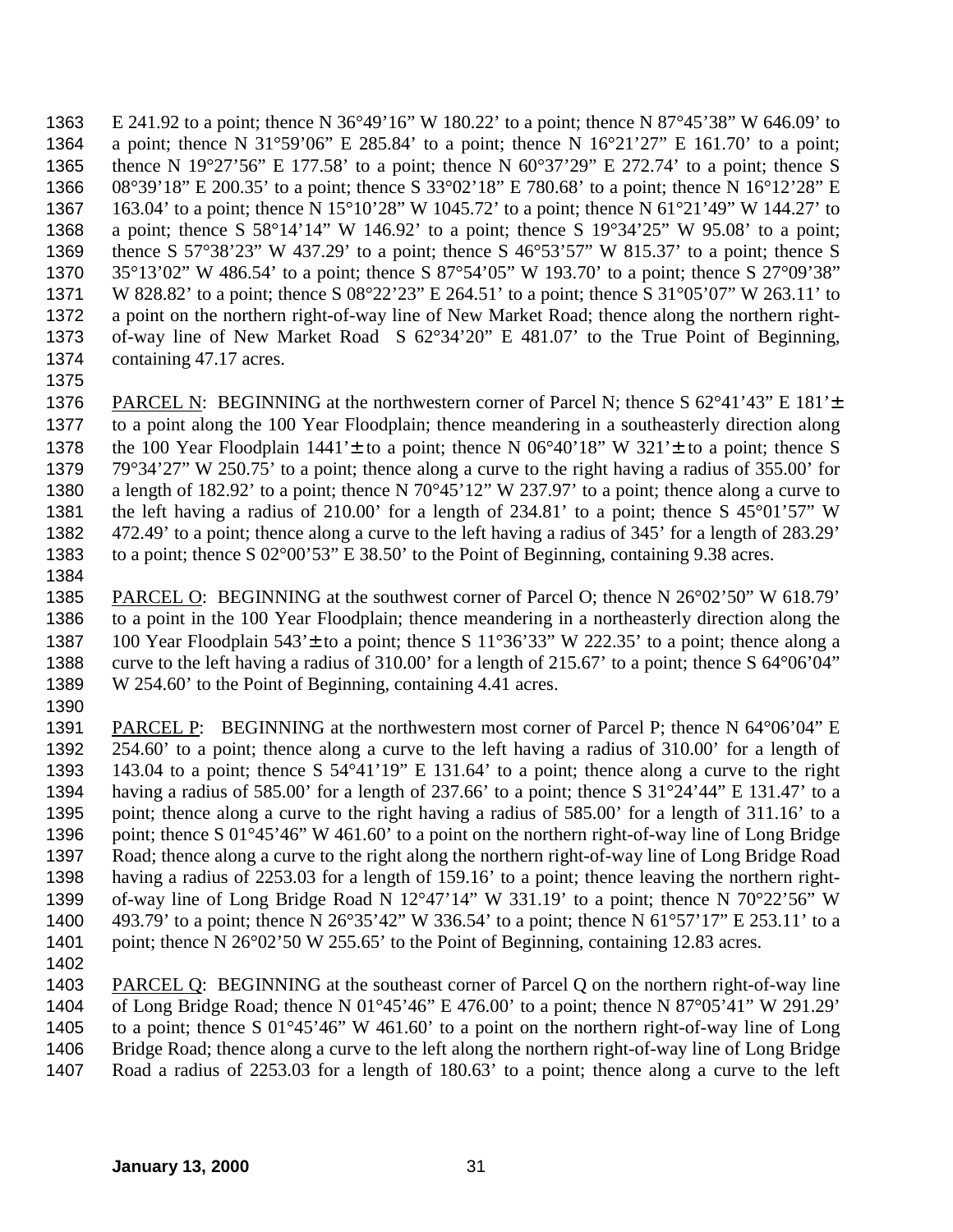E 241.92 to a point; thence N 36°49'16" W 180.22' to a point; thence N 87°45'38" W 646.09' to a point; thence N 31°59'06" E 285.84' to a point; thence N 16°21'27" E 161.70' to a point; thence N 19°27'56" E 177.58' to a point; thence N 60°37'29" E 272.74' to a point; thence S 08°39'18" E 200.35' to a point; thence S 33°02'18" E 780.68' to a point; thence N 16°12'28" E 163.04' to a point; thence N 15°10'28" W 1045.72' to a point; thence N 61°21'49" W 144.27' to a point; thence S 58°14'14" W 146.92' to a point; thence S 19°34'25" W 95.08' to a point; thence S 57°38'23" W 437.29' to a point; thence S 46°53'57" W 815.37' to a point; thence S 35°13'02" W 486.54' to a point; thence S 87°54'05" W 193.70' to a point; thence S 27°09'38" W 828.82' to a point; thence S 08°22'23" E 264.51' to a point; thence S 31°05'07" W 263.11' to a point on the northern right-of-way line of New Market Road; thence along the northern right-of-way line of New Market Road S 62°34'20" E 481.07' to the True Point of Beginning, containing 47.17 acres.

PARCEL N: BEGINNING at the northwestern corner of Parcel N; thence S 62°41'43" E 181'± to a point along the 100 Year Floodplain; thence meandering in a southeasterly direction along the 100 Year Floodplain 1441'± to a point; thence N 06°40'18" W 321'± to a point; thence S 79°34'27" W 250.75' to a point; thence along a curve to the right having a radius of 355.00' for a length of 182.92' to a point; thence N 70°45'12" W 237.97' to a point; thence along a curve to the left having a radius of 210.00' for a length of 234.81' to a point; thence S 45°01'57" W 472.49' to a point; thence along a curve to the left having a radius of 345' for a length of 283.29' to a point; thence S 02°00'53" E 38.50' to the Point of Beginning, containing 9.38 acres.

PARCEL O: BEGINNING at the southwest corner of Parcel O; thence N 26°02'50" W 618.79' to a point in the 100 Year Floodplain; thence meandering in a northeasterly direction along the 100 Year Floodplain 543'± to a point; thence S 11°36'33" W 222.35' to a point; thence along a curve to the left having a radius of 310.00' for a length of 215.67' to a point; thence S 64°06'04" W 254.60' to the Point of Beginning, containing 4.41 acres.

PARCEL P: BEGINNING at the northwestern most corner of Parcel P; thence N 64°06'04" E 254.60' to a point; thence along a curve to the left having a radius of 310.00' for a length of 143.04 to a point; thence S 54°41'19" E 131.64' to a point; thence along a curve to the right having a radius of 585.00' for a length of 237.66' to a point; thence S 31°24'44" E 131.47' to a point; thence along a curve to the right having a radius of 585.00' for a length of 311.16' to a point; thence S 01°45'46" W 461.60' to a point on the northern right-of-way line of Long Bridge Road; thence along a curve to the right along the northern right-of-way line of Long Bridge Road having a radius of 2253.03 for a length of 159.16' to a point; thence leaving the northern right-of-way line of Long Bridge Road N 12°47'14" W 331.19' to a point; thence N 70°22'56" W 493.79' to a point; thence N 26°35'42" W 336.54' to a point; thence N 61°57'17" E 253.11' to a point; thence N 26°02'50 W 255.65' to the Point of Beginning, containing 12.83 acres.

PARCEL Q: BEGINNING at the southeast corner of Parcel Q on the northern right-of-way line of Long Bridge Road; thence N 01°45'46" E 476.00' to a point; thence N 87°05'41" W 291.29' to a point; thence S 01°45'46" W 461.60' to a point on the northern right-of-way line of Long Bridge Road; thence along a curve to the left along the northern right-of-way line of Long Bridge Road a radius of 2253.03 for a length of 180.63' to a point; thence along a curve to the left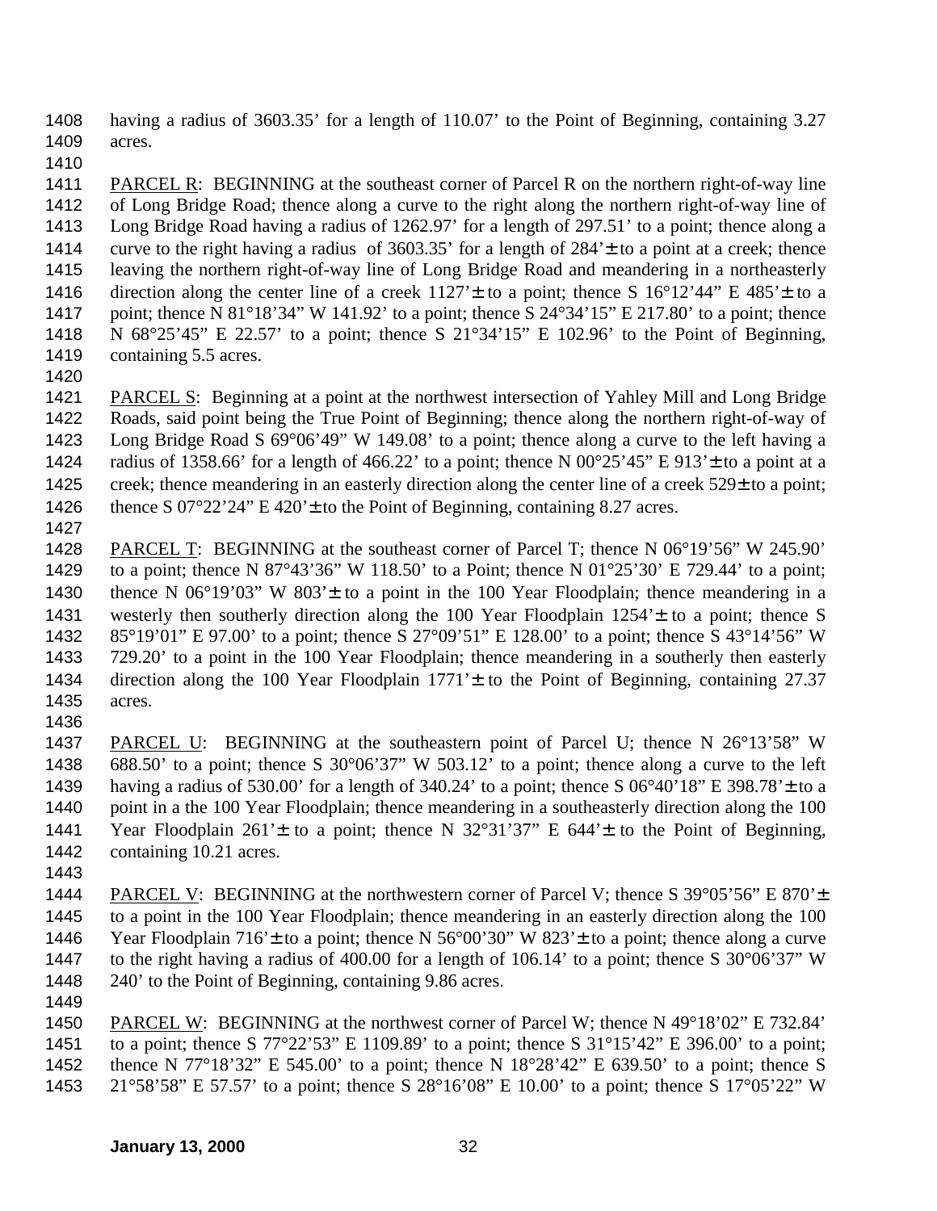having a radius of 3603.35’ for a length of 110.07’ to the Point of Beginning, containing 3.27 acres.

PARCEL R: BEGINNING at the southeast corner of Parcel R on the northern right-of-way line of Long Bridge Road; thence along a curve to the right along the northern right-of-way line of Long Bridge Road having a radius of 1262.97’ for a length of 297.51’ to a point; thence along a curve to the right having a radius of 3603.35’ for a length of 284’± to a point at a creek; thence leaving the northern right-of-way line of Long Bridge Road and meandering in a northeasterly direction along the center line of a creek 1127’± to a point; thence S 16°12’44” E 485’± to a point; thence N 81°18’34” W 141.92’ to a point; thence S 24°34’15” E 217.80’ to a point; thence N 68°25’45” E 22.57’ to a point; thence S 21°34’15” E 102.96’ to the Point of Beginning, containing 5.5 acres.

PARCEL S: Beginning at a point at the northwest intersection of Yahley Mill and Long Bridge Roads, said point being the True Point of Beginning; thence along the northern right-of-way of Long Bridge Road S 69°06’49” W 149.08’ to a point; thence along a curve to the left having a radius of 1358.66’ for a length of 466.22’ to a point; thence N 00°25’45” E 913’± to a point at a creek; thence meandering in an easterly direction along the center line of a creek 529± to a point; thence S 07°22’24” E 420’± to the Point of Beginning, containing 8.27 acres.

PARCEL T: BEGINNING at the southeast corner of Parcel T; thence N 06°19’56” W 245.90’ to a point; thence N 87°43’36” W 118.50’ to a Point; thence N 01°25’30’ E 729.44’ to a point; thence N 06°19’03” W 803’± to a point in the 100 Year Floodplain; thence meandering in a westerly then southerly direction along the 100 Year Floodplain 1254’± to a point; thence S 85°19’01” E 97.00’ to a point; thence S 27°09’51” E 128.00’ to a point; thence S 43°14’56” W 729.20’ to a point in the 100 Year Floodplain; thence meandering in a southerly then easterly direction along the 100 Year Floodplain 1771’± to the Point of Beginning, containing 27.37 acres.

PARCEL U: BEGINNING at the southeastern point of Parcel U; thence N 26°13’58” W 688.50’ to a point; thence S 30°06’37” W 503.12’ to a point; thence along a curve to the left having a radius of 530.00’ for a length of 340.24’ to a point; thence S 06°40’18” E 398.78’± to a point in a the 100 Year Floodplain; thence meandering in a southeasterly direction along the 100 Year Floodplain 261’± to a point; thence N 32°31’37” E 644’± to the Point of Beginning, containing 10.21 acres.

PARCEL V: BEGINNING at the northwestern corner of Parcel V; thence S 39°05’56” E 870’± to a point in the 100 Year Floodplain; thence meandering in an easterly direction along the 100 Year Floodplain 716’± to a point; thence N 56°00’30” W 823’± to a point; thence along a curve to the right having a radius of 400.00 for a length of 106.14’ to a point; thence S 30°06’37” W 240’ to the Point of Beginning, containing 9.86 acres.

PARCEL W: BEGINNING at the northwest corner of Parcel W; thence N 49°18’02” E 732.84’ to a point; thence S 77°22’53” E 1109.89’ to a point; thence S 31°15’42” E 396.00’ to a point; thence N 77°18’32” E 545.00’ to a point; thence N 18°28’42” E 639.50’ to a point; thence S 21°58’58” E 57.57’ to a point; thence S 28°16’08” E 10.00’ to a point; thence S 17°05’22” W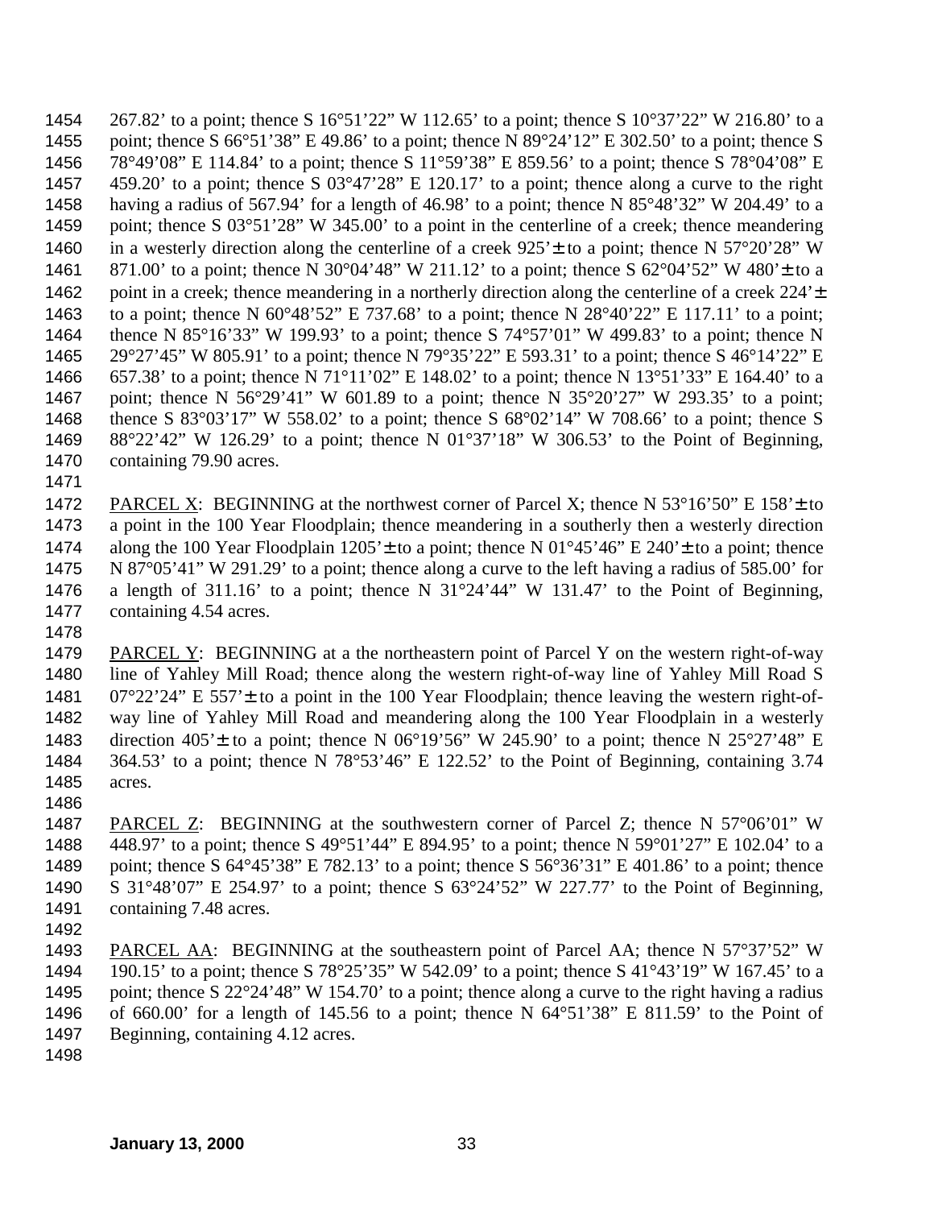267.82' to a point; thence S 16°51'22" W 112.65' to a point; thence S 10°37'22" W 216.80' to a point; thence S 66°51'38" E 49.86' to a point; thence N 89°24'12" E 302.50' to a point; thence S 78°49'08" E 114.84' to a point; thence S 11°59'38" E 859.56' to a point; thence S 78°04'08" E 459.20' to a point; thence S 03°47'28" E 120.17' to a point; thence along a curve to the right having a radius of 567.94' for a length of 46.98' to a point; thence N 85°48'32" W 204.49' to a point; thence S 03°51'28" W 345.00' to a point in the centerline of a creek; thence meandering in a westerly direction along the centerline of a creek 925'± to a point; thence N 57°20'28" W 871.00' to a point; thence N 30°04'48" W 211.12' to a point; thence S 62°04'52" W 480'± to a point in a creek; thence meandering in a northerly direction along the centerline of a creek 224'± to a point; thence N 60°48'52" E 737.68' to a point; thence N 28°40'22" E 117.11' to a point; thence N 85°16'33" W 199.93' to a point; thence S 74°57'01" W 499.83' to a point; thence N 29°27'45" W 805.91' to a point; thence N 79°35'22" E 593.31' to a point; thence S 46°14'22" E 657.38' to a point; thence N 71°11'02" E 148.02' to a point; thence N 13°51'33" E 164.40' to a point; thence N 56°29'41" W 601.89 to a point; thence N 35°20'27" W 293.35' to a point; thence S 83°03'17" W 558.02' to a point; thence S 68°02'14" W 708.66' to a point; thence S 88°22'42" W 126.29' to a point; thence N 01°37'18" W 306.53' to the Point of Beginning, containing 79.90 acres.

PARCEL X: BEGINNING at the northwest corner of Parcel X; thence N 53°16'50" E 158'± to a point in the 100 Year Floodplain; thence meandering in a southerly then a westerly direction along the 100 Year Floodplain 1205'± to a point; thence N 01°45'46" E 240'± to a point; thence N 87°05'41" W 291.29' to a point; thence along a curve to the left having a radius of 585.00' for a length of 311.16' to a point; thence N 31°24'44" W 131.47' to the Point of Beginning, containing 4.54 acres.

PARCEL Y: BEGINNING at a the northeastern point of Parcel Y on the western right-of-way line of Yahley Mill Road; thence along the western right-of-way line of Yahley Mill Road S 07°22'24" E 557'± to a point in the 100 Year Floodplain; thence leaving the western right-of-way line of Yahley Mill Road and meandering along the 100 Year Floodplain in a westerly direction 405'± to a point; thence N 06°19'56" W 245.90' to a point; thence N 25°27'48" E 364.53' to a point; thence N 78°53'46" E 122.52' to the Point of Beginning, containing 3.74 acres.

PARCEL Z: BEGINNING at the southwestern corner of Parcel Z; thence N 57°06'01" W 448.97' to a point; thence S 49°51'44" E 894.95' to a point; thence N 59°01'27" E 102.04' to a point; thence S 64°45'38" E 782.13' to a point; thence S 56°36'31" E 401.86' to a point; thence S 31°48'07" E 254.97' to a point; thence S 63°24'52" W 227.77' to the Point of Beginning, containing 7.48 acres.

PARCEL AA: BEGINNING at the southeastern point of Parcel AA; thence N 57°37'52" W 190.15' to a point; thence S 78°25'35" W 542.09' to a point; thence S 41°43'19" W 167.45' to a point; thence S 22°24'48" W 154.70' to a point; thence along a curve to the right having a radius of 660.00' for a length of 145.56 to a point; thence N 64°51'38" E 811.59' to the Point of Beginning, containing 4.12 acres.

**January 13, 2000**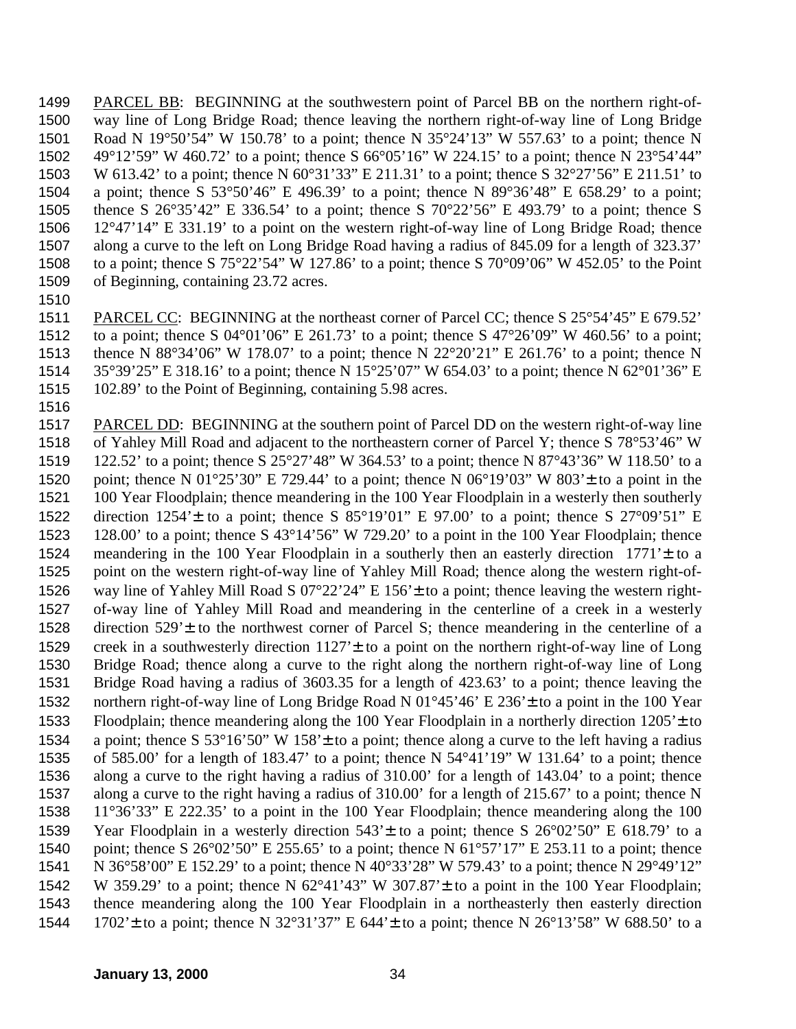PARCEL BB: BEGINNING at the southwestern point of Parcel BB on the northern right-of-way line of Long Bridge Road; thence leaving the northern right-of-way line of Long Bridge Road N 19°50'54" W 150.78' to a point; thence N 35°24'13" W 557.63' to a point; thence N 49°12'59" W 460.72' to a point; thence S 66°05'16" W 224.15' to a point; thence N 23°54'44" W 613.42' to a point; thence N 60°31'33" E 211.31' to a point; thence S 32°27'56" E 211.51' to a point; thence S 53°50'46" E 496.39' to a point; thence N 89°36'48" E 658.29' to a point; thence S 26°35'42" E 336.54' to a point; thence S 70°22'56" E 493.79' to a point; thence S 12°47'14" E 331.19' to a point on the western right-of-way line of Long Bridge Road; thence along a curve to the left on Long Bridge Road having a radius of 845.09 for a length of 323.37' to a point; thence S 75°22'54" W 127.86' to a point; thence S 70°09'06" W 452.05' to the Point of Beginning, containing 23.72 acres.

PARCEL CC: BEGINNING at the northeast corner of Parcel CC; thence S 25°54'45" E 679.52' to a point; thence S 04°01'06" E 261.73' to a point; thence S 47°26'09" W 460.56' to a point; thence N 88°34'06" W 178.07' to a point; thence N 22°20'21" E 261.76' to a point; thence N 35°39'25" E 318.16' to a point; thence N 15°25'07" W 654.03' to a point; thence N 62°01'36" E 102.89' to the Point of Beginning, containing 5.98 acres.

PARCEL DD: BEGINNING at the southern point of Parcel DD on the western right-of-way line of Yahley Mill Road and adjacent to the northeastern corner of Parcel Y; thence S 78°53'46" W 122.52' to a point; thence S 25°27'48" W 364.53' to a point; thence N 87°43'36" W 118.50' to a point; thence N 01°25'30" E 729.44' to a point; thence N 06°19'03" W 803'± to a point in the 100 Year Floodplain; thence meandering in the 100 Year Floodplain in a westerly then southerly direction 1254'± to a point; thence S 85°19'01" E 97.00' to a point; thence S 27°09'51" E 128.00' to a point; thence S 43°14'56" W 729.20' to a point in the 100 Year Floodplain; thence meandering in the 100 Year Floodplain in a southerly then an easterly direction 1771'± to a point on the western right-of-way line of Yahley Mill Road; thence along the western right-of-way line of Yahley Mill Road S 07°22'24" E 156'± to a point; thence leaving the western right-of-way line of Yahley Mill Road and meandering in the centerline of a creek in a westerly direction 529'± to the northwest corner of Parcel S; thence meandering in the centerline of a creek in a southwesterly direction 1127'± to a point on the northern right-of-way line of Long Bridge Road; thence along a curve to the right along the northern right-of-way line of Long Bridge Road having a radius of 3603.35 for a length of 423.63' to a point; thence leaving the northern right-of-way line of Long Bridge Road N 01°45'46' E 236'± to a point in the 100 Year Floodplain; thence meandering along the 100 Year Floodplain in a northerly direction 1205'± to a point; thence S 53°16'50" W 158'± to a point; thence along a curve to the left having a radius of 585.00' for a length of 183.47' to a point; thence N 54°41'19" W 131.64' to a point; thence along a curve to the right having a radius of 310.00' for a length of 143.04' to a point; thence along a curve to the right having a radius of 310.00' for a length of 215.67' to a point; thence N 11°36'33" E 222.35' to a point in the 100 Year Floodplain; thence meandering along the 100 Year Floodplain in a westerly direction 543'± to a point; thence S 26°02'50" E 618.79' to a point; thence S 26°02'50" E 255.65' to a point; thence N 61°57'17" E 253.11 to a point; thence N 36°58'00" E 152.29' to a point; thence N 40°33'28" W 579.43' to a point; thence N 29°49'12" W 359.29' to a point; thence N 62°41'43" W 307.87'± to a point in the 100 Year Floodplain; thence meandering along the 100 Year Floodplain in a northeasterly then easterly direction 1702'± to a point; thence N 32°31'37" E 644'± to a point; thence N 26°13'58" W 688.50' to a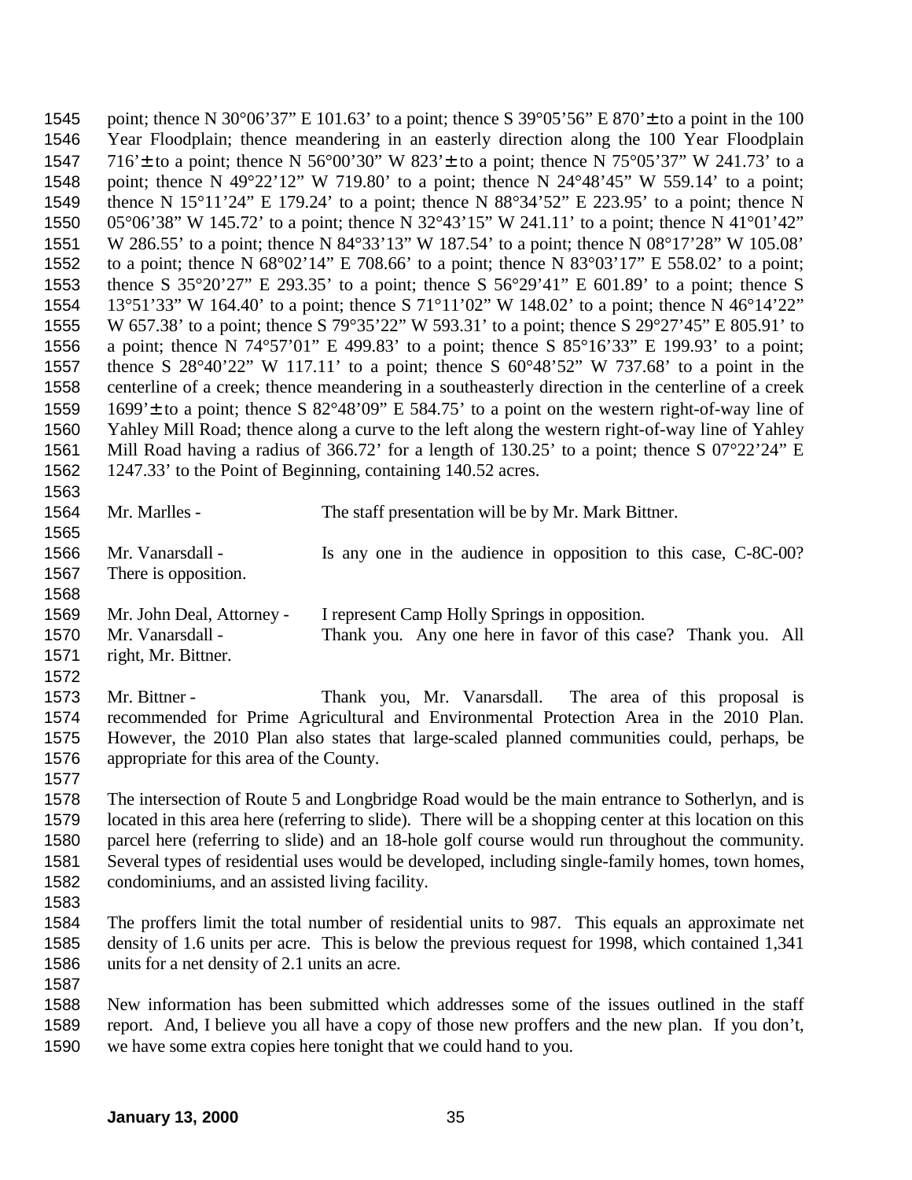point; thence N 30°06'37" E 101.63' to a point; thence S 39°05'56" E 870'± to a point in the 100 Year Floodplain; thence meandering in an easterly direction along the 100 Year Floodplain 716'± to a point; thence N 56°00'30" W 823'± to a point; thence N 75°05'37" W 241.73' to a point; thence N 49°22'12" W 719.80' to a point; thence N 24°48'45" W 559.14' to a point; thence N 15°11'24" E 179.24' to a point; thence N 88°34'52" E 223.95' to a point; thence N 05°06'38" W 145.72' to a point; thence N 32°43'15" W 241.11' to a point; thence N 41°01'42" W 286.55' to a point; thence N 84°33'13" W 187.54' to a point; thence N 08°17'28" W 105.08' to a point; thence N 68°02'14" E 708.66' to a point; thence N 83°03'17" E 558.02' to a point; thence S 35°20'27" E 293.35' to a point; thence S 56°29'41" E 601.89' to a point; thence S 13°51'33" W 164.40' to a point; thence S 71°11'02" W 148.02' to a point; thence N 46°14'22" W 657.38' to a point; thence S 79°35'22" W 593.31' to a point; thence S 29°27'45" E 805.91' to a point; thence N 74°57'01" E 499.83' to a point; thence S 85°16'33" E 199.93' to a point; thence S 28°40'22" W 117.11' to a point; thence S 60°48'52" W 737.68' to a point in the centerline of a creek; thence meandering in a southeasterly direction in the centerline of a creek 1699'± to a point; thence S 82°48'09" E 584.75' to a point on the western right-of-way line of Yahley Mill Road; thence along a curve to the left along the western right-of-way line of Yahley Mill Road having a radius of 366.72' for a length of 130.25' to a point; thence S 07°22'24" E 1247.33' to the Point of Beginning, containing 140.52 acres.

Mr. Marlles - The staff presentation will be by Mr. Mark Bittner.

Mr. Vanarsdall - Is any one in the audience in opposition to this case, C-8C-00? There is opposition.

Mr. John Deal, Attorney - I represent Camp Holly Springs in opposition.

Mr. Vanarsdall - Thank you. Any one here in favor of this case? Thank you. All right, Mr. Bittner.

Mr. Bittner - Thank you, Mr. Vanarsdall. The area of this proposal is recommended for Prime Agricultural and Environmental Protection Area in the 2010 Plan. However, the 2010 Plan also states that large-scaled planned communities could, perhaps, be appropriate for this area of the County.

The intersection of Route 5 and Longbridge Road would be the main entrance to Sotherlyn, and is located in this area here (referring to slide). There will be a shopping center at this location on this parcel here (referring to slide) and an 18-hole golf course would run throughout the community. Several types of residential uses would be developed, including single-family homes, town homes, condominiums, and an assisted living facility.

The proffers limit the total number of residential units to 987. This equals an approximate net density of 1.6 units per acre. This is below the previous request for 1998, which contained 1,341 units for a net density of 2.1 units an acre.

New information has been submitted which addresses some of the issues outlined in the staff report. And, I believe you all have a copy of those new proffers and the new plan. If you don't, we have some extra copies here tonight that we could hand to you.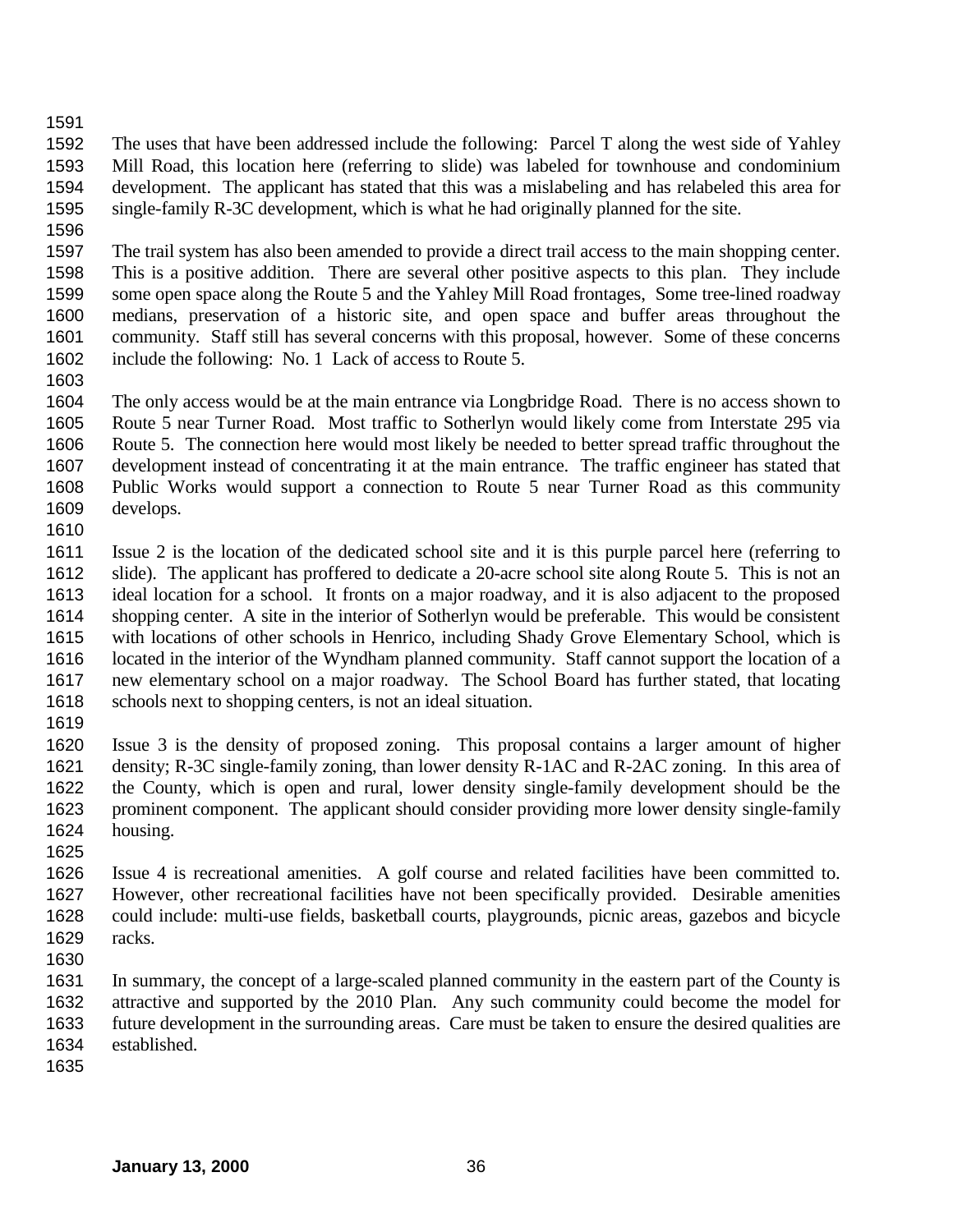The uses that have been addressed include the following: Parcel T along the west side of Yahley Mill Road, this location here (referring to slide) was labeled for townhouse and condominium development. The applicant has stated that this was a mislabeling and has relabeled this area for single-family R-3C development, which is what he had originally planned for the site.

The trail system has also been amended to provide a direct trail access to the main shopping center. This is a positive addition. There are several other positive aspects to this plan. They include some open space along the Route 5 and the Yahley Mill Road frontages, Some tree-lined roadway medians, preservation of a historic site, and open space and buffer areas throughout the community. Staff still has several concerns with this proposal, however. Some of these concerns include the following: No. 1 Lack of access to Route 5.

The only access would be at the main entrance via Longbridge Road. There is no access shown to Route 5 near Turner Road. Most traffic to Sotherlyn would likely come from Interstate 295 via Route 5. The connection here would most likely be needed to better spread traffic throughout the development instead of concentrating it at the main entrance. The traffic engineer has stated that Public Works would support a connection to Route 5 near Turner Road as this community develops.

Issue 2 is the location of the dedicated school site and it is this purple parcel here (referring to slide). The applicant has proffered to dedicate a 20-acre school site along Route 5. This is not an ideal location for a school. It fronts on a major roadway, and it is also adjacent to the proposed shopping center. A site in the interior of Sotherlyn would be preferable. This would be consistent with locations of other schools in Henrico, including Shady Grove Elementary School, which is located in the interior of the Wyndham planned community. Staff cannot support the location of a new elementary school on a major roadway. The School Board has further stated, that locating schools next to shopping centers, is not an ideal situation.

Issue 3 is the density of proposed zoning. This proposal contains a larger amount of higher density; R-3C single-family zoning, than lower density R-1AC and R-2AC zoning. In this area of the County, which is open and rural, lower density single-family development should be the prominent component. The applicant should consider providing more lower density single-family housing.

Issue 4 is recreational amenities. A golf course and related facilities have been committed to. However, other recreational facilities have not been specifically provided. Desirable amenities could include: multi-use fields, basketball courts, playgrounds, picnic areas, gazebos and bicycle racks.

In summary, the concept of a large-scaled planned community in the eastern part of the County is attractive and supported by the 2010 Plan. Any such community could become the model for future development in the surrounding areas. Care must be taken to ensure the desired qualities are established.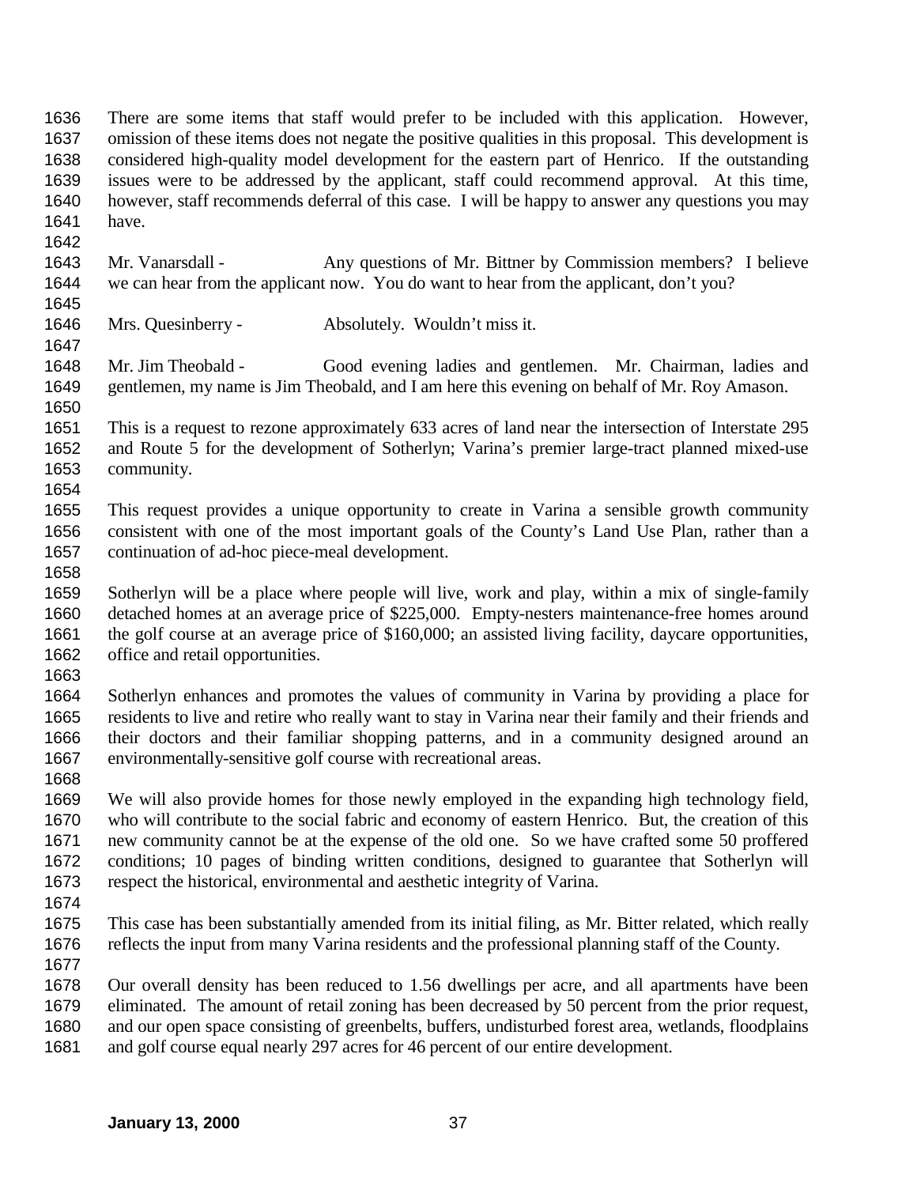There are some items that staff would prefer to be included with this application. However, omission of these items does not negate the positive qualities in this proposal. This development is considered high-quality model development for the eastern part of Henrico. If the outstanding issues were to be addressed by the applicant, staff could recommend approval. At this time, however, staff recommends deferral of this case. I will be happy to answer any questions you may have.

Mr. Vanarsdall - Any questions of Mr. Bittner by Commission members? I believe we can hear from the applicant now. You do want to hear from the applicant, don't you?

Mrs. Quesinberry - Absolutely. Wouldn't miss it.

Mr. Jim Theobald - Good evening ladies and gentlemen. Mr. Chairman, ladies and gentlemen, my name is Jim Theobald, and I am here this evening on behalf of Mr. Roy Amason.

This is a request to rezone approximately 633 acres of land near the intersection of Interstate 295 and Route 5 for the development of Sotherlyn; Varina's premier large-tract planned mixed-use community.

This request provides a unique opportunity to create in Varina a sensible growth community consistent with one of the most important goals of the County's Land Use Plan, rather than a continuation of ad-hoc piece-meal development.

Sotherlyn will be a place where people will live, work and play, within a mix of single-family detached homes at an average price of $225,000. Empty-nesters maintenance-free homes around the golf course at an average price of $160,000; an assisted living facility, daycare opportunities, office and retail opportunities.

Sotherlyn enhances and promotes the values of community in Varina by providing a place for residents to live and retire who really want to stay in Varina near their family and their friends and their doctors and their familiar shopping patterns, and in a community designed around an environmentally-sensitive golf course with recreational areas.

We will also provide homes for those newly employed in the expanding high technology field, who will contribute to the social fabric and economy of eastern Henrico. But, the creation of this new community cannot be at the expense of the old one. So we have crafted some 50 proffered conditions; 10 pages of binding written conditions, designed to guarantee that Sotherlyn will respect the historical, environmental and aesthetic integrity of Varina.

This case has been substantially amended from its initial filing, as Mr. Bitter related, which really reflects the input from many Varina residents and the professional planning staff of the County.

Our overall density has been reduced to 1.56 dwellings per acre, and all apartments have been eliminated. The amount of retail zoning has been decreased by 50 percent from the prior request, and our open space consisting of greenbelts, buffers, undisturbed forest area, wetlands, floodplains and golf course equal nearly 297 acres for 46 percent of our entire development.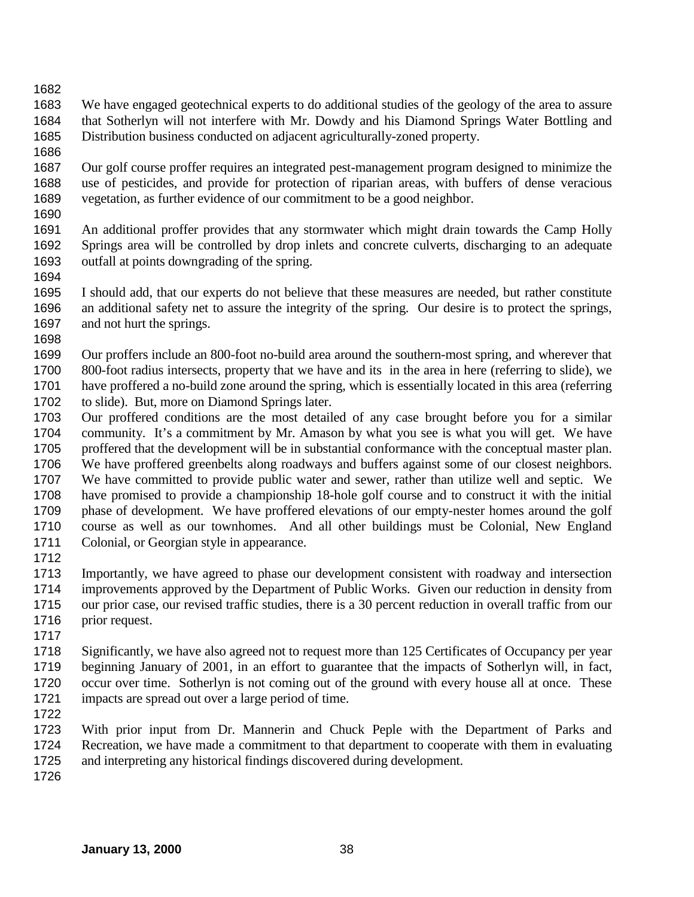We have engaged geotechnical experts to do additional studies of the geology of the area to assure that Sotherlyn will not interfere with Mr. Dowdy and his Diamond Springs Water Bottling and Distribution business conducted on adjacent agriculturally-zoned property.

Our golf course proffer requires an integrated pest-management program designed to minimize the use of pesticides, and provide for protection of riparian areas, with buffers of dense veracious vegetation, as further evidence of our commitment to be a good neighbor.

An additional proffer provides that any stormwater which might drain towards the Camp Holly Springs area will be controlled by drop inlets and concrete culverts, discharging to an adequate outfall at points downgrading of the spring.

I should add, that our experts do not believe that these measures are needed, but rather constitute an additional safety net to assure the integrity of the spring. Our desire is to protect the springs, and not hurt the springs.

Our proffers include an 800-foot no-build area around the southern-most spring, and wherever that 800-foot radius intersects, property that we have and its in the area in here (referring to slide), we have proffered a no-build zone around the spring, which is essentially located in this area (referring to slide). But, more on Diamond Springs later.
Our proffered conditions are the most detailed of any case brought before you for a similar community. It's a commitment by Mr. Amason by what you see is what you will get. We have proffered that the development will be in substantial conformance with the conceptual master plan. We have proffered greenbelts along roadways and buffers against some of our closest neighbors. We have committed to provide public water and sewer, rather than utilize well and septic. We have promised to provide a championship 18-hole golf course and to construct it with the initial phase of development. We have proffered elevations of our empty-nester homes around the golf course as well as our townhomes. And all other buildings must be Colonial, New England Colonial, or Georgian style in appearance.

Importantly, we have agreed to phase our development consistent with roadway and intersection improvements approved by the Department of Public Works. Given our reduction in density from our prior case, our revised traffic studies, there is a 30 percent reduction in overall traffic from our prior request.

Significantly, we have also agreed not to request more than 125 Certificates of Occupancy per year beginning January of 2001, in an effort to guarantee that the impacts of Sotherlyn will, in fact, occur over time. Sotherlyn is not coming out of the ground with every house all at once. These impacts are spread out over a large period of time.

With prior input from Dr. Mannerin and Chuck Peple with the Department of Parks and Recreation, we have made a commitment to that department to cooperate with them in evaluating and interpreting any historical findings discovered during development.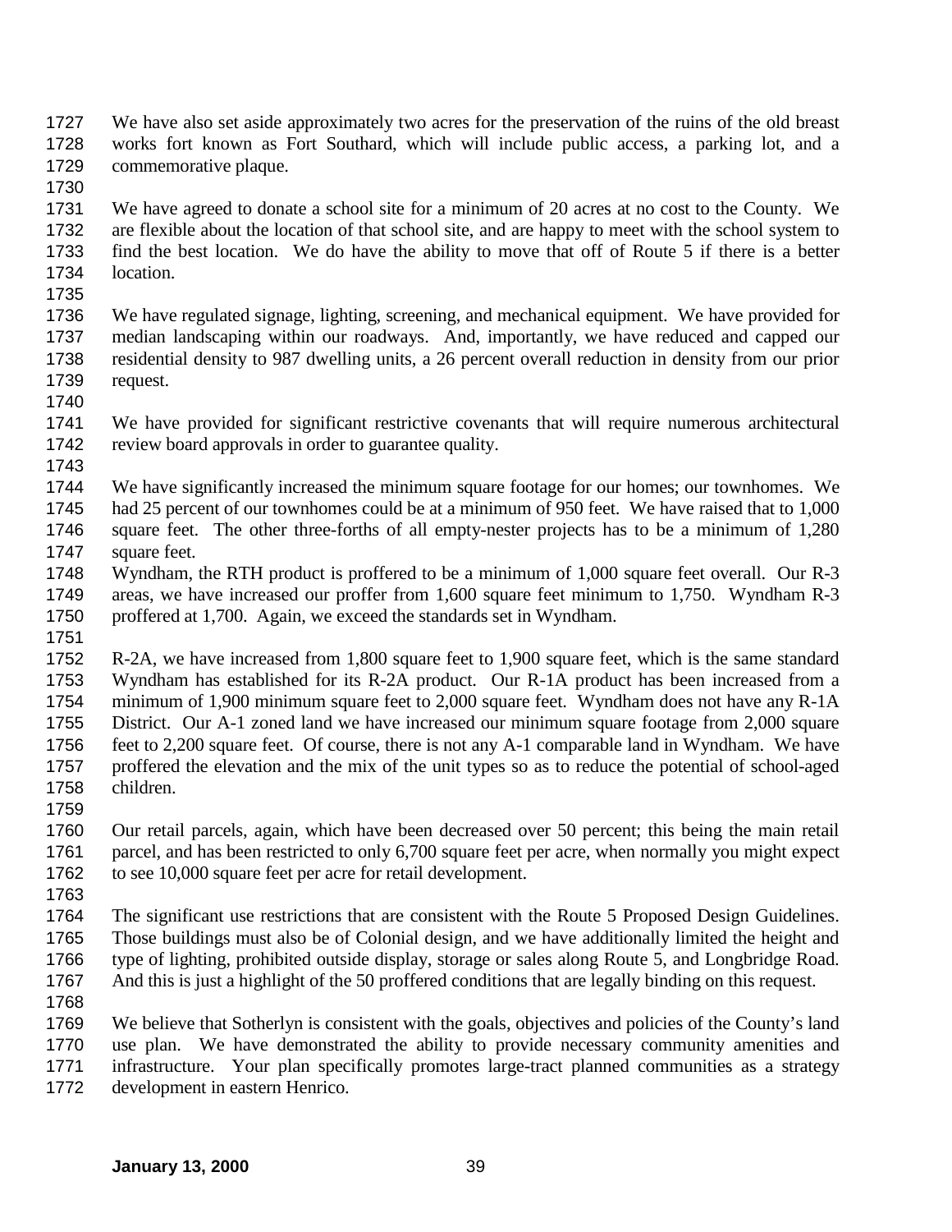We have also set aside approximately two acres for the preservation of the ruins of the old breast works fort known as Fort Southard, which will include public access, a parking lot, and a commemorative plaque.

We have agreed to donate a school site for a minimum of 20 acres at no cost to the County. We are flexible about the location of that school site, and are happy to meet with the school system to find the best location. We do have the ability to move that off of Route 5 if there is a better location.

We have regulated signage, lighting, screening, and mechanical equipment. We have provided for median landscaping within our roadways. And, importantly, we have reduced and capped our residential density to 987 dwelling units, a 26 percent overall reduction in density from our prior request.

We have provided for significant restrictive covenants that will require numerous architectural review board approvals in order to guarantee quality.

We have significantly increased the minimum square footage for our homes; our townhomes. We had 25 percent of our townhomes could be at a minimum of 950 feet. We have raised that to 1,000 square feet. The other three-forths of all empty-nester projects has to be a minimum of 1,280 square feet.
Wyndham, the RTH product is proffered to be a minimum of 1,000 square feet overall. Our R-3 areas, we have increased our proffer from 1,600 square feet minimum to 1,750. Wyndham R-3 proffered at 1,700. Again, we exceed the standards set in Wyndham.

R-2A, we have increased from 1,800 square feet to 1,900 square feet, which is the same standard Wyndham has established for its R-2A product. Our R-1A product has been increased from a minimum of 1,900 minimum square feet to 2,000 square feet. Wyndham does not have any R-1A District. Our A-1 zoned land we have increased our minimum square footage from 2,000 square feet to 2,200 square feet. Of course, there is not any A-1 comparable land in Wyndham. We have proffered the elevation and the mix of the unit types so as to reduce the potential of school-aged children.

Our retail parcels, again, which have been decreased over 50 percent; this being the main retail parcel, and has been restricted to only 6,700 square feet per acre, when normally you might expect to see 10,000 square feet per acre for retail development.

The significant use restrictions that are consistent with the Route 5 Proposed Design Guidelines. Those buildings must also be of Colonial design, and we have additionally limited the height and type of lighting, prohibited outside display, storage or sales along Route 5, and Longbridge Road. And this is just a highlight of the 50 proffered conditions that are legally binding on this request.

We believe that Sotherlyn is consistent with the goals, objectives and policies of the County's land use plan. We have demonstrated the ability to provide necessary community amenities and infrastructure. Your plan specifically promotes large-tract planned communities as a strategy development in eastern Henrico.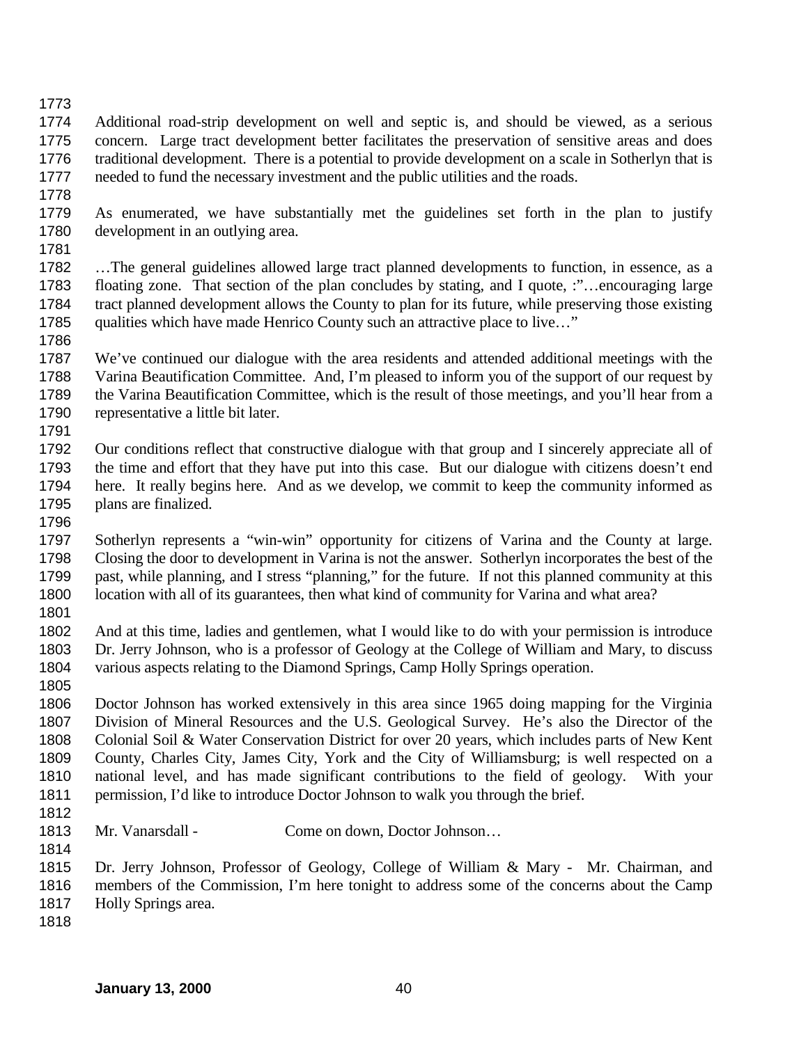Additional road-strip development on well and septic is, and should be viewed, as a serious concern. Large tract development better facilitates the preservation of sensitive areas and does traditional development. There is a potential to provide development on a scale in Sotherlyn that is needed to fund the necessary investment and the public utilities and the roads.

As enumerated, we have substantially met the guidelines set forth in the plan to justify development in an outlying area.

…The general guidelines allowed large tract planned developments to function, in essence, as a floating zone. That section of the plan concludes by stating, and I quote, :"…encouraging large tract planned development allows the County to plan for its future, while preserving those existing qualities which have made Henrico County such an attractive place to live…"

We've continued our dialogue with the area residents and attended additional meetings with the Varina Beautification Committee. And, I'm pleased to inform you of the support of our request by the Varina Beautification Committee, which is the result of those meetings, and you'll hear from a representative a little bit later.

Our conditions reflect that constructive dialogue with that group and I sincerely appreciate all of the time and effort that they have put into this case. But our dialogue with citizens doesn't end here. It really begins here. And as we develop, we commit to keep the community informed as plans are finalized.

Sotherlyn represents a "win-win" opportunity for citizens of Varina and the County at large. Closing the door to development in Varina is not the answer. Sotherlyn incorporates the best of the past, while planning, and I stress "planning," for the future. If not this planned community at this location with all of its guarantees, then what kind of community for Varina and what area?

And at this time, ladies and gentlemen, what I would like to do with your permission is introduce Dr. Jerry Johnson, who is a professor of Geology at the College of William and Mary, to discuss various aspects relating to the Diamond Springs, Camp Holly Springs operation.

Doctor Johnson has worked extensively in this area since 1965 doing mapping for the Virginia Division of Mineral Resources and the U.S. Geological Survey. He's also the Director of the Colonial Soil & Water Conservation District for over 20 years, which includes parts of New Kent County, Charles City, James City, York and the City of Williamsburg; is well respected on a national level, and has made significant contributions to the field of geology. With your permission, I'd like to introduce Doctor Johnson to walk you through the brief.

Mr. Vanarsdall - Come on down, Doctor Johnson…

Dr. Jerry Johnson, Professor of Geology, College of William & Mary - Mr. Chairman, and members of the Commission, I'm here tonight to address some of the concerns about the Camp Holly Springs area.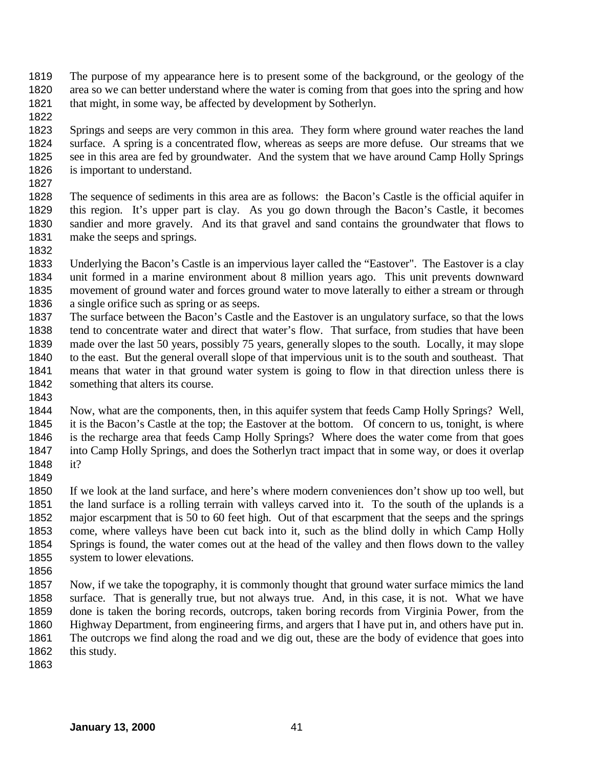The purpose of my appearance here is to present some of the background, or the geology of the area so we can better understand where the water is coming from that goes into the spring and how that might, in some way, be affected by development by Sotherlyn.

Springs and seeps are very common in this area. They form where ground water reaches the land surface. A spring is a concentrated flow, whereas as seeps are more defuse. Our streams that we see in this area are fed by groundwater. And the system that we have around Camp Holly Springs is important to understand.

The sequence of sediments in this area are as follows: the Bacon's Castle is the official aquifer in this region. It's upper part is clay. As you go down through the Bacon's Castle, it becomes sandier and more gravely. And its that gravel and sand contains the groundwater that flows to make the seeps and springs.

Underlying the Bacon's Castle is an impervious layer called the "Eastover". The Eastover is a clay unit formed in a marine environment about 8 million years ago. This unit prevents downward movement of ground water and forces ground water to move laterally to either a stream or through a single orifice such as spring or as seeps.
The surface between the Bacon's Castle and the Eastover is an ungulatory surface, so that the lows tend to concentrate water and direct that water's flow. That surface, from studies that have been made over the last 50 years, possibly 75 years, generally slopes to the south. Locally, it may slope to the east. But the general overall slope of that impervious unit is to the south and southeast. That means that water in that ground water system is going to flow in that direction unless there is something that alters its course.

Now, what are the components, then, in this aquifer system that feeds Camp Holly Springs? Well, it is the Bacon's Castle at the top; the Eastover at the bottom. Of concern to us, tonight, is where is the recharge area that feeds Camp Holly Springs? Where does the water come from that goes into Camp Holly Springs, and does the Sotherlyn tract impact that in some way, or does it overlap it?

If we look at the land surface, and here's where modern conveniences don't show up too well, but the land surface is a rolling terrain with valleys carved into it. To the south of the uplands is a major escarpment that is 50 to 60 feet high. Out of that escarpment that the seeps and the springs come, where valleys have been cut back into it, such as the blind dolly in which Camp Holly Springs is found, the water comes out at the head of the valley and then flows down to the valley system to lower elevations.

Now, if we take the topography, it is commonly thought that ground water surface mimics the land surface. That is generally true, but not always true. And, in this case, it is not. What we have done is taken the boring records, outcrops, taken boring records from Virginia Power, from the Highway Department, from engineering firms, and argers that I have put in, and others have put in. The outcrops we find along the road and we dig out, these are the body of evidence that goes into this study.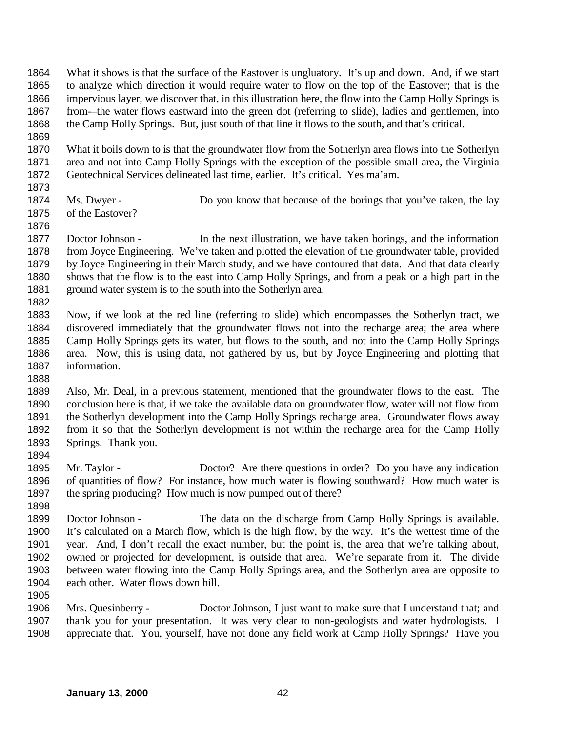What it shows is that the surface of the Eastover is ungluatory. It's up and down. And, if we start to analyze which direction it would require water to flow on the top of the Eastover; that is the impervious layer, we discover that, in this illustration here, the flow into the Camp Holly Springs is from-–the water flows eastward into the green dot (referring to slide), ladies and gentlemen, into the Camp Holly Springs. But, just south of that line it flows to the south, and that's critical.

What it boils down to is that the groundwater flow from the Sotherlyn area flows into the Sotherlyn area and not into Camp Holly Springs with the exception of the possible small area, the Virginia Geotechnical Services delineated last time, earlier. It's critical. Yes ma'am.

Ms. Dwyer - Do you know that because of the borings that you've taken, the lay of the Eastover?

Doctor Johnson - In the next illustration, we have taken borings, and the information from Joyce Engineering. We've taken and plotted the elevation of the groundwater table, provided by Joyce Engineering in their March study, and we have contoured that data. And that data clearly shows that the flow is to the east into Camp Holly Springs, and from a peak or a high part in the ground water system is to the south into the Sotherlyn area.

Now, if we look at the red line (referring to slide) which encompasses the Sotherlyn tract, we discovered immediately that the groundwater flows not into the recharge area; the area where Camp Holly Springs gets its water, but flows to the south, and not into the Camp Holly Springs area. Now, this is using data, not gathered by us, but by Joyce Engineering and plotting that information.

Also, Mr. Deal, in a previous statement, mentioned that the groundwater flows to the east. The conclusion here is that, if we take the available data on groundwater flow, water will not flow from the Sotherlyn development into the Camp Holly Springs recharge area. Groundwater flows away from it so that the Sotherlyn development is not within the recharge area for the Camp Holly Springs. Thank you.

Mr. Taylor - Doctor? Are there questions in order? Do you have any indication of quantities of flow? For instance, how much water is flowing southward? How much water is the spring producing? How much is now pumped out of there?

Doctor Johnson - The data on the discharge from Camp Holly Springs is available. It's calculated on a March flow, which is the high flow, by the way. It's the wettest time of the year. And, I don't recall the exact number, but the point is, the area that we're talking about, owned or projected for development, is outside that area. We're separate from it. The divide between water flowing into the Camp Holly Springs area, and the Sotherlyn area are opposite to each other. Water flows down hill.

Mrs. Quesinberry - Doctor Johnson, I just want to make sure that I understand that; and thank you for your presentation. It was very clear to non-geologists and water hydrologists. I appreciate that. You, yourself, have not done any field work at Camp Holly Springs? Have you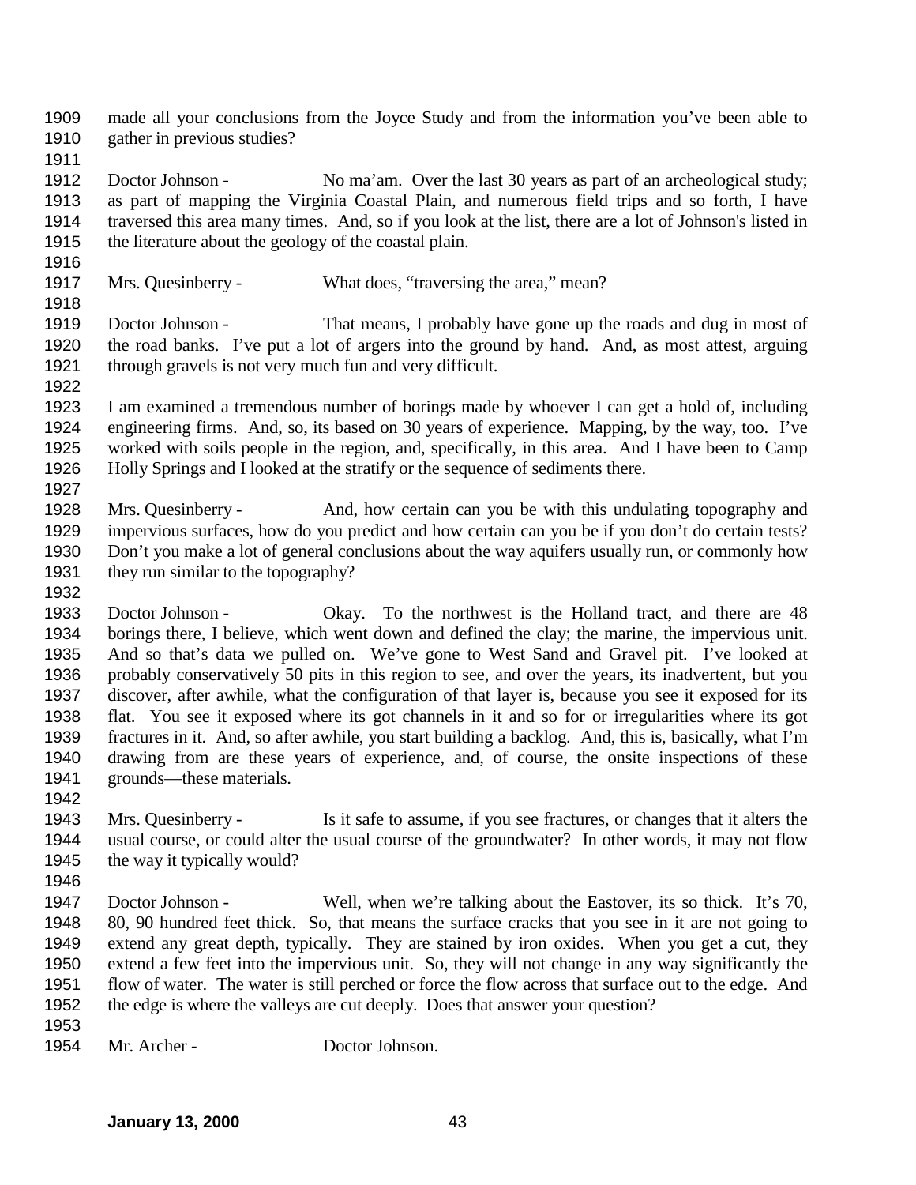made all your conclusions from the Joyce Study and from the information you've been able to gather in previous studies?

Doctor Johnson - No ma'am. Over the last 30 years as part of an archeological study; as part of mapping the Virginia Coastal Plain, and numerous field trips and so forth, I have traversed this area many times. And, so if you look at the list, there are a lot of Johnson's listed in the literature about the geology of the coastal plain.

Mrs. Quesinberry - What does, "traversing the area," mean?

Doctor Johnson - That means, I probably have gone up the roads and dug in most of the road banks. I've put a lot of argers into the ground by hand. And, as most attest, arguing through gravels is not very much fun and very difficult.

I am examined a tremendous number of borings made by whoever I can get a hold of, including engineering firms. And, so, its based on 30 years of experience. Mapping, by the way, too. I've worked with soils people in the region, and, specifically, in this area. And I have been to Camp Holly Springs and I looked at the stratify or the sequence of sediments there.

Mrs. Quesinberry - And, how certain can you be with this undulating topography and impervious surfaces, how do you predict and how certain can you be if you don't do certain tests? Don't you make a lot of general conclusions about the way aquifers usually run, or commonly how they run similar to the topography?

Doctor Johnson - Okay. To the northwest is the Holland tract, and there are 48 borings there, I believe, which went down and defined the clay; the marine, the impervious unit. And so that's data we pulled on. We've gone to West Sand and Gravel pit. I've looked at probably conservatively 50 pits in this region to see, and over the years, its inadvertent, but you discover, after awhile, what the configuration of that layer is, because you see it exposed for its flat. You see it exposed where its got channels in it and so for or irregularities where its got fractures in it. And, so after awhile, you start building a backlog. And, this is, basically, what I'm drawing from are these years of experience, and, of course, the onsite inspections of these grounds—these materials.

Mrs. Quesinberry - Is it safe to assume, if you see fractures, or changes that it alters the usual course, or could alter the usual course of the groundwater? In other words, it may not flow the way it typically would?

Doctor Johnson - Well, when we're talking about the Eastover, its so thick. It's 70, 80, 90 hundred feet thick. So, that means the surface cracks that you see in it are not going to extend any great depth, typically. They are stained by iron oxides. When you get a cut, they extend a few feet into the impervious unit. So, they will not change in any way significantly the flow of water. The water is still perched or force the flow across that surface out to the edge. And the edge is where the valleys are cut deeply. Does that answer your question?

Mr. Archer - Doctor Johnson.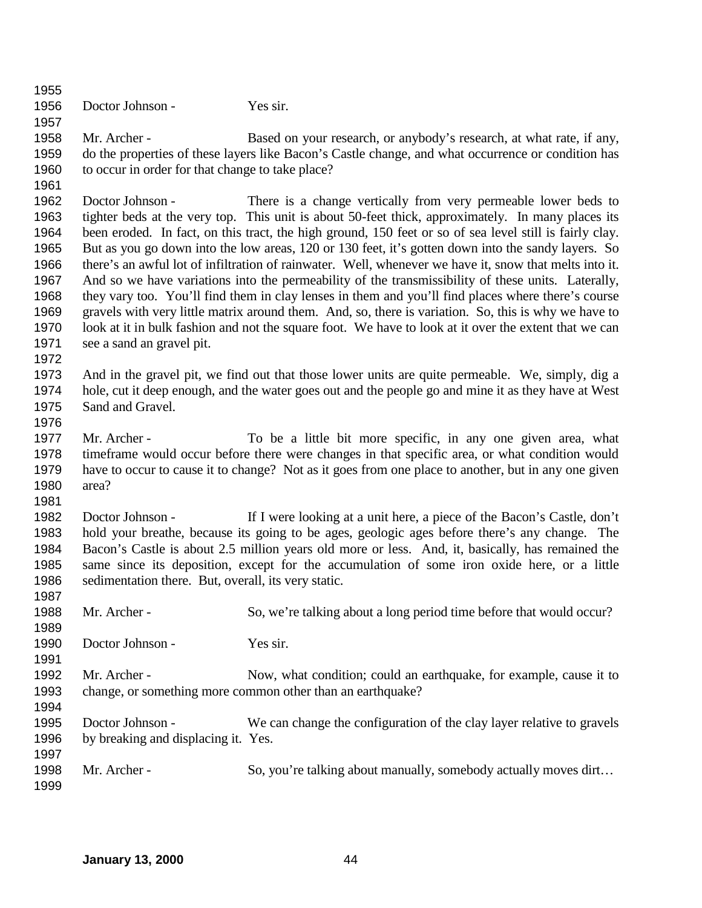Doctor Johnson - Yes sir.

Mr. Archer - Based on your research, or anybody's research, at what rate, if any, do the properties of these layers like Bacon's Castle change, and what occurrence or condition has to occur in order for that change to take place?

Doctor Johnson - There is a change vertically from very permeable lower beds to tighter beds at the very top. This unit is about 50-feet thick, approximately. In many places its been eroded. In fact, on this tract, the high ground, 150 feet or so of sea level still is fairly clay. But as you go down into the low areas, 120 or 130 feet, it's gotten down into the sandy layers. So there's an awful lot of infiltration of rainwater. Well, whenever we have it, snow that melts into it. And so we have variations into the permeability of the transmissibility of these units. Laterally, they vary too. You'll find them in clay lenses in them and you'll find places where there's course gravels with very little matrix around them. And, so, there is variation. So, this is why we have to look at it in bulk fashion and not the square foot. We have to look at it over the extent that we can see a sand an gravel pit.

And in the gravel pit, we find out that those lower units are quite permeable. We, simply, dig a hole, cut it deep enough, and the water goes out and the people go and mine it as they have at West Sand and Gravel.

Mr. Archer - To be a little bit more specific, in any one given area, what timeframe would occur before there were changes in that specific area, or what condition would have to occur to cause it to change? Not as it goes from one place to another, but in any one given area?

Doctor Johnson - If I were looking at a unit here, a piece of the Bacon's Castle, don't hold your breathe, because its going to be ages, geologic ages before there's any change. The Bacon's Castle is about 2.5 million years old more or less. And, it, basically, has remained the same since its deposition, except for the accumulation of some iron oxide here, or a little sedimentation there. But, overall, its very static.

Mr. Archer - So, we're talking about a long period time before that would occur?

Doctor Johnson - Yes sir.

Mr. Archer - Now, what condition; could an earthquake, for example, cause it to change, or something more common other than an earthquake?

Doctor Johnson - We can change the configuration of the clay layer relative to gravels by breaking and displacing it. Yes.

Mr. Archer - So, you're talking about manually, somebody actually moves dirt…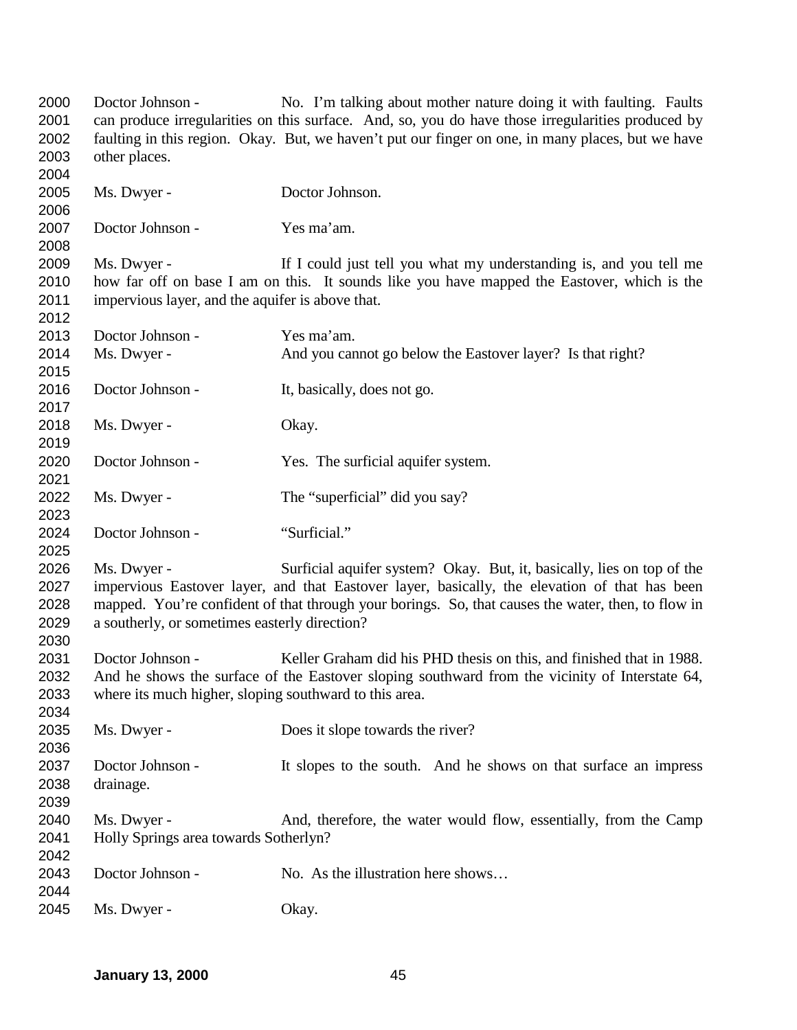2000 Doctor Johnson - No. I'm talking about mother nature doing it with faulting. Faults
2001 can produce irregularities on this surface. And, so, you do have those irregularities produced by
2002 faulting in this region. Okay. But, we haven't put our finger on one, in many places, but we have
2003 other places.
2004
2005 Ms. Dwyer - Doctor Johnson.
2006
2007 Doctor Johnson - Yes ma'am.
2008
2009 Ms. Dwyer - If I could just tell you what my understanding is, and you tell me
2010 how far off on base I am on this. It sounds like you have mapped the Eastover, which is the
2011 impervious layer, and the aquifer is above that.
2012
2013 Doctor Johnson - Yes ma'am.
2014 Ms. Dwyer - And you cannot go below the Eastover layer? Is that right?
2015
2016 Doctor Johnson - It, basically, does not go.
2017
2018 Ms. Dwyer - Okay.
2019
2020 Doctor Johnson - Yes. The surficial aquifer system.
2021
2022 Ms. Dwyer - The "superficial" did you say?
2023
2024 Doctor Johnson - "Surficial."
2025
2026 Ms. Dwyer - Surficial aquifer system? Okay. But, it, basically, lies on top of the
2027 impervious Eastover layer, and that Eastover layer, basically, the elevation of that has been
2028 mapped. You're confident of that through your borings. So, that causes the water, then, to flow in
2029 a southerly, or sometimes easterly direction?
2030
2031 Doctor Johnson - Keller Graham did his PHD thesis on this, and finished that in 1988.
2032 And he shows the surface of the Eastover sloping southward from the vicinity of Interstate 64,
2033 where its much higher, sloping southward to this area.
2034
2035 Ms. Dwyer - Does it slope towards the river?
2036
2037 Doctor Johnson - It slopes to the south. And he shows on that surface an impress
2038 drainage.
2039
2040 Ms. Dwyer - And, therefore, the water would flow, essentially, from the Camp
2041 Holly Springs area towards Sotherlyn?
2042
2043 Doctor Johnson - No. As the illustration here shows…
2044
2045 Ms. Dwyer - Okay.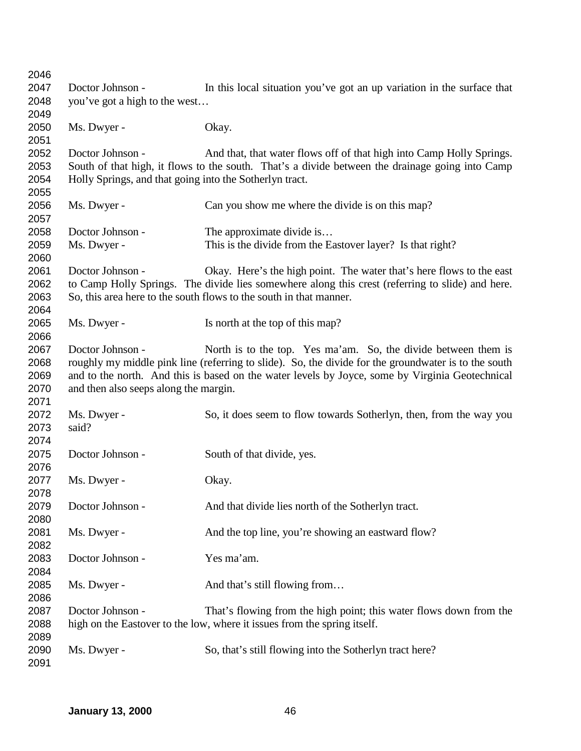Doctor Johnson - In this local situation you've got an up variation in the surface that you've got a high to the west…

Ms. Dwyer - Okay.

Doctor Johnson - And that, that water flows off of that high into Camp Holly Springs. South of that high, it flows to the south. That's a divide between the drainage going into Camp Holly Springs, and that going into the Sotherlyn tract.

Ms. Dwyer - Can you show me where the divide is on this map?

Doctor Johnson - The approximate divide is…

Ms. Dwyer - This is the divide from the Eastover layer? Is that right?

Doctor Johnson - Okay. Here's the high point. The water that's here flows to the east to Camp Holly Springs. The divide lies somewhere along this crest (referring to slide) and here. So, this area here to the south flows to the south in that manner.

Ms. Dwyer - Is north at the top of this map?

Doctor Johnson - North is to the top. Yes ma'am. So, the divide between them is roughly my middle pink line (referring to slide). So, the divide for the groundwater is to the south and to the north. And this is based on the water levels by Joyce, some by Virginia Geotechnical and then also seeps along the margin.

Ms. Dwyer - So, it does seem to flow towards Sotherlyn, then, from the way you said?

Doctor Johnson - South of that divide, yes.

Ms. Dwyer - Okay.

Doctor Johnson - And that divide lies north of the Sotherlyn tract.

Ms. Dwyer - And the top line, you're showing an eastward flow?

Doctor Johnson - Yes ma'am.

Ms. Dwyer - And that's still flowing from…

Doctor Johnson - That's flowing from the high point; this water flows down from the high on the Eastover to the low, where it issues from the spring itself.

Ms. Dwyer - So, that's still flowing into the Sotherlyn tract here?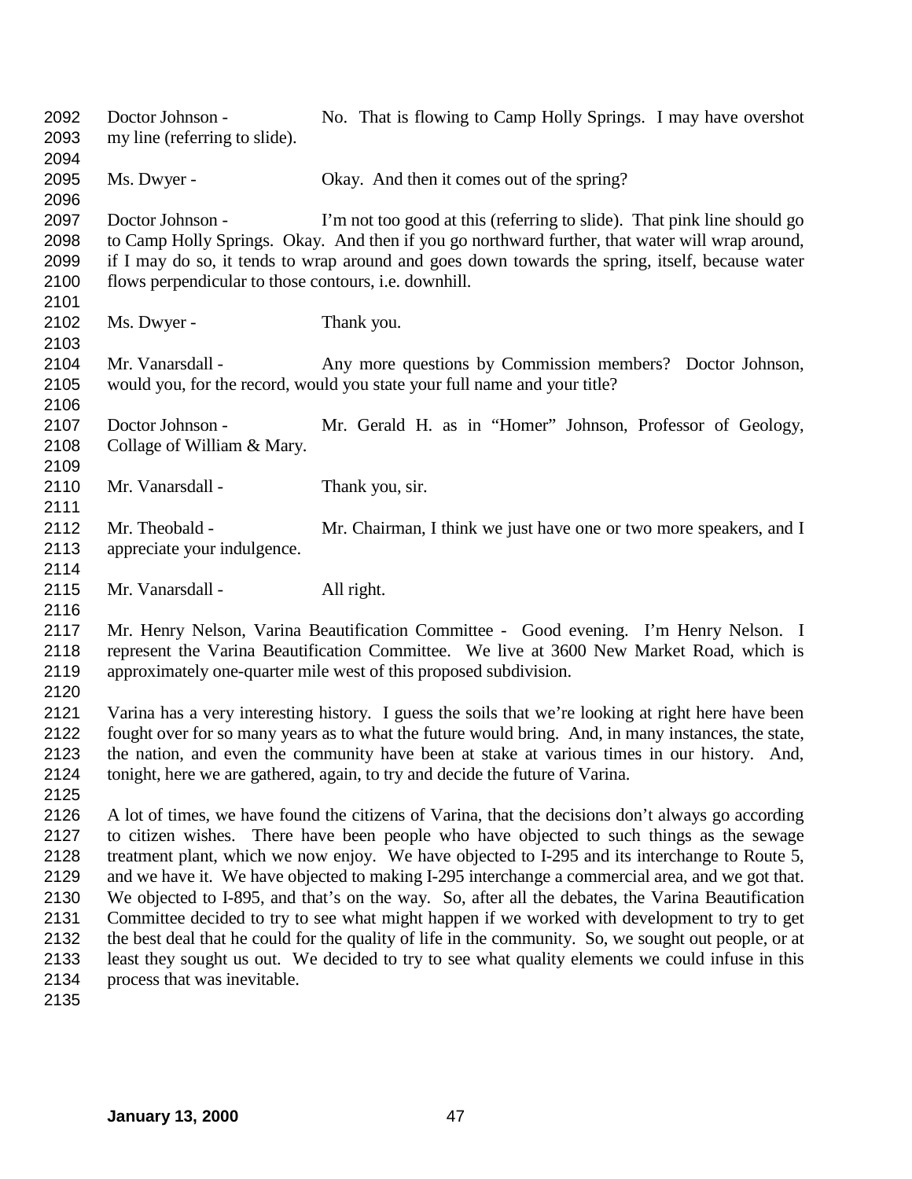Doctor Johnson - No. That is flowing to Camp Holly Springs. I may have overshot my line (referring to slide).

Ms. Dwyer - Okay. And then it comes out of the spring?

Doctor Johnson - I'm not too good at this (referring to slide). That pink line should go to Camp Holly Springs. Okay. And then if you go northward further, that water will wrap around, if I may do so, it tends to wrap around and goes down towards the spring, itself, because water flows perpendicular to those contours, i.e. downhill.

Ms. Dwyer - Thank you.

Mr. Vanarsdall - Any more questions by Commission members? Doctor Johnson, would you, for the record, would you state your full name and your title?

Doctor Johnson - Mr. Gerald H. as in "Homer" Johnson, Professor of Geology, Collage of William & Mary.

Mr. Vanarsdall - Thank you, sir.

Mr. Theobald - Mr. Chairman, I think we just have one or two more speakers, and I appreciate your indulgence.

Mr. Vanarsdall - All right.

Mr. Henry Nelson, Varina Beautification Committee - Good evening. I'm Henry Nelson. I represent the Varina Beautification Committee. We live at 3600 New Market Road, which is approximately one-quarter mile west of this proposed subdivision.

Varina has a very interesting history. I guess the soils that we're looking at right here have been fought over for so many years as to what the future would bring. And, in many instances, the state, the nation, and even the community have been at stake at various times in our history. And, tonight, here we are gathered, again, to try and decide the future of Varina.

A lot of times, we have found the citizens of Varina, that the decisions don't always go according to citizen wishes. There have been people who have objected to such things as the sewage treatment plant, which we now enjoy. We have objected to I-295 and its interchange to Route 5, and we have it. We have objected to making I-295 interchange a commercial area, and we got that. We objected to I-895, and that's on the way. So, after all the debates, the Varina Beautification Committee decided to try to see what might happen if we worked with development to try to get the best deal that he could for the quality of life in the community. So, we sought out people, or at least they sought us out. We decided to try to see what quality elements we could infuse in this process that was inevitable.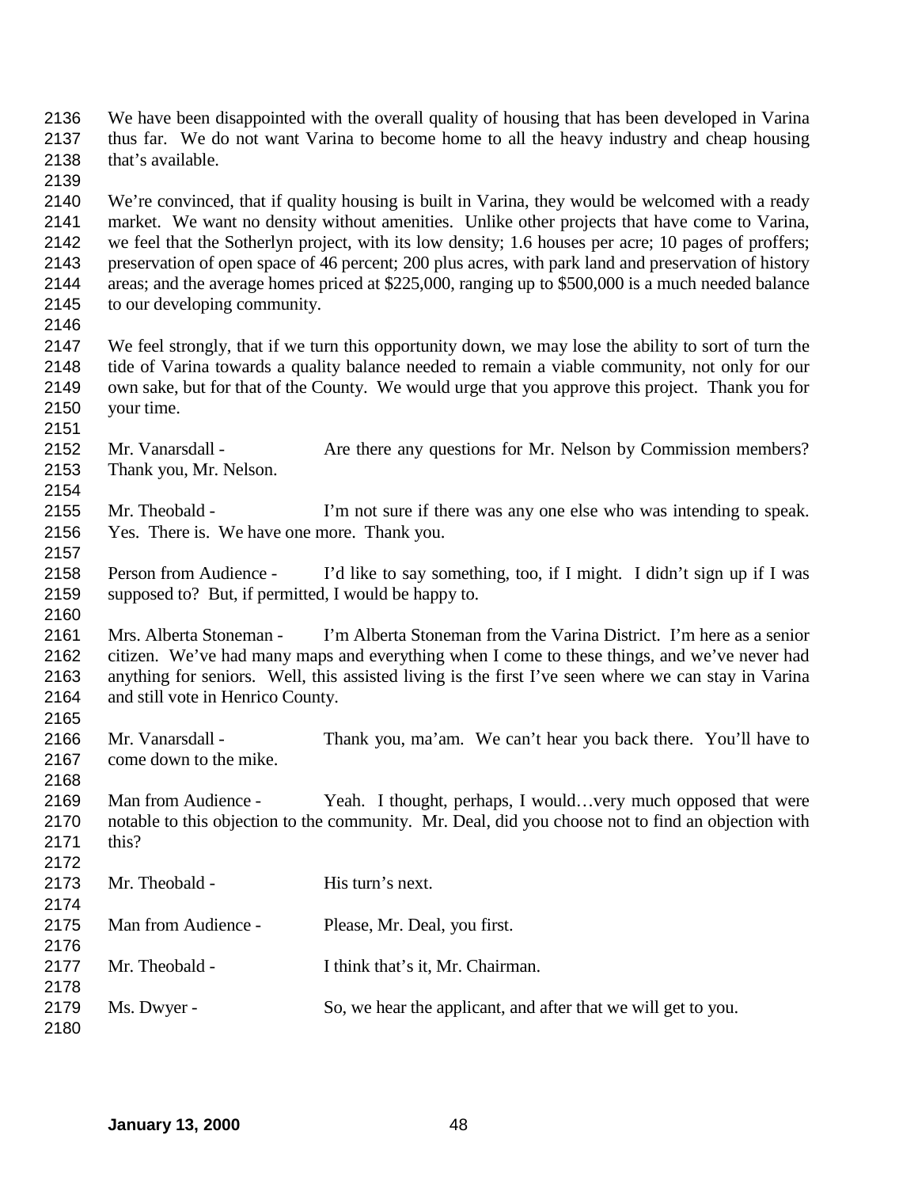We have been disappointed with the overall quality of housing that has been developed in Varina thus far. We do not want Varina to become home to all the heavy industry and cheap housing that's available.

We're convinced, that if quality housing is built in Varina, they would be welcomed with a ready market. We want no density without amenities. Unlike other projects that have come to Varina, we feel that the Sotherlyn project, with its low density; 1.6 houses per acre; 10 pages of proffers; preservation of open space of 46 percent; 200 plus acres, with park land and preservation of history areas; and the average homes priced at $225,000, ranging up to $500,000 is a much needed balance to our developing community.

We feel strongly, that if we turn this opportunity down, we may lose the ability to sort of turn the tide of Varina towards a quality balance needed to remain a viable community, not only for our own sake, but for that of the County. We would urge that you approve this project. Thank you for your time.

Mr. Vanarsdall - Are there any questions for Mr. Nelson by Commission members? Thank you, Mr. Nelson.

Mr. Theobald - I'm not sure if there was any one else who was intending to speak. Yes. There is. We have one more. Thank you.

Person from Audience - I'd like to say something, too, if I might. I didn't sign up if I was supposed to? But, if permitted, I would be happy to.

Mrs. Alberta Stoneman - I'm Alberta Stoneman from the Varina District. I'm here as a senior citizen. We've had many maps and everything when I come to these things, and we've never had anything for seniors. Well, this assisted living is the first I've seen where we can stay in Varina and still vote in Henrico County.

Mr. Vanarsdall - Thank you, ma'am. We can't hear you back there. You'll have to come down to the mike.

Man from Audience - Yeah. I thought, perhaps, I would…very much opposed that were notable to this objection to the community. Mr. Deal, did you choose not to find an objection with this?

Mr. Theobald - His turn's next.

Man from Audience - Please, Mr. Deal, you first.

Mr. Theobald - I think that's it, Mr. Chairman.

Ms. Dwyer - So, we hear the applicant, and after that we will get to you.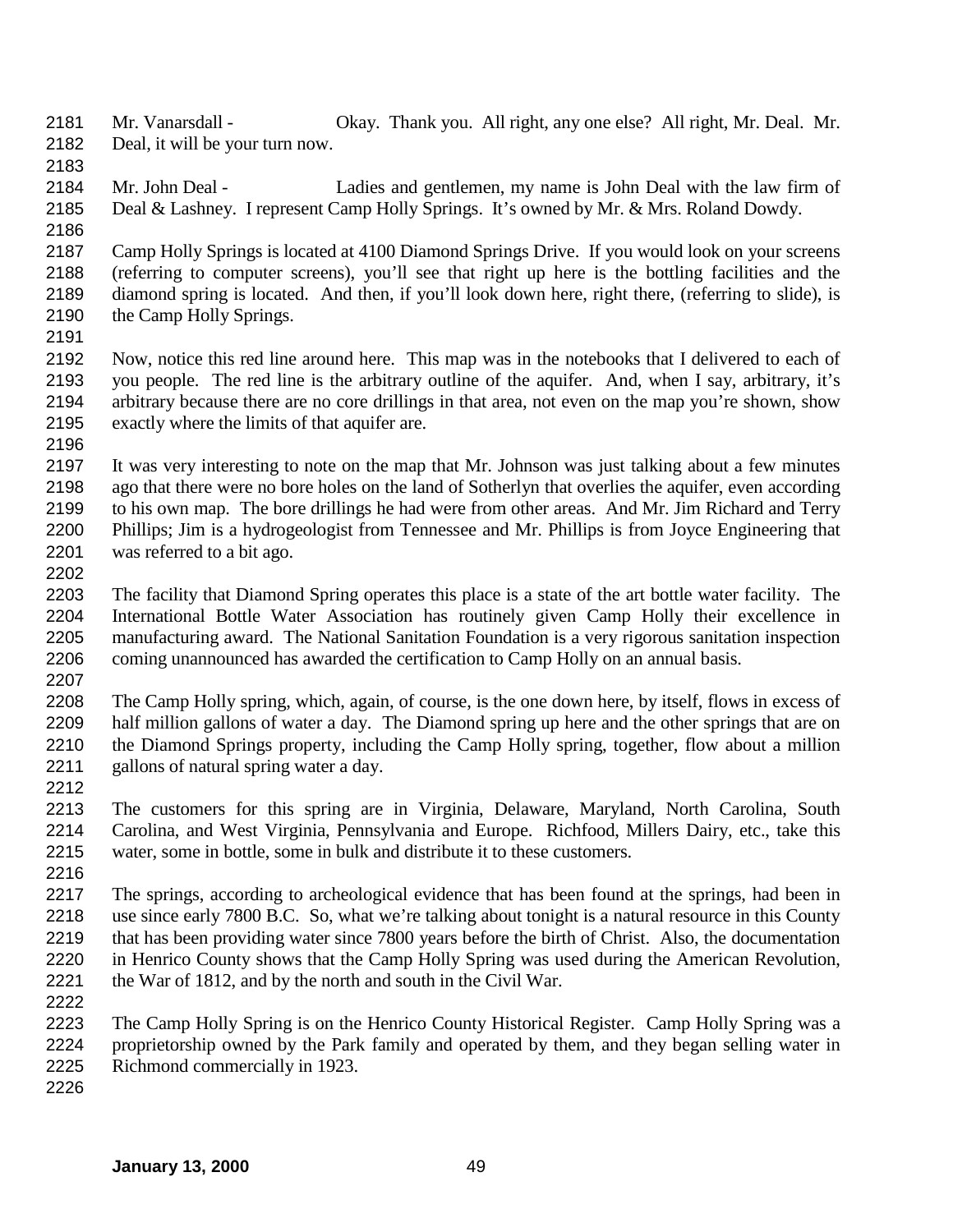Mr. Vanarsdall - Okay. Thank you. All right, any one else? All right, Mr. Deal. Mr. Deal, it will be your turn now.

Mr. John Deal - Ladies and gentlemen, my name is John Deal with the law firm of Deal & Lashney. I represent Camp Holly Springs. It's owned by Mr. & Mrs. Roland Dowdy.

Camp Holly Springs is located at 4100 Diamond Springs Drive. If you would look on your screens (referring to computer screens), you'll see that right up here is the bottling facilities and the diamond spring is located. And then, if you'll look down here, right there, (referring to slide), is the Camp Holly Springs.

Now, notice this red line around here. This map was in the notebooks that I delivered to each of you people. The red line is the arbitrary outline of the aquifer. And, when I say, arbitrary, it's arbitrary because there are no core drillings in that area, not even on the map you're shown, show exactly where the limits of that aquifer are.

It was very interesting to note on the map that Mr. Johnson was just talking about a few minutes ago that there were no bore holes on the land of Sotherlyn that overlies the aquifer, even according to his own map. The bore drillings he had were from other areas. And Mr. Jim Richard and Terry Phillips; Jim is a hydrogeologist from Tennessee and Mr. Phillips is from Joyce Engineering that was referred to a bit ago.

The facility that Diamond Spring operates this place is a state of the art bottle water facility. The International Bottle Water Association has routinely given Camp Holly their excellence in manufacturing award. The National Sanitation Foundation is a very rigorous sanitation inspection coming unannounced has awarded the certification to Camp Holly on an annual basis.

The Camp Holly spring, which, again, of course, is the one down here, by itself, flows in excess of half million gallons of water a day. The Diamond spring up here and the other springs that are on the Diamond Springs property, including the Camp Holly spring, together, flow about a million gallons of natural spring water a day.

The customers for this spring are in Virginia, Delaware, Maryland, North Carolina, South Carolina, and West Virginia, Pennsylvania and Europe. Richfood, Millers Dairy, etc., take this water, some in bottle, some in bulk and distribute it to these customers.

The springs, according to archeological evidence that has been found at the springs, had been in use since early 7800 B.C. So, what we're talking about tonight is a natural resource in this County that has been providing water since 7800 years before the birth of Christ. Also, the documentation in Henrico County shows that the Camp Holly Spring was used during the American Revolution, the War of 1812, and by the north and south in the Civil War.

The Camp Holly Spring is on the Henrico County Historical Register. Camp Holly Spring was a proprietorship owned by the Park family and operated by them, and they began selling water in Richmond commercially in 1923.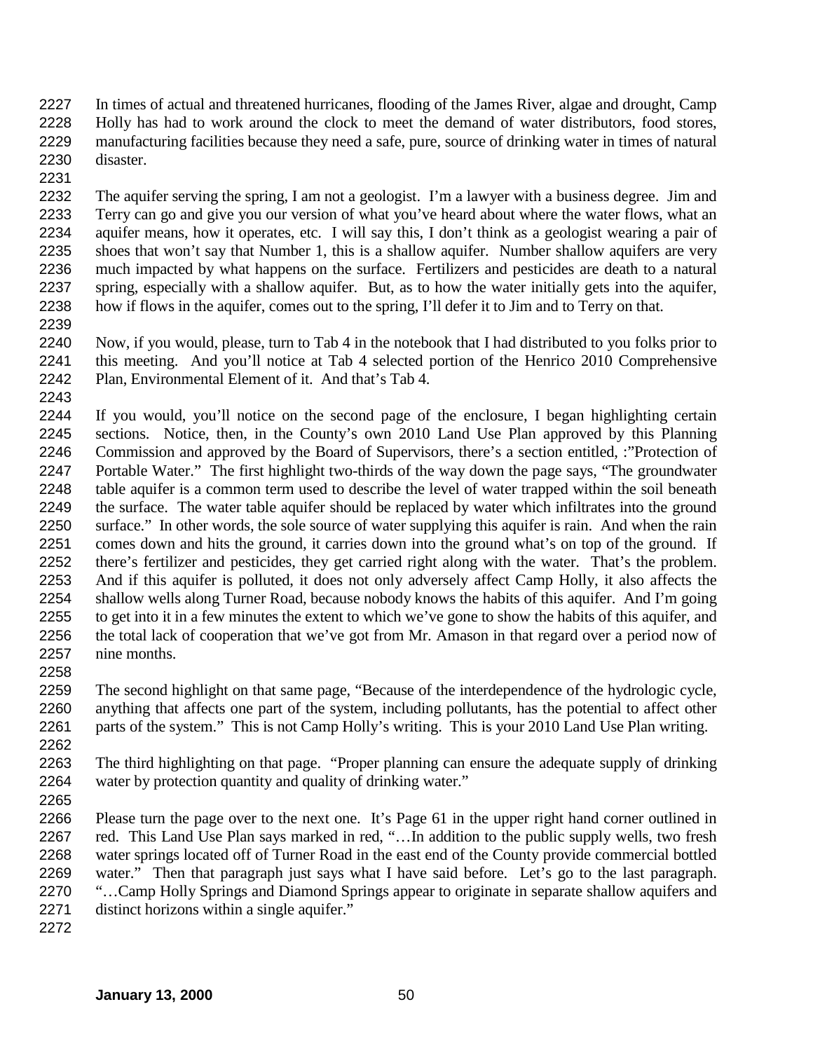In times of actual and threatened hurricanes, flooding of the James River, algae and drought, Camp Holly has had to work around the clock to meet the demand of water distributors, food stores, manufacturing facilities because they need a safe, pure, source of drinking water in times of natural disaster.

The aquifer serving the spring, I am not a geologist. I'm a lawyer with a business degree. Jim and Terry can go and give you our version of what you've heard about where the water flows, what an aquifer means, how it operates, etc. I will say this, I don't think as a geologist wearing a pair of shoes that won't say that Number 1, this is a shallow aquifer. Number shallow aquifers are very much impacted by what happens on the surface. Fertilizers and pesticides are death to a natural spring, especially with a shallow aquifer. But, as to how the water initially gets into the aquifer, how if flows in the aquifer, comes out to the spring, I'll defer it to Jim and to Terry on that.

Now, if you would, please, turn to Tab 4 in the notebook that I had distributed to you folks prior to this meeting. And you'll notice at Tab 4 selected portion of the Henrico 2010 Comprehensive Plan, Environmental Element of it. And that's Tab 4.

If you would, you'll notice on the second page of the enclosure, I began highlighting certain sections. Notice, then, in the County's own 2010 Land Use Plan approved by this Planning Commission and approved by the Board of Supervisors, there's a section entitled, :"Protection of Portable Water." The first highlight two-thirds of the way down the page says, "The groundwater table aquifer is a common term used to describe the level of water trapped within the soil beneath the surface. The water table aquifer should be replaced by water which infiltrates into the ground surface." In other words, the sole source of water supplying this aquifer is rain. And when the rain comes down and hits the ground, it carries down into the ground what's on top of the ground. If there's fertilizer and pesticides, they get carried right along with the water. That's the problem. And if this aquifer is polluted, it does not only adversely affect Camp Holly, it also affects the shallow wells along Turner Road, because nobody knows the habits of this aquifer. And I'm going to get into it in a few minutes the extent to which we've gone to show the habits of this aquifer, and the total lack of cooperation that we've got from Mr. Amason in that regard over a period now of nine months.

The second highlight on that same page, "Because of the interdependence of the hydrologic cycle, anything that affects one part of the system, including pollutants, has the potential to affect other parts of the system." This is not Camp Holly's writing. This is your 2010 Land Use Plan writing.

The third highlighting on that page. "Proper planning can ensure the adequate supply of drinking water by protection quantity and quality of drinking water."

Please turn the page over to the next one. It's Page 61 in the upper right hand corner outlined in red. This Land Use Plan says marked in red, "…In addition to the public supply wells, two fresh water springs located off of Turner Road in the east end of the County provide commercial bottled water." Then that paragraph just says what I have said before. Let's go to the last paragraph. "…Camp Holly Springs and Diamond Springs appear to originate in separate shallow aquifers and distinct horizons within a single aquifer."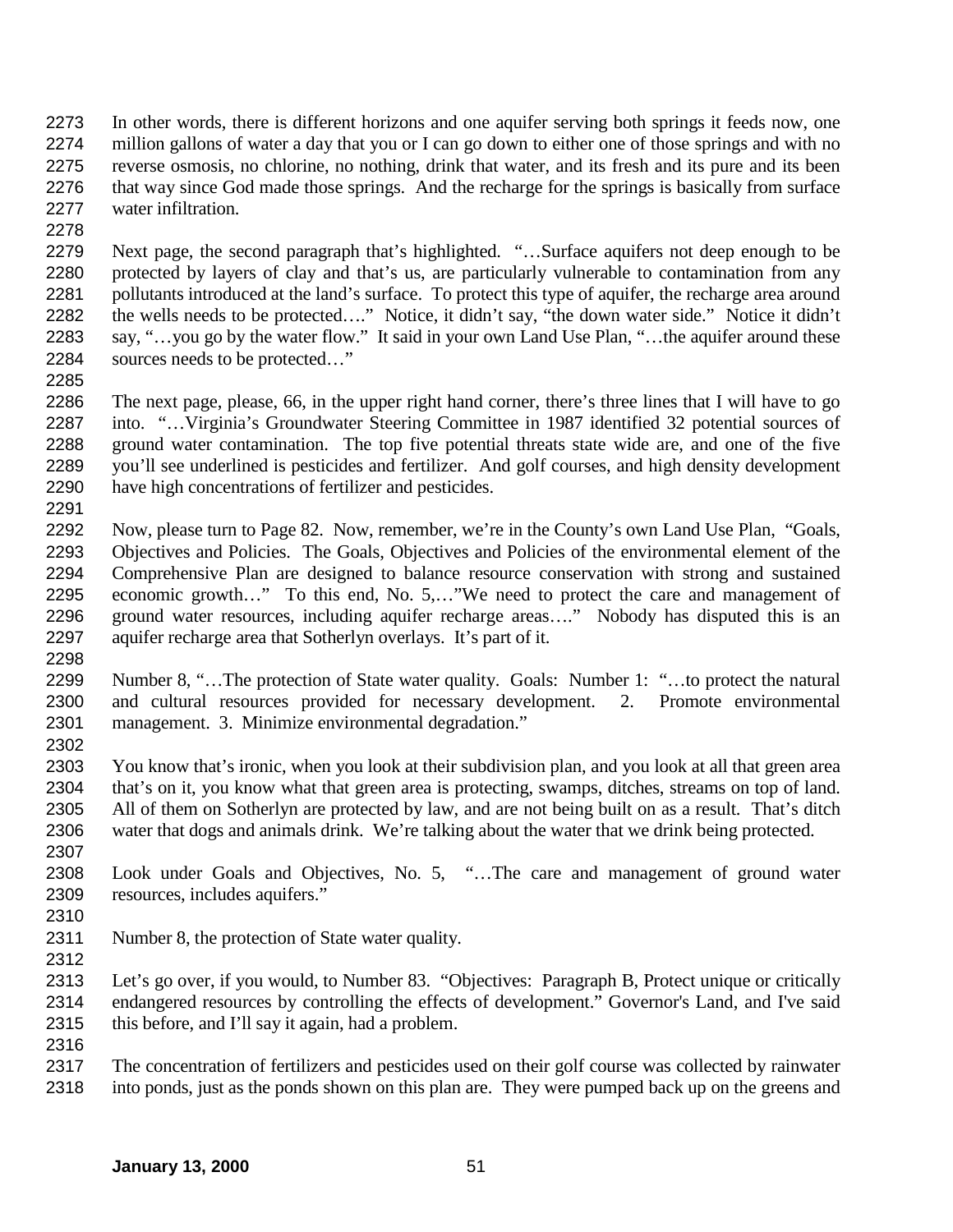In other words, there is different horizons and one aquifer serving both springs it feeds now, one million gallons of water a day that you or I can go down to either one of those springs and with no reverse osmosis, no chlorine, no nothing, drink that water, and its fresh and its pure and its been that way since God made those springs. And the recharge for the springs is basically from surface water infiltration.

Next page, the second paragraph that's highlighted. "…Surface aquifers not deep enough to be protected by layers of clay and that's us, are particularly vulnerable to contamination from any pollutants introduced at the land's surface. To protect this type of aquifer, the recharge area around the wells needs to be protected…." Notice, it didn't say, "the down water side." Notice it didn't say, "…you go by the water flow." It said in your own Land Use Plan, "…the aquifer around these sources needs to be protected…"

The next page, please, 66, in the upper right hand corner, there's three lines that I will have to go into. "…Virginia's Groundwater Steering Committee in 1987 identified 32 potential sources of ground water contamination. The top five potential threats state wide are, and one of the five you'll see underlined is pesticides and fertilizer. And golf courses, and high density development have high concentrations of fertilizer and pesticides.

Now, please turn to Page 82. Now, remember, we're in the County's own Land Use Plan, "Goals, Objectives and Policies. The Goals, Objectives and Policies of the environmental element of the Comprehensive Plan are designed to balance resource conservation with strong and sustained economic growth…" To this end, No. 5,…"We need to protect the care and management of ground water resources, including aquifer recharge areas…." Nobody has disputed this is an aquifer recharge area that Sotherlyn overlays. It's part of it.

Number 8, "…The protection of State water quality. Goals: Number 1: "…to protect the natural and cultural resources provided for necessary development. 2. Promote environmental management. 3. Minimize environmental degradation."

You know that's ironic, when you look at their subdivision plan, and you look at all that green area that's on it, you know what that green area is protecting, swamps, ditches, streams on top of land. All of them on Sotherlyn are protected by law, and are not being built on as a result. That's ditch water that dogs and animals drink. We're talking about the water that we drink being protected.

Look under Goals and Objectives, No. 5, "…The care and management of ground water resources, includes aquifers."

Number 8, the protection of State water quality.

Let's go over, if you would, to Number 83. "Objectives: Paragraph B, Protect unique or critically endangered resources by controlling the effects of development." Governor's Land, and I've said this before, and I'll say it again, had a problem.

The concentration of fertilizers and pesticides used on their golf course was collected by rainwater into ponds, just as the ponds shown on this plan are. They were pumped back up on the greens and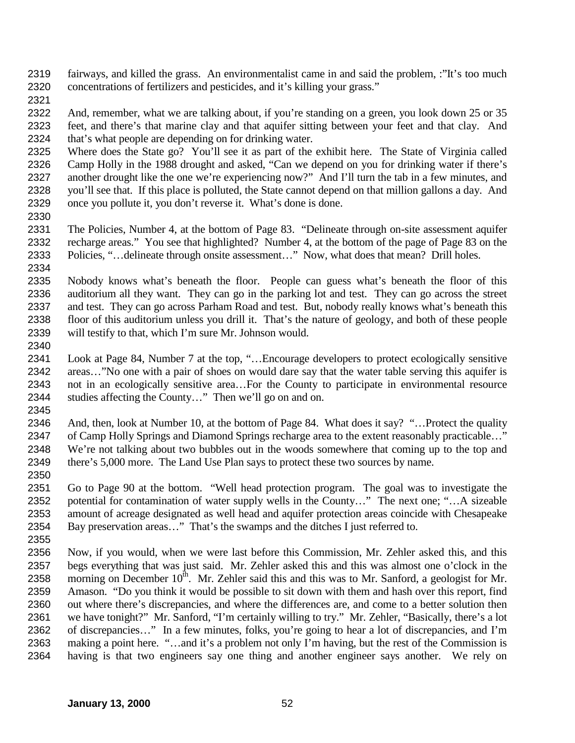fairways, and killed the grass. An environmentalist came in and said the problem, :"It's too much concentrations of fertilizers and pesticides, and it's killing your grass."

And, remember, what we are talking about, if you're standing on a green, you look down 25 or 35 feet, and there's that marine clay and that aquifer sitting between your feet and that clay. And that's what people are depending on for drinking water.
Where does the State go? You'll see it as part of the exhibit here. The State of Virginia called Camp Holly in the 1988 drought and asked, "Can we depend on you for drinking water if there's another drought like the one we're experiencing now?" And I'll turn the tab in a few minutes, and you'll see that. If this place is polluted, the State cannot depend on that million gallons a day. And once you pollute it, you don't reverse it. What's done is done.

The Policies, Number 4, at the bottom of Page 83. "Delineate through on-site assessment aquifer recharge areas." You see that highlighted? Number 4, at the bottom of the page of Page 83 on the Policies, "…delineate through onsite assessment…" Now, what does that mean? Drill holes.

Nobody knows what's beneath the floor. People can guess what's beneath the floor of this auditorium all they want. They can go in the parking lot and test. They can go across the street and test. They can go across Parham Road and test. But, nobody really knows what's beneath this floor of this auditorium unless you drill it. That's the nature of geology, and both of these people will testify to that, which I'm sure Mr. Johnson would.

Look at Page 84, Number 7 at the top, "…Encourage developers to protect ecologically sensitive areas…"No one with a pair of shoes on would dare say that the water table serving this aquifer is not in an ecologically sensitive area…For the County to participate in environmental resource studies affecting the County…" Then we'll go on and on.

And, then, look at Number 10, at the bottom of Page 84. What does it say? "…Protect the quality of Camp Holly Springs and Diamond Springs recharge area to the extent reasonably practicable…" We're not talking about two bubbles out in the woods somewhere that coming up to the top and there's 5,000 more. The Land Use Plan says to protect these two sources by name.

Go to Page 90 at the bottom. "Well head protection program. The goal was to investigate the potential for contamination of water supply wells in the County…" The next one; "…A sizeable amount of acreage designated as well head and aquifer protection areas coincide with Chesapeake Bay preservation areas…" That's the swamps and the ditches I just referred to.

Now, if you would, when we were last before this Commission, Mr. Zehler asked this, and this begs everything that was just said. Mr. Zehler asked this and this was almost one o'clock in the morning on December 10th. Mr. Zehler said this and this was to Mr. Sanford, a geologist for Mr. Amason. "Do you think it would be possible to sit down with them and hash over this report, find out where there's discrepancies, and where the differences are, and come to a better solution then we have tonight?" Mr. Sanford, "I'm certainly willing to try." Mr. Zehler, "Basically, there's a lot of discrepancies…" In a few minutes, folks, you're going to hear a lot of discrepancies, and I'm making a point here. "…and it's a problem not only I'm having, but the rest of the Commission is having is that two engineers say one thing and another engineer says another. We rely on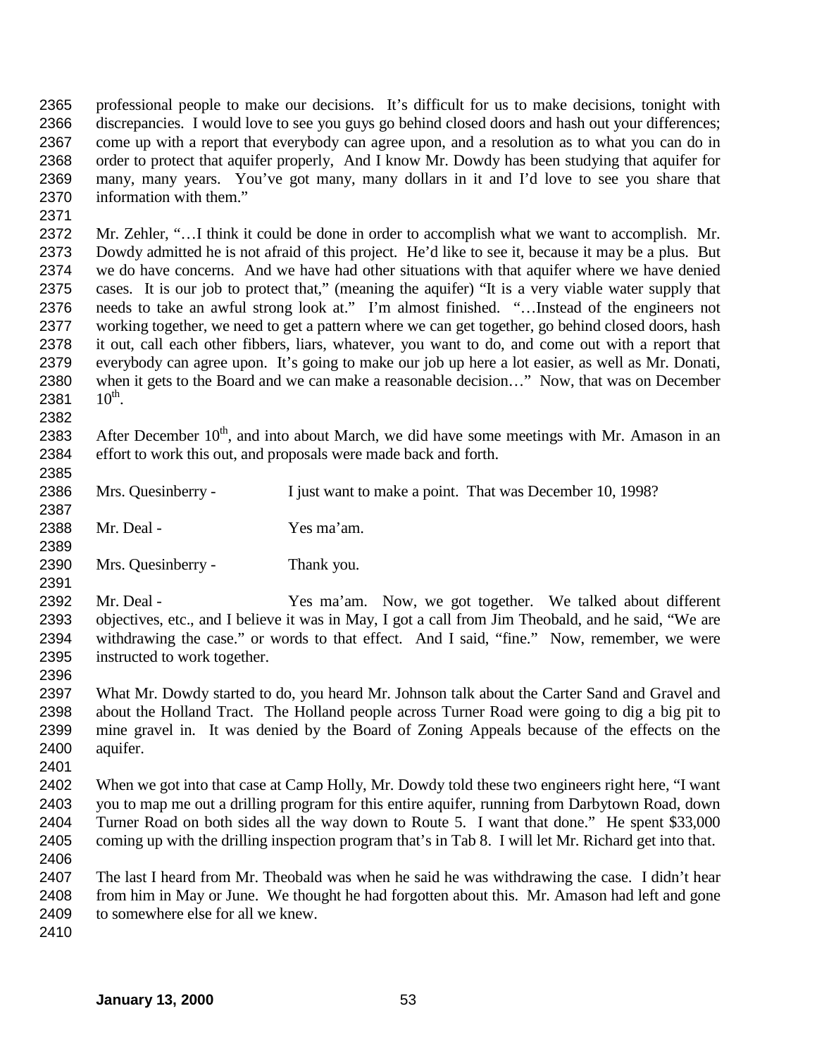professional people to make our decisions. It's difficult for us to make decisions, tonight with discrepancies. I would love to see you guys go behind closed doors and hash out your differences; come up with a report that everybody can agree upon, and a resolution as to what you can do in order to protect that aquifer properly, And I know Mr. Dowdy has been studying that aquifer for many, many years. You've got many, many dollars in it and I'd love to see you share that information with them."

Mr. Zehler, "…I think it could be done in order to accomplish what we want to accomplish. Mr. Dowdy admitted he is not afraid of this project. He'd like to see it, because it may be a plus. But we do have concerns. And we have had other situations with that aquifer where we have denied cases. It is our job to protect that," (meaning the aquifer) "It is a very viable water supply that needs to take an awful strong look at." I'm almost finished. "…Instead of the engineers not working together, we need to get a pattern where we can get together, go behind closed doors, hash it out, call each other fibbers, liars, whatever, you want to do, and come out with a report that everybody can agree upon. It's going to make our job up here a lot easier, as well as Mr. Donati, when it gets to the Board and we can make a reasonable decision…" Now, that was on December 10th.

After December 10th, and into about March, we did have some meetings with Mr. Amason in an effort to work this out, and proposals were made back and forth.

Mrs. Quesinberry - I just want to make a point. That was December 10, 1998?

Mr. Deal - Yes ma'am.

Mrs. Quesinberry - Thank you.

Mr. Deal - Yes ma'am. Now, we got together. We talked about different objectives, etc., and I believe it was in May, I got a call from Jim Theobald, and he said, "We are withdrawing the case." or words to that effect. And I said, "fine." Now, remember, we were instructed to work together.

What Mr. Dowdy started to do, you heard Mr. Johnson talk about the Carter Sand and Gravel and about the Holland Tract. The Holland people across Turner Road were going to dig a big pit to mine gravel in. It was denied by the Board of Zoning Appeals because of the effects on the aquifer.

When we got into that case at Camp Holly, Mr. Dowdy told these two engineers right here, "I want you to map me out a drilling program for this entire aquifer, running from Darbytown Road, down Turner Road on both sides all the way down to Route 5. I want that done." He spent $33,000 coming up with the drilling inspection program that's in Tab 8. I will let Mr. Richard get into that.

The last I heard from Mr. Theobald was when he said he was withdrawing the case. I didn't hear from him in May or June. We thought he had forgotten about this. Mr. Amason had left and gone to somewhere else for all we knew.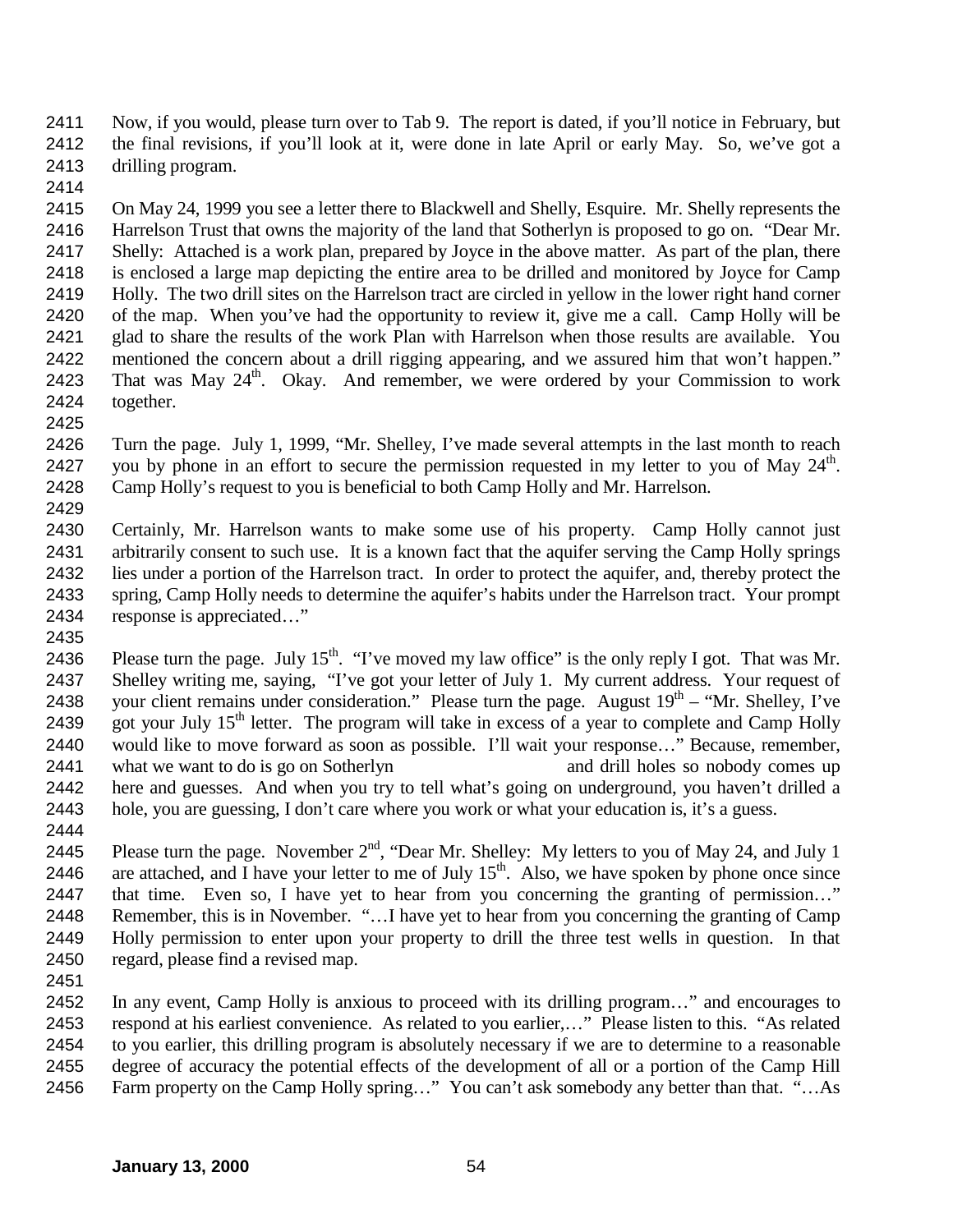Now, if you would, please turn over to Tab 9. The report is dated, if you'll notice in February, but the final revisions, if you'll look at it, were done in late April or early May. So, we've got a drilling program.

On May 24, 1999 you see a letter there to Blackwell and Shelly, Esquire. Mr. Shelly represents the Harrelson Trust that owns the majority of the land that Sotherlyn is proposed to go on. "Dear Mr. Shelly: Attached is a work plan, prepared by Joyce in the above matter. As part of the plan, there is enclosed a large map depicting the entire area to be drilled and monitored by Joyce for Camp Holly. The two drill sites on the Harrelson tract are circled in yellow in the lower right hand corner of the map. When you've had the opportunity to review it, give me a call. Camp Holly will be glad to share the results of the work Plan with Harrelson when those results are available. You mentioned the concern about a drill rigging appearing, and we assured him that won't happen." That was May 24th. Okay. And remember, we were ordered by your Commission to work together.

Turn the page. July 1, 1999, "Mr. Shelley, I've made several attempts in the last month to reach you by phone in an effort to secure the permission requested in my letter to you of May 24th. Camp Holly's request to you is beneficial to both Camp Holly and Mr. Harrelson.

Certainly, Mr. Harrelson wants to make some use of his property. Camp Holly cannot just arbitrarily consent to such use. It is a known fact that the aquifer serving the Camp Holly springs lies under a portion of the Harrelson tract. In order to protect the aquifer, and, thereby protect the spring, Camp Holly needs to determine the aquifer's habits under the Harrelson tract. Your prompt response is appreciated…"

Please turn the page. July 15th. "I've moved my law office" is the only reply I got. That was Mr. Shelley writing me, saying, "I've got your letter of July 1. My current address. Your request of your client remains under consideration." Please turn the page. August 19th – "Mr. Shelley, I've got your July 15th letter. The program will take in excess of a year to complete and Camp Holly would like to move forward as soon as possible. I'll wait your response…" Because, remember, what we want to do is go on Sotherlyn and drill holes so nobody comes up here and guesses. And when you try to tell what's going on underground, you haven't drilled a hole, you are guessing, I don't care where you work or what your education is, it's a guess.

Please turn the page. November 2nd, "Dear Mr. Shelley: My letters to you of May 24, and July 1 are attached, and I have your letter to me of July 15th. Also, we have spoken by phone once since that time. Even so, I have yet to hear from you concerning the granting of permission…" Remember, this is in November. "…I have yet to hear from you concerning the granting of Camp Holly permission to enter upon your property to drill the three test wells in question. In that regard, please find a revised map.

In any event, Camp Holly is anxious to proceed with its drilling program…" and encourages to respond at his earliest convenience. As related to you earlier,…" Please listen to this. "As related to you earlier, this drilling program is absolutely necessary if we are to determine to a reasonable degree of accuracy the potential effects of the development of all or a portion of the Camp Hill Farm property on the Camp Holly spring…" You can't ask somebody any better than that. "…As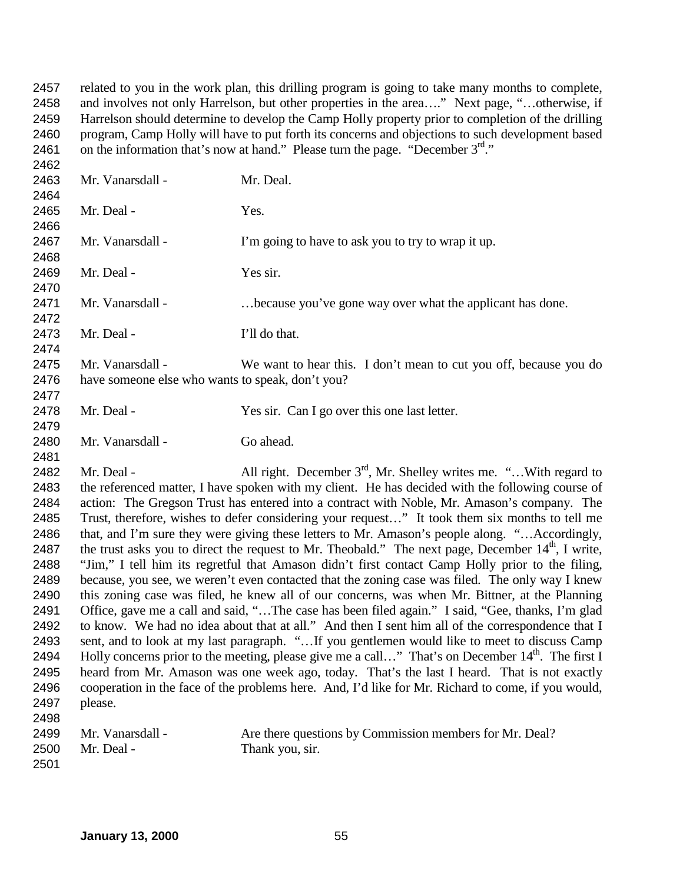related to you in the work plan, this drilling program is going to take many months to complete, and involves not only Harrelson, but other properties in the area…." Next page, "…otherwise, if Harrelson should determine to develop the Camp Holly property prior to completion of the drilling program, Camp Holly will have to put forth its concerns and objections to such development based on the information that's now at hand." Please turn the page. "December 3rd."

Mr. Vanarsdall - Mr. Deal.

Mr. Deal - Yes.

Mr. Vanarsdall - I'm going to have to ask you to try to wrap it up.

Mr. Deal - Yes sir.

Mr. Vanarsdall - …because you've gone way over what the applicant has done.

Mr. Deal - I'll do that.

Mr. Vanarsdall - We want to hear this. I don't mean to cut you off, because you do have someone else who wants to speak, don't you?

Mr. Deal - Yes sir. Can I go over this one last letter.

Mr. Vanarsdall - Go ahead.

Mr. Deal - All right. December 3rd, Mr. Shelley writes me. "…With regard to the referenced matter, I have spoken with my client. He has decided with the following course of action: The Gregson Trust has entered into a contract with Noble, Mr. Amason's company. The Trust, therefore, wishes to defer considering your request…" It took them six months to tell me that, and I'm sure they were giving these letters to Mr. Amason's people along. "…Accordingly, the trust asks you to direct the request to Mr. Theobald." The next page, December 14th, I write, "Jim," I tell him its regretful that Amason didn't first contact Camp Holly prior to the filing, because, you see, we weren't even contacted that the zoning case was filed. The only way I knew this zoning case was filed, he knew all of our concerns, was when Mr. Bittner, at the Planning Office, gave me a call and said, "…The case has been filed again." I said, "Gee, thanks, I'm glad to know. We had no idea about that at all." And then I sent him all of the correspondence that I sent, and to look at my last paragraph. "…If you gentlemen would like to meet to discuss Camp Holly concerns prior to the meeting, please give me a call…" That's on December 14th. The first I heard from Mr. Amason was one week ago, today. That's the last I heard. That is not exactly cooperation in the face of the problems here. And, I'd like for Mr. Richard to come, if you would, please.

Mr. Vanarsdall - Are there questions by Commission members for Mr. Deal?

Mr. Deal - Thank you, sir.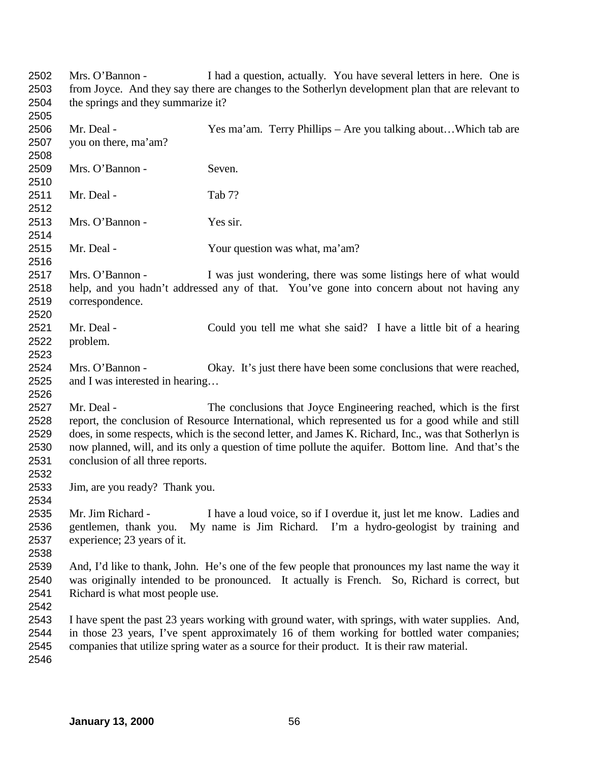Mrs. O'Bannon - I had a question, actually. You have several letters in here. One is from Joyce. And they say there are changes to the Sotherlyn development plan that are relevant to the springs and they summarize it?

Mr. Deal - Yes ma'am. Terry Phillips – Are you talking about…Which tab are you on there, ma'am?

Mrs. O'Bannon - Seven.

Mr. Deal - Tab 7?

Mrs. O'Bannon - Yes sir.

Mr. Deal - Your question was what, ma'am?

Mrs. O'Bannon - I was just wondering, there was some listings here of what would help, and you hadn't addressed any of that. You've gone into concern about not having any correspondence.

Mr. Deal - Could you tell me what she said? I have a little bit of a hearing problem.

Mrs. O'Bannon - Okay. It's just there have been some conclusions that were reached, and I was interested in hearing…

Mr. Deal - The conclusions that Joyce Engineering reached, which is the first report, the conclusion of Resource International, which represented us for a good while and still does, in some respects, which is the second letter, and James K. Richard, Inc., was that Sotherlyn is now planned, will, and its only a question of time pollute the aquifer. Bottom line. And that's the conclusion of all three reports.

Jim, are you ready? Thank you.

Mr. Jim Richard - I have a loud voice, so if I overdue it, just let me know. Ladies and gentlemen, thank you. My name is Jim Richard. I'm a hydro-geologist by training and experience; 23 years of it.

And, I'd like to thank, John. He's one of the few people that pronounces my last name the way it was originally intended to be pronounced. It actually is French. So, Richard is correct, but Richard is what most people use.

I have spent the past 23 years working with ground water, with springs, with water supplies. And, in those 23 years, I've spent approximately 16 of them working for bottled water companies; companies that utilize spring water as a source for their product. It is their raw material.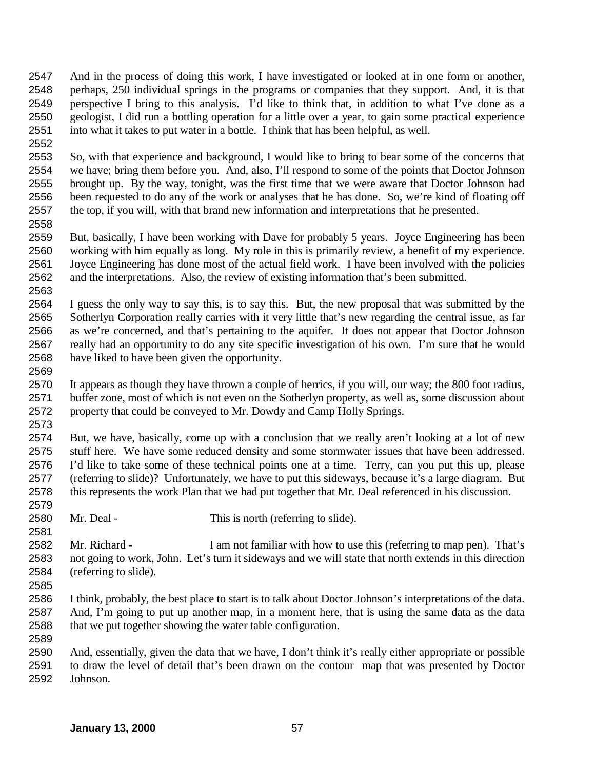And in the process of doing this work, I have investigated or looked at in one form or another, perhaps, 250 individual springs in the programs or companies that they support. And, it is that perspective I bring to this analysis. I'd like to think that, in addition to what I've done as a geologist, I did run a bottling operation for a little over a year, to gain some practical experience into what it takes to put water in a bottle. I think that has been helpful, as well.

So, with that experience and background, I would like to bring to bear some of the concerns that we have; bring them before you. And, also, I'll respond to some of the points that Doctor Johnson brought up. By the way, tonight, was the first time that we were aware that Doctor Johnson had been requested to do any of the work or analyses that he has done. So, we're kind of floating off the top, if you will, with that brand new information and interpretations that he presented.

But, basically, I have been working with Dave for probably 5 years. Joyce Engineering has been working with him equally as long. My role in this is primarily review, a benefit of my experience. Joyce Engineering has done most of the actual field work. I have been involved with the policies and the interpretations. Also, the review of existing information that's been submitted.

I guess the only way to say this, is to say this. But, the new proposal that was submitted by the Sotherlyn Corporation really carries with it very little that's new regarding the central issue, as far as we're concerned, and that's pertaining to the aquifer. It does not appear that Doctor Johnson really had an opportunity to do any site specific investigation of his own. I'm sure that he would have liked to have been given the opportunity.

It appears as though they have thrown a couple of herrics, if you will, our way; the 800 foot radius, buffer zone, most of which is not even on the Sotherlyn property, as well as, some discussion about property that could be conveyed to Mr. Dowdy and Camp Holly Springs.

But, we have, basically, come up with a conclusion that we really aren't looking at a lot of new stuff here. We have some reduced density and some stormwater issues that have been addressed. I'd like to take some of these technical points one at a time. Terry, can you put this up, please (referring to slide)? Unfortunately, we have to put this sideways, because it's a large diagram. But this represents the work Plan that we had put together that Mr. Deal referenced in his discussion.

Mr. Deal - This is north (referring to slide).

Mr. Richard - I am not familiar with how to use this (referring to map pen). That's not going to work, John. Let's turn it sideways and we will state that north extends in this direction (referring to slide).

I think, probably, the best place to start is to talk about Doctor Johnson's interpretations of the data. And, I'm going to put up another map, in a moment here, that is using the same data as the data that we put together showing the water table configuration.

And, essentially, given the data that we have, I don't think it's really either appropriate or possible to draw the level of detail that's been drawn on the contour map that was presented by Doctor Johnson.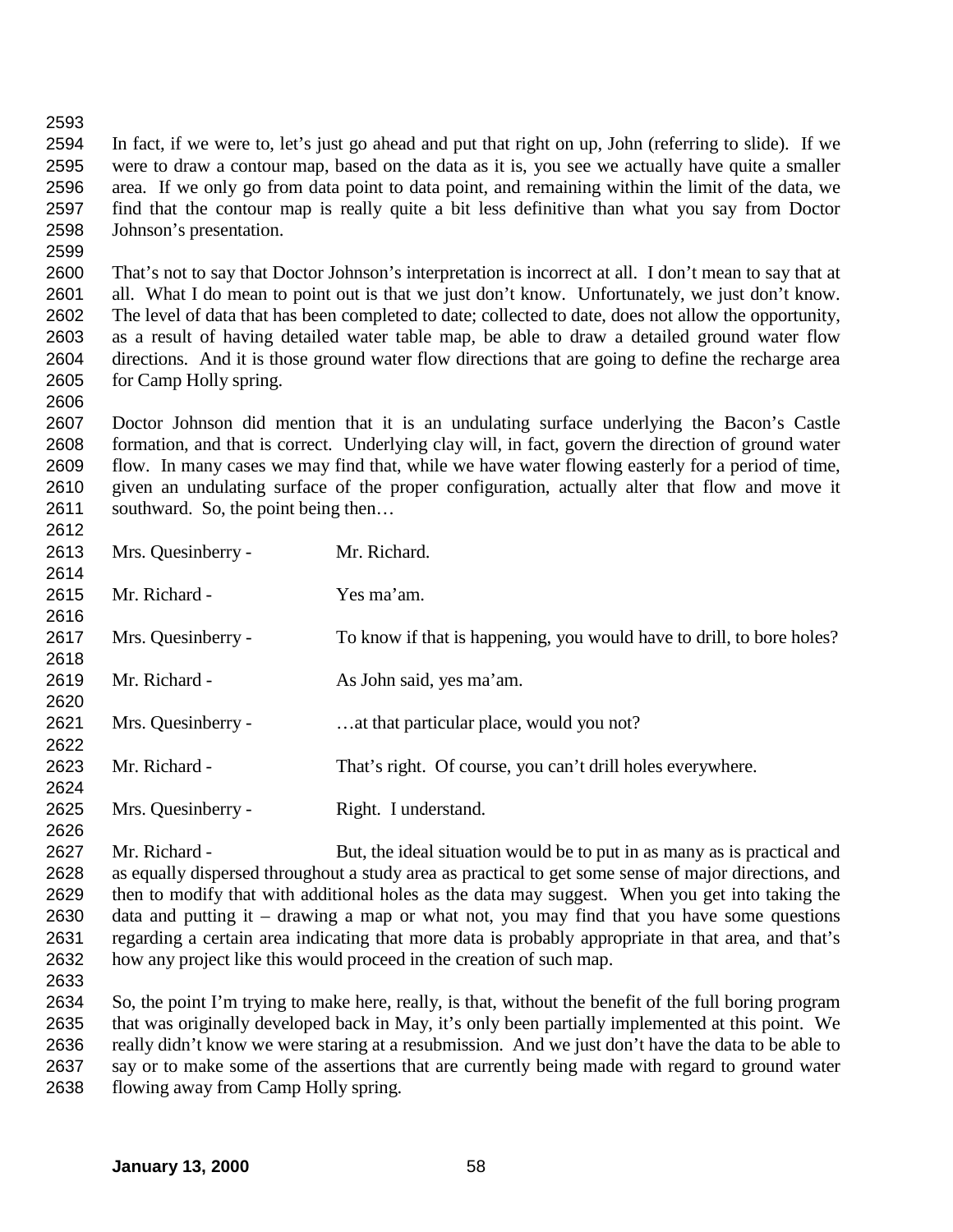In fact, if we were to, let's just go ahead and put that right on up, John (referring to slide). If we were to draw a contour map, based on the data as it is, you see we actually have quite a smaller area. If we only go from data point to data point, and remaining within the limit of the data, we find that the contour map is really quite a bit less definitive than what you say from Doctor Johnson's presentation.

That's not to say that Doctor Johnson's interpretation is incorrect at all. I don't mean to say that at all. What I do mean to point out is that we just don't know. Unfortunately, we just don't know. The level of data that has been completed to date; collected to date, does not allow the opportunity, as a result of having detailed water table map, be able to draw a detailed ground water flow directions. And it is those ground water flow directions that are going to define the recharge area for Camp Holly spring.

Doctor Johnson did mention that it is an undulating surface underlying the Bacon's Castle formation, and that is correct. Underlying clay will, in fact, govern the direction of ground water flow. In many cases we may find that, while we have water flowing easterly for a period of time, given an undulating surface of the proper configuration, actually alter that flow and move it southward. So, the point being then…

Mrs. Quesinberry - Mr. Richard.

Mr. Richard - Yes ma'am.

Mrs. Quesinberry - To know if that is happening, you would have to drill, to bore holes?

Mr. Richard - As John said, yes ma'am.

Mrs. Quesinberry - …at that particular place, would you not?

Mr. Richard - That's right. Of course, you can't drill holes everywhere.

Mrs. Quesinberry - Right. I understand.

Mr. Richard - But, the ideal situation would be to put in as many as is practical and as equally dispersed throughout a study area as practical to get some sense of major directions, and then to modify that with additional holes as the data may suggest. When you get into taking the data and putting it – drawing a map or what not, you may find that you have some questions regarding a certain area indicating that more data is probably appropriate in that area, and that's how any project like this would proceed in the creation of such map.

So, the point I'm trying to make here, really, is that, without the benefit of the full boring program that was originally developed back in May, it's only been partially implemented at this point. We really didn't know we were staring at a resubmission. And we just don't have the data to be able to say or to make some of the assertions that are currently being made with regard to ground water flowing away from Camp Holly spring.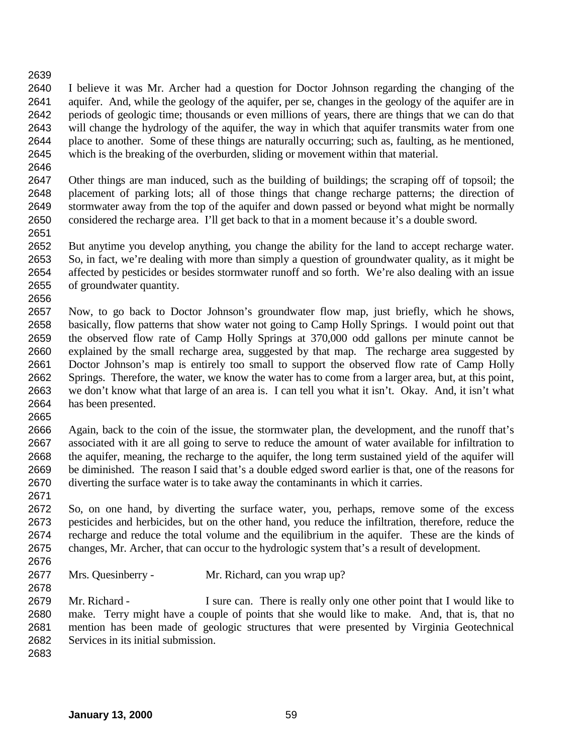I believe it was Mr. Archer had a question for Doctor Johnson regarding the changing of the aquifer. And, while the geology of the aquifer, per se, changes in the geology of the aquifer are in periods of geologic time; thousands or even millions of years, there are things that we can do that will change the hydrology of the aquifer, the way in which that aquifer transmits water from one place to another. Some of these things are naturally occurring; such as, faulting, as he mentioned, which is the breaking of the overburden, sliding or movement within that material.

Other things are man induced, such as the building of buildings; the scraping off of topsoil; the placement of parking lots; all of those things that change recharge patterns; the direction of stormwater away from the top of the aquifer and down passed or beyond what might be normally considered the recharge area. I'll get back to that in a moment because it's a double sword.

But anytime you develop anything, you change the ability for the land to accept recharge water. So, in fact, we're dealing with more than simply a question of groundwater quality, as it might be affected by pesticides or besides stormwater runoff and so forth. We're also dealing with an issue of groundwater quantity.

Now, to go back to Doctor Johnson's groundwater flow map, just briefly, which he shows, basically, flow patterns that show water not going to Camp Holly Springs. I would point out that the observed flow rate of Camp Holly Springs at 370,000 odd gallons per minute cannot be explained by the small recharge area, suggested by that map. The recharge area suggested by Doctor Johnson's map is entirely too small to support the observed flow rate of Camp Holly Springs. Therefore, the water, we know the water has to come from a larger area, but, at this point, we don't know what that large of an area is. I can tell you what it isn't. Okay. And, it isn't what has been presented.

Again, back to the coin of the issue, the stormwater plan, the development, and the runoff that's associated with it are all going to serve to reduce the amount of water available for infiltration to the aquifer, meaning, the recharge to the aquifer, the long term sustained yield of the aquifer will be diminished. The reason I said that's a double edged sword earlier is that, one of the reasons for diverting the surface water is to take away the contaminants in which it carries.

So, on one hand, by diverting the surface water, you, perhaps, remove some of the excess pesticides and herbicides, but on the other hand, you reduce the infiltration, therefore, reduce the recharge and reduce the total volume and the equilibrium in the aquifer. These are the kinds of changes, Mr. Archer, that can occur to the hydrologic system that's a result of development.

Mrs. Quesinberry - Mr. Richard, can you wrap up?

Mr. Richard - I sure can. There is really only one other point that I would like to make. Terry might have a couple of points that she would like to make. And, that is, that no mention has been made of geologic structures that were presented by Virginia Geotechnical Services in its initial submission.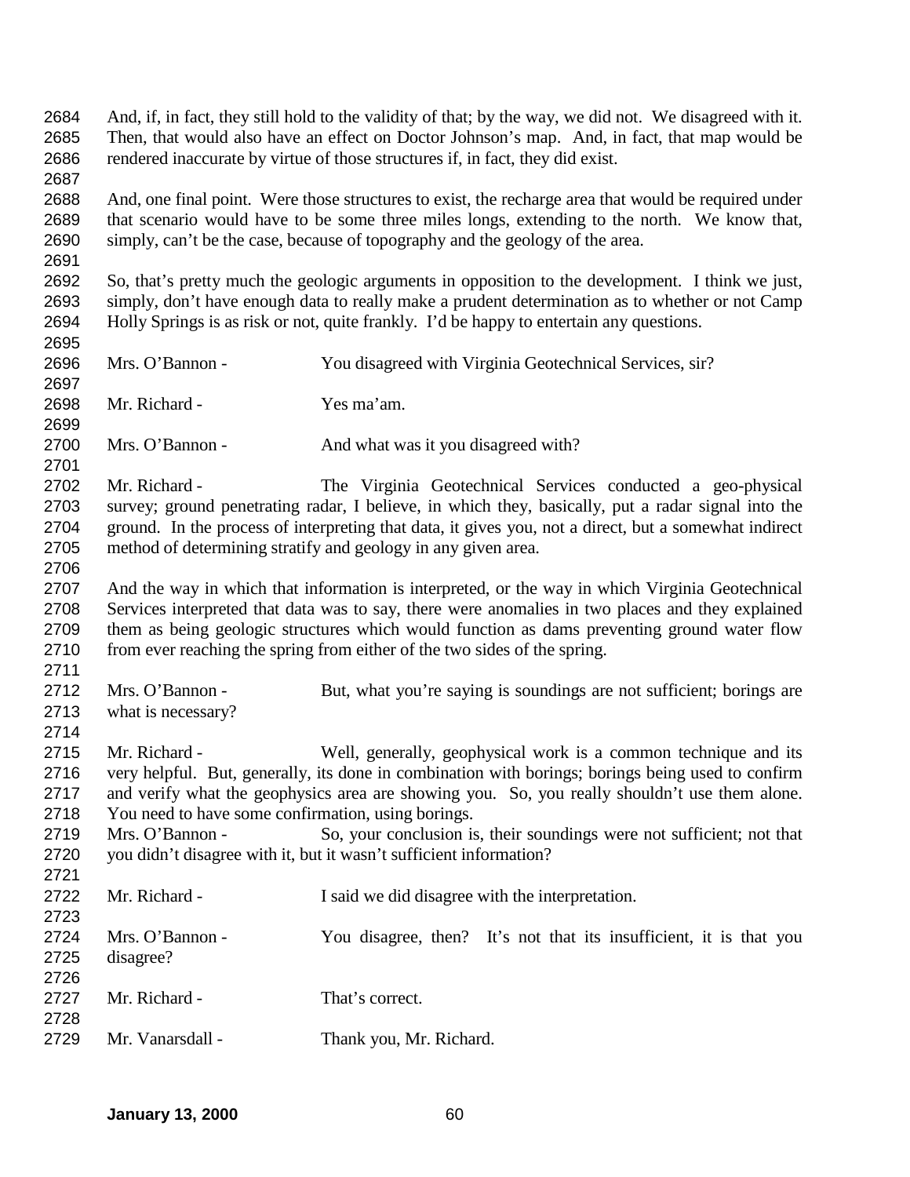And, if, in fact, they still hold to the validity of that; by the way, we did not. We disagreed with it. Then, that would also have an effect on Doctor Johnson's map. And, in fact, that map would be rendered inaccurate by virtue of those structures if, in fact, they did exist.

And, one final point. Were those structures to exist, the recharge area that would be required under that scenario would have to be some three miles longs, extending to the north. We know that, simply, can't be the case, because of topography and the geology of the area.

So, that's pretty much the geologic arguments in opposition to the development. I think we just, simply, don't have enough data to really make a prudent determination as to whether or not Camp Holly Springs is as risk or not, quite frankly. I'd be happy to entertain any questions.

Mrs. O'Bannon - You disagreed with Virginia Geotechnical Services, sir?

Mr. Richard - Yes ma'am.

Mrs. O'Bannon - And what was it you disagreed with?

Mr. Richard - The Virginia Geotechnical Services conducted a geo-physical survey; ground penetrating radar, I believe, in which they, basically, put a radar signal into the ground. In the process of interpreting that data, it gives you, not a direct, but a somewhat indirect method of determining stratify and geology in any given area.

And the way in which that information is interpreted, or the way in which Virginia Geotechnical Services interpreted that data was to say, there were anomalies in two places and they explained them as being geologic structures which would function as dams preventing ground water flow from ever reaching the spring from either of the two sides of the spring.

Mrs. O'Bannon - But, what you're saying is soundings are not sufficient; borings are what is necessary?

Mr. Richard - Well, generally, geophysical work is a common technique and its very helpful. But, generally, its done in combination with borings; borings being used to confirm and verify what the geophysics area are showing you. So, you really shouldn't use them alone. You need to have some confirmation, using borings.

Mrs. O'Bannon - So, your conclusion is, their soundings were not sufficient; not that you didn't disagree with it, but it wasn't sufficient information?

Mr. Richard - I said we did disagree with the interpretation.

Mrs. O'Bannon - You disagree, then? It's not that its insufficient, it is that you disagree?

Mr. Richard - That's correct.

Mr. Vanarsdall - Thank you, Mr. Richard.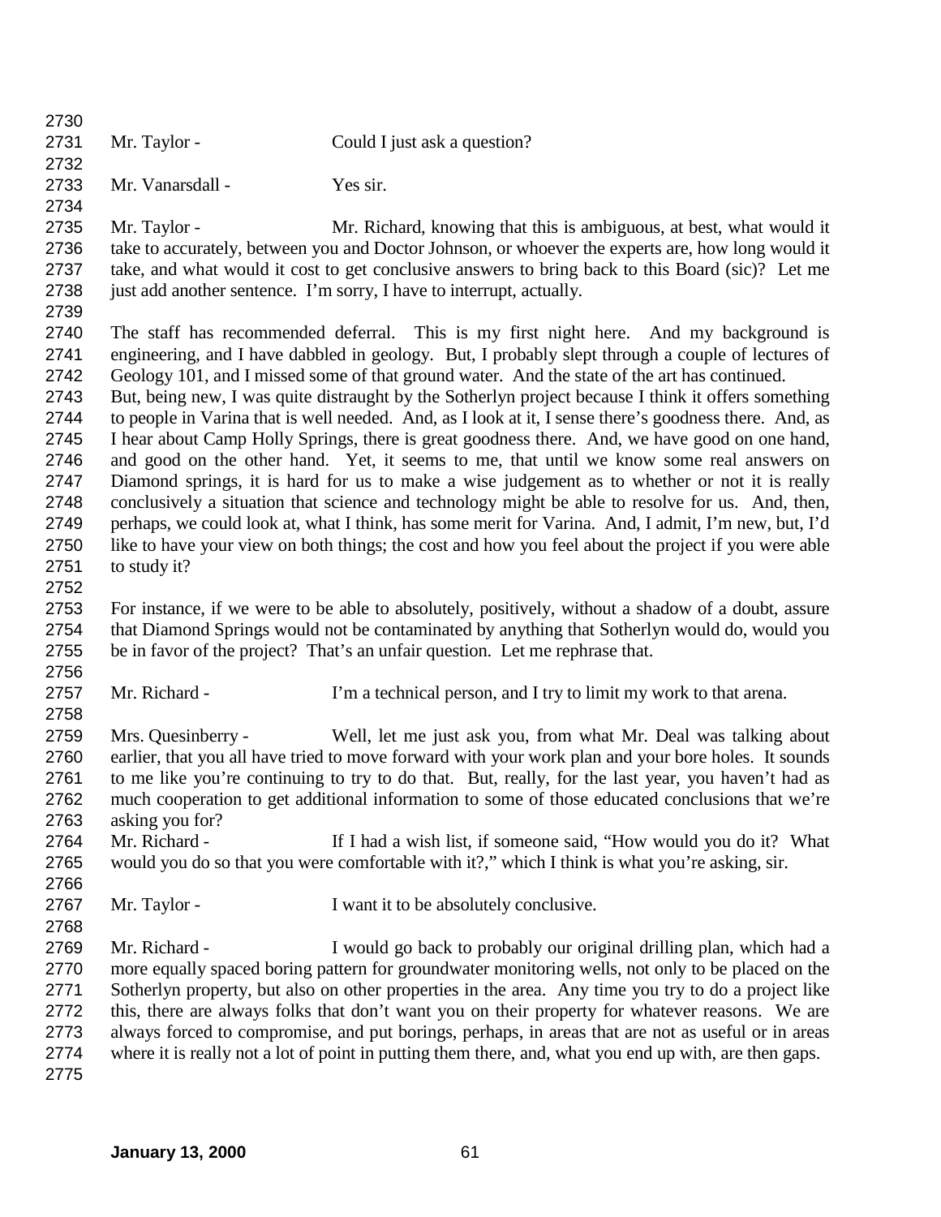Mr. Taylor - Could I just ask a question?

Mr. Vanarsdall - Yes sir.

Mr. Taylor - Mr. Richard, knowing that this is ambiguous, at best, what would it take to accurately, between you and Doctor Johnson, or whoever the experts are, how long would it take, and what would it cost to get conclusive answers to bring back to this Board (sic)? Let me just add another sentence. I'm sorry, I have to interrupt, actually.

The staff has recommended deferral. This is my first night here. And my background is engineering, and I have dabbled in geology. But, I probably slept through a couple of lectures of Geology 101, and I missed some of that ground water. And the state of the art has continued. But, being new, I was quite distraught by the Sotherlyn project because I think it offers something to people in Varina that is well needed. And, as I look at it, I sense there's goodness there. And, as I hear about Camp Holly Springs, there is great goodness there. And, we have good on one hand, and good on the other hand. Yet, it seems to me, that until we know some real answers on Diamond springs, it is hard for us to make a wise judgement as to whether or not it is really conclusively a situation that science and technology might be able to resolve for us. And, then, perhaps, we could look at, what I think, has some merit for Varina. And, I admit, I'm new, but, I'd like to have your view on both things; the cost and how you feel about the project if you were able to study it?

For instance, if we were to be able to absolutely, positively, without a shadow of a doubt, assure that Diamond Springs would not be contaminated by anything that Sotherlyn would do, would you be in favor of the project? That's an unfair question. Let me rephrase that.

Mr. Richard - I'm a technical person, and I try to limit my work to that arena.

Mrs. Quesinberry - Well, let me just ask you, from what Mr. Deal was talking about earlier, that you all have tried to move forward with your work plan and your bore holes. It sounds to me like you're continuing to try to do that. But, really, for the last year, you haven't had as much cooperation to get additional information to some of those educated conclusions that we're asking you for?

Mr. Richard - If I had a wish list, if someone said, "How would you do it? What would you do so that you were comfortable with it?," which I think is what you're asking, sir.

Mr. Taylor - I want it to be absolutely conclusive.

Mr. Richard - I would go back to probably our original drilling plan, which had a more equally spaced boring pattern for groundwater monitoring wells, not only to be placed on the Sotherlyn property, but also on other properties in the area. Any time you try to do a project like this, there are always folks that don't want you on their property for whatever reasons. We are always forced to compromise, and put borings, perhaps, in areas that are not as useful or in areas where it is really not a lot of point in putting them there, and, what you end up with, are then gaps.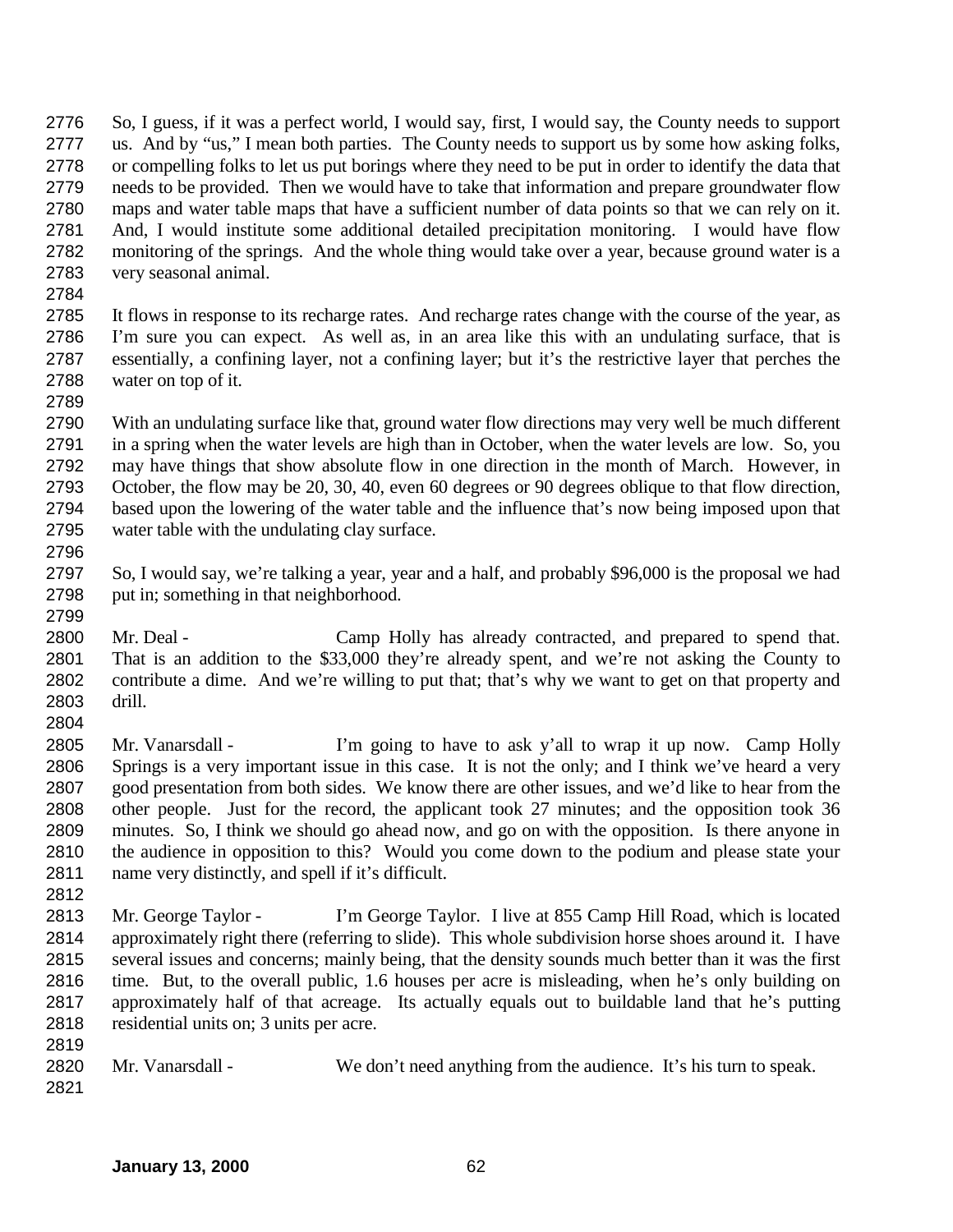So, I guess, if it was a perfect world, I would say, first, I would say, the County needs to support us. And by "us," I mean both parties. The County needs to support us by some how asking folks, or compelling folks to let us put borings where they need to be put in order to identify the data that needs to be provided. Then we would have to take that information and prepare groundwater flow maps and water table maps that have a sufficient number of data points so that we can rely on it. And, I would institute some additional detailed precipitation monitoring. I would have flow monitoring of the springs. And the whole thing would take over a year, because ground water is a very seasonal animal.

It flows in response to its recharge rates. And recharge rates change with the course of the year, as I'm sure you can expect. As well as, in an area like this with an undulating surface, that is essentially, a confining layer, not a confining layer; but it's the restrictive layer that perches the water on top of it.

With an undulating surface like that, ground water flow directions may very well be much different in a spring when the water levels are high than in October, when the water levels are low. So, you may have things that show absolute flow in one direction in the month of March. However, in October, the flow may be 20, 30, 40, even 60 degrees or 90 degrees oblique to that flow direction, based upon the lowering of the water table and the influence that's now being imposed upon that water table with the undulating clay surface.

So, I would say, we're talking a year, year and a half, and probably $96,000 is the proposal we had put in; something in that neighborhood.

Mr. Deal - Camp Holly has already contracted, and prepared to spend that. That is an addition to the $33,000 they're already spent, and we're not asking the County to contribute a dime. And we're willing to put that; that's why we want to get on that property and drill.

Mr. Vanarsdall - I'm going to have to ask y'all to wrap it up now. Camp Holly Springs is a very important issue in this case. It is not the only; and I think we've heard a very good presentation from both sides. We know there are other issues, and we'd like to hear from the other people. Just for the record, the applicant took 27 minutes; and the opposition took 36 minutes. So, I think we should go ahead now, and go on with the opposition. Is there anyone in the audience in opposition to this? Would you come down to the podium and please state your name very distinctly, and spell if it's difficult.

Mr. George Taylor - I'm George Taylor. I live at 855 Camp Hill Road, which is located approximately right there (referring to slide). This whole subdivision horse shoes around it. I have several issues and concerns; mainly being, that the density sounds much better than it was the first time. But, to the overall public, 1.6 houses per acre is misleading, when he's only building on approximately half of that acreage. Its actually equals out to buildable land that he's putting residential units on; 3 units per acre.

Mr. Vanarsdall - We don't need anything from the audience. It's his turn to speak.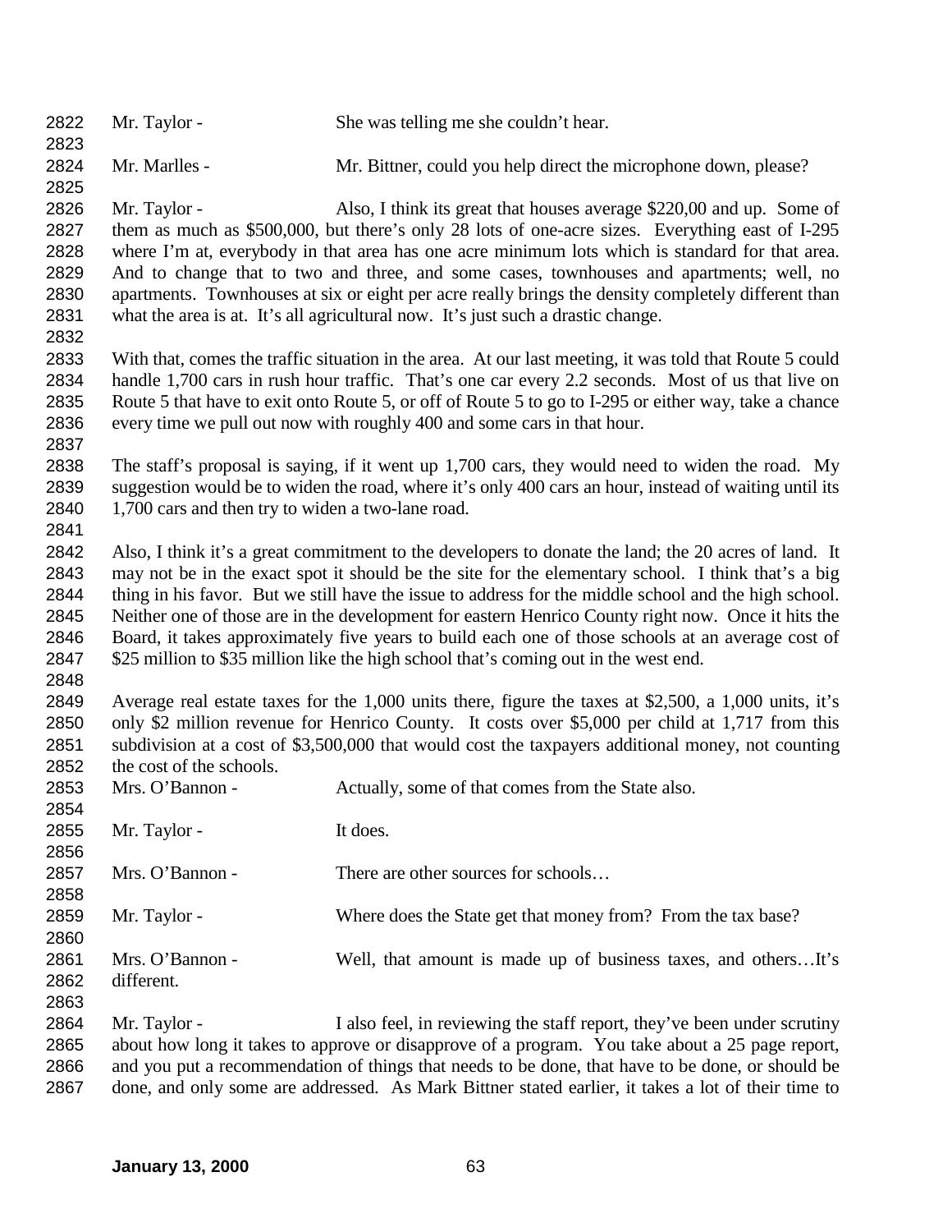Mr. Taylor - She was telling me she couldn't hear.

Mr. Marlles - Mr. Bittner, could you help direct the microphone down, please?

Mr. Taylor - Also, I think its great that houses average $220,00 and up. Some of them as much as $500,000, but there's only 28 lots of one-acre sizes. Everything east of I-295 where I'm at, everybody in that area has one acre minimum lots which is standard for that area. And to change that to two and three, and some cases, townhouses and apartments; well, no apartments. Townhouses at six or eight per acre really brings the density completely different than what the area is at. It's all agricultural now. It's just such a drastic change.

With that, comes the traffic situation in the area. At our last meeting, it was told that Route 5 could handle 1,700 cars in rush hour traffic. That's one car every 2.2 seconds. Most of us that live on Route 5 that have to exit onto Route 5, or off of Route 5 to go to I-295 or either way, take a chance every time we pull out now with roughly 400 and some cars in that hour.

The staff's proposal is saying, if it went up 1,700 cars, they would need to widen the road. My suggestion would be to widen the road, where it's only 400 cars an hour, instead of waiting until its 1,700 cars and then try to widen a two-lane road.

Also, I think it's a great commitment to the developers to donate the land; the 20 acres of land. It may not be in the exact spot it should be the site for the elementary school. I think that's a big thing in his favor. But we still have the issue to address for the middle school and the high school. Neither one of those are in the development for eastern Henrico County right now. Once it hits the Board, it takes approximately five years to build each one of those schools at an average cost of $25 million to $35 million like the high school that's coming out in the west end.

Average real estate taxes for the 1,000 units there, figure the taxes at $2,500, a 1,000 units, it's only $2 million revenue for Henrico County. It costs over $5,000 per child at 1,717 from this subdivision at a cost of $3,500,000 that would cost the taxpayers additional money, not counting the cost of the schools.

Mrs. O'Bannon - Actually, some of that comes from the State also.

Mr. Taylor - It does.

Mrs. O'Bannon - There are other sources for schools…

Mr. Taylor - Where does the State get that money from? From the tax base?

Mrs. O'Bannon - Well, that amount is made up of business taxes, and others…It's different.

Mr. Taylor - I also feel, in reviewing the staff report, they've been under scrutiny about how long it takes to approve or disapprove of a program. You take about a 25 page report, and you put a recommendation of things that needs to be done, that have to be done, or should be done, and only some are addressed. As Mark Bittner stated earlier, it takes a lot of their time to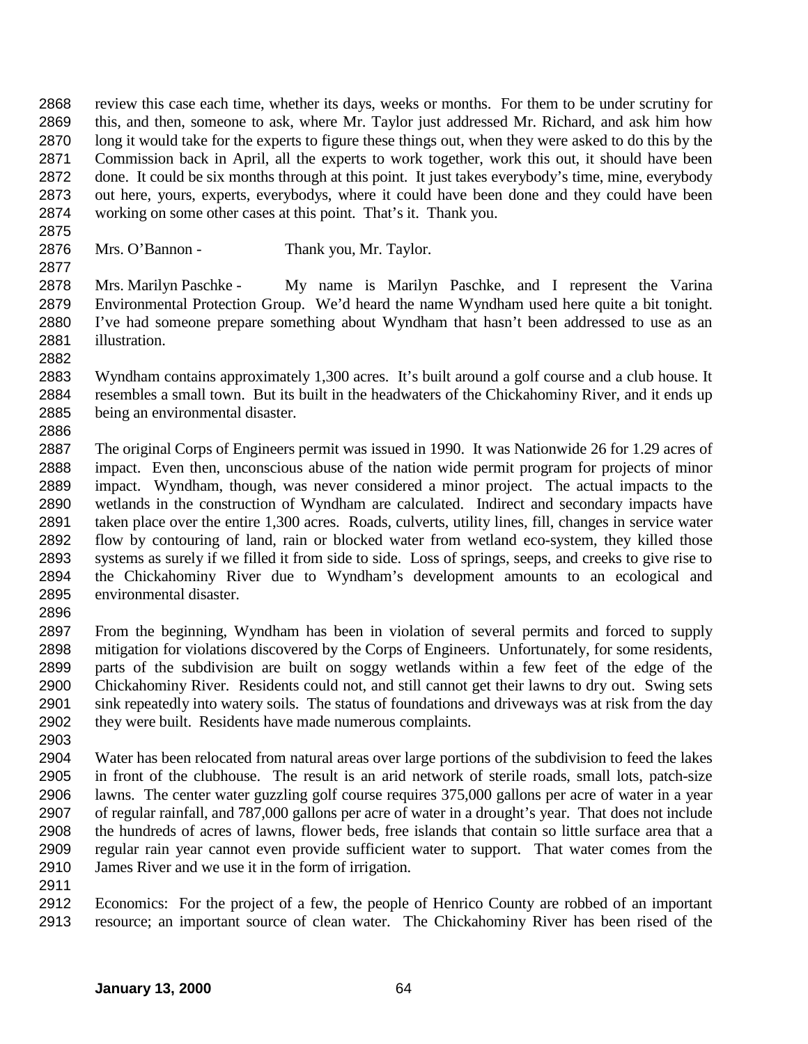review this case each time, whether its days, weeks or months. For them to be under scrutiny for this, and then, someone to ask, where Mr. Taylor just addressed Mr. Richard, and ask him how long it would take for the experts to figure these things out, when they were asked to do this by the Commission back in April, all the experts to work together, work this out, it should have been done. It could be six months through at this point. It just takes everybody's time, mine, everybody out here, yours, experts, everybodys, where it could have been done and they could have been working on some other cases at this point. That's it. Thank you.

Mrs. O'Bannon - Thank you, Mr. Taylor.

Mrs. Marilyn Paschke - My name is Marilyn Paschke, and I represent the Varina Environmental Protection Group. We'd heard the name Wyndham used here quite a bit tonight. I've had someone prepare something about Wyndham that hasn't been addressed to use as an illustration.

Wyndham contains approximately 1,300 acres. It's built around a golf course and a club house. It resembles a small town. But its built in the headwaters of the Chickahominy River, and it ends up being an environmental disaster.

The original Corps of Engineers permit was issued in 1990. It was Nationwide 26 for 1.29 acres of impact. Even then, unconscious abuse of the nation wide permit program for projects of minor impact. Wyndham, though, was never considered a minor project. The actual impacts to the wetlands in the construction of Wyndham are calculated. Indirect and secondary impacts have taken place over the entire 1,300 acres. Roads, culverts, utility lines, fill, changes in service water flow by contouring of land, rain or blocked water from wetland eco-system, they killed those systems as surely if we filled it from side to side. Loss of springs, seeps, and creeks to give rise to the Chickahominy River due to Wyndham's development amounts to an ecological and environmental disaster.

From the beginning, Wyndham has been in violation of several permits and forced to supply mitigation for violations discovered by the Corps of Engineers. Unfortunately, for some residents, parts of the subdivision are built on soggy wetlands within a few feet of the edge of the Chickahominy River. Residents could not, and still cannot get their lawns to dry out. Swing sets sink repeatedly into watery soils. The status of foundations and driveways was at risk from the day they were built. Residents have made numerous complaints.

Water has been relocated from natural areas over large portions of the subdivision to feed the lakes in front of the clubhouse. The result is an arid network of sterile roads, small lots, patch-size lawns. The center water guzzling golf course requires 375,000 gallons per acre of water in a year of regular rainfall, and 787,000 gallons per acre of water in a drought's year. That does not include the hundreds of acres of lawns, flower beds, free islands that contain so little surface area that a regular rain year cannot even provide sufficient water to support. That water comes from the James River and we use it in the form of irrigation.

Economics: For the project of a few, the people of Henrico County are robbed of an important resource; an important source of clean water. The Chickahominy River has been rised of the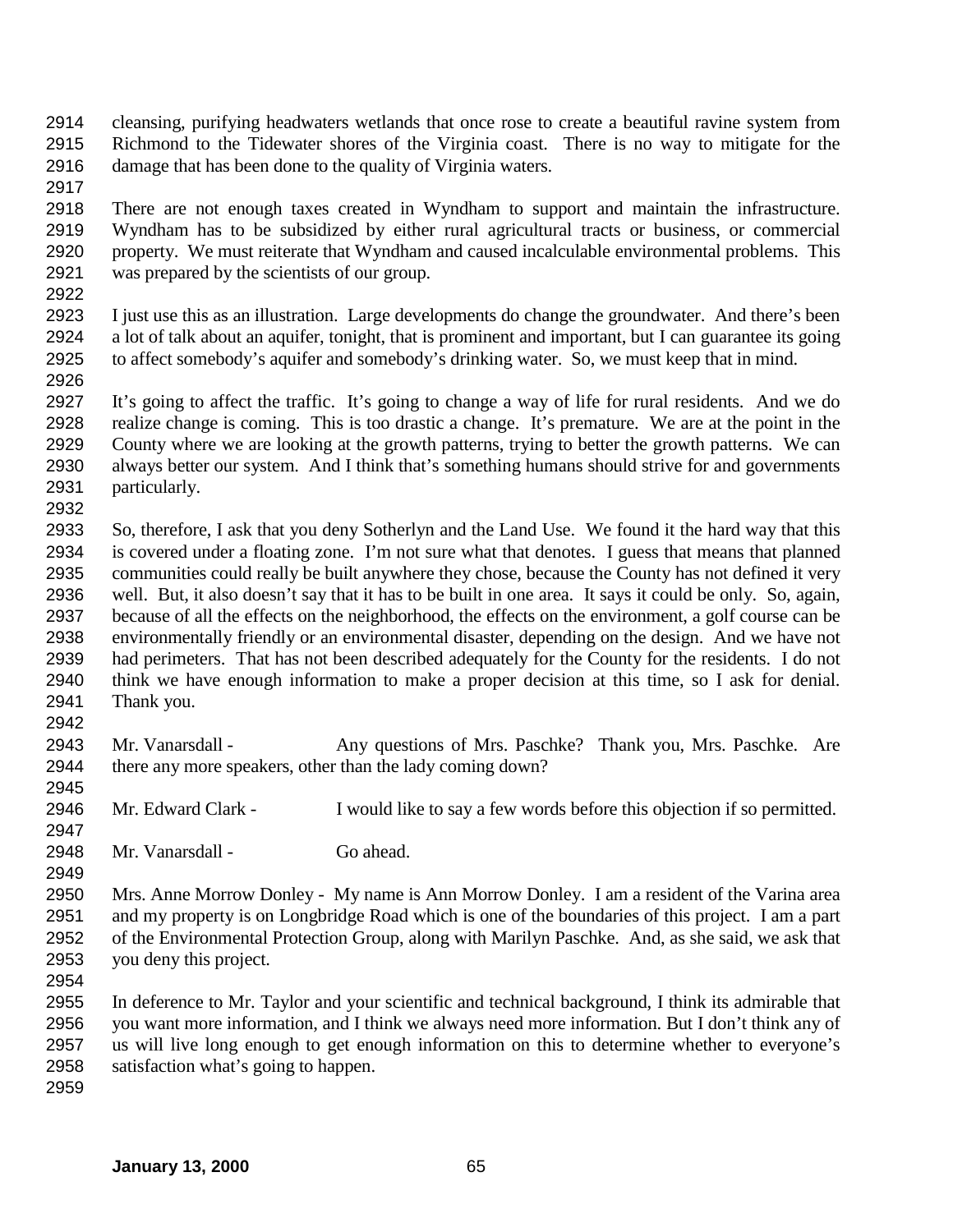cleansing, purifying headwaters wetlands that once rose to create a beautiful ravine system from Richmond to the Tidewater shores of the Virginia coast. There is no way to mitigate for the damage that has been done to the quality of Virginia waters.

There are not enough taxes created in Wyndham to support and maintain the infrastructure. Wyndham has to be subsidized by either rural agricultural tracts or business, or commercial property. We must reiterate that Wyndham and caused incalculable environmental problems. This was prepared by the scientists of our group.

I just use this as an illustration. Large developments do change the groundwater. And there's been a lot of talk about an aquifer, tonight, that is prominent and important, but I can guarantee its going to affect somebody's aquifer and somebody's drinking water. So, we must keep that in mind.

It's going to affect the traffic. It's going to change a way of life for rural residents. And we do realize change is coming. This is too drastic a change. It's premature. We are at the point in the County where we are looking at the growth patterns, trying to better the growth patterns. We can always better our system. And I think that's something humans should strive for and governments particularly.

So, therefore, I ask that you deny Sotherlyn and the Land Use. We found it the hard way that this is covered under a floating zone. I'm not sure what that denotes. I guess that means that planned communities could really be built anywhere they chose, because the County has not defined it very well. But, it also doesn't say that it has to be built in one area. It says it could be only. So, again, because of all the effects on the neighborhood, the effects on the environment, a golf course can be environmentally friendly or an environmental disaster, depending on the design. And we have not had perimeters. That has not been described adequately for the County for the residents. I do not think we have enough information to make a proper decision at this time, so I ask for denial. Thank you.

Mr. Vanarsdall - Any questions of Mrs. Paschke? Thank you, Mrs. Paschke. Are there any more speakers, other than the lady coming down?

Mr. Edward Clark - I would like to say a few words before this objection if so permitted.

Mr. Vanarsdall - Go ahead.

Mrs. Anne Morrow Donley - My name is Ann Morrow Donley. I am a resident of the Varina area and my property is on Longbridge Road which is one of the boundaries of this project. I am a part of the Environmental Protection Group, along with Marilyn Paschke. And, as she said, we ask that you deny this project.

In deference to Mr. Taylor and your scientific and technical background, I think its admirable that you want more information, and I think we always need more information. But I don't think any of us will live long enough to get enough information on this to determine whether to everyone's satisfaction what's going to happen.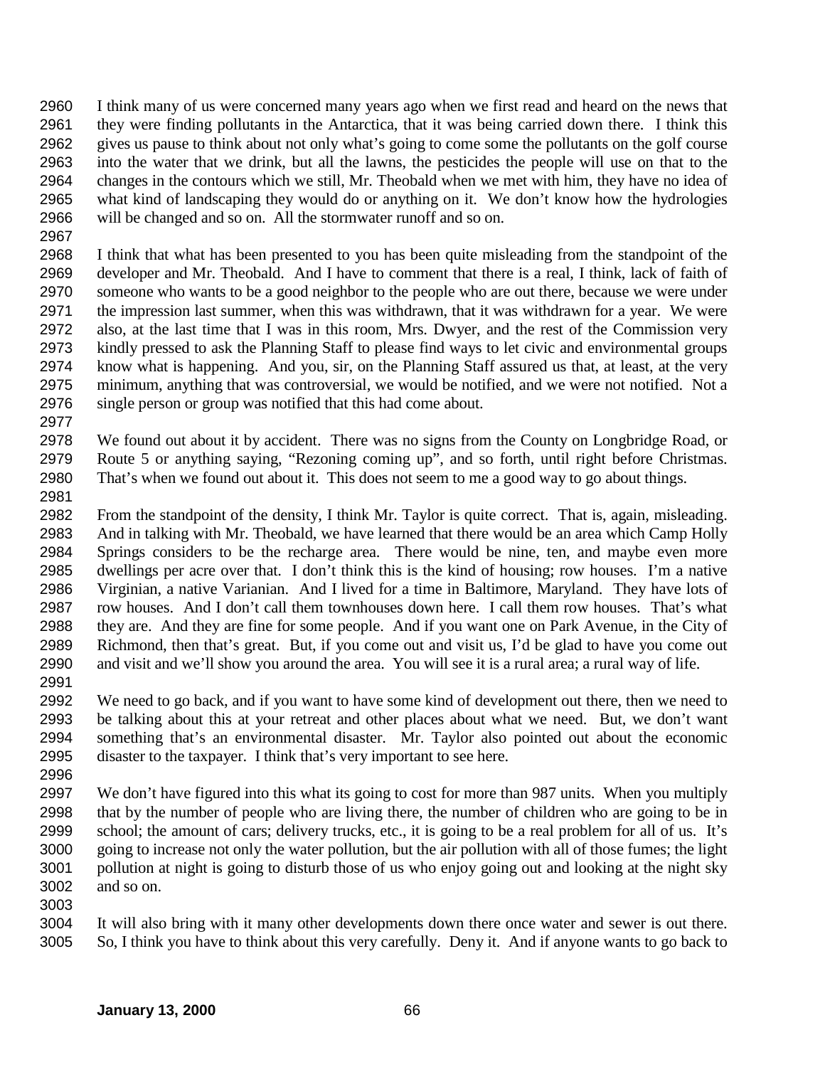I think many of us were concerned many years ago when we first read and heard on the news that they were finding pollutants in the Antarctica, that it was being carried down there. I think this gives us pause to think about not only what's going to come some the pollutants on the golf course into the water that we drink, but all the lawns, the pesticides the people will use on that to the changes in the contours which we still, Mr. Theobald when we met with him, they have no idea of what kind of landscaping they would do or anything on it. We don't know how the hydrologies will be changed and so on. All the stormwater runoff and so on.

I think that what has been presented to you has been quite misleading from the standpoint of the developer and Mr. Theobald. And I have to comment that there is a real, I think, lack of faith of someone who wants to be a good neighbor to the people who are out there, because we were under the impression last summer, when this was withdrawn, that it was withdrawn for a year. We were also, at the last time that I was in this room, Mrs. Dwyer, and the rest of the Commission very kindly pressed to ask the Planning Staff to please find ways to let civic and environmental groups know what is happening. And you, sir, on the Planning Staff assured us that, at least, at the very minimum, anything that was controversial, we would be notified, and we were not notified. Not a single person or group was notified that this had come about.

We found out about it by accident. There was no signs from the County on Longbridge Road, or Route 5 or anything saying, "Rezoning coming up", and so forth, until right before Christmas. That's when we found out about it. This does not seem to me a good way to go about things.

From the standpoint of the density, I think Mr. Taylor is quite correct. That is, again, misleading. And in talking with Mr. Theobald, we have learned that there would be an area which Camp Holly Springs considers to be the recharge area. There would be nine, ten, and maybe even more dwellings per acre over that. I don't think this is the kind of housing; row houses. I'm a native Virginian, a native Varianian. And I lived for a time in Baltimore, Maryland. They have lots of row houses. And I don't call them townhouses down here. I call them row houses. That's what they are. And they are fine for some people. And if you want one on Park Avenue, in the City of Richmond, then that's great. But, if you come out and visit us, I'd be glad to have you come out and visit and we'll show you around the area. You will see it is a rural area; a rural way of life.

We need to go back, and if you want to have some kind of development out there, then we need to be talking about this at your retreat and other places about what we need. But, we don't want something that's an environmental disaster. Mr. Taylor also pointed out about the economic disaster to the taxpayer. I think that's very important to see here.

We don't have figured into this what its going to cost for more than 987 units. When you multiply that by the number of people who are living there, the number of children who are going to be in school; the amount of cars; delivery trucks, etc., it is going to be a real problem for all of us. It's going to increase not only the water pollution, but the air pollution with all of those fumes; the light pollution at night is going to disturb those of us who enjoy going out and looking at the night sky and so on.

It will also bring with it many other developments down there once water and sewer is out there. So, I think you have to think about this very carefully. Deny it. And if anyone wants to go back to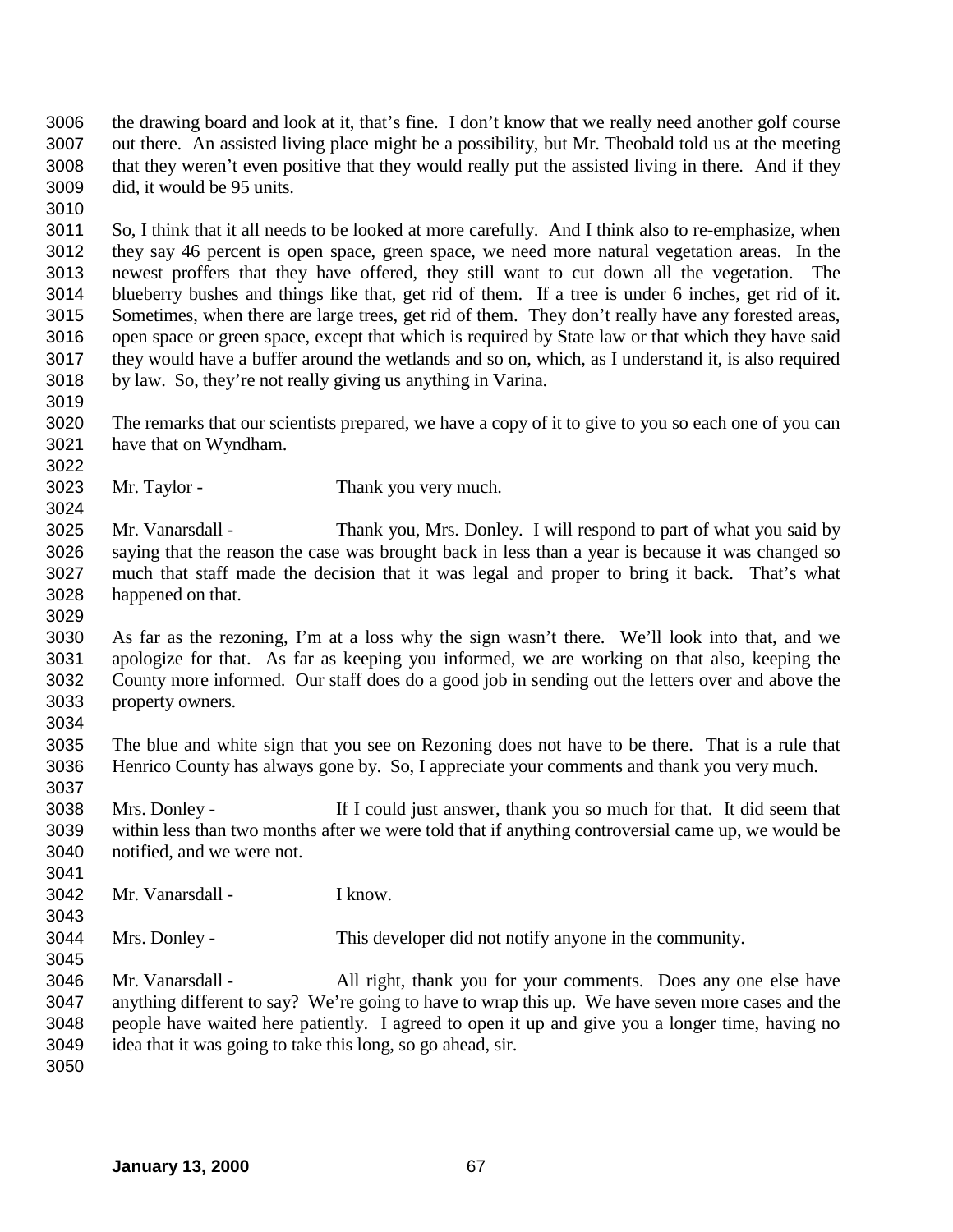the drawing board and look at it, that's fine. I don't know that we really need another golf course out there. An assisted living place might be a possibility, but Mr. Theobald told us at the meeting that they weren't even positive that they would really put the assisted living in there. And if they did, it would be 95 units.

So, I think that it all needs to be looked at more carefully. And I think also to re-emphasize, when they say 46 percent is open space, green space, we need more natural vegetation areas. In the newest proffers that they have offered, they still want to cut down all the vegetation. The blueberry bushes and things like that, get rid of them. If a tree is under 6 inches, get rid of it. Sometimes, when there are large trees, get rid of them. They don't really have any forested areas, open space or green space, except that which is required by State law or that which they have said they would have a buffer around the wetlands and so on, which, as I understand it, is also required by law. So, they're not really giving us anything in Varina.

The remarks that our scientists prepared, we have a copy of it to give to you so each one of you can have that on Wyndham.

Mr. Taylor - Thank you very much.

Mr. Vanarsdall - Thank you, Mrs. Donley. I will respond to part of what you said by saying that the reason the case was brought back in less than a year is because it was changed so much that staff made the decision that it was legal and proper to bring it back. That's what happened on that.

As far as the rezoning, I'm at a loss why the sign wasn't there. We'll look into that, and we apologize for that. As far as keeping you informed, we are working on that also, keeping the County more informed. Our staff does do a good job in sending out the letters over and above the property owners.

The blue and white sign that you see on Rezoning does not have to be there. That is a rule that Henrico County has always gone by. So, I appreciate your comments and thank you very much.

Mrs. Donley - If I could just answer, thank you so much for that. It did seem that within less than two months after we were told that if anything controversial came up, we would be notified, and we were not.

Mr. Vanarsdall - I know.

Mrs. Donley - This developer did not notify anyone in the community.

Mr. Vanarsdall - All right, thank you for your comments. Does any one else have anything different to say? We're going to have to wrap this up. We have seven more cases and the people have waited here patiently. I agreed to open it up and give you a longer time, having no idea that it was going to take this long, so go ahead, sir.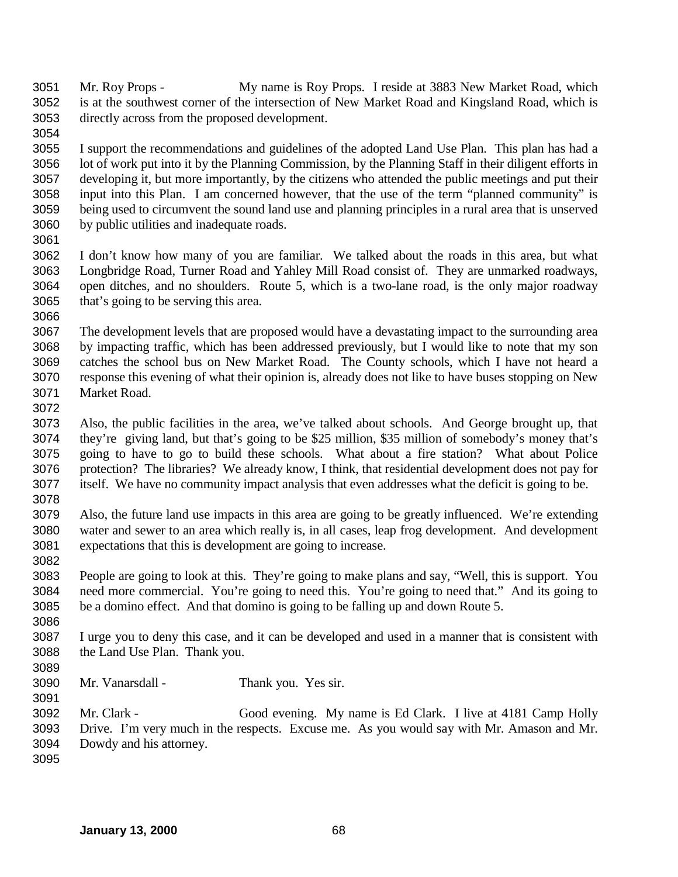Mr. Roy Props - My name is Roy Props. I reside at 3883 New Market Road, which is at the southwest corner of the intersection of New Market Road and Kingsland Road, which is directly across from the proposed development.

I support the recommendations and guidelines of the adopted Land Use Plan. This plan has had a lot of work put into it by the Planning Commission, by the Planning Staff in their diligent efforts in developing it, but more importantly, by the citizens who attended the public meetings and put their input into this Plan. I am concerned however, that the use of the term "planned community" is being used to circumvent the sound land use and planning principles in a rural area that is unserved by public utilities and inadequate roads.

I don't know how many of you are familiar. We talked about the roads in this area, but what Longbridge Road, Turner Road and Yahley Mill Road consist of. They are unmarked roadways, open ditches, and no shoulders. Route 5, which is a two-lane road, is the only major roadway that's going to be serving this area.

The development levels that are proposed would have a devastating impact to the surrounding area by impacting traffic, which has been addressed previously, but I would like to note that my son catches the school bus on New Market Road. The County schools, which I have not heard a response this evening of what their opinion is, already does not like to have buses stopping on New Market Road.

Also, the public facilities in the area, we've talked about schools. And George brought up, that they're giving land, but that's going to be \$25 million, \$35 million of somebody's money that's going to have to go to build these schools. What about a fire station? What about Police protection? The libraries? We already know, I think, that residential development does not pay for itself. We have no community impact analysis that even addresses what the deficit is going to be.

Also, the future land use impacts in this area are going to be greatly influenced. We're extending water and sewer to an area which really is, in all cases, leap frog development. And development expectations that this is development are going to increase.

People are going to look at this. They're going to make plans and say, "Well, this is support. You need more commercial. You're going to need this. You're going to need that." And its going to be a domino effect. And that domino is going to be falling up and down Route 5.

I urge you to deny this case, and it can be developed and used in a manner that is consistent with the Land Use Plan. Thank you.

Mr. Vanarsdall - Thank you. Yes sir.

Mr. Clark - Good evening. My name is Ed Clark. I live at 4181 Camp Holly Drive. I'm very much in the respects. Excuse me. As you would say with Mr. Amason and Mr. Dowdy and his attorney.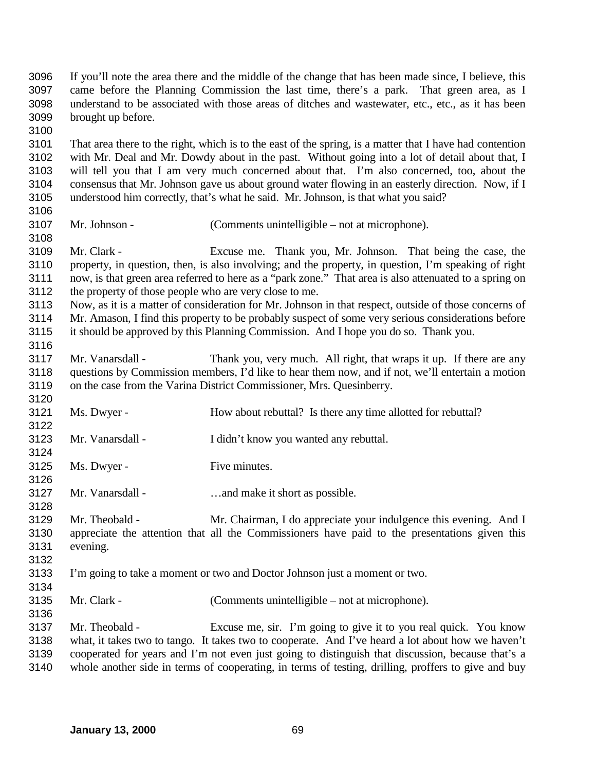If you'll note the area there and the middle of the change that has been made since, I believe, this came before the Planning Commission the last time, there's a park. That green area, as I understand to be associated with those areas of ditches and wastewater, etc., etc., as it has been brought up before.

That area there to the right, which is to the east of the spring, is a matter that I have had contention with Mr. Deal and Mr. Dowdy about in the past. Without going into a lot of detail about that, I will tell you that I am very much concerned about that. I'm also concerned, too, about the consensus that Mr. Johnson gave us about ground water flowing in an easterly direction. Now, if I understood him correctly, that's what he said. Mr. Johnson, is that what you said?

Mr. Johnson - (Comments unintelligible – not at microphone).

Mr. Clark - Excuse me. Thank you, Mr. Johnson. That being the case, the property, in question, then, is also involving; and the property, in question, I'm speaking of right now, is that green area referred to here as a "park zone." That area is also attenuated to a spring on the property of those people who are very close to me.
Now, as it is a matter of consideration for Mr. Johnson in that respect, outside of those concerns of Mr. Amason, I find this property to be probably suspect of some very serious considerations before it should be approved by this Planning Commission. And I hope you do so. Thank you.

Mr. Vanarsdall - Thank you, very much. All right, that wraps it up. If there are any questions by Commission members, I'd like to hear them now, and if not, we'll entertain a motion on the case from the Varina District Commissioner, Mrs. Quesinberry.

Ms. Dwyer - How about rebuttal? Is there any time allotted for rebuttal?

Mr. Vanarsdall - I didn't know you wanted any rebuttal.

Ms. Dwyer - Five minutes.

Mr. Vanarsdall - …and make it short as possible.

Mr. Theobald - Mr. Chairman, I do appreciate your indulgence this evening. And I appreciate the attention that all the Commissioners have paid to the presentations given this evening.

I'm going to take a moment or two and Doctor Johnson just a moment or two.

Mr. Clark - (Comments unintelligible – not at microphone).

Mr. Theobald - Excuse me, sir. I'm going to give it to you real quick. You know what, it takes two to tango. It takes two to cooperate. And I've heard a lot about how we haven't cooperated for years and I'm not even just going to distinguish that discussion, because that's a whole another side in terms of cooperating, in terms of testing, drilling, proffers to give and buy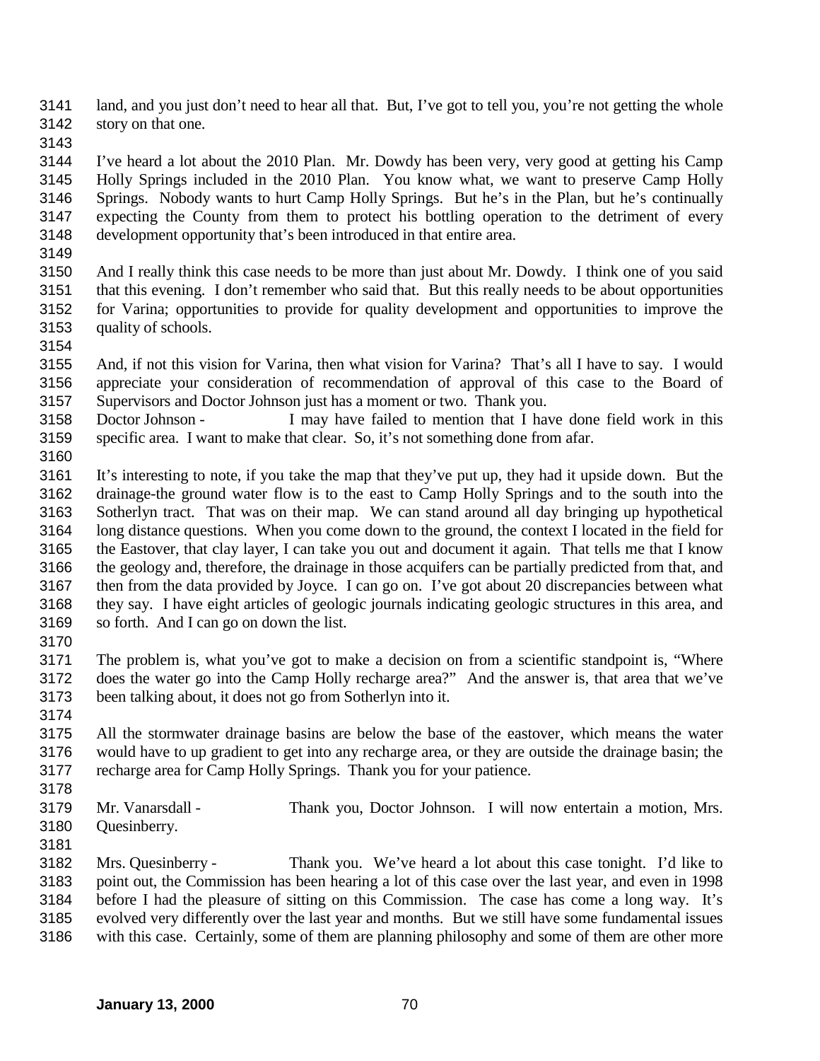land, and you just don't need to hear all that. But, I've got to tell you, you're not getting the whole story on that one.

I've heard a lot about the 2010 Plan. Mr. Dowdy has been very, very good at getting his Camp Holly Springs included in the 2010 Plan. You know what, we want to preserve Camp Holly Springs. Nobody wants to hurt Camp Holly Springs. But he's in the Plan, but he's continually expecting the County from them to protect his bottling operation to the detriment of every development opportunity that's been introduced in that entire area.

And I really think this case needs to be more than just about Mr. Dowdy. I think one of you said that this evening. I don't remember who said that. But this really needs to be about opportunities for Varina; opportunities to provide for quality development and opportunities to improve the quality of schools.

And, if not this vision for Varina, then what vision for Varina? That's all I have to say. I would appreciate your consideration of recommendation of approval of this case to the Board of Supervisors and Doctor Johnson just has a moment or two. Thank you.

Doctor Johnson - I may have failed to mention that I have done field work in this specific area. I want to make that clear. So, it's not something done from afar.

It's interesting to note, if you take the map that they've put up, they had it upside down. But the drainage-the ground water flow is to the east to Camp Holly Springs and to the south into the Sotherlyn tract. That was on their map. We can stand around all day bringing up hypothetical long distance questions. When you come down to the ground, the context I located in the field for the Eastover, that clay layer, I can take you out and document it again. That tells me that I know the geology and, therefore, the drainage in those acquifers can be partially predicted from that, and then from the data provided by Joyce. I can go on. I've got about 20 discrepancies between what they say. I have eight articles of geologic journals indicating geologic structures in this area, and so forth. And I can go on down the list.

The problem is, what you've got to make a decision on from a scientific standpoint is, "Where does the water go into the Camp Holly recharge area?" And the answer is, that area that we've been talking about, it does not go from Sotherlyn into it.

All the stormwater drainage basins are below the base of the eastover, which means the water would have to up gradient to get into any recharge area, or they are outside the drainage basin; the recharge area for Camp Holly Springs. Thank you for your patience.

Mr. Vanarsdall - Thank you, Doctor Johnson. I will now entertain a motion, Mrs. Quesinberry.

Mrs. Quesinberry - Thank you. We've heard a lot about this case tonight. I'd like to point out, the Commission has been hearing a lot of this case over the last year, and even in 1998 before I had the pleasure of sitting on this Commission. The case has come a long way. It's evolved very differently over the last year and months. But we still have some fundamental issues with this case. Certainly, some of them are planning philosophy and some of them are other more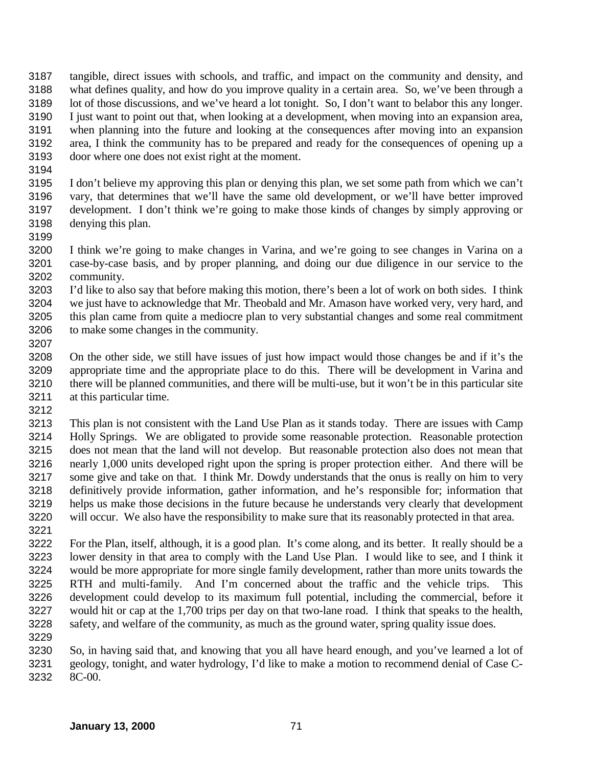tangible, direct issues with schools, and traffic, and impact on the community and density, and what defines quality, and how do you improve quality in a certain area. So, we've been through a lot of those discussions, and we've heard a lot tonight. So, I don't want to belabor this any longer. I just want to point out that, when looking at a development, when moving into an expansion area, when planning into the future and looking at the consequences after moving into an expansion area, I think the community has to be prepared and ready for the consequences of opening up a door where one does not exist right at the moment.

I don't believe my approving this plan or denying this plan, we set some path from which we can't vary, that determines that we'll have the same old development, or we'll have better improved development. I don't think we're going to make those kinds of changes by simply approving or denying this plan.

I think we're going to make changes in Varina, and we're going to see changes in Varina on a case-by-case basis, and by proper planning, and doing our due diligence in our service to the community.

I'd like to also say that before making this motion, there's been a lot of work on both sides. I think we just have to acknowledge that Mr. Theobald and Mr. Amason have worked very, very hard, and this plan came from quite a mediocre plan to very substantial changes and some real commitment to make some changes in the community.

On the other side, we still have issues of just how impact would those changes be and if it's the appropriate time and the appropriate place to do this. There will be development in Varina and there will be planned communities, and there will be multi-use, but it won't be in this particular site at this particular time.

This plan is not consistent with the Land Use Plan as it stands today. There are issues with Camp Holly Springs. We are obligated to provide some reasonable protection. Reasonable protection does not mean that the land will not develop. But reasonable protection also does not mean that nearly 1,000 units developed right upon the spring is proper protection either. And there will be some give and take on that. I think Mr. Dowdy understands that the onus is really on him to very definitively provide information, gather information, and he's responsible for; information that helps us make those decisions in the future because he understands very clearly that development will occur. We also have the responsibility to make sure that its reasonably protected in that area.

For the Plan, itself, although, it is a good plan. It's come along, and its better. It really should be a lower density in that area to comply with the Land Use Plan. I would like to see, and I think it would be more appropriate for more single family development, rather than more units towards the RTH and multi-family. And I'm concerned about the traffic and the vehicle trips. This development could develop to its maximum full potential, including the commercial, before it would hit or cap at the 1,700 trips per day on that two-lane road. I think that speaks to the health, safety, and welfare of the community, as much as the ground water, spring quality issue does.

So, in having said that, and knowing that you all have heard enough, and you've learned a lot of geology, tonight, and water hydrology, I'd like to make a motion to recommend denial of Case C-8C-00.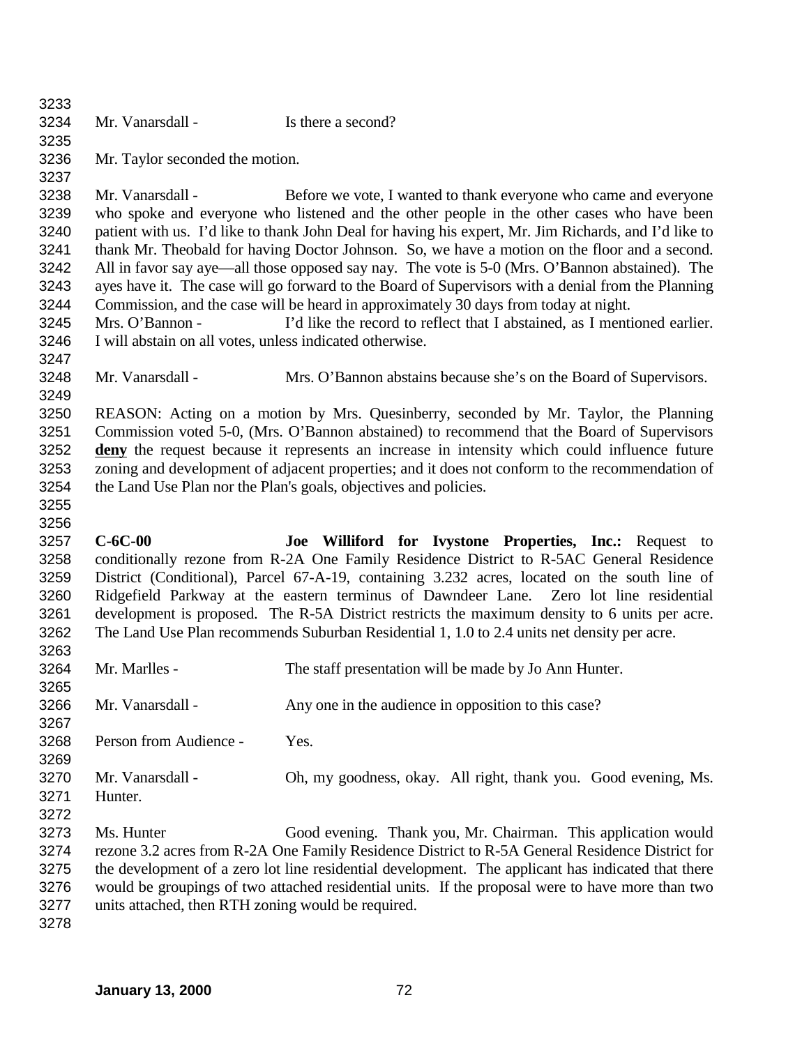Mr. Vanarsdall - Is there a second?

Mr. Taylor seconded the motion.

Mr. Vanarsdall - Before we vote, I wanted to thank everyone who came and everyone who spoke and everyone who listened and the other people in the other cases who have been patient with us. I'd like to thank John Deal for having his expert, Mr. Jim Richards, and I'd like to thank Mr. Theobald for having Doctor Johnson. So, we have a motion on the floor and a second. All in favor say aye—all those opposed say nay. The vote is 5-0 (Mrs. O'Bannon abstained). The ayes have it. The case will go forward to the Board of Supervisors with a denial from the Planning Commission, and the case will be heard in approximately 30 days from today at night.

Mrs. O'Bannon - I'd like the record to reflect that I abstained, as I mentioned earlier. I will abstain on all votes, unless indicated otherwise.

Mr. Vanarsdall - Mrs. O'Bannon abstains because she's on the Board of Supervisors.

REASON: Acting on a motion by Mrs. Quesinberry, seconded by Mr. Taylor, the Planning Commission voted 5-0, (Mrs. O'Bannon abstained) to recommend that the Board of Supervisors **deny** the request because it represents an increase in intensity which could influence future zoning and development of adjacent properties; and it does not conform to the recommendation of the Land Use Plan nor the Plan's goals, objectives and policies.

**C-6C-00 Joe Williford for Ivystone Properties, Inc.:** Request to conditionally rezone from R-2A One Family Residence District to R-5AC General Residence District (Conditional), Parcel 67-A-19, containing 3.232 acres, located on the south line of Ridgefield Parkway at the eastern terminus of Dawndeer Lane. Zero lot line residential development is proposed. The R-5A District restricts the maximum density to 6 units per acre. The Land Use Plan recommends Suburban Residential 1, 1.0 to 2.4 units net density per acre.

Mr. Marlles - The staff presentation will be made by Jo Ann Hunter.

Mr. Vanarsdall - Any one in the audience in opposition to this case?

Person from Audience - Yes.

Mr. Vanarsdall - Oh, my goodness, okay. All right, thank you. Good evening, Ms. Hunter.

Ms. Hunter Good evening. Thank you, Mr. Chairman. This application would rezone 3.2 acres from R-2A One Family Residence District to R-5A General Residence District for the development of a zero lot line residential development. The applicant has indicated that there would be groupings of two attached residential units. If the proposal were to have more than two units attached, then RTH zoning would be required.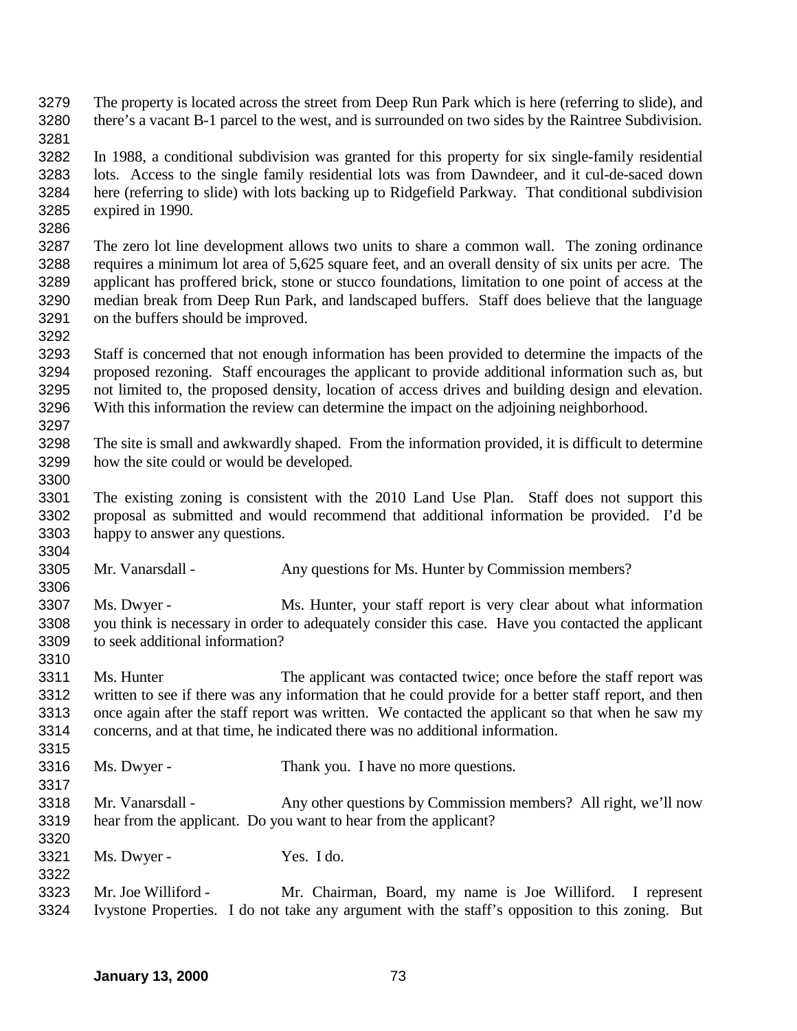The property is located across the street from Deep Run Park which is here (referring to slide), and there's a vacant B-1 parcel to the west, and is surrounded on two sides by the Raintree Subdivision.

In 1988, a conditional subdivision was granted for this property for six single-family residential lots. Access to the single family residential lots was from Dawndeer, and it cul-de-saced down here (referring to slide) with lots backing up to Ridgefield Parkway. That conditional subdivision expired in 1990.

The zero lot line development allows two units to share a common wall. The zoning ordinance requires a minimum lot area of 5,625 square feet, and an overall density of six units per acre. The applicant has proffered brick, stone or stucco foundations, limitation to one point of access at the median break from Deep Run Park, and landscaped buffers. Staff does believe that the language on the buffers should be improved.

Staff is concerned that not enough information has been provided to determine the impacts of the proposed rezoning. Staff encourages the applicant to provide additional information such as, but not limited to, the proposed density, location of access drives and building design and elevation. With this information the review can determine the impact on the adjoining neighborhood.

The site is small and awkwardly shaped. From the information provided, it is difficult to determine how the site could or would be developed.

The existing zoning is consistent with the 2010 Land Use Plan. Staff does not support this proposal as submitted and would recommend that additional information be provided. I'd be happy to answer any questions.

Mr. Vanarsdall - Any questions for Ms. Hunter by Commission members?

Ms. Dwyer - Ms. Hunter, your staff report is very clear about what information you think is necessary in order to adequately consider this case. Have you contacted the applicant to seek additional information?

Ms. Hunter The applicant was contacted twice; once before the staff report was written to see if there was any information that he could provide for a better staff report, and then once again after the staff report was written. We contacted the applicant so that when he saw my concerns, and at that time, he indicated there was no additional information.

Ms. Dwyer - Thank you. I have no more questions.

Mr. Vanarsdall - Any other questions by Commission members? All right, we'll now hear from the applicant. Do you want to hear from the applicant?

Ms. Dwyer - Yes. I do.

Mr. Joe Williford - Mr. Chairman, Board, my name is Joe Williford. I represent Ivystone Properties. I do not take any argument with the staff's opposition to this zoning. But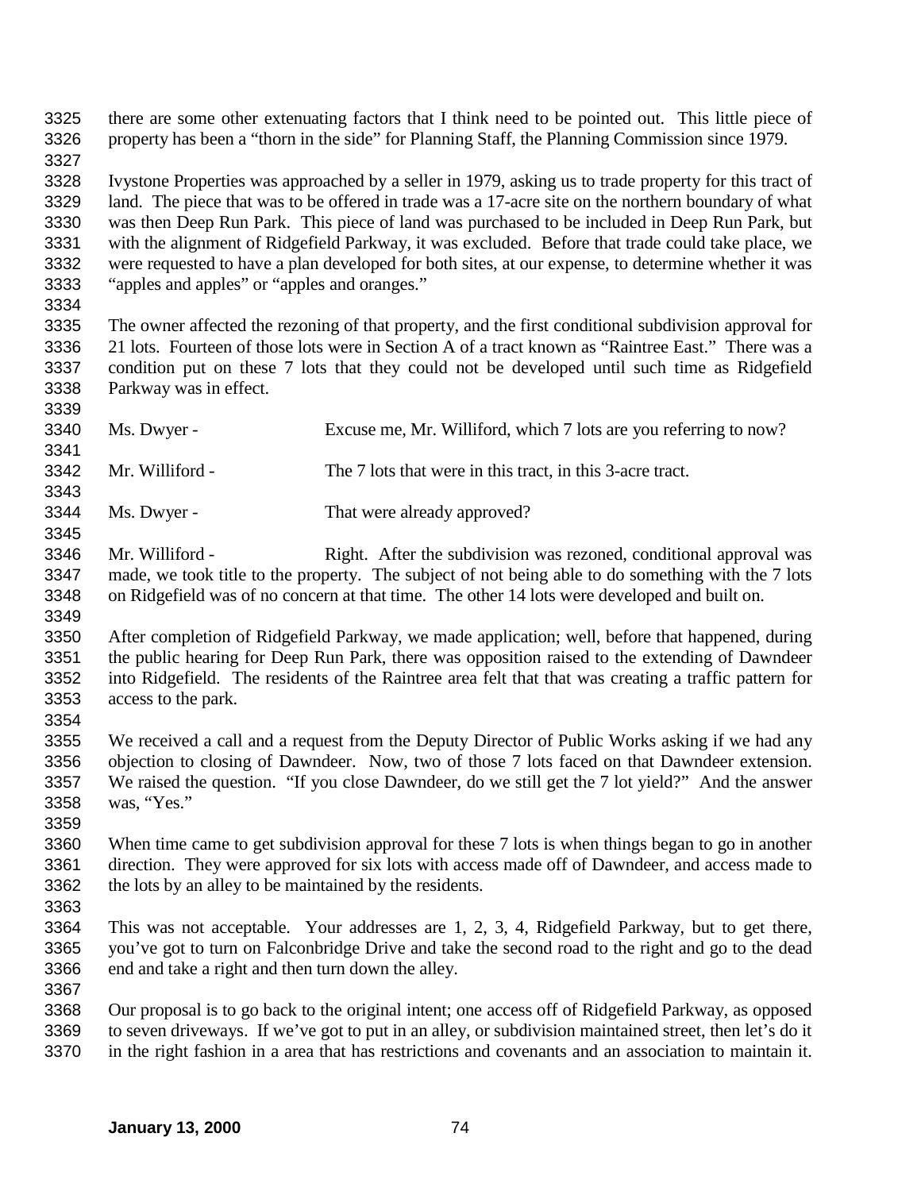there are some other extenuating factors that I think need to be pointed out. This little piece of property has been a "thorn in the side" for Planning Staff, the Planning Commission since 1979.

Ivystone Properties was approached by a seller in 1979, asking us to trade property for this tract of land. The piece that was to be offered in trade was a 17-acre site on the northern boundary of what was then Deep Run Park. This piece of land was purchased to be included in Deep Run Park, but with the alignment of Ridgefield Parkway, it was excluded. Before that trade could take place, we were requested to have a plan developed for both sites, at our expense, to determine whether it was "apples and apples" or "apples and oranges."

The owner affected the rezoning of that property, and the first conditional subdivision approval for 21 lots. Fourteen of those lots were in Section A of a tract known as "Raintree East." There was a condition put on these 7 lots that they could not be developed until such time as Ridgefield Parkway was in effect.

Ms. Dwyer - Excuse me, Mr. Williford, which 7 lots are you referring to now?

Mr. Williford - The 7 lots that were in this tract, in this 3-acre tract.

Ms. Dwyer - That were already approved?

Mr. Williford - Right. After the subdivision was rezoned, conditional approval was made, we took title to the property. The subject of not being able to do something with the 7 lots on Ridgefield was of no concern at that time. The other 14 lots were developed and built on.

After completion of Ridgefield Parkway, we made application; well, before that happened, during the public hearing for Deep Run Park, there was opposition raised to the extending of Dawndeer into Ridgefield. The residents of the Raintree area felt that that was creating a traffic pattern for access to the park.

We received a call and a request from the Deputy Director of Public Works asking if we had any objection to closing of Dawndeer. Now, two of those 7 lots faced on that Dawndeer extension. We raised the question. "If you close Dawndeer, do we still get the 7 lot yield?" And the answer was, "Yes."

When time came to get subdivision approval for these 7 lots is when things began to go in another direction. They were approved for six lots with access made off of Dawndeer, and access made to the lots by an alley to be maintained by the residents.

This was not acceptable. Your addresses are 1, 2, 3, 4, Ridgefield Parkway, but to get there, you've got to turn on Falconbridge Drive and take the second road to the right and go to the dead end and take a right and then turn down the alley.

Our proposal is to go back to the original intent; one access off of Ridgefield Parkway, as opposed to seven driveways. If we've got to put in an alley, or subdivision maintained street, then let's do it in the right fashion in a area that has restrictions and covenants and an association to maintain it.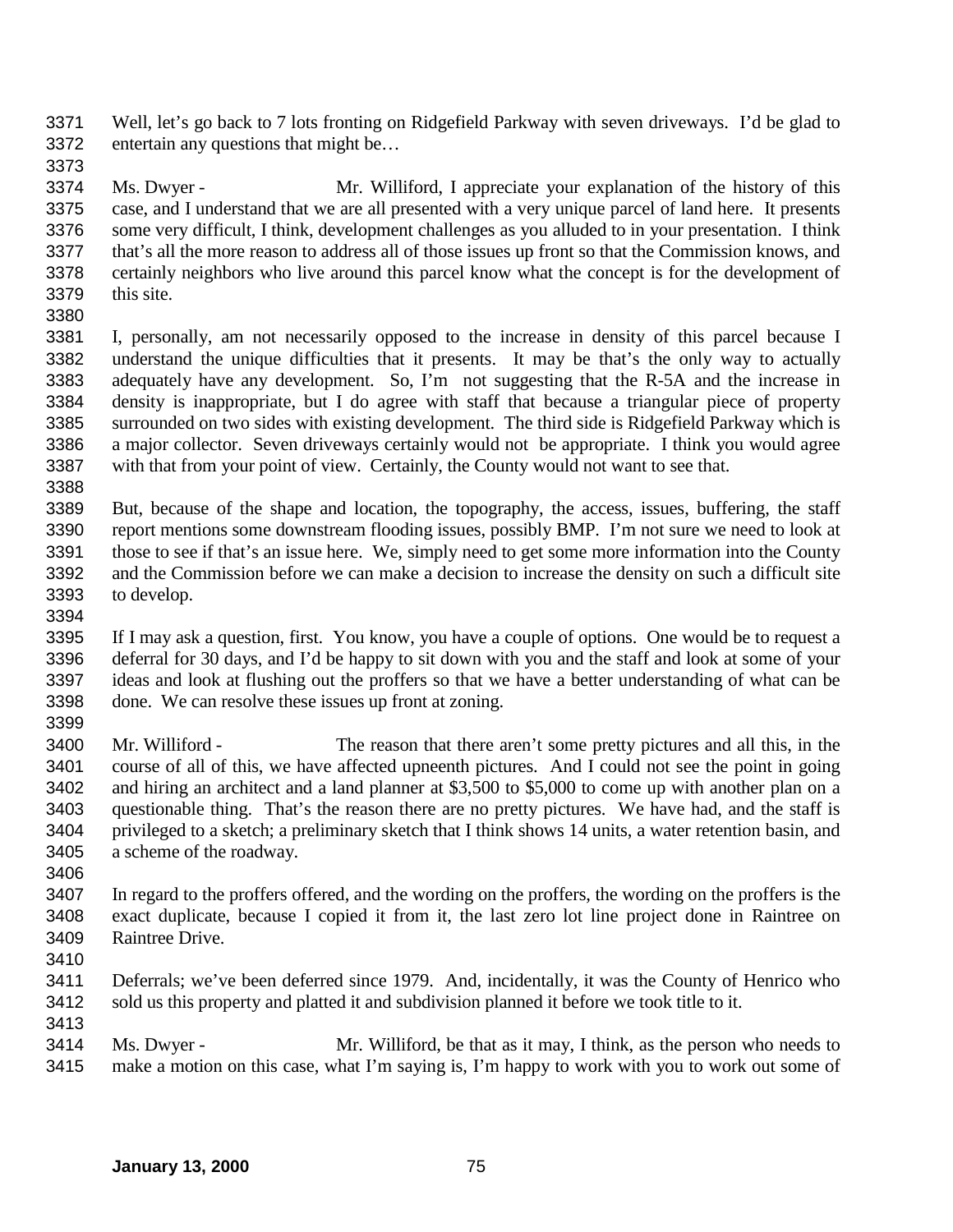Well, let's go back to 7 lots fronting on Ridgefield Parkway with seven driveways. I'd be glad to entertain any questions that might be…

Ms. Dwyer - Mr. Williford, I appreciate your explanation of the history of this case, and I understand that we are all presented with a very unique parcel of land here. It presents some very difficult, I think, development challenges as you alluded to in your presentation. I think that's all the more reason to address all of those issues up front so that the Commission knows, and certainly neighbors who live around this parcel know what the concept is for the development of this site.

I, personally, am not necessarily opposed to the increase in density of this parcel because I understand the unique difficulties that it presents. It may be that's the only way to actually adequately have any development. So, I'm not suggesting that the R-5A and the increase in density is inappropriate, but I do agree with staff that because a triangular piece of property surrounded on two sides with existing development. The third side is Ridgefield Parkway which is a major collector. Seven driveways certainly would not be appropriate. I think you would agree with that from your point of view. Certainly, the County would not want to see that.

But, because of the shape and location, the topography, the access, issues, buffering, the staff report mentions some downstream flooding issues, possibly BMP. I'm not sure we need to look at those to see if that's an issue here. We, simply need to get some more information into the County and the Commission before we can make a decision to increase the density on such a difficult site to develop.

If I may ask a question, first. You know, you have a couple of options. One would be to request a deferral for 30 days, and I'd be happy to sit down with you and the staff and look at some of your ideas and look at flushing out the proffers so that we have a better understanding of what can be done. We can resolve these issues up front at zoning.

Mr. Williford - The reason that there aren't some pretty pictures and all this, in the course of all of this, we have affected upneenth pictures. And I could not see the point in going and hiring an architect and a land planner at $3,500 to $5,000 to come up with another plan on a questionable thing. That's the reason there are no pretty pictures. We have had, and the staff is privileged to a sketch; a preliminary sketch that I think shows 14 units, a water retention basin, and a scheme of the roadway.

In regard to the proffers offered, and the wording on the proffers, the wording on the proffers is the exact duplicate, because I copied it from it, the last zero lot line project done in Raintree on Raintree Drive.

Deferrals; we've been deferred since 1979. And, incidentally, it was the County of Henrico who sold us this property and platted it and subdivision planned it before we took title to it.

Ms. Dwyer - Mr. Williford, be that as it may, I think, as the person who needs to make a motion on this case, what I'm saying is, I'm happy to work with you to work out some of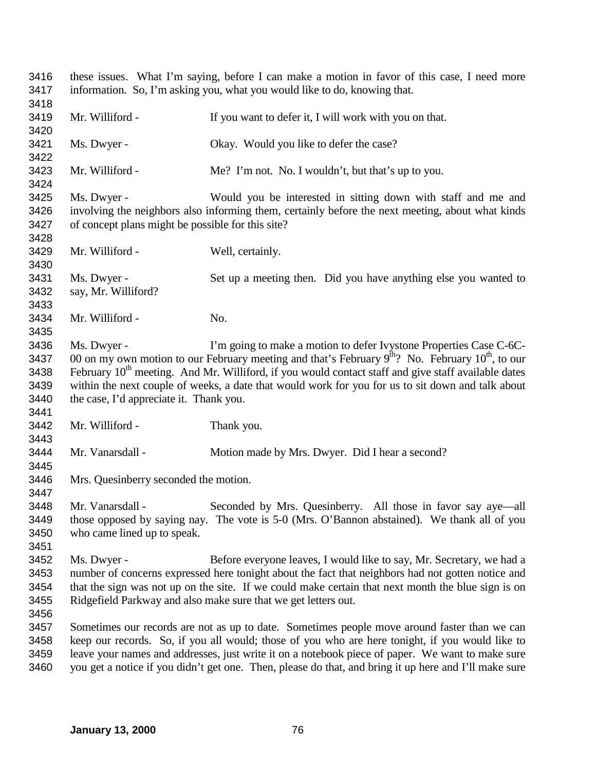these issues. What I'm saying, before I can make a motion in favor of this case, I need more information. So, I'm asking you, what you would like to do, knowing that.

Mr. Williford - If you want to defer it, I will work with you on that.

Ms. Dwyer - Okay. Would you like to defer the case?

Mr. Williford - Me? I'm not. No. I wouldn't, but that's up to you.

Ms. Dwyer - Would you be interested in sitting down with staff and me and involving the neighbors also informing them, certainly before the next meeting, about what kinds of concept plans might be possible for this site?

Mr. Williford - Well, certainly.

Ms. Dwyer - Set up a meeting then. Did you have anything else you wanted to say, Mr. Williford?

Mr. Williford - No.

Ms. Dwyer - I'm going to make a motion to defer Ivystone Properties Case C-6C-00 on my own motion to our February meeting and that's February 9th? No. February 10th, to our February 10th meeting. And Mr. Williford, if you would contact staff and give staff available dates within the next couple of weeks, a date that would work for you for us to sit down and talk about the case, I'd appreciate it. Thank you.

Mr. Williford - Thank you.

Mr. Vanarsdall - Motion made by Mrs. Dwyer. Did I hear a second?

Mrs. Quesinberry seconded the motion.

Mr. Vanarsdall - Seconded by Mrs. Quesinberry. All those in favor say aye—all those opposed by saying nay. The vote is 5-0 (Mrs. O'Bannon abstained). We thank all of you who came lined up to speak.

Ms. Dwyer - Before everyone leaves, I would like to say, Mr. Secretary, we had a number of concerns expressed here tonight about the fact that neighbors had not gotten notice and that the sign was not up on the site. If we could make certain that next month the blue sign is on Ridgefield Parkway and also make sure that we get letters out.

Sometimes our records are not as up to date. Sometimes people move around faster than we can keep our records. So, if you all would; those of you who are here tonight, if you would like to leave your names and addresses, just write it on a notebook piece of paper. We want to make sure you get a notice if you didn't get one. Then, please do that, and bring it up here and I'll make sure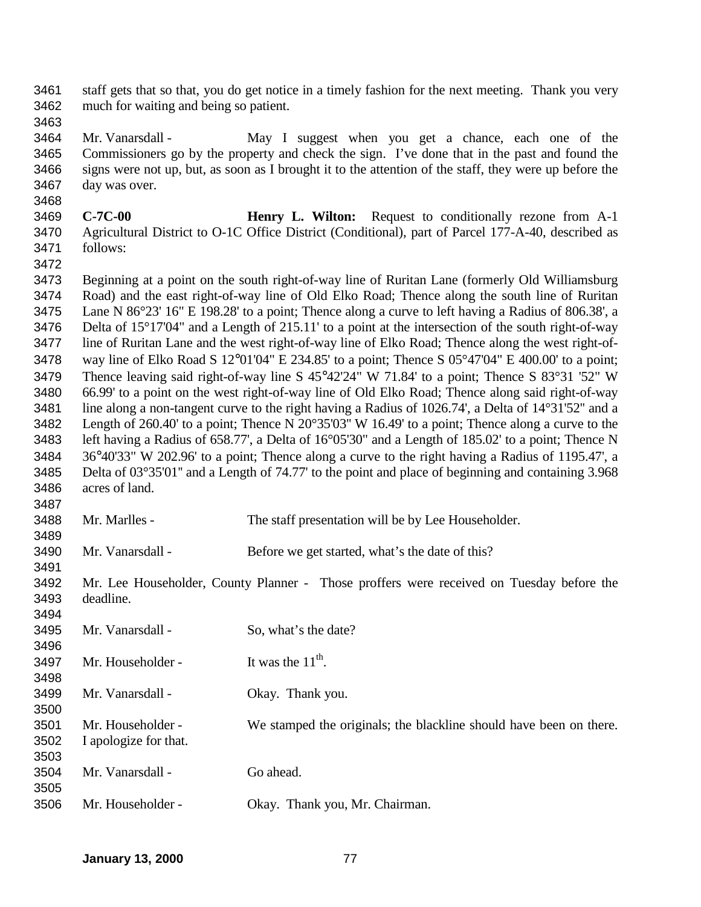staff gets that so that, you do get notice in a timely fashion for the next meeting. Thank you very much for waiting and being so patient.

Mr. Vanarsdall - May I suggest when you get a chance, each one of the Commissioners go by the property and check the sign. I've done that in the past and found the signs were not up, but, as soon as I brought it to the attention of the staff, they were up before the day was over.

**C-7C-00** **Henry L. Wilton:** Request to conditionally rezone from A-1 Agricultural District to O-1C Office District (Conditional), part of Parcel 177-A-40, described as follows:

Beginning at a point on the south right-of-way line of Ruritan Lane (formerly Old Williamsburg Road) and the east right-of-way line of Old Elko Road; Thence along the south line of Ruritan Lane N 86°23' 16" E 198.28' to a point; Thence along a curve to left having a Radius of 806.38', a Delta of 15°17'04" and a Length of 215.11' to a point at the intersection of the south right-of-way line of Ruritan Lane and the west right-of-way line of Elko Road; Thence along the west right-of-way line of Elko Road S 12°01'04" E 234.85' to a point; Thence S 05°47'04" E 400.00' to a point; Thence leaving said right-of-way line S 45°42'24" W 71.84' to a point; Thence S 83°31 '52" W 66.99' to a point on the west right-of-way line of Old Elko Road; Thence along said right-of-way line along a non-tangent curve to the right having a Radius of 1026.74', a Delta of 14°31'52" and a Length of 260.40' to a point; Thence N 20°35'03" W 16.49' to a point; Thence along a curve to the left having a Radius of 658.77', a Delta of 16°05'30" and a Length of 185.02' to a point; Thence N 36°40'33" W 202.96' to a point; Thence along a curve to the right having a Radius of 1195.47', a Delta of 03°35'01" and a Length of 74.77' to the point and place of beginning and containing 3.968 acres of land.

Mr. Marlles - The staff presentation will be by Lee Householder.

Mr. Vanarsdall - Before we get started, what's the date of this?

Mr. Lee Householder, County Planner - Those proffers were received on Tuesday before the deadline.

Mr. Vanarsdall - So, what's the date?

Mr. Householder - It was the 11th.

Mr. Vanarsdall - Okay. Thank you.

Mr. Householder - We stamped the originals; the blackline should have been on there. I apologize for that.

Mr. Vanarsdall - Go ahead.

Mr. Householder - Okay. Thank you, Mr. Chairman.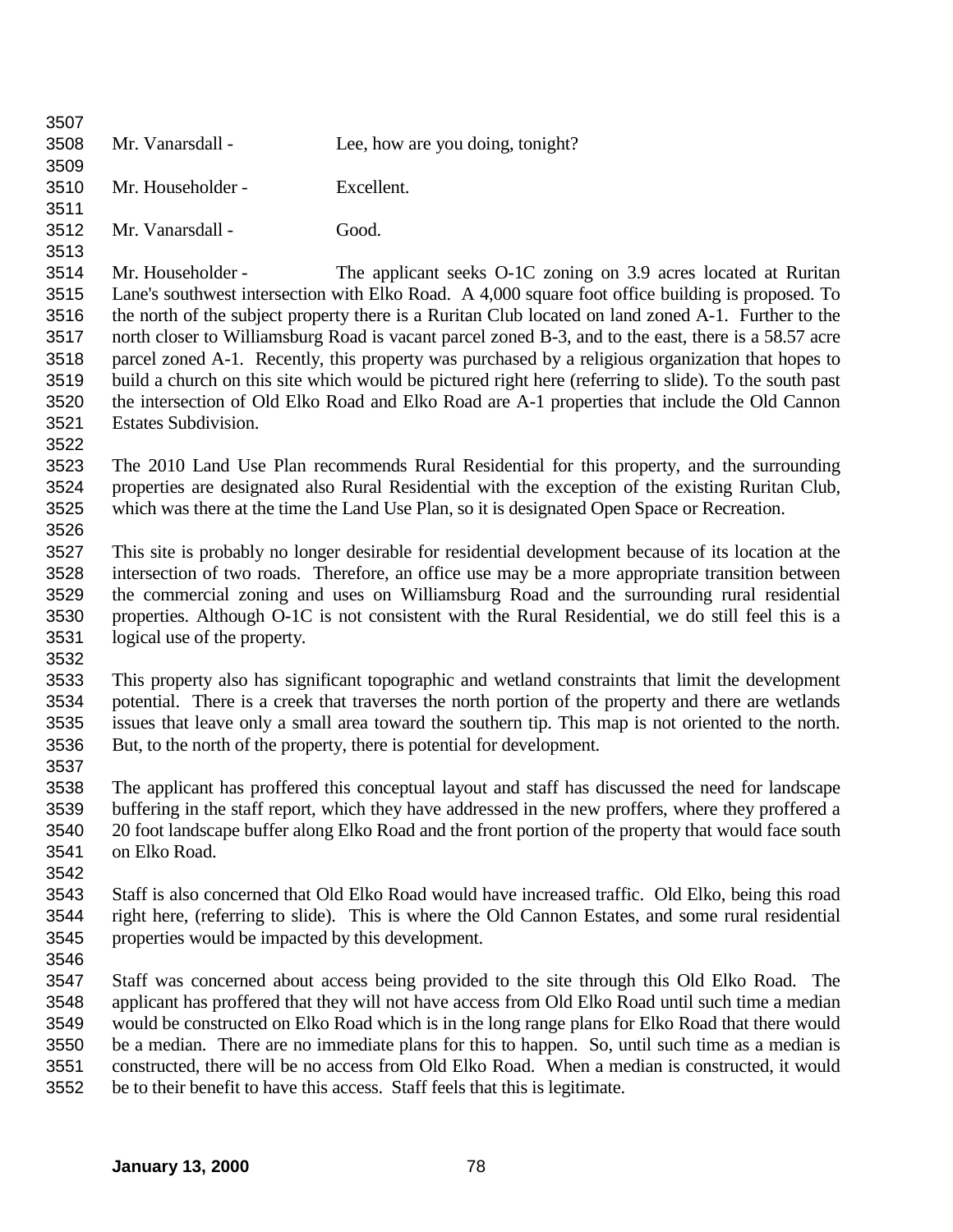Mr. Vanarsdall - Lee, how are you doing, tonight?

Mr. Householder - Excellent.

Mr. Vanarsdall - Good.

Mr. Householder - The applicant seeks O-1C zoning on 3.9 acres located at Ruritan Lane's southwest intersection with Elko Road. A 4,000 square foot office building is proposed. To the north of the subject property there is a Ruritan Club located on land zoned A-1. Further to the north closer to Williamsburg Road is vacant parcel zoned B-3, and to the east, there is a 58.57 acre parcel zoned A-1. Recently, this property was purchased by a religious organization that hopes to build a church on this site which would be pictured right here (referring to slide). To the south past the intersection of Old Elko Road and Elko Road are A-1 properties that include the Old Cannon Estates Subdivision.

The 2010 Land Use Plan recommends Rural Residential for this property, and the surrounding properties are designated also Rural Residential with the exception of the existing Ruritan Club, which was there at the time the Land Use Plan, so it is designated Open Space or Recreation.

This site is probably no longer desirable for residential development because of its location at the intersection of two roads. Therefore, an office use may be a more appropriate transition between the commercial zoning and uses on Williamsburg Road and the surrounding rural residential properties. Although O-1C is not consistent with the Rural Residential, we do still feel this is a logical use of the property.

This property also has significant topographic and wetland constraints that limit the development potential. There is a creek that traverses the north portion of the property and there are wetlands issues that leave only a small area toward the southern tip. This map is not oriented to the north. But, to the north of the property, there is potential for development.

The applicant has proffered this conceptual layout and staff has discussed the need for landscape buffering in the staff report, which they have addressed in the new proffers, where they proffered a 20 foot landscape buffer along Elko Road and the front portion of the property that would face south on Elko Road.

Staff is also concerned that Old Elko Road would have increased traffic. Old Elko, being this road right here, (referring to slide). This is where the Old Cannon Estates, and some rural residential properties would be impacted by this development.

Staff was concerned about access being provided to the site through this Old Elko Road. The applicant has proffered that they will not have access from Old Elko Road until such time a median would be constructed on Elko Road which is in the long range plans for Elko Road that there would be a median. There are no immediate plans for this to happen. So, until such time as a median is constructed, there will be no access from Old Elko Road. When a median is constructed, it would be to their benefit to have this access. Staff feels that this is legitimate.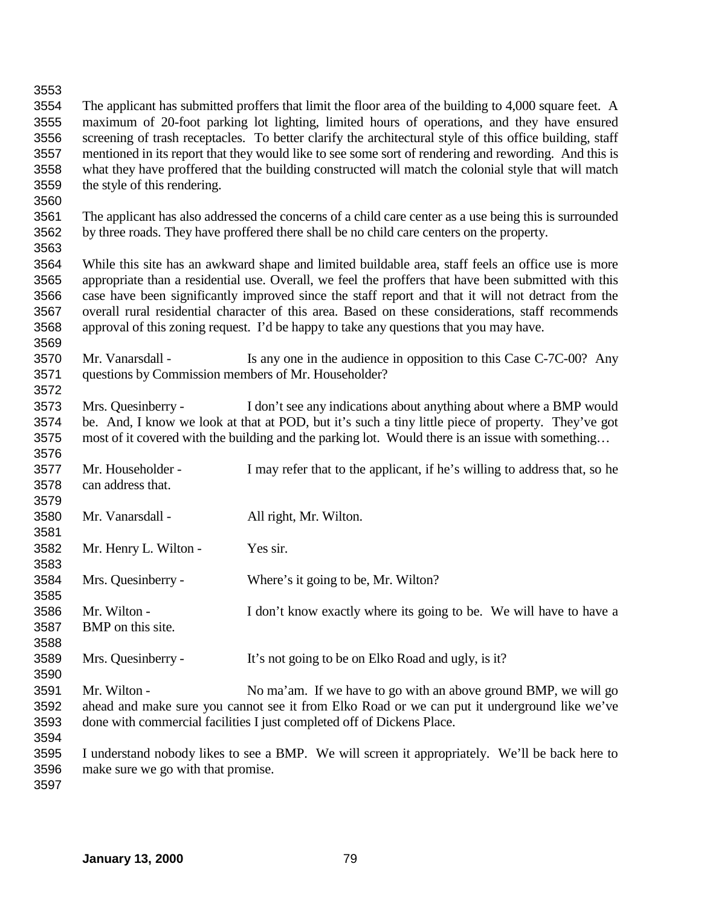The applicant has submitted proffers that limit the floor area of the building to 4,000 square feet. A maximum of 20-foot parking lot lighting, limited hours of operations, and they have ensured screening of trash receptacles. To better clarify the architectural style of this office building, staff mentioned in its report that they would like to see some sort of rendering and rewording. And this is what they have proffered that the building constructed will match the colonial style that will match the style of this rendering.

The applicant has also addressed the concerns of a child care center as a use being this is surrounded by three roads. They have proffered there shall be no child care centers on the property.

While this site has an awkward shape and limited buildable area, staff feels an office use is more appropriate than a residential use. Overall, we feel the proffers that have been submitted with this case have been significantly improved since the staff report and that it will not detract from the overall rural residential character of this area. Based on these considerations, staff recommends approval of this zoning request. I'd be happy to take any questions that you may have.

Mr. Vanarsdall - Is any one in the audience in opposition to this Case C-7C-00? Any questions by Commission members of Mr. Householder?

Mrs. Quesinberry - I don't see any indications about anything about where a BMP would be. And, I know we look at that at POD, but it's such a tiny little piece of property. They've got most of it covered with the building and the parking lot. Would there is an issue with something…

Mr. Householder - I may refer that to the applicant, if he's willing to address that, so he can address that.

Mr. Vanarsdall - All right, Mr. Wilton.

Mr. Henry L. Wilton - Yes sir.

Mrs. Quesinberry - Where's it going to be, Mr. Wilton?

Mr. Wilton - I don't know exactly where its going to be. We will have to have a BMP on this site.

Mrs. Quesinberry - It's not going to be on Elko Road and ugly, is it?

Mr. Wilton - No ma'am. If we have to go with an above ground BMP, we will go ahead and make sure you cannot see it from Elko Road or we can put it underground like we've done with commercial facilities I just completed off of Dickens Place.

I understand nobody likes to see a BMP. We will screen it appropriately. We'll be back here to make sure we go with that promise.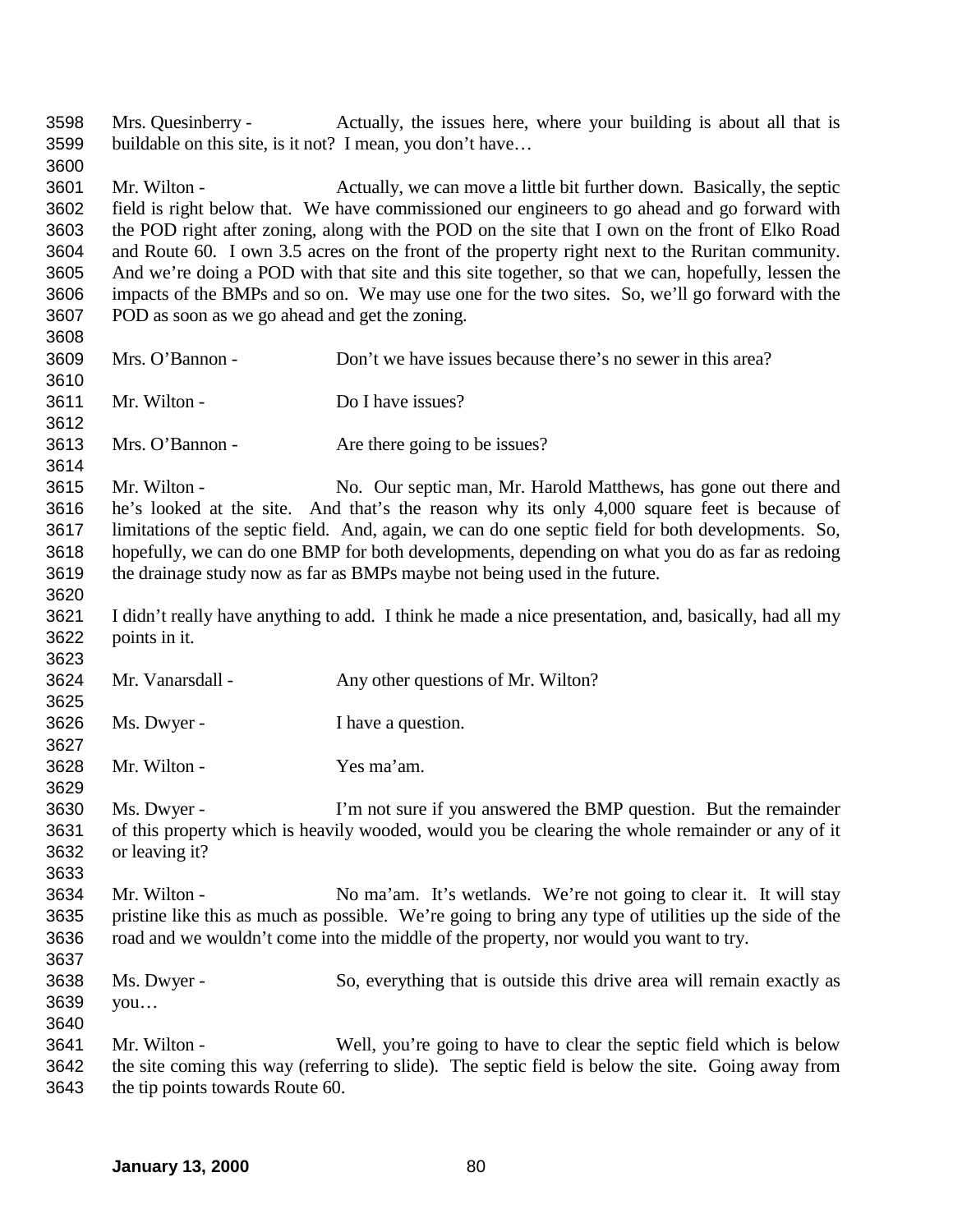Mrs. Quesinberry - Actually, the issues here, where your building is about all that is buildable on this site, is it not? I mean, you don't have…

Mr. Wilton - Actually, we can move a little bit further down. Basically, the septic field is right below that. We have commissioned our engineers to go ahead and go forward with the POD right after zoning, along with the POD on the site that I own on the front of Elko Road and Route 60. I own 3.5 acres on the front of the property right next to the Ruritan community. And we're doing a POD with that site and this site together, so that we can, hopefully, lessen the impacts of the BMPs and so on. We may use one for the two sites. So, we'll go forward with the POD as soon as we go ahead and get the zoning.

Mrs. O'Bannon - Don't we have issues because there's no sewer in this area?

Mr. Wilton - Do I have issues?

Mrs. O'Bannon - Are there going to be issues?

Mr. Wilton - No. Our septic man, Mr. Harold Matthews, has gone out there and he's looked at the site. And that's the reason why its only 4,000 square feet is because of limitations of the septic field. And, again, we can do one septic field for both developments. So, hopefully, we can do one BMP for both developments, depending on what you do as far as redoing the drainage study now as far as BMPs maybe not being used in the future.

I didn't really have anything to add. I think he made a nice presentation, and, basically, had all my points in it.

Mr. Vanarsdall - Any other questions of Mr. Wilton?

Ms. Dwyer - I have a question.

Mr. Wilton - Yes ma'am.

Ms. Dwyer - I'm not sure if you answered the BMP question. But the remainder of this property which is heavily wooded, would you be clearing the whole remainder or any of it or leaving it?

Mr. Wilton - No ma'am. It's wetlands. We're not going to clear it. It will stay pristine like this as much as possible. We're going to bring any type of utilities up the side of the road and we wouldn't come into the middle of the property, nor would you want to try.

Ms. Dwyer - So, everything that is outside this drive area will remain exactly as you…

Mr. Wilton - Well, you're going to have to clear the septic field which is below the site coming this way (referring to slide). The septic field is below the site. Going away from the tip points towards Route 60.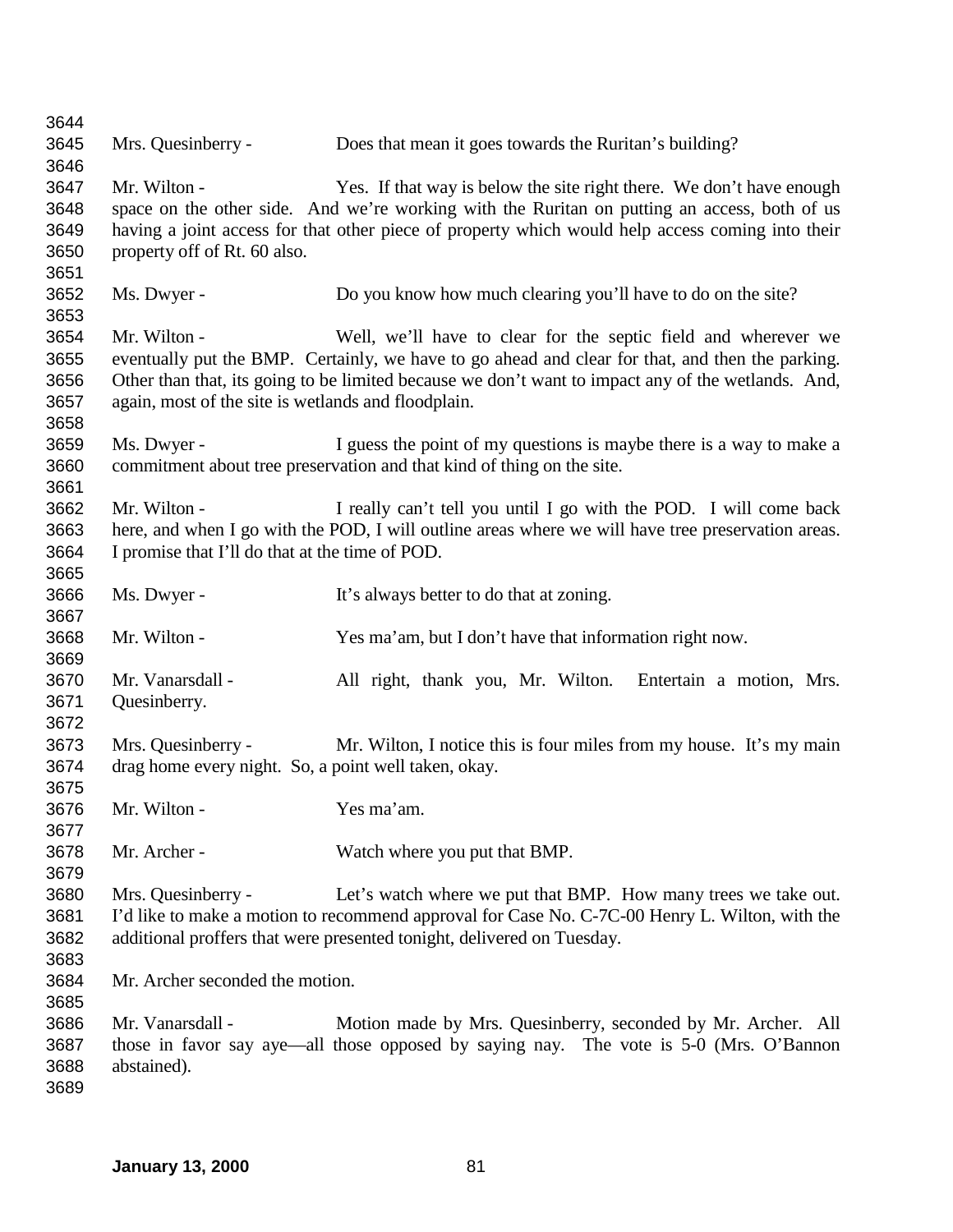Mrs. Quesinberry - Does that mean it goes towards the Ruritan's building?

Mr. Wilton - Yes. If that way is below the site right there. We don't have enough space on the other side. And we're working with the Ruritan on putting an access, both of us having a joint access for that other piece of property which would help access coming into their property off of Rt. 60 also.

Ms. Dwyer - Do you know how much clearing you'll have to do on the site?

Mr. Wilton - Well, we'll have to clear for the septic field and wherever we eventually put the BMP. Certainly, we have to go ahead and clear for that, and then the parking. Other than that, its going to be limited because we don't want to impact any of the wetlands. And, again, most of the site is wetlands and floodplain.

Ms. Dwyer - I guess the point of my questions is maybe there is a way to make a commitment about tree preservation and that kind of thing on the site.

Mr. Wilton - I really can't tell you until I go with the POD. I will come back here, and when I go with the POD, I will outline areas where we will have tree preservation areas. I promise that I'll do that at the time of POD.

Ms. Dwyer - It's always better to do that at zoning.

Mr. Wilton - Yes ma'am, but I don't have that information right now.

Mr. Vanarsdall - All right, thank you, Mr. Wilton. Entertain a motion, Mrs. Quesinberry.

Mrs. Quesinberry - Mr. Wilton, I notice this is four miles from my house. It's my main drag home every night. So, a point well taken, okay.

Mr. Wilton - Yes ma'am.

Mr. Archer - Watch where you put that BMP.

Mrs. Quesinberry - Let's watch where we put that BMP. How many trees we take out. I'd like to make a motion to recommend approval for Case No. C-7C-00 Henry L. Wilton, with the additional proffers that were presented tonight, delivered on Tuesday.

Mr. Archer seconded the motion.

Mr. Vanarsdall - Motion made by Mrs. Quesinberry, seconded by Mr. Archer. All those in favor say aye—all those opposed by saying nay. The vote is 5-0 (Mrs. O'Bannon abstained).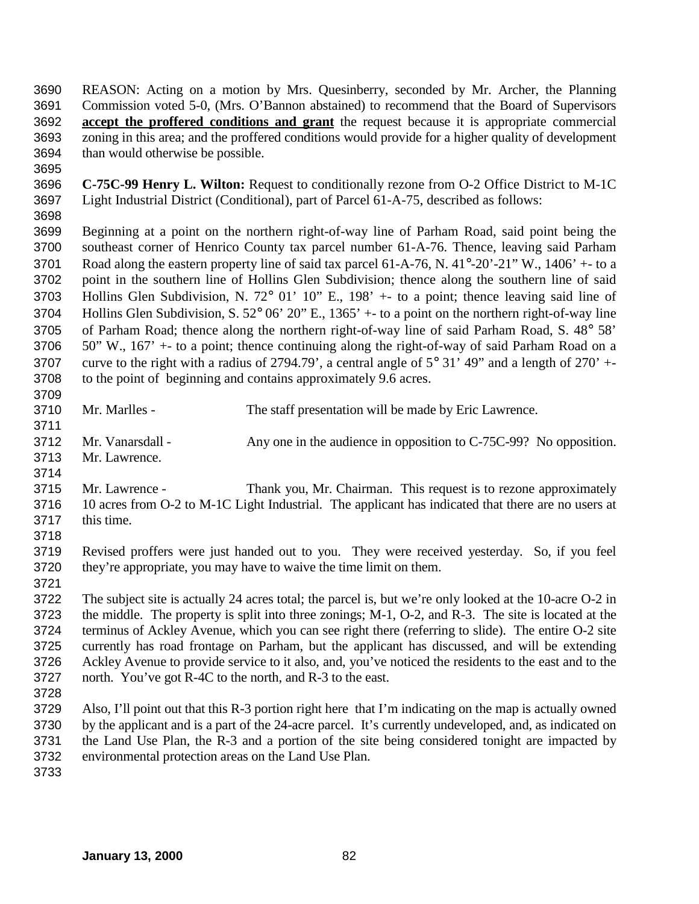REASON: Acting on a motion by Mrs. Quesinberry, seconded by Mr. Archer, the Planning Commission voted 5-0, (Mrs. O'Bannon abstained) to recommend that the Board of Supervisors **accept the proffered conditions and grant** the request because it is appropriate commercial zoning in this area; and the proffered conditions would provide for a higher quality of development than would otherwise be possible.

**C-75C-99 Henry L. Wilton:** Request to conditionally rezone from O-2 Office District to M-1C Light Industrial District (Conditional), part of Parcel 61-A-75, described as follows:

Beginning at a point on the northern right-of-way line of Parham Road, said point being the southeast corner of Henrico County tax parcel number 61-A-76. Thence, leaving said Parham Road along the eastern property line of said tax parcel 61-A-76, N. 41°-20'-21" W., 1406' +- to a point in the southern line of Hollins Glen Subdivision; thence along the southern line of said Hollins Glen Subdivision, N. 72° 01' 10" E., 198' +- to a point; thence leaving said line of Hollins Glen Subdivision, S. 52° 06' 20" E., 1365' +- to a point on the northern right-of-way line of Parham Road; thence along the northern right-of-way line of said Parham Road, S. 48° 58' 50" W., 167' +- to a point; thence continuing along the right-of-way of said Parham Road on a curve to the right with a radius of 2794.79', a central angle of 5° 31' 49" and a length of 270' +- to the point of beginning and contains approximately 9.6 acres.

Mr. Marlles - The staff presentation will be made by Eric Lawrence.

Mr. Vanarsdall - Any one in the audience in opposition to C-75C-99? No opposition. Mr. Lawrence.

Mr. Lawrence - Thank you, Mr. Chairman. This request is to rezone approximately 10 acres from O-2 to M-1C Light Industrial. The applicant has indicated that there are no users at this time.

Revised proffers were just handed out to you. They were received yesterday. So, if you feel they're appropriate, you may have to waive the time limit on them.

The subject site is actually 24 acres total; the parcel is, but we're only looked at the 10-acre O-2 in the middle. The property is split into three zonings; M-1, O-2, and R-3. The site is located at the terminus of Ackley Avenue, which you can see right there (referring to slide). The entire O-2 site currently has road frontage on Parham, but the applicant has discussed, and will be extending Ackley Avenue to provide service to it also, and, you've noticed the residents to the east and to the north. You've got R-4C to the north, and R-3 to the east.

Also, I'll point out that this R-3 portion right here that I'm indicating on the map is actually owned by the applicant and is a part of the 24-acre parcel. It's currently undeveloped, and, as indicated on the Land Use Plan, the R-3 and a portion of the site being considered tonight are impacted by environmental protection areas on the Land Use Plan.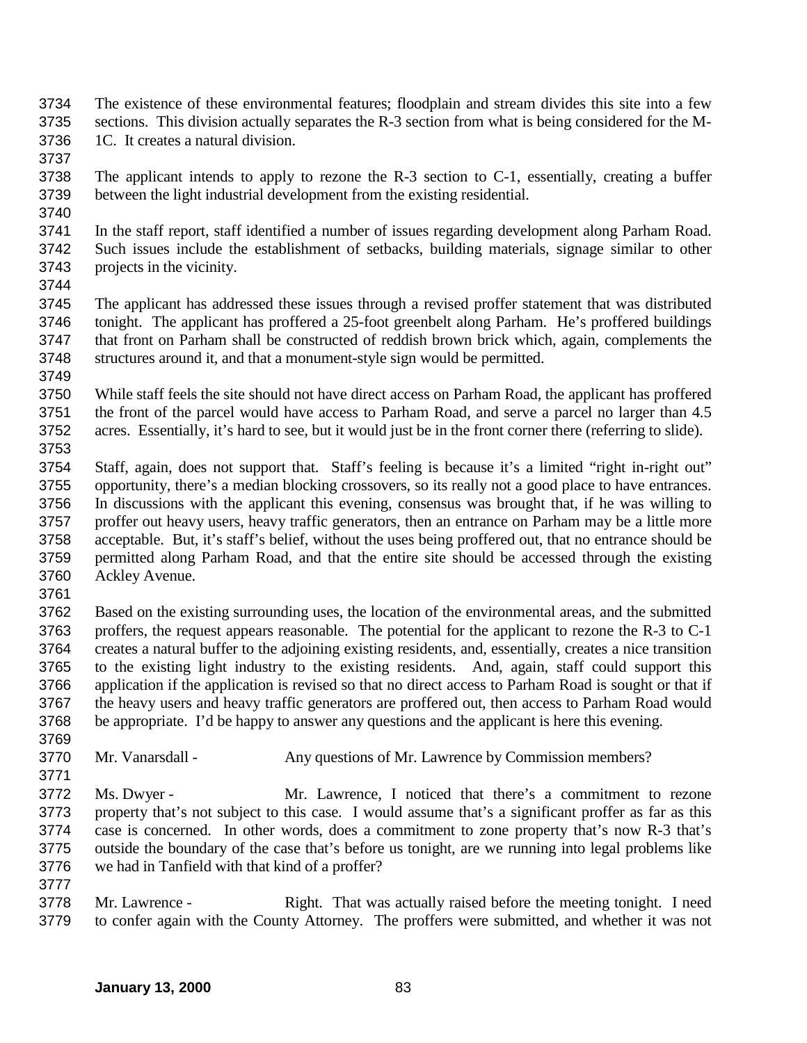The existence of these environmental features; floodplain and stream divides this site into a few sections. This division actually separates the R-3 section from what is being considered for the M-1C. It creates a natural division.

The applicant intends to apply to rezone the R-3 section to C-1, essentially, creating a buffer between the light industrial development from the existing residential.

In the staff report, staff identified a number of issues regarding development along Parham Road. Such issues include the establishment of setbacks, building materials, signage similar to other projects in the vicinity.

The applicant has addressed these issues through a revised proffer statement that was distributed tonight. The applicant has proffered a 25-foot greenbelt along Parham. He's proffered buildings that front on Parham shall be constructed of reddish brown brick which, again, complements the structures around it, and that a monument-style sign would be permitted.

While staff feels the site should not have direct access on Parham Road, the applicant has proffered the front of the parcel would have access to Parham Road, and serve a parcel no larger than 4.5 acres. Essentially, it's hard to see, but it would just be in the front corner there (referring to slide).

Staff, again, does not support that. Staff's feeling is because it's a limited "right in-right out" opportunity, there's a median blocking crossovers, so its really not a good place to have entrances. In discussions with the applicant this evening, consensus was brought that, if he was willing to proffer out heavy users, heavy traffic generators, then an entrance on Parham may be a little more acceptable. But, it's staff's belief, without the uses being proffered out, that no entrance should be permitted along Parham Road, and that the entire site should be accessed through the existing Ackley Avenue.

Based on the existing surrounding uses, the location of the environmental areas, and the submitted proffers, the request appears reasonable. The potential for the applicant to rezone the R-3 to C-1 creates a natural buffer to the adjoining existing residents, and, essentially, creates a nice transition to the existing light industry to the existing residents. And, again, staff could support this application if the application is revised so that no direct access to Parham Road is sought or that if the heavy users and heavy traffic generators are proffered out, then access to Parham Road would be appropriate. I'd be happy to answer any questions and the applicant is here this evening.

Mr. Vanarsdall - Any questions of Mr. Lawrence by Commission members?

Ms. Dwyer - Mr. Lawrence, I noticed that there's a commitment to rezone property that's not subject to this case. I would assume that's a significant proffer as far as this case is concerned. In other words, does a commitment to zone property that's now R-3 that's outside the boundary of the case that's before us tonight, are we running into legal problems like we had in Tanfield with that kind of a proffer?

Mr. Lawrence - Right. That was actually raised before the meeting tonight. I need to confer again with the County Attorney. The proffers were submitted, and whether it was not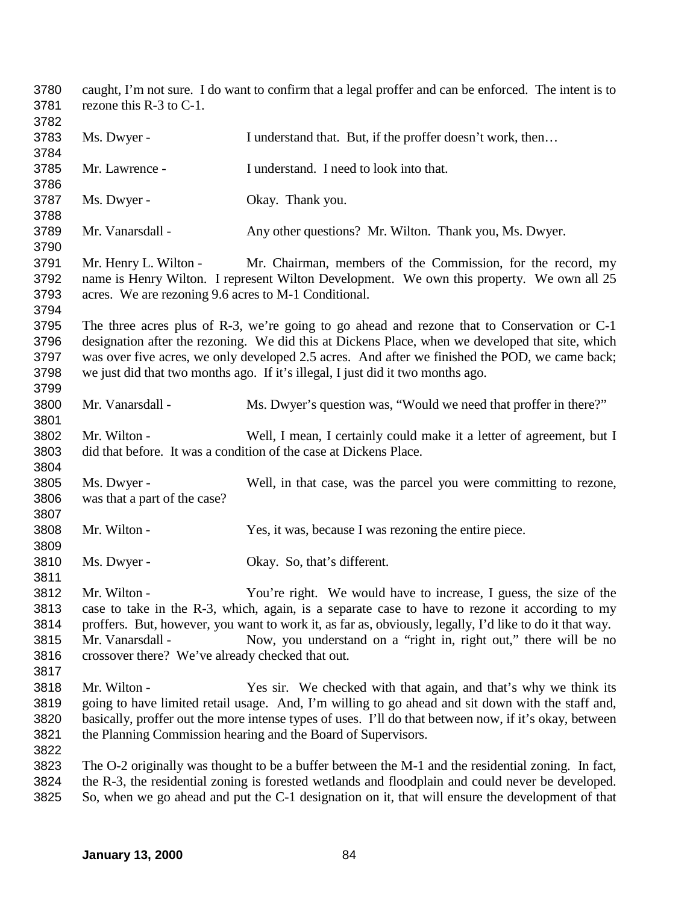caught, I'm not sure. I do want to confirm that a legal proffer and can be enforced. The intent is to rezone this R-3 to C-1.

Ms. Dwyer - I understand that. But, if the proffer doesn't work, then…

Mr. Lawrence - I understand. I need to look into that.

Ms. Dwyer - Okay. Thank you.

Mr. Vanarsdall - Any other questions? Mr. Wilton. Thank you, Ms. Dwyer.

Mr. Henry L. Wilton - Mr. Chairman, members of the Commission, for the record, my name is Henry Wilton. I represent Wilton Development. We own this property. We own all 25 acres. We are rezoning 9.6 acres to M-1 Conditional.

The three acres plus of R-3, we're going to go ahead and rezone that to Conservation or C-1 designation after the rezoning. We did this at Dickens Place, when we developed that site, which was over five acres, we only developed 2.5 acres. And after we finished the POD, we came back; we just did that two months ago. If it's illegal, I just did it two months ago.

Mr. Vanarsdall - Ms. Dwyer's question was, "Would we need that proffer in there?"

Mr. Wilton - Well, I mean, I certainly could make it a letter of agreement, but I did that before. It was a condition of the case at Dickens Place.

Ms. Dwyer - Well, in that case, was the parcel you were committing to rezone, was that a part of the case?

Mr. Wilton - Yes, it was, because I was rezoning the entire piece.

Ms. Dwyer - Okay. So, that's different.

Mr. Wilton - You're right. We would have to increase, I guess, the size of the case to take in the R-3, which, again, is a separate case to have to rezone it according to my proffers. But, however, you want to work it, as far as, obviously, legally, I'd like to do it that way.

Mr. Vanarsdall - Now, you understand on a "right in, right out," there will be no crossover there? We've already checked that out.

Mr. Wilton - Yes sir. We checked with that again, and that's why we think its going to have limited retail usage. And, I'm willing to go ahead and sit down with the staff and, basically, proffer out the more intense types of uses. I'll do that between now, if it's okay, between the Planning Commission hearing and the Board of Supervisors.

The O-2 originally was thought to be a buffer between the M-1 and the residential zoning. In fact, the R-3, the residential zoning is forested wetlands and floodplain and could never be developed. So, when we go ahead and put the C-1 designation on it, that will ensure the development of that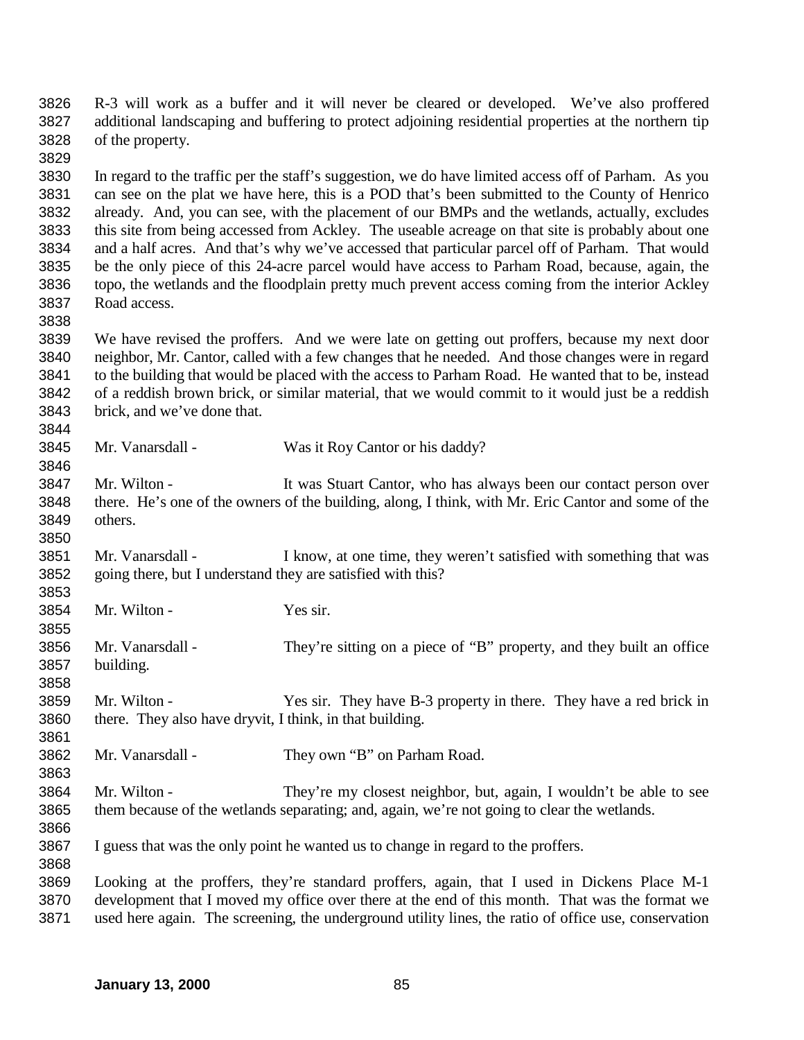R-3 will work as a buffer and it will never be cleared or developed. We've also proffered additional landscaping and buffering to protect adjoining residential properties at the northern tip of the property.

In regard to the traffic per the staff's suggestion, we do have limited access off of Parham. As you can see on the plat we have here, this is a POD that's been submitted to the County of Henrico already. And, you can see, with the placement of our BMPs and the wetlands, actually, excludes this site from being accessed from Ackley. The useable acreage on that site is probably about one and a half acres. And that's why we've accessed that particular parcel off of Parham. That would be the only piece of this 24-acre parcel would have access to Parham Road, because, again, the topo, the wetlands and the floodplain pretty much prevent access coming from the interior Ackley Road access.

We have revised the proffers. And we were late on getting out proffers, because my next door neighbor, Mr. Cantor, called with a few changes that he needed. And those changes were in regard to the building that would be placed with the access to Parham Road. He wanted that to be, instead of a reddish brown brick, or similar material, that we would commit to it would just be a reddish brick, and we've done that.

Mr. Vanarsdall - Was it Roy Cantor or his daddy?

Mr. Wilton - It was Stuart Cantor, who has always been our contact person over there. He's one of the owners of the building, along, I think, with Mr. Eric Cantor and some of the others.

Mr. Vanarsdall - I know, at one time, they weren't satisfied with something that was going there, but I understand they are satisfied with this?

Mr. Wilton - Yes sir.

Mr. Vanarsdall - They're sitting on a piece of "B" property, and they built an office building.

Mr. Wilton - Yes sir. They have B-3 property in there. They have a red brick in there. They also have dryvit, I think, in that building.

Mr. Vanarsdall - They own "B" on Parham Road.

Mr. Wilton - They're my closest neighbor, but, again, I wouldn't be able to see them because of the wetlands separating; and, again, we're not going to clear the wetlands.

I guess that was the only point he wanted us to change in regard to the proffers.

Looking at the proffers, they're standard proffers, again, that I used in Dickens Place M-1 development that I moved my office over there at the end of this month. That was the format we used here again. The screening, the underground utility lines, the ratio of office use, conservation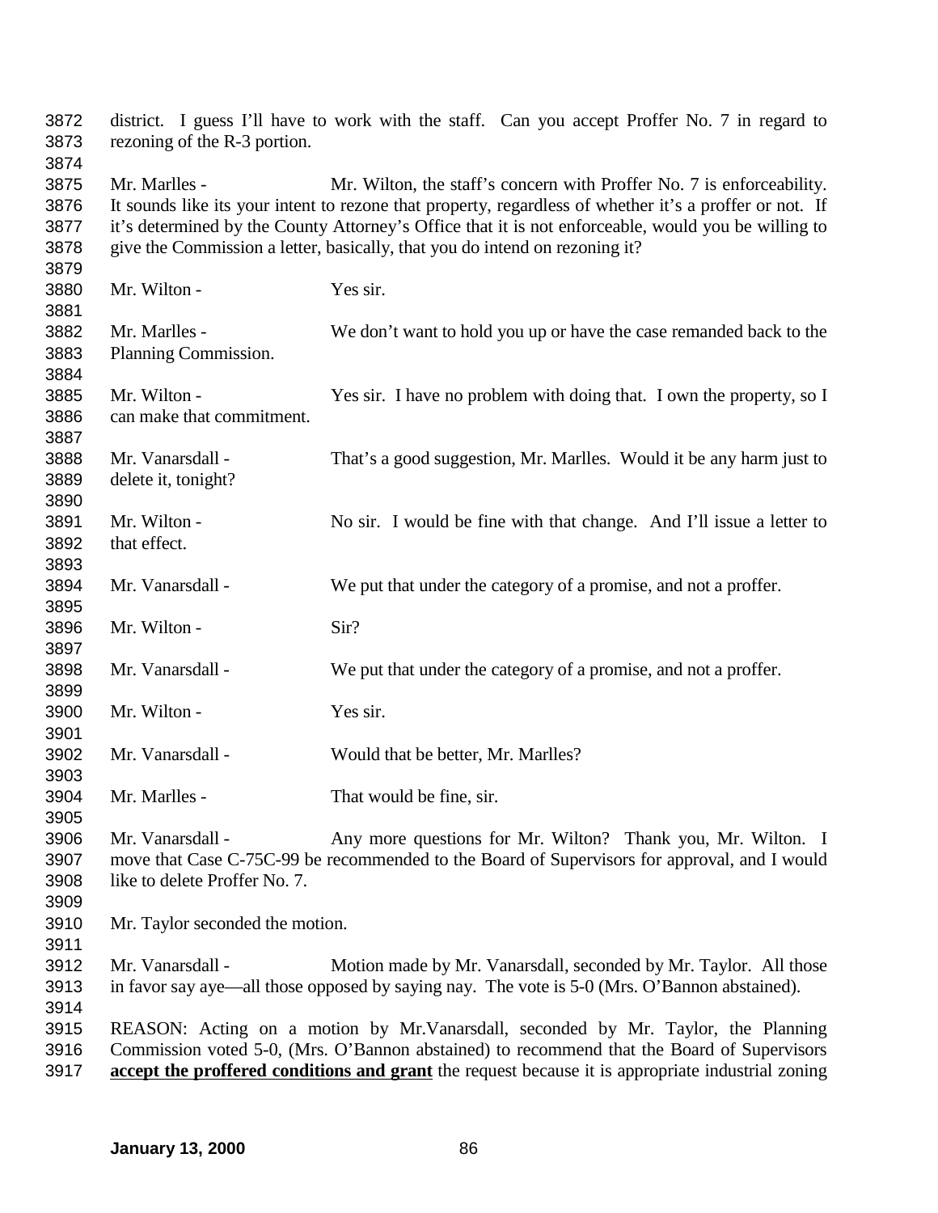district. I guess I'll have to work with the staff. Can you accept Proffer No. 7 in regard to rezoning of the R-3 portion.

Mr. Marlles - Mr. Wilton, the staff's concern with Proffer No. 7 is enforceability. It sounds like its your intent to rezone that property, regardless of whether it's a proffer or not. If it's determined by the County Attorney's Office that it is not enforceable, would you be willing to give the Commission a letter, basically, that you do intend on rezoning it?

Mr. Wilton - Yes sir.

Mr. Marlles - We don't want to hold you up or have the case remanded back to the Planning Commission.

Mr. Wilton - Yes sir. I have no problem with doing that. I own the property, so I can make that commitment.

Mr. Vanarsdall - That's a good suggestion, Mr. Marlles. Would it be any harm just to delete it, tonight?

Mr. Wilton - No sir. I would be fine with that change. And I'll issue a letter to that effect.

Mr. Vanarsdall - We put that under the category of a promise, and not a proffer.

Mr. Wilton - Sir?

Mr. Vanarsdall - We put that under the category of a promise, and not a proffer.

Mr. Wilton - Yes sir.

Mr. Vanarsdall - Would that be better, Mr. Marlles?

Mr. Marlles - That would be fine, sir.

Mr. Vanarsdall - Any more questions for Mr. Wilton? Thank you, Mr. Wilton. I move that Case C-75C-99 be recommended to the Board of Supervisors for approval, and I would like to delete Proffer No. 7.

Mr. Taylor seconded the motion.

Mr. Vanarsdall - Motion made by Mr. Vanarsdall, seconded by Mr. Taylor. All those in favor say aye—all those opposed by saying nay. The vote is 5-0 (Mrs. O'Bannon abstained).

REASON: Acting on a motion by Mr.Vanarsdall, seconded by Mr. Taylor, the Planning Commission voted 5-0, (Mrs. O'Bannon abstained) to recommend that the Board of Supervisors **accept the proffered conditions and grant** the request because it is appropriate industrial zoning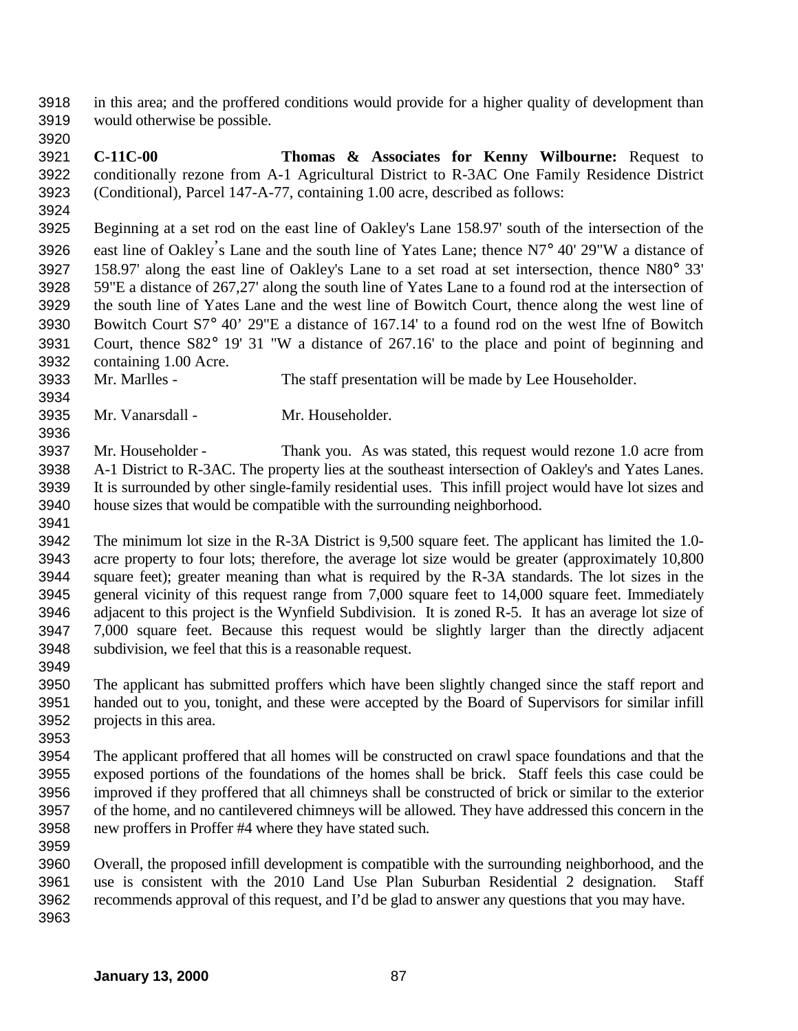in this area; and the proffered conditions would provide for a higher quality of development than would otherwise be possible.

**C-11C-00** **Thomas & Associates for Kenny Wilbourne:** Request to conditionally rezone from A-1 Agricultural District to R-3AC One Family Residence District (Conditional), Parcel 147-A-77, containing 1.00 acre, described as follows:

Beginning at a set rod on the east line of Oakley's Lane 158.97' south of the intersection of the east line of Oakley's Lane and the south line of Yates Lane; thence N7° 40' 29"W a distance of 158.97' along the east line of Oakley's Lane to a set road at set intersection, thence N80° 33' 59"E a distance of 267,27' along the south line of Yates Lane to a found rod at the intersection of the south line of Yates Lane and the west line of Bowitch Court, thence along the west line of Bowitch Court S7° 40' 29"E a distance of 167.14' to a found rod on the west lfne of Bowitch Court, thence S82° 19' 31 "W a distance of 267.16' to the place and point of beginning and containing 1.00 Acre.

Mr. Marlles - The staff presentation will be made by Lee Householder.

Mr. Vanarsdall - Mr. Householder.

Mr. Householder - Thank you. As was stated, this request would rezone 1.0 acre from A-1 District to R-3AC. The property lies at the southeast intersection of Oakley's and Yates Lanes. It is surrounded by other single-family residential uses. This infill project would have lot sizes and house sizes that would be compatible with the surrounding neighborhood.

The minimum lot size in the R-3A District is 9,500 square feet. The applicant has limited the 1.0-acre property to four lots; therefore, the average lot size would be greater (approximately 10,800 square feet); greater meaning than what is required by the R-3A standards. The lot sizes in the general vicinity of this request range from 7,000 square feet to 14,000 square feet. Immediately adjacent to this project is the Wynfield Subdivision. It is zoned R-5. It has an average lot size of 7,000 square feet. Because this request would be slightly larger than the directly adjacent subdivision, we feel that this is a reasonable request.

The applicant has submitted proffers which have been slightly changed since the staff report and handed out to you, tonight, and these were accepted by the Board of Supervisors for similar infill projects in this area.

The applicant proffered that all homes will be constructed on crawl space foundations and that the exposed portions of the foundations of the homes shall be brick. Staff feels this case could be improved if they proffered that all chimneys shall be constructed of brick or similar to the exterior of the home, and no cantilevered chimneys will be allowed. They have addressed this concern in the new proffers in Proffer #4 where they have stated such.

Overall, the proposed infill development is compatible with the surrounding neighborhood, and the use is consistent with the 2010 Land Use Plan Suburban Residential 2 designation. Staff recommends approval of this request, and I'd be glad to answer any questions that you may have.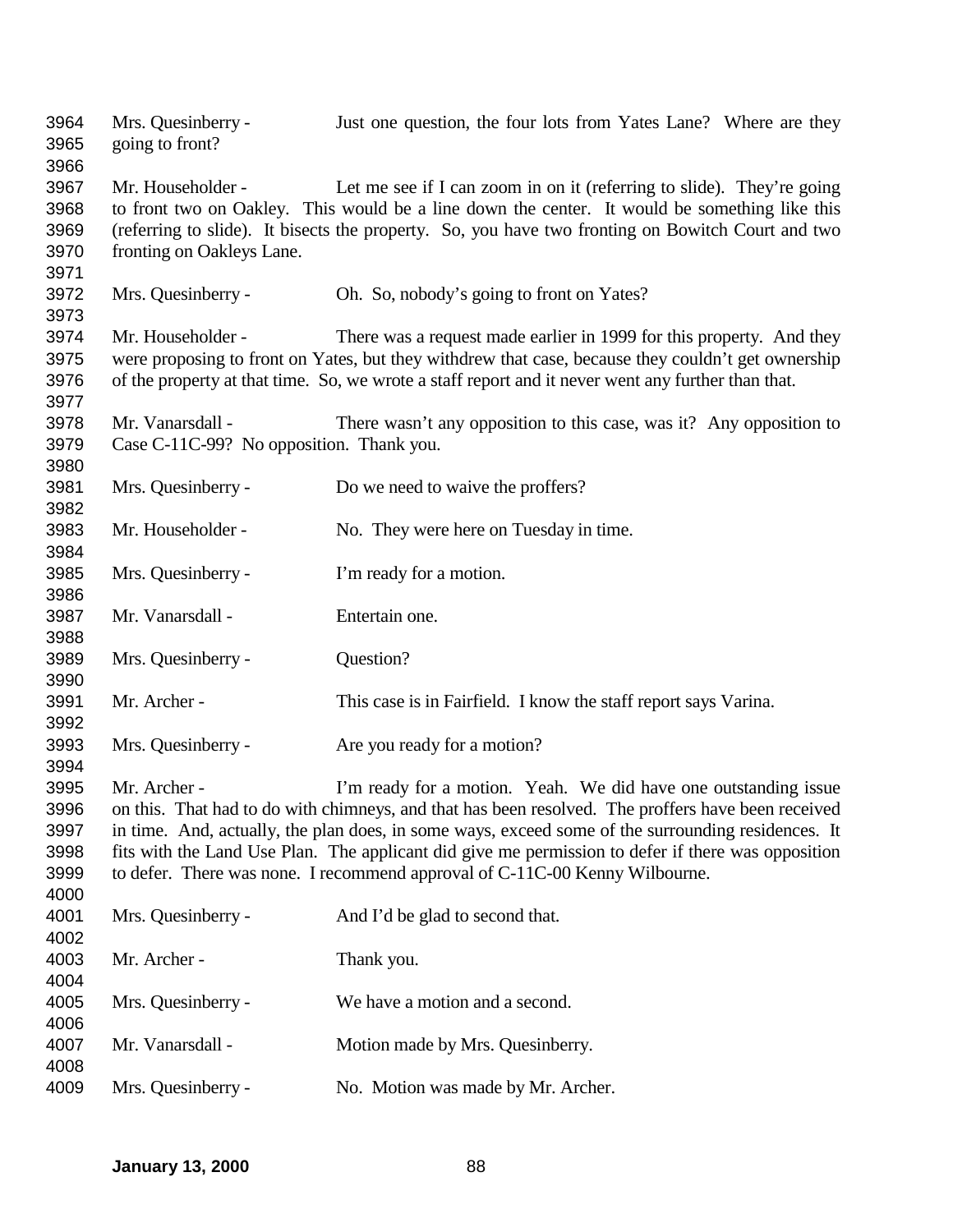Mrs. Quesinberry - Just one question, the four lots from Yates Lane? Where are they going to front?

Mr. Householder - Let me see if I can zoom in on it (referring to slide). They're going to front two on Oakley. This would be a line down the center. It would be something like this (referring to slide). It bisects the property. So, you have two fronting on Bowitch Court and two fronting on Oakleys Lane.

Mrs. Quesinberry - Oh. So, nobody's going to front on Yates?

Mr. Householder - There was a request made earlier in 1999 for this property. And they were proposing to front on Yates, but they withdrew that case, because they couldn't get ownership of the property at that time. So, we wrote a staff report and it never went any further than that.

Mr. Vanarsdall - There wasn't any opposition to this case, was it? Any opposition to Case C-11C-99? No opposition. Thank you.

Mrs. Quesinberry - Do we need to waive the proffers?

Mr. Householder - No. They were here on Tuesday in time.

Mrs. Quesinberry - I'm ready for a motion.

Mr. Vanarsdall - Entertain one.

Mrs. Quesinberry - Question?

Mr. Archer - This case is in Fairfield. I know the staff report says Varina.

Mrs. Quesinberry - Are you ready for a motion?

Mr. Archer - I'm ready for a motion. Yeah. We did have one outstanding issue on this. That had to do with chimneys, and that has been resolved. The proffers have been received in time. And, actually, the plan does, in some ways, exceed some of the surrounding residences. It fits with the Land Use Plan. The applicant did give me permission to defer if there was opposition to defer. There was none. I recommend approval of C-11C-00 Kenny Wilbourne.

Mrs. Quesinberry - And I'd be glad to second that.

Mr. Archer - Thank you.

Mrs. Quesinberry - We have a motion and a second.

Mr. Vanarsdall - Motion made by Mrs. Quesinberry.

Mrs. Quesinberry - No. Motion was made by Mr. Archer.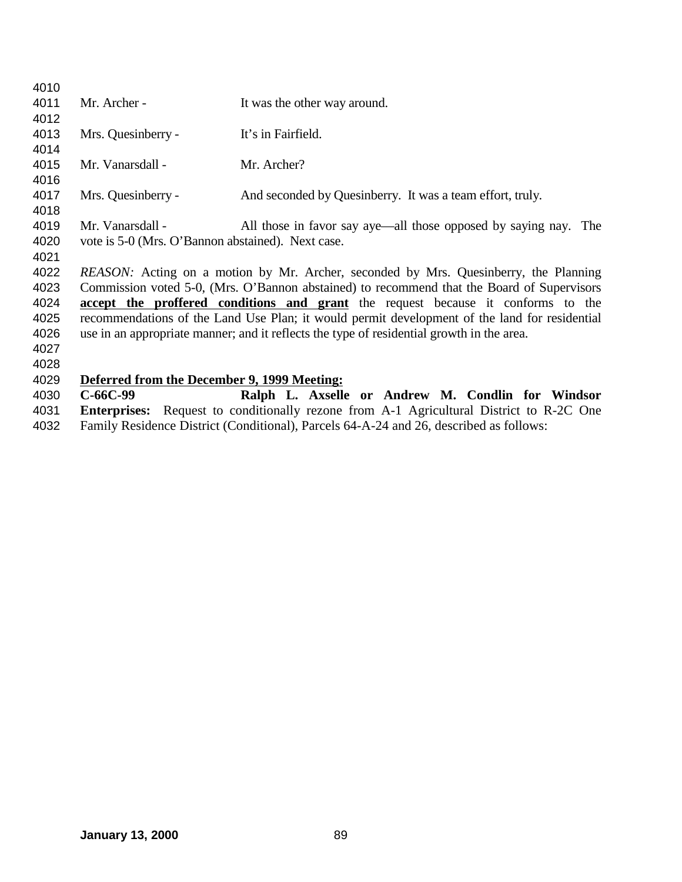Mr. Archer - It was the other way around.

Mrs. Quesinberry - It's in Fairfield.

Mr. Vanarsdall - Mr. Archer?

Mrs. Quesinberry - And seconded by Quesinberry. It was a team effort, truly.

Mr. Vanarsdall - All those in favor say aye—all those opposed by saying nay. The vote is 5-0 (Mrs. O'Bannon abstained). Next case.

*REASON:* Acting on a motion by Mr. Archer, seconded by Mrs. Quesinberry, the Planning Commission voted 5-0, (Mrs. O'Bannon abstained) to recommend that the Board of Supervisors **accept the proffered conditions and grant** the request because it conforms to the recommendations of the Land Use Plan; it would permit development of the land for residential use in an appropriate manner; and it reflects the type of residential growth in the area.

**Deferred from the December 9, 1999 Meeting:**

**C-66C-99 Ralph L. Axselle or Andrew M. Condlin for Windsor Enterprises:** Request to conditionally rezone from A-1 Agricultural District to R-2C One Family Residence District (Conditional), Parcels 64-A-24 and 26, described as follows: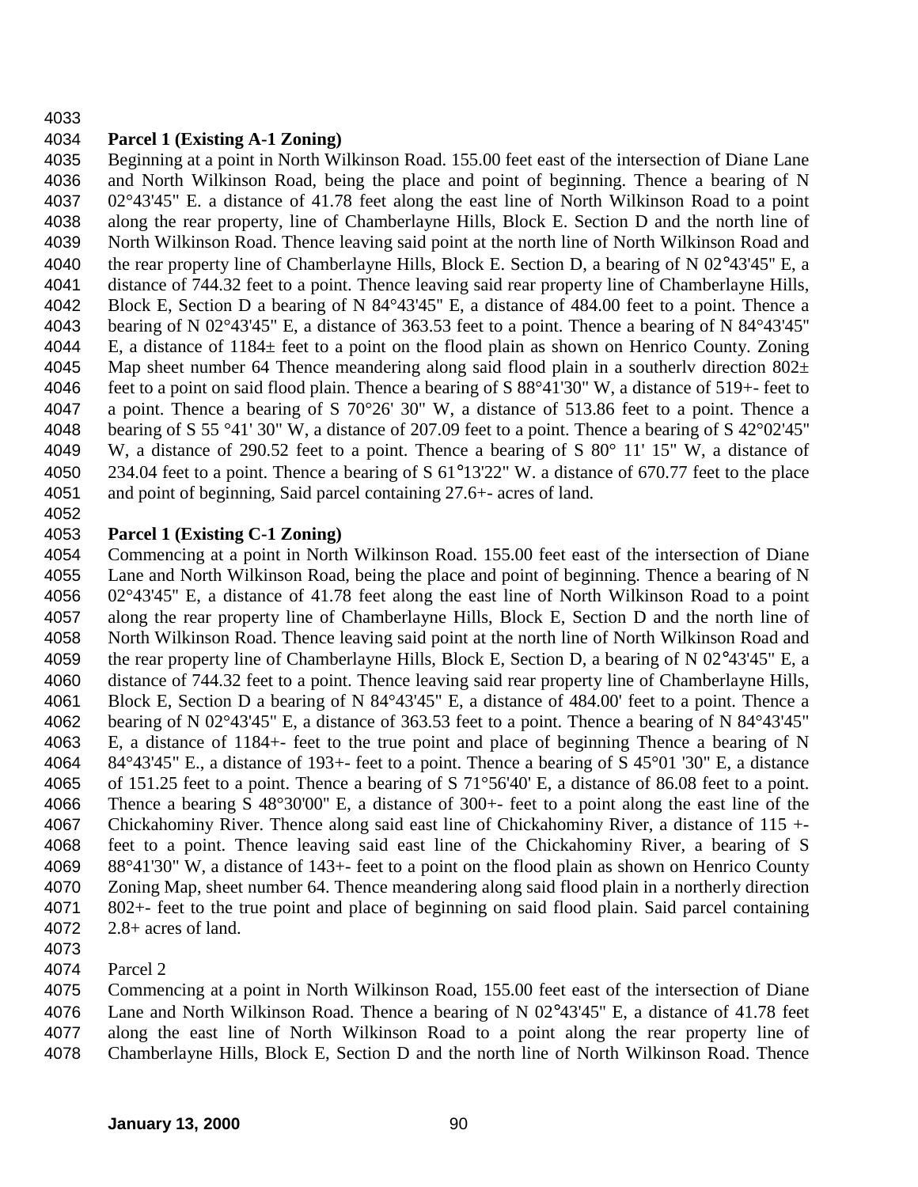**Parcel 1 (Existing A-1 Zoning)**

Beginning at a point in North Wilkinson Road. 155.00 feet east of the intersection of Diane Lane and North Wilkinson Road, being the place and point of beginning. Thence a bearing of N 02°43'45" E. a distance of 41.78 feet along the east line of North Wilkinson Road to a point along the rear property, line of Chamberlayne Hills, Block E. Section D and the north line of North Wilkinson Road. Thence leaving said point at the north line of North Wilkinson Road and the rear property line of Chamberlayne Hills, Block E. Section D, a bearing of N 02°43'45" E, a distance of 744.32 feet to a point. Thence leaving said rear property line of Chamberlayne Hills, Block E, Section D a bearing of N 84°43'45" E, a distance of 484.00 feet to a point. Thence a bearing of N 02°43'45" E, a distance of 363.53 feet to a point. Thence a bearing of N 84°43'45" E, a distance of 1184± feet to a point on the flood plain as shown on Henrico County. Zoning Map sheet number 64 Thence meandering along said flood plain in a southerlv direction 802± feet to a point on said flood plain. Thence a bearing of S 88°41'30" W, a distance of 519+- feet to a point. Thence a bearing of S 70°26' 30" W, a distance of 513.86 feet to a point. Thence a bearing of S 55 °41' 30" W, a distance of 207.09 feet to a point. Thence a bearing of S 42°02'45" W, a distance of 290.52 feet to a point. Thence a bearing of S 80° 11' 15" W, a distance of 234.04 feet to a point. Thence a bearing of S 61°13'22" W. a distance of 670.77 feet to the place and point of beginning, Said parcel containing 27.6+- acres of land.

**Parcel 1 (Existing C-1 Zoning)**

Commencing at a point in North Wilkinson Road. 155.00 feet east of the intersection of Diane Lane and North Wilkinson Road, being the place and point of beginning. Thence a bearing of N 02°43'45" E, a distance of 41.78 feet along the east line of North Wilkinson Road to a point along the rear property line of Chamberlayne Hills, Block E, Section D and the north line of North Wilkinson Road. Thence leaving said point at the north line of North Wilkinson Road and the rear property line of Chamberlayne Hills, Block E, Section D, a bearing of N 02°43'45" E, a distance of 744.32 feet to a point. Thence leaving said rear property line of Chamberlayne Hills, Block E, Section D a bearing of N 84°43'45" E, a distance of 484.00' feet to a point. Thence a bearing of N 02°43'45" E, a distance of 363.53 feet to a point. Thence a bearing of N 84°43'45" E, a distance of 1184+- feet to the true point and place of beginning Thence a bearing of N 84°43'45" E., a distance of 193+- feet to a point. Thence a bearing of S 45°01 '30" E, a distance of 151.25 feet to a point. Thence a bearing of S 71°56'40' E, a distance of 86.08 feet to a point. Thence a bearing S 48°30'00" E, a distance of 300+- feet to a point along the east line of the Chickahominy River. Thence along said east line of Chickahominy River, a distance of 115 +- feet to a point. Thence leaving said east line of the Chickahominy River, a bearing of S 88°41'30" W, a distance of 143+- feet to a point on the flood plain as shown on Henrico County Zoning Map, sheet number 64. Thence meandering along said flood plain in a northerly direction 802+- feet to the true point and place of beginning on said flood plain. Said parcel containing 2.8+ acres of land.

Parcel 2

Commencing at a point in North Wilkinson Road, 155.00 feet east of the intersection of Diane Lane and North Wilkinson Road. Thence a bearing of N 02°43'45" E, a distance of 41.78 feet along the east line of North Wilkinson Road to a point along the rear property line of Chamberlayne Hills, Block E, Section D and the north line of North Wilkinson Road. Thence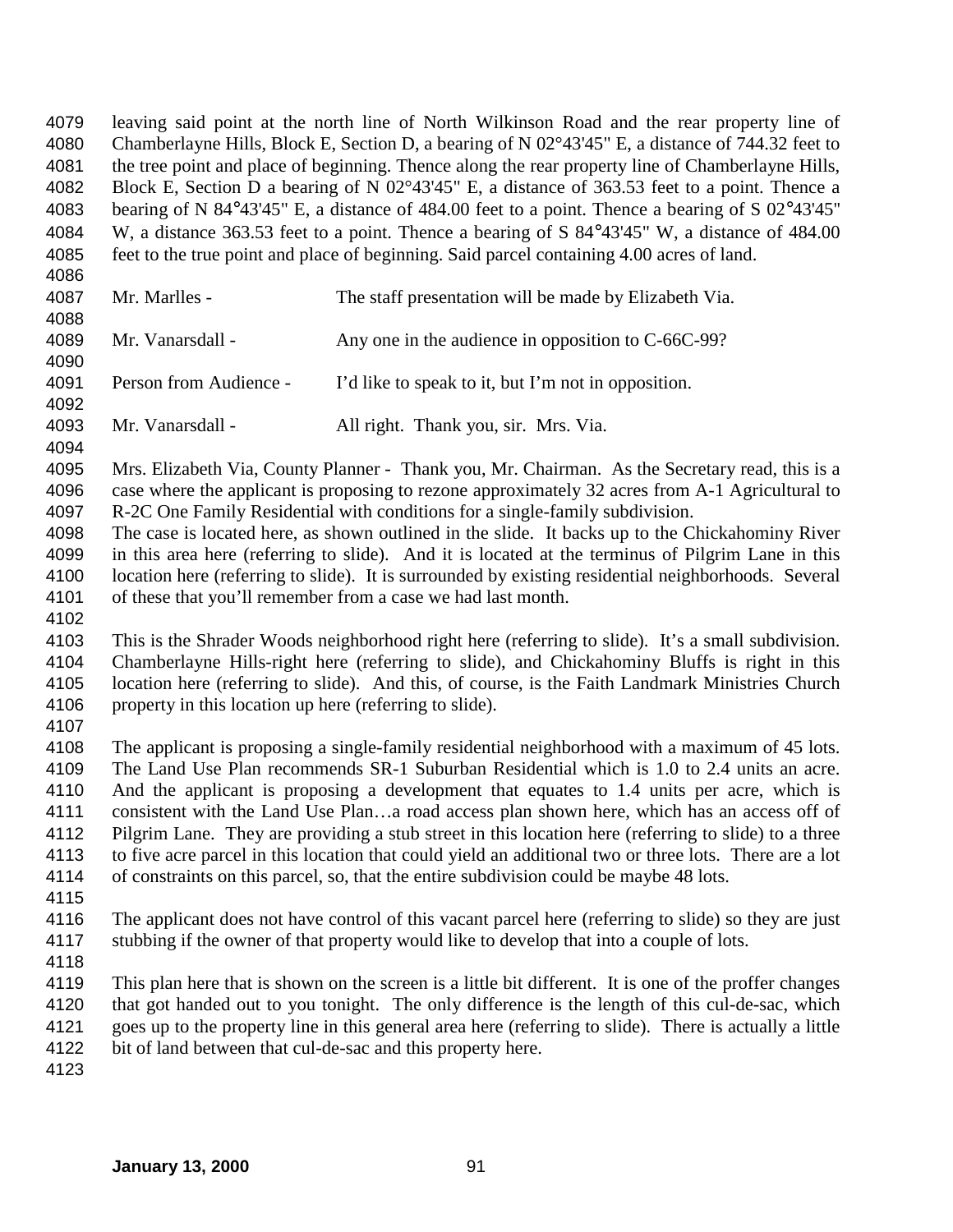leaving said point at the north line of North Wilkinson Road and the rear property line of Chamberlayne Hills, Block E, Section D, a bearing of N 02°43'45" E, a distance of 744.32 feet to the tree point and place of beginning. Thence along the rear property line of Chamberlayne Hills, Block E, Section D a bearing of N 02°43'45" E, a distance of 363.53 feet to a point. Thence a bearing of N 84°43'45" E, a distance of 484.00 feet to a point. Thence a bearing of S 02°43'45" W, a distance 363.53 feet to a point. Thence a bearing of S 84°43'45" W, a distance of 484.00 feet to the true point and place of beginning. Said parcel containing 4.00 acres of land.

Mr. Marlles - The staff presentation will be made by Elizabeth Via.

Mr. Vanarsdall - Any one in the audience in opposition to C-66C-99?

Person from Audience - I'd like to speak to it, but I'm not in opposition.

Mr. Vanarsdall - All right. Thank you, sir. Mrs. Via.

Mrs. Elizabeth Via, County Planner - Thank you, Mr. Chairman. As the Secretary read, this is a case where the applicant is proposing to rezone approximately 32 acres from A-1 Agricultural to R-2C One Family Residential with conditions for a single-family subdivision.
The case is located here, as shown outlined in the slide. It backs up to the Chickahominy River in this area here (referring to slide). And it is located at the terminus of Pilgrim Lane in this location here (referring to slide). It is surrounded by existing residential neighborhoods. Several of these that you'll remember from a case we had last month.

This is the Shrader Woods neighborhood right here (referring to slide). It's a small subdivision. Chamberlayne Hills-right here (referring to slide), and Chickahominy Bluffs is right in this location here (referring to slide). And this, of course, is the Faith Landmark Ministries Church property in this location up here (referring to slide).

The applicant is proposing a single-family residential neighborhood with a maximum of 45 lots. The Land Use Plan recommends SR-1 Suburban Residential which is 1.0 to 2.4 units an acre. And the applicant is proposing a development that equates to 1.4 units per acre, which is consistent with the Land Use Plan…a road access plan shown here, which has an access off of Pilgrim Lane. They are providing a stub street in this location here (referring to slide) to a three to five acre parcel in this location that could yield an additional two or three lots. There are a lot of constraints on this parcel, so, that the entire subdivision could be maybe 48 lots.

The applicant does not have control of this vacant parcel here (referring to slide) so they are just stubbing if the owner of that property would like to develop that into a couple of lots.

This plan here that is shown on the screen is a little bit different. It is one of the proffer changes that got handed out to you tonight. The only difference is the length of this cul-de-sac, which goes up to the property line in this general area here (referring to slide). There is actually a little bit of land between that cul-de-sac and this property here.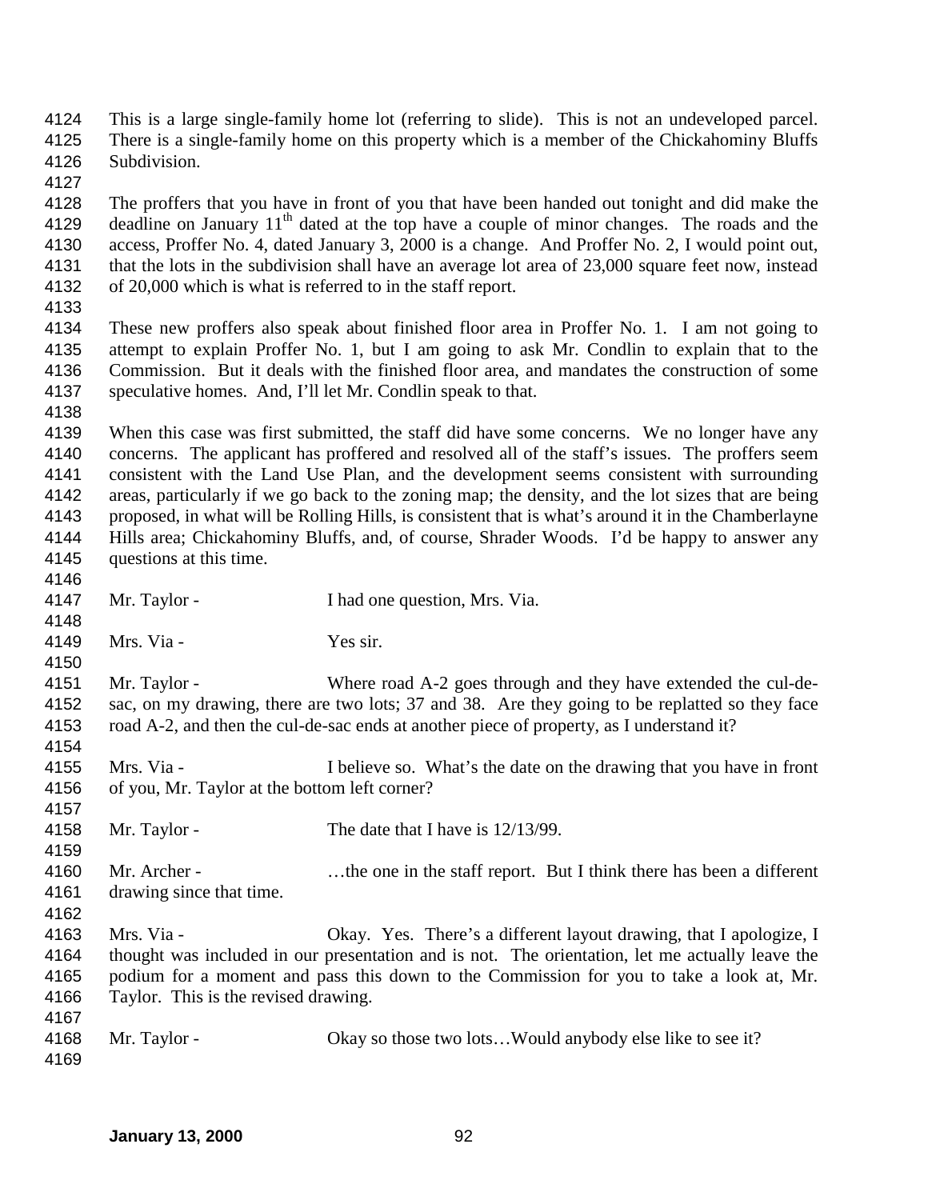This is a large single-family home lot (referring to slide). This is not an undeveloped parcel. There is a single-family home on this property which is a member of the Chickahominy Bluffs Subdivision.

The proffers that you have in front of you that have been handed out tonight and did make the deadline on January 11th dated at the top have a couple of minor changes. The roads and the access, Proffer No. 4, dated January 3, 2000 is a change. And Proffer No. 2, I would point out, that the lots in the subdivision shall have an average lot area of 23,000 square feet now, instead of 20,000 which is what is referred to in the staff report.

These new proffers also speak about finished floor area in Proffer No. 1. I am not going to attempt to explain Proffer No. 1, but I am going to ask Mr. Condlin to explain that to the Commission. But it deals with the finished floor area, and mandates the construction of some speculative homes. And, I'll let Mr. Condlin speak to that.

When this case was first submitted, the staff did have some concerns. We no longer have any concerns. The applicant has proffered and resolved all of the staff's issues. The proffers seem consistent with the Land Use Plan, and the development seems consistent with surrounding areas, particularly if we go back to the zoning map; the density, and the lot sizes that are being proposed, in what will be Rolling Hills, is consistent that is what's around it in the Chamberlayne Hills area; Chickahominy Bluffs, and, of course, Shrader Woods. I'd be happy to answer any questions at this time.

Mr. Taylor - I had one question, Mrs. Via.

Mrs. Via - Yes sir.

Mr. Taylor - Where road A-2 goes through and they have extended the cul-de-sac, on my drawing, there are two lots; 37 and 38. Are they going to be replatted so they face road A-2, and then the cul-de-sac ends at another piece of property, as I understand it?

Mrs. Via - I believe so. What's the date on the drawing that you have in front of you, Mr. Taylor at the bottom left corner?

Mr. Taylor - The date that I have is 12/13/99.

Mr. Archer - …the one in the staff report. But I think there has been a different drawing since that time.

Mrs. Via - Okay. Yes. There's a different layout drawing, that I apologize, I thought was included in our presentation and is not. The orientation, let me actually leave the podium for a moment and pass this down to the Commission for you to take a look at, Mr. Taylor. This is the revised drawing.

Mr. Taylor - Okay so those two lots…Would anybody else like to see it?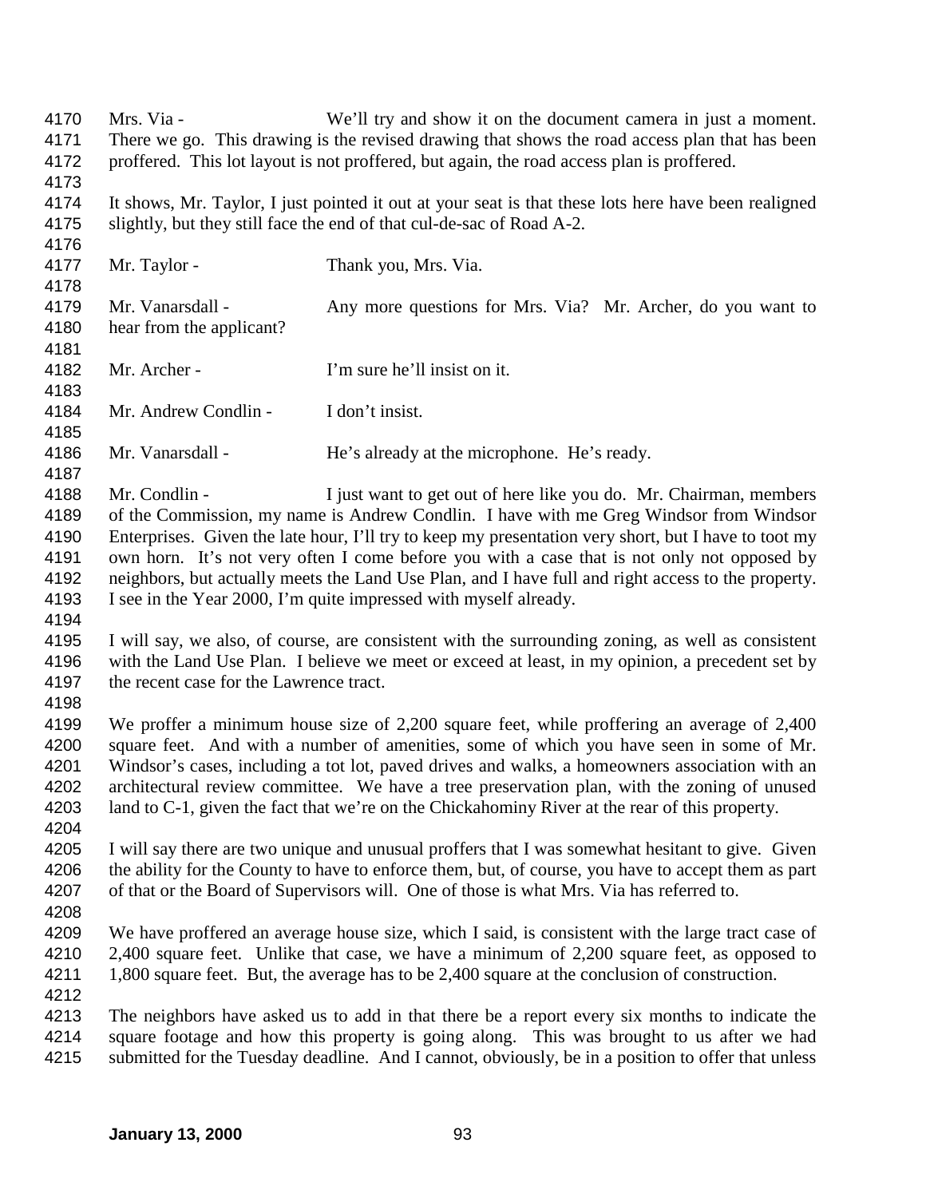Mrs. Via - We'll try and show it on the document camera in just a moment. There we go. This drawing is the revised drawing that shows the road access plan that has been proffered. This lot layout is not proffered, but again, the road access plan is proffered.

It shows, Mr. Taylor, I just pointed it out at your seat is that these lots here have been realigned slightly, but they still face the end of that cul-de-sac of Road A-2.

Mr. Taylor - Thank you, Mrs. Via.

Mr. Vanarsdall - Any more questions for Mrs. Via? Mr. Archer, do you want to hear from the applicant?

Mr. Archer - I'm sure he'll insist on it.

Mr. Andrew Condlin - I don't insist.

Mr. Vanarsdall - He's already at the microphone. He's ready.

Mr. Condlin - I just want to get out of here like you do. Mr. Chairman, members of the Commission, my name is Andrew Condlin. I have with me Greg Windsor from Windsor Enterprises. Given the late hour, I'll try to keep my presentation very short, but I have to toot my own horn. It's not very often I come before you with a case that is not only not opposed by neighbors, but actually meets the Land Use Plan, and I have full and right access to the property. I see in the Year 2000, I'm quite impressed with myself already.

I will say, we also, of course, are consistent with the surrounding zoning, as well as consistent with the Land Use Plan. I believe we meet or exceed at least, in my opinion, a precedent set by the recent case for the Lawrence tract.

We proffer a minimum house size of 2,200 square feet, while proffering an average of 2,400 square feet. And with a number of amenities, some of which you have seen in some of Mr. Windsor's cases, including a tot lot, paved drives and walks, a homeowners association with an architectural review committee. We have a tree preservation plan, with the zoning of unused land to C-1, given the fact that we're on the Chickahominy River at the rear of this property.

I will say there are two unique and unusual proffers that I was somewhat hesitant to give. Given the ability for the County to have to enforce them, but, of course, you have to accept them as part of that or the Board of Supervisors will. One of those is what Mrs. Via has referred to.

We have proffered an average house size, which I said, is consistent with the large tract case of 2,400 square feet. Unlike that case, we have a minimum of 2,200 square feet, as opposed to 1,800 square feet. But, the average has to be 2,400 square at the conclusion of construction.

The neighbors have asked us to add in that there be a report every six months to indicate the square footage and how this property is going along. This was brought to us after we had submitted for the Tuesday deadline. And I cannot, obviously, be in a position to offer that unless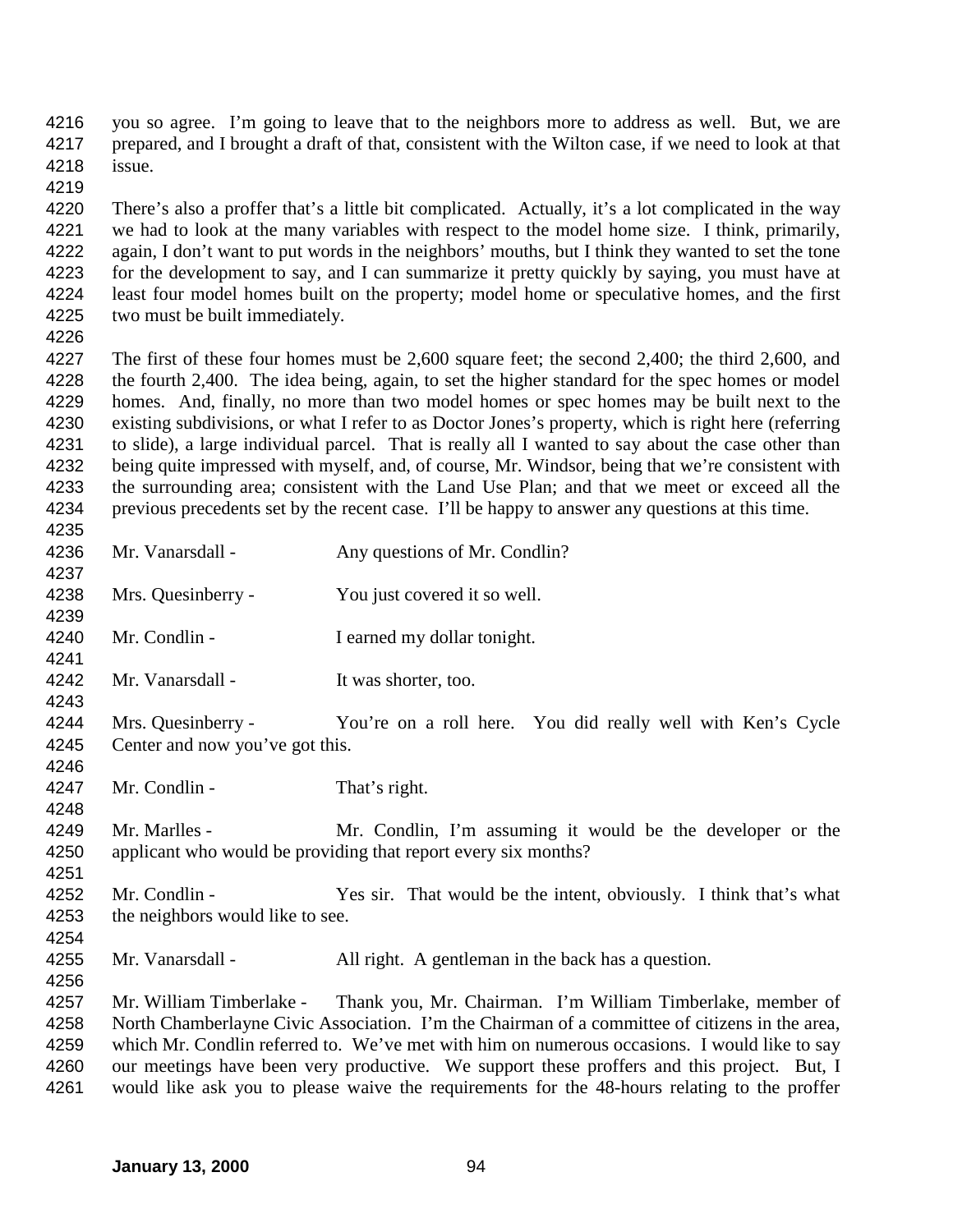you so agree. I'm going to leave that to the neighbors more to address as well. But, we are prepared, and I brought a draft of that, consistent with the Wilton case, if we need to look at that issue.

There's also a proffer that's a little bit complicated. Actually, it's a lot complicated in the way we had to look at the many variables with respect to the model home size. I think, primarily, again, I don't want to put words in the neighbors' mouths, but I think they wanted to set the tone for the development to say, and I can summarize it pretty quickly by saying, you must have at least four model homes built on the property; model home or speculative homes, and the first two must be built immediately.

The first of these four homes must be 2,600 square feet; the second 2,400; the third 2,600, and the fourth 2,400. The idea being, again, to set the higher standard for the spec homes or model homes. And, finally, no more than two model homes or spec homes may be built next to the existing subdivisions, or what I refer to as Doctor Jones's property, which is right here (referring to slide), a large individual parcel. That is really all I wanted to say about the case other than being quite impressed with myself, and, of course, Mr. Windsor, being that we're consistent with the surrounding area; consistent with the Land Use Plan; and that we meet or exceed all the previous precedents set by the recent case. I'll be happy to answer any questions at this time.

Mr. Vanarsdall - Any questions of Mr. Condlin?

Mrs. Quesinberry - You just covered it so well.

Mr. Condlin - I earned my dollar tonight.

Mr. Vanarsdall - It was shorter, too.

Mrs. Quesinberry - You're on a roll here. You did really well with Ken's Cycle Center and now you've got this.

Mr. Condlin - That's right.

Mr. Marlles - Mr. Condlin, I'm assuming it would be the developer or the applicant who would be providing that report every six months?

Mr. Condlin - Yes sir. That would be the intent, obviously. I think that's what the neighbors would like to see.

Mr. Vanarsdall - All right. A gentleman in the back has a question.

Mr. William Timberlake - Thank you, Mr. Chairman. I'm William Timberlake, member of North Chamberlayne Civic Association. I'm the Chairman of a committee of citizens in the area, which Mr. Condlin referred to. We've met with him on numerous occasions. I would like to say our meetings have been very productive. We support these proffers and this project. But, I would like ask you to please waive the requirements for the 48-hours relating to the proffer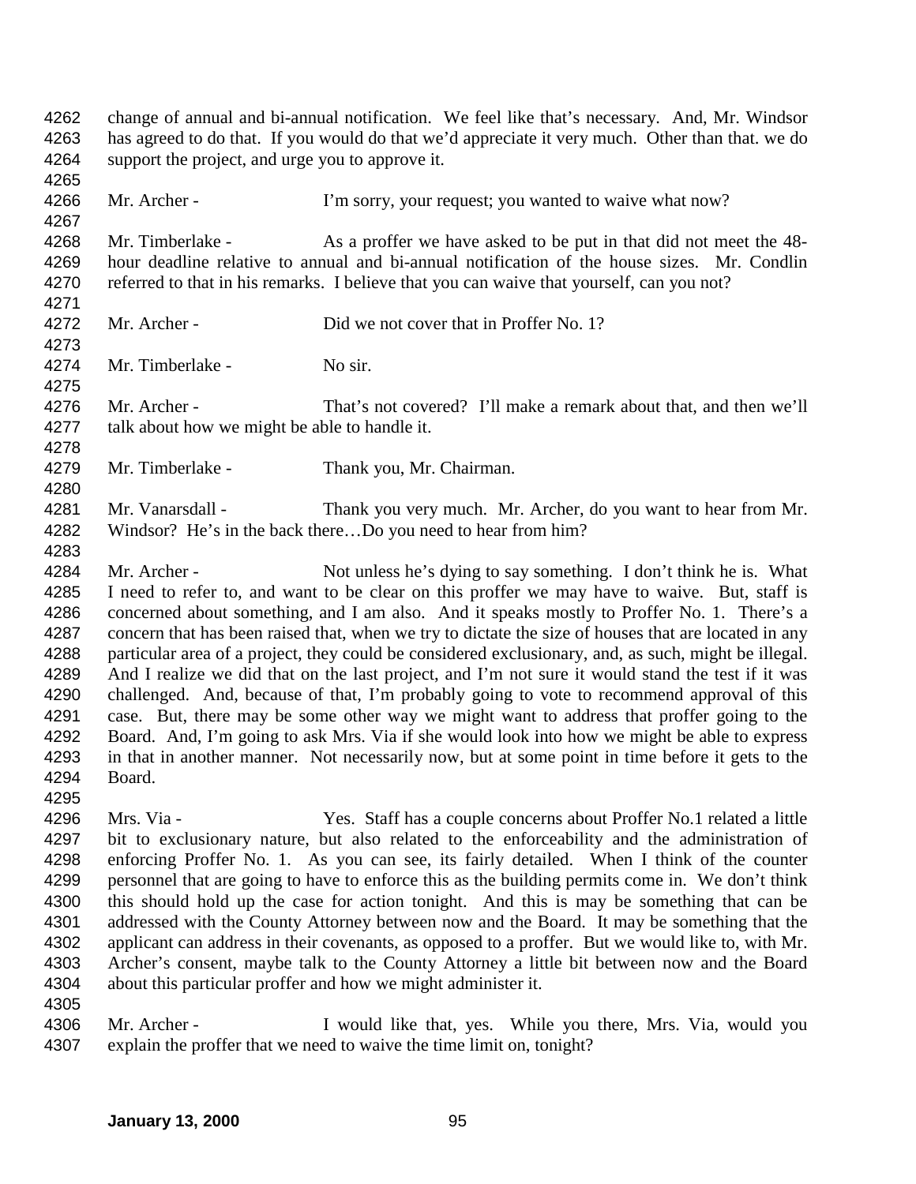change of annual and bi-annual notification. We feel like that's necessary. And, Mr. Windsor has agreed to do that. If you would do that we'd appreciate it very much. Other than that. we do support the project, and urge you to approve it.

Mr. Archer - I'm sorry, your request; you wanted to waive what now?

Mr. Timberlake - As a proffer we have asked to be put in that did not meet the 48-hour deadline relative to annual and bi-annual notification of the house sizes. Mr. Condlin referred to that in his remarks. I believe that you can waive that yourself, can you not?

Mr. Archer - Did we not cover that in Proffer No. 1?

Mr. Timberlake - No sir.

Mr. Archer - That's not covered? I'll make a remark about that, and then we'll talk about how we might be able to handle it.

Mr. Timberlake - Thank you, Mr. Chairman.

Mr. Vanarsdall - Thank you very much. Mr. Archer, do you want to hear from Mr. Windsor? He's in the back there…Do you need to hear from him?

Mr. Archer - Not unless he's dying to say something. I don't think he is. What I need to refer to, and want to be clear on this proffer we may have to waive. But, staff is concerned about something, and I am also. And it speaks mostly to Proffer No. 1. There's a concern that has been raised that, when we try to dictate the size of houses that are located in any particular area of a project, they could be considered exclusionary, and, as such, might be illegal. And I realize we did that on the last project, and I'm not sure it would stand the test if it was challenged. And, because of that, I'm probably going to vote to recommend approval of this case. But, there may be some other way we might want to address that proffer going to the Board. And, I'm going to ask Mrs. Via if she would look into how we might be able to express in that in another manner. Not necessarily now, but at some point in time before it gets to the Board.

Mrs. Via - Yes. Staff has a couple concerns about Proffer No.1 related a little bit to exclusionary nature, but also related to the enforceability and the administration of enforcing Proffer No. 1. As you can see, its fairly detailed. When I think of the counter personnel that are going to have to enforce this as the building permits come in. We don't think this should hold up the case for action tonight. And this is may be something that can be addressed with the County Attorney between now and the Board. It may be something that the applicant can address in their covenants, as opposed to a proffer. But we would like to, with Mr. Archer's consent, maybe talk to the County Attorney a little bit between now and the Board about this particular proffer and how we might administer it.

Mr. Archer - I would like that, yes. While you there, Mrs. Via, would you explain the proffer that we need to waive the time limit on, tonight?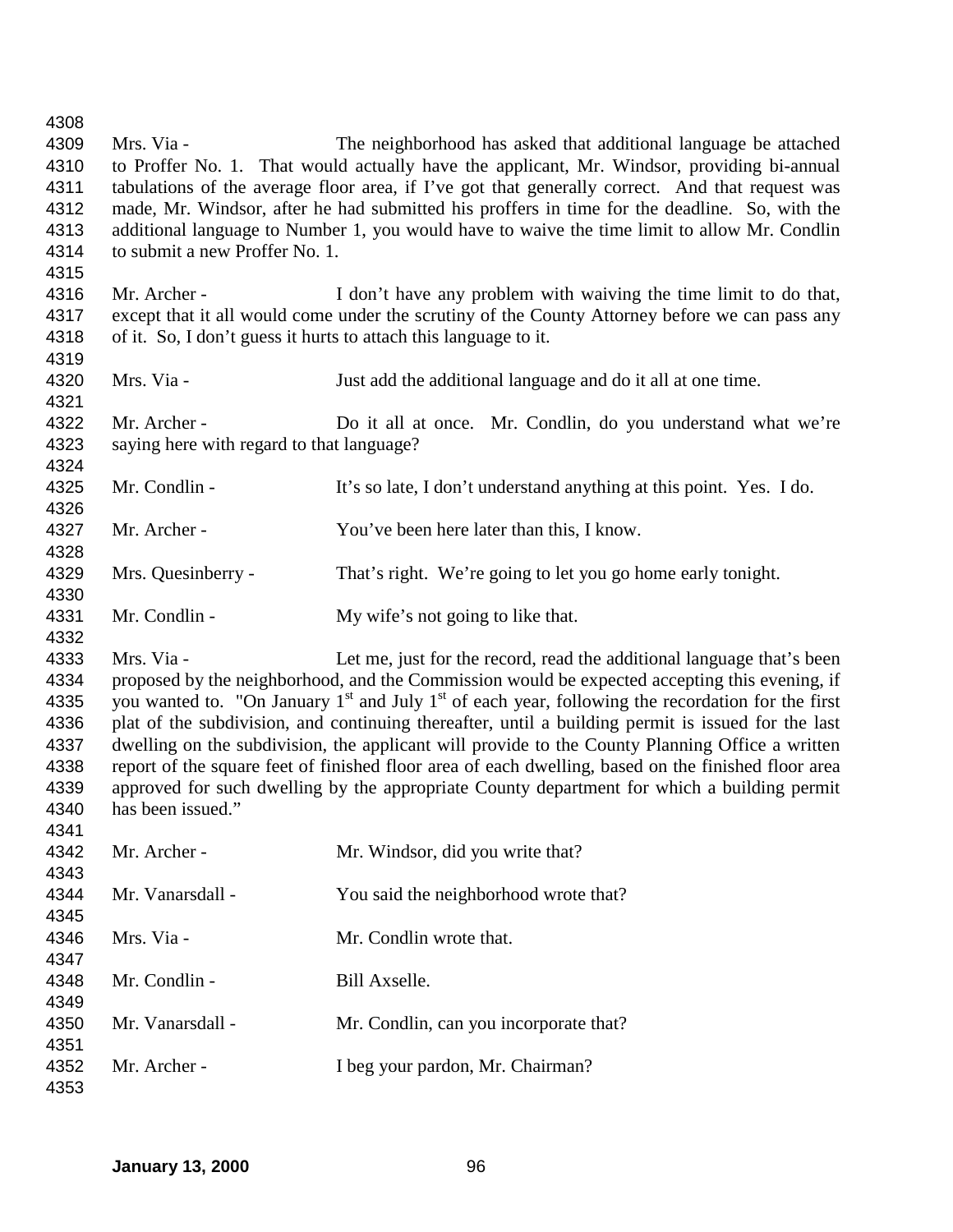Mrs. Via - The neighborhood has asked that additional language be attached to Proffer No. 1. That would actually have the applicant, Mr. Windsor, providing bi-annual tabulations of the average floor area, if I've got that generally correct. And that request was made, Mr. Windsor, after he had submitted his proffers in time for the deadline. So, with the additional language to Number 1, you would have to waive the time limit to allow Mr. Condlin to submit a new Proffer No. 1.

Mr. Archer - I don't have any problem with waiving the time limit to do that, except that it all would come under the scrutiny of the County Attorney before we can pass any of it. So, I don't guess it hurts to attach this language to it.

Mrs. Via - Just add the additional language and do it all at one time.

Mr. Archer - Do it all at once. Mr. Condlin, do you understand what we're saying here with regard to that language?

Mr. Condlin - It's so late, I don't understand anything at this point. Yes. I do.

Mr. Archer - You've been here later than this, I know.

Mrs. Quesinberry - That's right. We're going to let you go home early tonight.

Mr. Condlin - My wife's not going to like that.

Mrs. Via - Let me, just for the record, read the additional language that's been proposed by the neighborhood, and the Commission would be expected accepting this evening, if you wanted to. "On January 1st and July 1st of each year, following the recordation for the first plat of the subdivision, and continuing thereafter, until a building permit is issued for the last dwelling on the subdivision, the applicant will provide to the County Planning Office a written report of the square feet of finished floor area of each dwelling, based on the finished floor area approved for such dwelling by the appropriate County department for which a building permit has been issued."

Mr. Archer - Mr. Windsor, did you write that?

Mr. Vanarsdall - You said the neighborhood wrote that?

Mrs. Via - Mr. Condlin wrote that.

Mr. Condlin - Bill Axselle.

Mr. Vanarsdall - Mr. Condlin, can you incorporate that?

Mr. Archer - I beg your pardon, Mr. Chairman?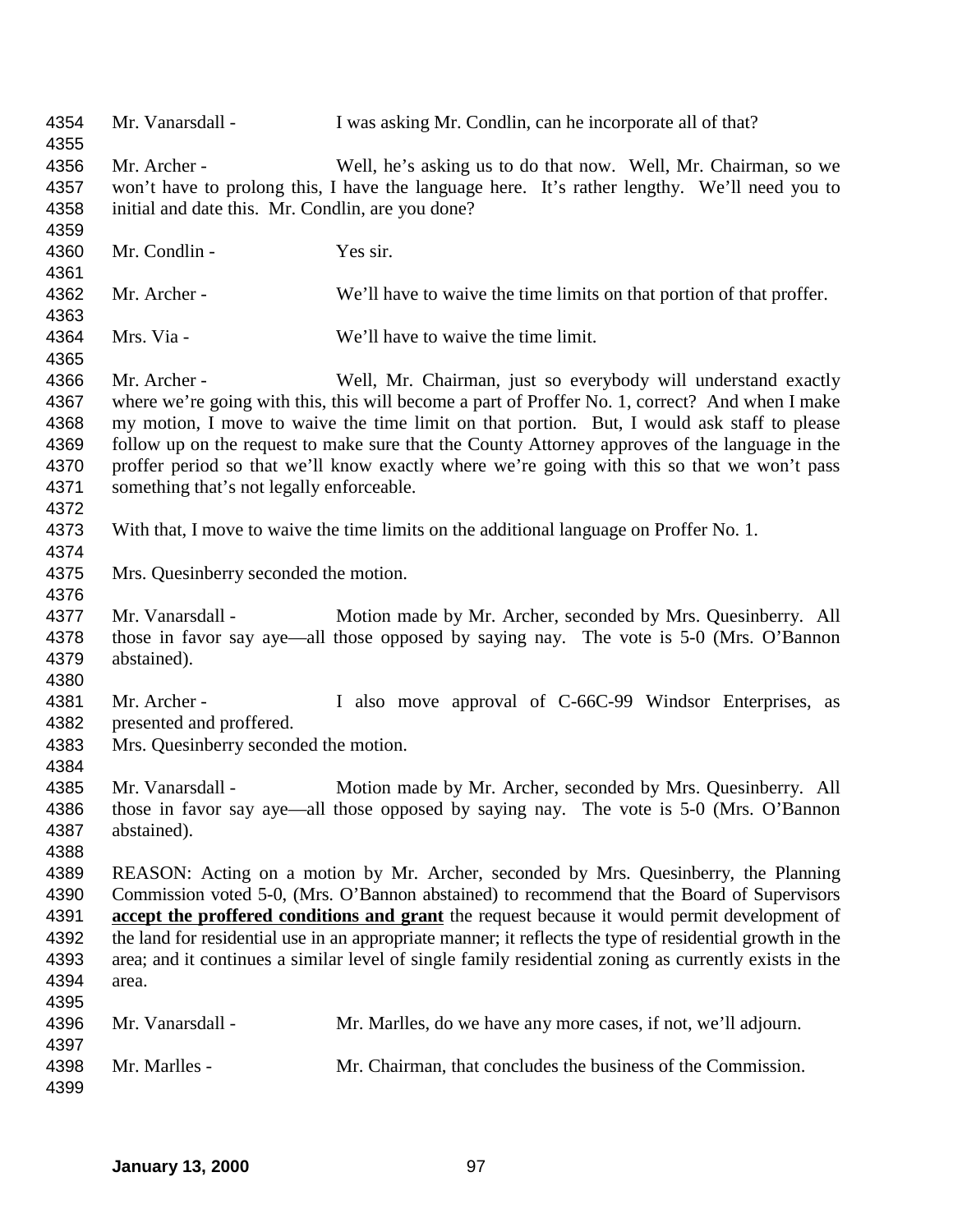Mr. Vanarsdall - I was asking Mr. Condlin, can he incorporate all of that?

Mr. Archer - Well, he's asking us to do that now. Well, Mr. Chairman, so we won't have to prolong this, I have the language here. It's rather lengthy. We'll need you to initial and date this. Mr. Condlin, are you done?

Mr. Condlin - Yes sir.

Mr. Archer - We'll have to waive the time limits on that portion of that proffer.

Mrs. Via - We'll have to waive the time limit.

Mr. Archer - Well, Mr. Chairman, just so everybody will understand exactly where we're going with this, this will become a part of Proffer No. 1, correct? And when I make my motion, I move to waive the time limit on that portion. But, I would ask staff to please follow up on the request to make sure that the County Attorney approves of the language in the proffer period so that we'll know exactly where we're going with this so that we won't pass something that's not legally enforceable.

With that, I move to waive the time limits on the additional language on Proffer No. 1.

Mrs. Quesinberry seconded the motion.

Mr. Vanarsdall - Motion made by Mr. Archer, seconded by Mrs. Quesinberry. All those in favor say aye—all those opposed by saying nay. The vote is 5-0 (Mrs. O'Bannon abstained).

Mr. Archer - I also move approval of C-66C-99 Windsor Enterprises, as presented and proffered.
Mrs. Quesinberry seconded the motion.

Mr. Vanarsdall - Motion made by Mr. Archer, seconded by Mrs. Quesinberry. All those in favor say aye—all those opposed by saying nay. The vote is 5-0 (Mrs. O'Bannon abstained).

REASON: Acting on a motion by Mr. Archer, seconded by Mrs. Quesinberry, the Planning Commission voted 5-0, (Mrs. O'Bannon abstained) to recommend that the Board of Supervisors **accept the proffered conditions and grant** the request because it would permit development of the land for residential use in an appropriate manner; it reflects the type of residential growth in the area; and it continues a similar level of single family residential zoning as currently exists in the area.

Mr. Vanarsdall - Mr. Marlles, do we have any more cases, if not, we'll adjourn.

Mr. Marlles - Mr. Chairman, that concludes the business of the Commission.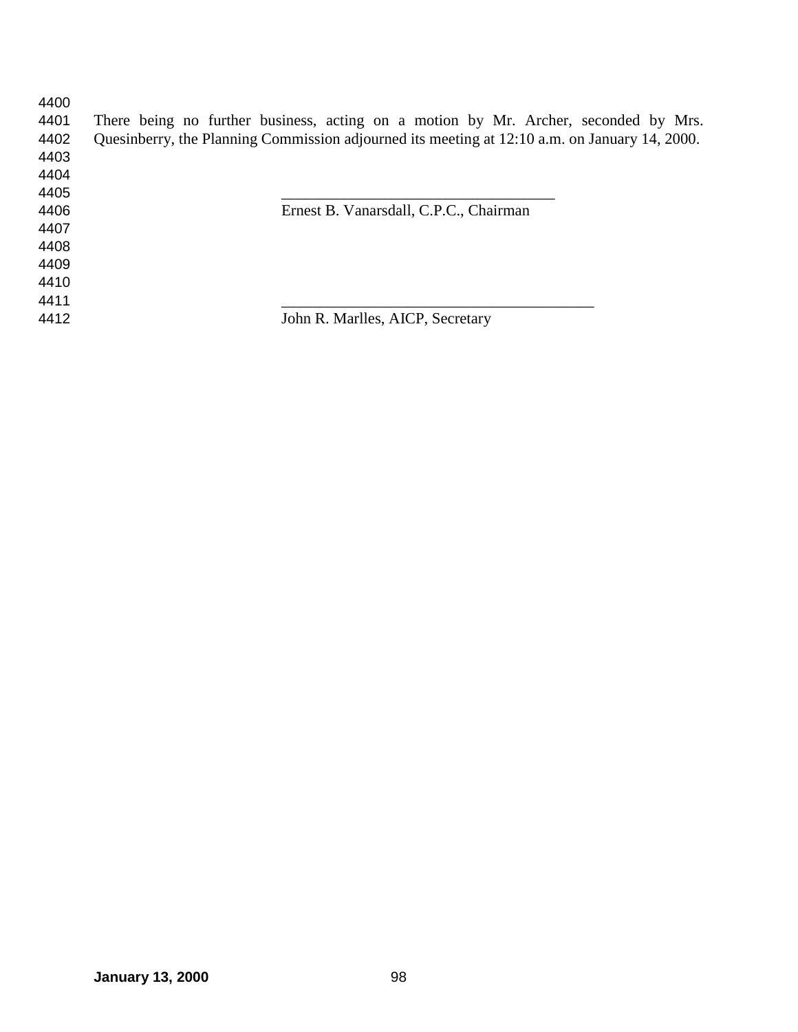There being no further business, acting on a motion by Mr. Archer, seconded by Mrs. Quesinberry, the Planning Commission adjourned its meeting at 12:10 a.m. on January 14, 2000.

\_\_\_\_\_\_\_\_\_\_\_\_\_\_\_\_\_\_\_\_\_\_\_\_\_\_\_\_\_\_\_\_\_\_\_

Ernest B. Vanarsdall, C.P.C., Chairman

\_\_\_\_\_\_\_\_\_\_\_\_\_\_\_\_\_\_\_\_\_\_\_\_\_\_\_\_\_\_\_\_\_\_\_\_\_\_\_\_

John R. Marlles, AICP, Secretary